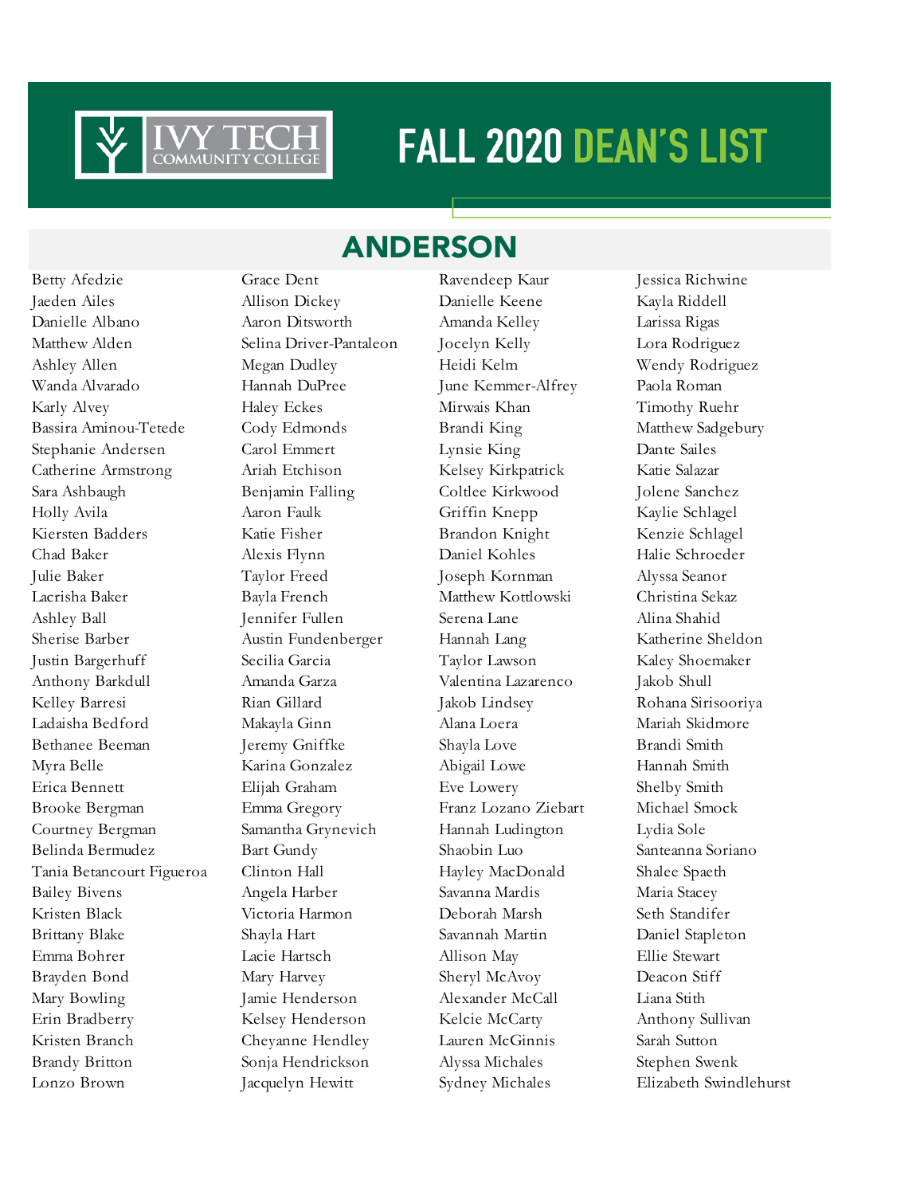# FALL 2020 DEAN'S LIST

## ANDERSON

Betty Afedzie
Jaeden Ailes
Danielle Albano
Matthew Alden
Ashley Allen
Wanda Alvarado
Karly Alvey
Bassira Aminou-Tetede
Stephanie Andersen
Catherine Armstrong
Sara Ashbaugh
Holly Avila
Kiersten Badders
Chad Baker
Julie Baker
Lacrisha Baker
Ashley Ball
Sherise Barber
Justin Bargerhuff
Anthony Barkdull
Kelley Barresi
Ladaisha Bedford
Bethanee Beeman
Myra Belle
Erica Bennett
Brooke Bergman
Courtney Bergman
Belinda Bermudez
Tania Betancourt Figueroa
Bailey Bivens
Kristen Black
Brittany Blake
Emma Bohrer
Brayden Bond
Mary Bowling
Erin Bradberry
Kristen Branch
Brandy Britton
Lonzo Brown
Grace Dent
Allison Dickey
Aaron Ditsworth
Selina Driver-Pantaleon
Megan Dudley
Hannah DuPree
Haley Eckes
Cody Edmonds
Carol Emmert
Ariah Etchison
Benjamin Falling
Aaron Faulk
Katie Fisher
Alexis Flynn
Taylor Freed
Bayla French
Jennifer Fullen
Austin Fundenberger
Secilia Garcia
Amanda Garza
Rian Gillard
Makayla Ginn
Jeremy Gniffke
Karina Gonzalez
Elijah Graham
Emma Gregory
Samantha Grynevich
Bart Gundy
Clinton Hall
Angela Harber
Victoria Harmon
Shayla Hart
Lacie Hartsch
Mary Harvey
Jamie Henderson
Kelsey Henderson
Cheyanne Hendley
Sonja Hendrickson
Jacquelyn Hewitt
Ravendeep Kaur
Danielle Keene
Amanda Kelley
Jocelyn Kelly
Heidi Kelm
June Kemmer-Alfrey
Mirwais Khan
Brandi King
Lynsie King
Kelsey Kirkpatrick
Coltlee Kirkwood
Griffin Knepp
Brandon Knight
Daniel Kohles
Joseph Kornman
Matthew Kottlowski
Serena Lane
Hannah Lang
Taylor Lawson
Valentina Lazarenco
Jakob Lindsey
Alana Loera
Shayla Love
Abigail Lowe
Eve Lowery
Franz Lozano Ziebart
Hannah Ludington
Shaobin Luo
Hayley MacDonald
Savanna Mardis
Deborah Marsh
Savannah Martin
Allison May
Sheryl McAvoy
Alexander McCall
Kelcie McCarty
Lauren McGinnis
Alyssa Michales
Sydney Michales
Jessica Richwine
Kayla Riddell
Larissa Rigas
Lora Rodriguez
Wendy Rodriguez
Paola Roman
Timothy Ruehr
Matthew Sadgebury
Dante Sailes
Katie Salazar
Jolene Sanchez
Kaylie Schlagel
Kenzie Schlagel
Halie Schroeder
Alyssa Seanor
Christina Sekaz
Alina Shahid
Katherine Sheldon
Kaley Shoemaker
Jakob Shull
Rohana Sirisooriya
Mariah Skidmore
Brandi Smith
Hannah Smith
Shelby Smith
Michael Smock
Lydia Sole
Santeanna Soriano
Shalee Spaeth
Maria Stacey
Seth Standifer
Daniel Stapleton
Ellie Stewart
Deacon Stiff
Liana Stith
Anthony Sullivan
Sarah Sutton
Stephen Swenk
Elizabeth Swindlehurst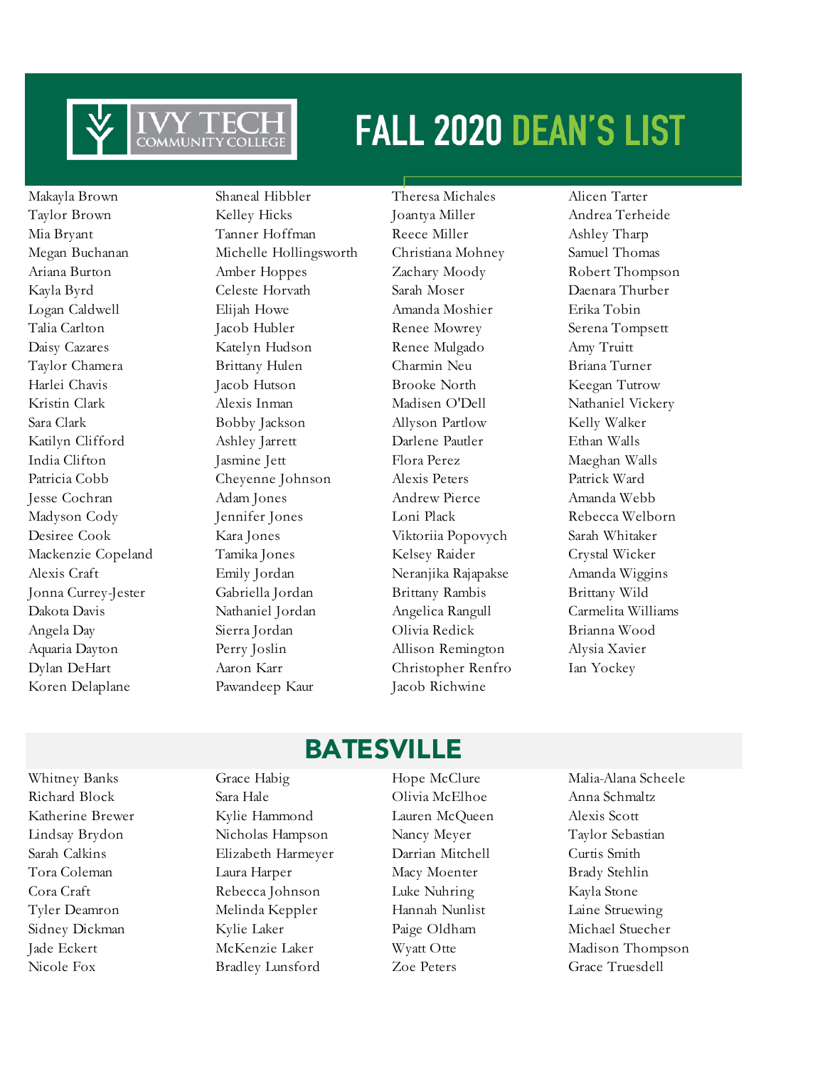# FALL 2020 DEAN'S LIST

Makayla Brown
Taylor Brown
Mia Bryant
Megan Buchanan
Ariana Burton
Kayla Byrd
Logan Caldwell
Talia Carlton
Daisy Cazares
Taylor Chamera
Harlei Chavis
Kristin Clark
Sara Clark
Katilyn Clifford
India Clifton
Patricia Cobb
Jesse Cochran
Madyson Cody
Desiree Cook
Mackenzie Copeland
Alexis Craft
Jonna Currey-Jester
Dakota Davis
Angela Day
Aquaria Dayton
Dylan DeHart
Koren Delaplane
Shaneal Hibbler
Kelley Hicks
Tanner Hoffman
Michelle Hollingsworth
Amber Hoppes
Celeste Horvath
Elijah Howe
Jacob Hubler
Katelyn Hudson
Brittany Hulen
Jacob Hutson
Alexis Inman
Bobby Jackson
Ashley Jarrett
Jasmine Jett
Cheyenne Johnson
Adam Jones
Jennifer Jones
Kara Jones
Tamika Jones
Emily Jordan
Gabriella Jordan
Nathaniel Jordan
Sierra Jordan
Perry Joslin
Aaron Karr
Pawandeep Kaur
Theresa Michales
Joantya Miller
Reece Miller
Christiana Mohney
Zachary Moody
Sarah Moser
Amanda Moshier
Renee Mowrey
Renee Mulgado
Charmin Neu
Brooke North
Madisen O'Dell
Allyson Partlow
Darlene Pautler
Flora Perez
Alexis Peters
Andrew Pierce
Loni Plack
Viktoriia Popovych
Kelsey Raider
Neranjika Rajapakse
Brittany Rambis
Angelica Rangull
Olivia Redick
Allison Remington
Christopher Renfro
Jacob Richwine
Alicen Tarter
Andrea Terheide
Ashley Tharp
Samuel Thomas
Robert Thompson
Daenara Thurber
Erika Tobin
Serena Tompsett
Amy Truitt
Briana Turner
Keegan Tutrow
Nathaniel Vickery
Kelly Walker
Ethan Walls
Maeghan Walls
Patrick Ward
Amanda Webb
Rebecca Welborn
Sarah Whitaker
Crystal Wicker
Amanda Wiggins
Brittany Wild
Carmelita Williams
Brianna Wood
Alysia Xavier
Ian Yockey

## BATESVILLE

Whitney Banks
Richard Block
Katherine Brewer
Lindsay Brydon
Sarah Calkins
Tora Coleman
Cora Craft
Tyler Deamron
Sidney Dickman
Jade Eckert
Nicole Fox
Grace Habig
Sara Hale
Kylie Hammond
Nicholas Hampson
Elizabeth Harmeyer
Laura Harper
Rebecca Johnson
Melinda Keppler
Kylie Laker
McKenzie Laker
Bradley Lunsford
Hope McClure
Olivia McElhoe
Lauren McQueen
Nancy Meyer
Darrian Mitchell
Macy Moenter
Luke Nuhring
Hannah Nunlist
Paige Oldham
Wyatt Otte
Zoe Peters
Malia-Alana Scheele
Anna Schmaltz
Alexis Scott
Taylor Sebastian
Curtis Smith
Brady Stehlin
Kayla Stone
Laine Struewing
Michael Stuecher
Madison Thompson
Grace Truesdell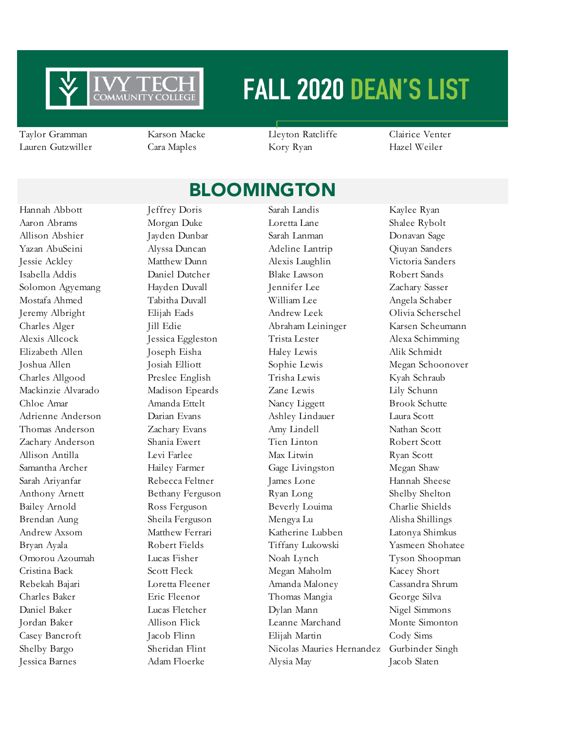# FALL 2020 DEAN'S LIST

Taylor Gramman
Lauren Gutzwiller
Karson Macke
Cara Maples
Lleyton Ratcliffe
Kory Ryan
Clairice Venter
Hazel Weiler

## BLOOMINGTON

Hannah Abbott
Aaron Abrams
Allison Abshier
Yazan AbuSeini
Jessie Ackley
Isabella Addis
Solomon Agyemang
Mostafa Ahmed
Jeremy Albright
Charles Alger
Alexis Allcock
Elizabeth Allen
Joshua Allen
Charles Allgood
Mackinzie Alvarado
Chloe Amar
Adrienne Anderson
Thomas Anderson
Zachary Anderson
Allison Antilla
Samantha Archer
Sarah Ariyanfar
Anthony Arnett
Bailey Arnold
Brendan Aung
Andrew Axsom
Bryan Ayala
Omorou Azoumah
Cristina Back
Rebekah Bajari
Charles Baker
Daniel Baker
Jordan Baker
Casey Bancroft
Shelby Bargo
Jessica Barnes
Jeffrey Doris
Morgan Duke
Jayden Dunbar
Alyssa Duncan
Matthew Dunn
Daniel Dutcher
Hayden Duvall
Tabitha Duvall
Elijah Eads
Jill Edie
Jessica Eggleston
Joseph Eisha
Josiah Elliott
Preslee English
Madison Epeards
Amanda Ettelt
Darian Evans
Zachary Evans
Shania Ewert
Levi Farlee
Hailey Farmer
Rebecca Feltner
Bethany Ferguson
Ross Ferguson
Sheila Ferguson
Matthew Ferrari
Robert Fields
Lucas Fisher
Scott Fleck
Loretta Fleener
Eric Fleenor
Lucas Fletcher
Allison Flick
Jacob Flinn
Sheridan Flint
Adam Floerke
Sarah Landis
Loretta Lane
Sarah Lanman
Adeline Lantrip
Alexis Laughlin
Blake Lawson
Jennifer Lee
William Lee
Andrew Leek
Abraham Leininger
Trista Lester
Haley Lewis
Sophie Lewis
Trisha Lewis
Zane Lewis
Nancy Liggett
Ashley Lindauer
Amy Lindell
Tien Linton
Max Litwin
Gage Livingston
James Lone
Ryan Long
Beverly Louima
Mengya Lu
Katherine Lubben
Tiffany Lukowski
Noah Lynch
Megan Maholm
Amanda Maloney
Thomas Mangia
Dylan Mann
Leanne Marchand
Elijah Martin
Nicolas Mauries Hernandez
Alysia May
Kaylee Ryan
Shalee Rybolt
Donavan Sage
Qiuyan Sanders
Victoria Sanders
Robert Sands
Zachary Sasser
Angela Schaber
Olivia Scherschel
Karsen Scheumann
Alexa Schimming
Alik Schmidt
Megan Schoonover
Kyah Schraub
Lily Schunn
Brook Schutte
Laura Scott
Nathan Scott
Robert Scott
Ryan Scott
Megan Shaw
Hannah Sheese
Shelby Shelton
Charlie Shields
Alisha Shillings
Latonya Shimkus
Yasmeen Shohatee
Tyson Shoopman
Kacey Short
Cassandra Shrum
George Silva
Nigel Simmons
Monte Simonton
Cody Sims
Gurbinder Singh
Jacob Slaten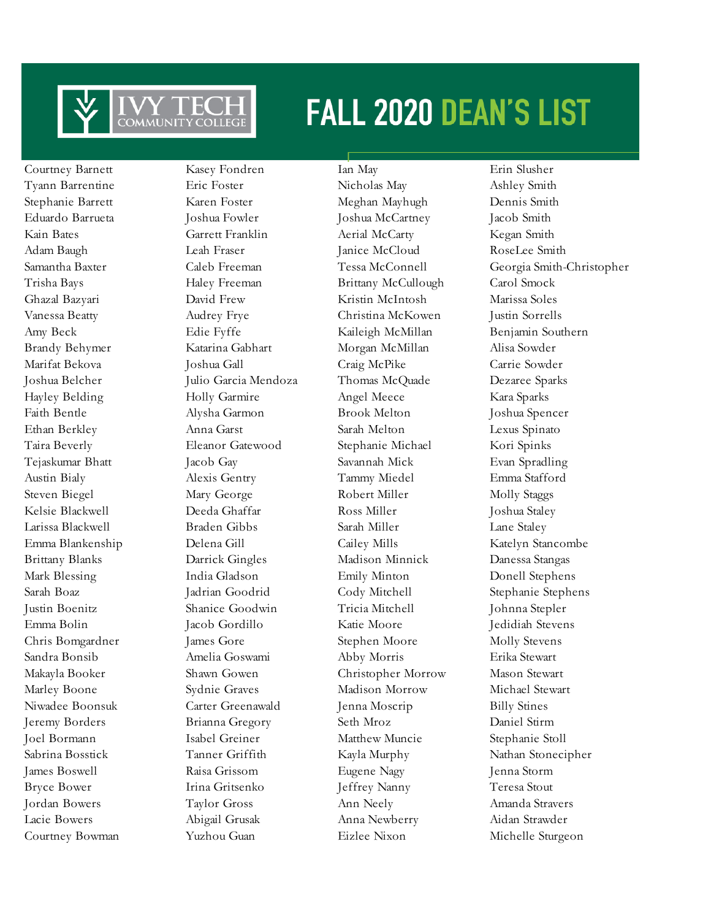# FALL 2020 DEAN'S LIST

Courtney Barnett
Tyann Barrentine
Stephanie Barrett
Eduardo Barrueta
Kain Bates
Adam Baugh
Samantha Baxter
Trisha Bays
Ghazal Bazyari
Vanessa Beatty
Amy Beck
Brandy Behymer
Marifat Bekova
Joshua Belcher
Hayley Belding
Faith Bentle
Ethan Berkley
Taira Beverly
Tejaskumar Bhatt
Austin Bialy
Steven Biegel
Kelsie Blackwell
Larissa Blackwell
Emma Blankenship
Brittany Blanks
Mark Blessing
Sarah Boaz
Justin Boenitz
Emma Bolin
Chris Bomgardner
Sandra Bonsib
Makayla Booker
Marley Boone
Niwadee Boonsuk
Jeremy Borders
Joel Bormann
Sabrina Bosstick
James Boswell
Bryce Bower
Jordan Bowers
Lacie Bowers
Courtney Bowman

Kasey Fondren
Eric Foster
Karen Foster
Joshua Fowler
Garrett Franklin
Leah Fraser
Caleb Freeman
Haley Freeman
David Frew
Audrey Frye
Edie Fyffe
Katarina Gabhart
Joshua Gall
Julio Garcia Mendoza
Holly Garmire
Alysha Garmon
Anna Garst
Eleanor Gatewood
Jacob Gay
Alexis Gentry
Mary George
Deeda Ghaffar
Braden Gibbs
Delena Gill
Darrick Gingles
India Gladson
Jadrian Goodrid
Shanice Goodwin
Jacob Gordillo
James Gore
Amelia Goswami
Shawn Gowen
Sydnie Graves
Carter Greenawald
Brianna Gregory
Isabel Greiner
Tanner Griffith
Raisa Grissom
Irina Gritsenko
Taylor Gross
Abigail Grusak
Yuzhou Guan

Ian May
Nicholas May
Meghan Mayhugh
Joshua McCartney
Aerial McCarty
Janice McCloud
Tessa McConnell
Brittany McCullough
Kristin McIntosh
Christina McKowen
Kaileigh McMillan
Morgan McMillan
Craig McPike
Thomas McQuade
Angel Meece
Brook Melton
Sarah Melton
Stephanie Michael
Savannah Mick
Tammy Miedel
Robert Miller
Ross Miller
Sarah Miller
Cailey Mills
Madison Minnick
Emily Minton
Cody Mitchell
Tricia Mitchell
Katie Moore
Stephen Moore
Abby Morris
Christopher Morrow
Madison Morrow
Jenna Moscrip
Seth Mroz
Matthew Muncie
Kayla Murphy
Eugene Nagy
Jeffrey Nanny
Ann Neely
Anna Newberry
Eizlee Nixon

Erin Slusher
Ashley Smith
Dennis Smith
Jacob Smith
Kegan Smith
RoseLee Smith
Georgia Smith-Christopher
Carol Smock
Marissa Soles
Justin Sorrells
Benjamin Southern
Alisa Sowder
Carrie Sowder
Dezaree Sparks
Kara Sparks
Joshua Spencer
Lexus Spinato
Kori Spinks
Evan Spradling
Emma Stafford
Molly Staggs
Joshua Staley
Lane Staley
Katelyn Stancombe
Danessa Stangas
Donell Stephens
Stephanie Stephens
Johnna Stepler
Jedidiah Stevens
Molly Stevens
Erika Stewart
Mason Stewart
Michael Stewart
Billy Stines
Daniel Stirm
Stephanie Stoll
Nathan Stonecipher
Jenna Storm
Teresa Stout
Amanda Stravers
Aidan Strawder
Michelle Sturgeon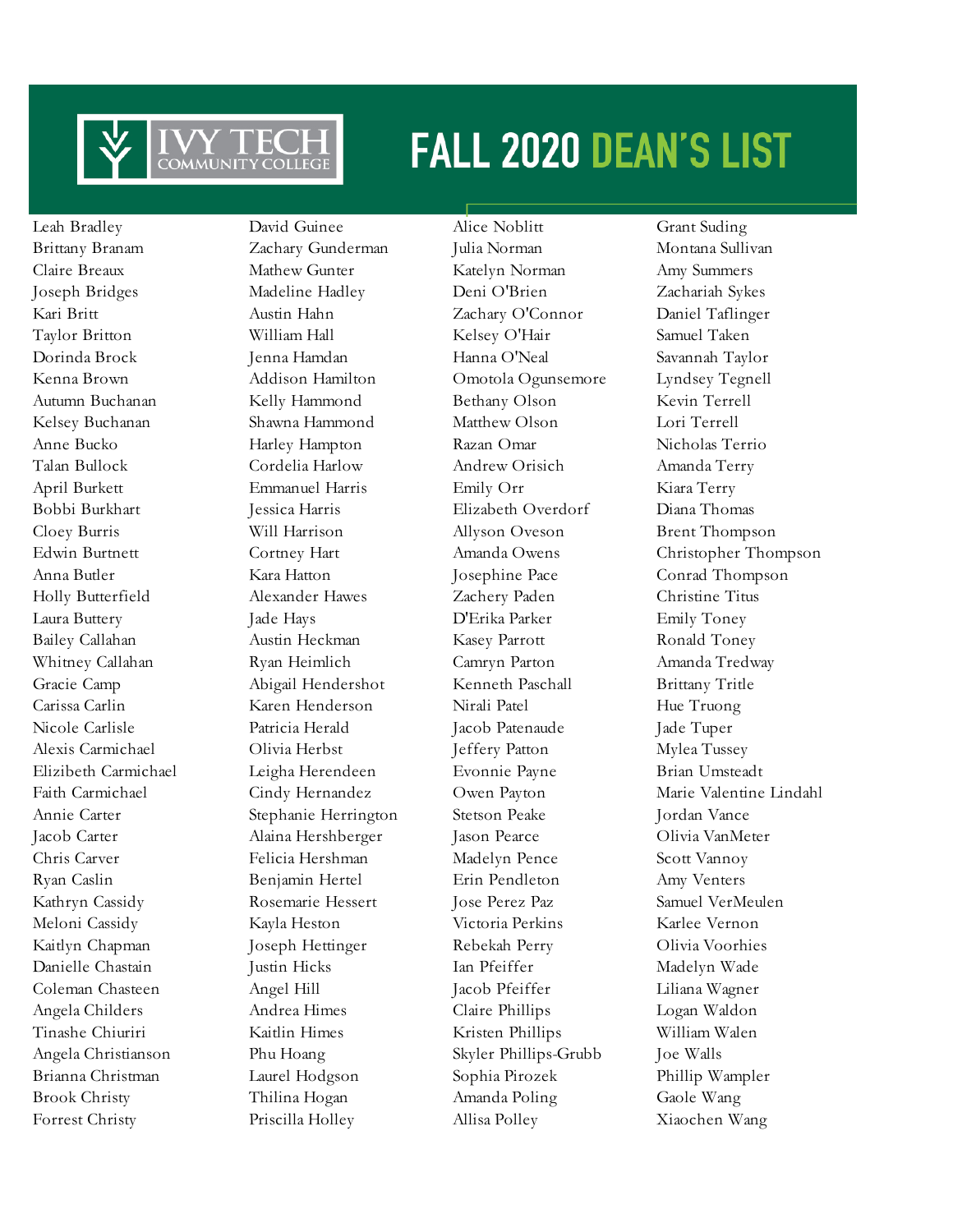# FALL 2020 DEAN'S LIST

Leah Bradley
Brittany Branam
Claire Breaux
Joseph Bridges
Kari Britt
Taylor Britton
Dorinda Brock
Kenna Brown
Autumn Buchanan
Kelsey Buchanan
Anne Bucko
Talan Bullock
April Burkett
Bobbi Burkhart
Cloey Burris
Edwin Burtnett
Anna Butler
Holly Butterfield
Laura Buttery
Bailey Callahan
Whitney Callahan
Gracie Camp
Carissa Carlin
Nicole Carlisle
Alexis Carmichael
Elizibeth Carmichael
Faith Carmichael
Annie Carter
Jacob Carter
Chris Carver
Ryan Caslin
Kathryn Cassidy
Meloni Cassidy
Kaitlyn Chapman
Danielle Chastain
Coleman Chasteen
Angela Childers
Tinashe Chiuriri
Angela Christianson
Brianna Christman
Brook Christy
Forrest Christy

David Guinee
Zachary Gunderman
Mathew Gunter
Madeline Hadley
Austin Hahn
William Hall
Jenna Hamdan
Addison Hamilton
Kelly Hammond
Shawna Hammond
Harley Hampton
Cordelia Harlow
Emmanuel Harris
Jessica Harris
Will Harrison
Cortney Hart
Kara Hatton
Alexander Hawes
Jade Hays
Austin Heckman
Ryan Heimlich
Abigail Hendershot
Karen Henderson
Patricia Herald
Olivia Herbst
Leigha Herendeen
Cindy Hernandez
Stephanie Herrington
Alaina Hershberger
Felicia Hershman
Benjamin Hertel
Rosemarie Hessert
Kayla Heston
Joseph Hettinger
Justin Hicks
Angel Hill
Andrea Himes
Kaitlin Himes
Phu Hoang
Laurel Hodgson
Thilina Hogan
Priscilla Holley

Alice Noblitt
Julia Norman
Katelyn Norman
Deni O'Brien
Zachary O'Connor
Kelsey O'Hair
Hanna O'Neal
Omotola Ogunsemore
Bethany Olson
Matthew Olson
Razan Omar
Andrew Orisich
Emily Orr
Elizabeth Overdorf
Allyson Oveson
Amanda Owens
Josephine Pace
Zachery Paden
D'Erika Parker
Kasey Parrott
Camryn Parton
Kenneth Paschall
Nirali Patel
Jacob Patenaude
Jeffery Patton
Evonnie Payne
Owen Payton
Stetson Peake
Jason Pearce
Madelyn Pence
Erin Pendleton
Jose Perez Paz
Victoria Perkins
Rebekah Perry
Ian Pfeiffer
Jacob Pfeiffer
Claire Phillips
Kristen Phillips
Skyler Phillips-Grubb
Sophia Pirozek
Amanda Poling
Allisa Polley

Grant Suding
Montana Sullivan
Amy Summers
Zachariah Sykes
Daniel Taflinger
Samuel Taken
Savannah Taylor
Lyndsey Tegnell
Kevin Terrell
Lori Terrell
Nicholas Terrio
Amanda Terry
Kiara Terry
Diana Thomas
Brent Thompson
Christopher Thompson
Conrad Thompson
Christine Titus
Emily Toney
Ronald Toney
Amanda Tredway
Brittany Tritle
Hue Truong
Jade Tuper
Mylea Tussey
Brian Umsteadt
Marie Valentine Lindahl
Jordan Vance
Olivia VanMeter
Scott Vannoy
Amy Venters
Samuel VerMeulen
Karlee Vernon
Olivia Voorhies
Madelyn Wade
Liliana Wagner
Logan Waldon
William Walen
Joe Walls
Phillip Wampler
Gaole Wang
Xiaochen Wang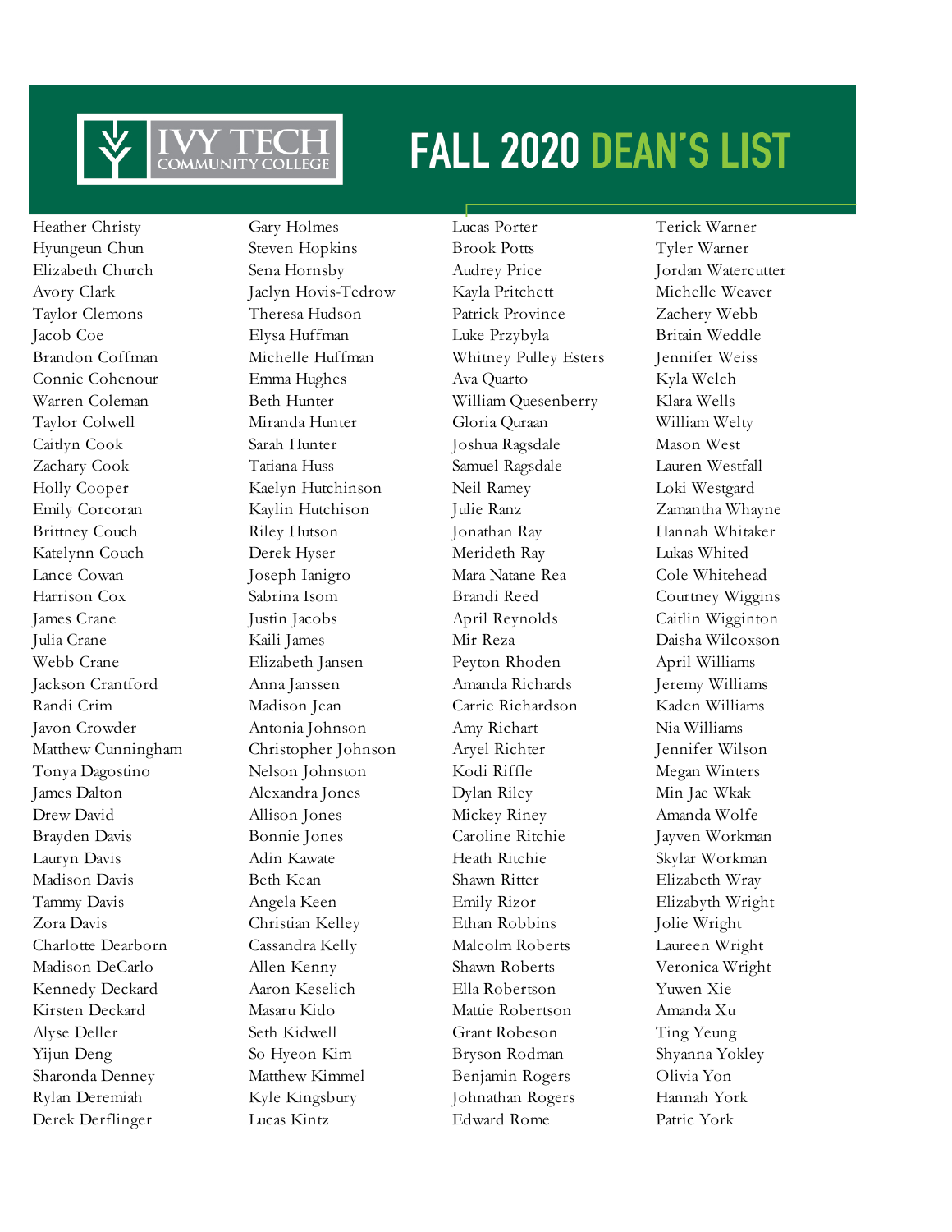# FALL 2020 DEAN'S LIST

Heather Christy
Hyungeun Chun
Elizabeth Church
Avory Clark
Taylor Clemons
Jacob Coe
Brandon Coffman
Connie Cohenour
Warren Coleman
Taylor Colwell
Caitlyn Cook
Zachary Cook
Holly Cooper
Emily Corcoran
Brittney Couch
Katelynn Couch
Lance Cowan
Harrison Cox
James Crane
Julia Crane
Webb Crane
Jackson Crantford
Randi Crim
Javon Crowder
Matthew Cunningham
Tonya Dagostino
James Dalton
Drew David
Brayden Davis
Lauryn Davis
Madison Davis
Tammy Davis
Zora Davis
Charlotte Dearborn
Madison DeCarlo
Kennedy Deckard
Kirsten Deckard
Alyse Deller
Yijun Deng
Sharonda Denney
Rylan Deremiah
Derek Derflinger
Gary Holmes
Steven Hopkins
Sena Hornsby
Jaclyn Hovis-Tedrow
Theresa Hudson
Elysa Huffman
Michelle Huffman
Emma Hughes
Beth Hunter
Miranda Hunter
Sarah Hunter
Tatiana Huss
Kaelyn Hutchinson
Kaylin Hutchison
Riley Hutson
Derek Hyser
Joseph Ianigro
Sabrina Isom
Justin Jacobs
Kaili James
Elizabeth Jansen
Anna Janssen
Madison Jean
Antonia Johnson
Christopher Johnson
Nelson Johnston
Alexandra Jones
Allison Jones
Bonnie Jones
Adin Kawate
Beth Kean
Angela Keen
Christian Kelley
Cassandra Kelly
Allen Kenny
Aaron Keselich
Masaru Kido
Seth Kidwell
So Hyeon Kim
Matthew Kimmel
Kyle Kingsbury
Lucas Kintz
Lucas Porter
Brook Potts
Audrey Price
Kayla Pritchett
Patrick Province
Luke Przybyla
Whitney Pulley Esters
Ava Quarto
William Quesenberry
Gloria Quraan
Joshua Ragsdale
Samuel Ragsdale
Neil Ramey
Julie Ranz
Jonathan Ray
Merideth Ray
Mara Natane Rea
Brandi Reed
April Reynolds
Mir Reza
Peyton Rhoden
Amanda Richards
Carrie Richardson
Amy Richart
Aryel Richter
Kodi Riffle
Dylan Riley
Mickey Riney
Caroline Ritchie
Heath Ritchie
Shawn Ritter
Emily Rizor
Ethan Robbins
Malcolm Roberts
Shawn Roberts
Ella Robertson
Mattie Robertson
Grant Robeson
Bryson Rodman
Benjamin Rogers
Johnathan Rogers
Edward Rome
Terick Warner
Tyler Warner
Jordan Watercutter
Michelle Weaver
Zachery Webb
Britain Weddle
Jennifer Weiss
Kyla Welch
Klara Wells
William Welty
Mason West
Lauren Westfall
Loki Westgard
Zamantha Whayne
Hannah Whitaker
Lukas Whited
Cole Whitehead
Courtney Wiggins
Caitlin Wigginton
Daisha Wilcoxson
April Williams
Jeremy Williams
Kaden Williams
Nia Williams
Jennifer Wilson
Megan Winters
Min Jae Wkak
Amanda Wolfe
Jayven Workman
Skylar Workman
Elizabeth Wray
Elizabyth Wright
Jolie Wright
Laureen Wright
Veronica Wright
Yuwen Xie
Amanda Xu
Ting Yeung
Shyanna Yokley
Olivia Yon
Hannah York
Patric York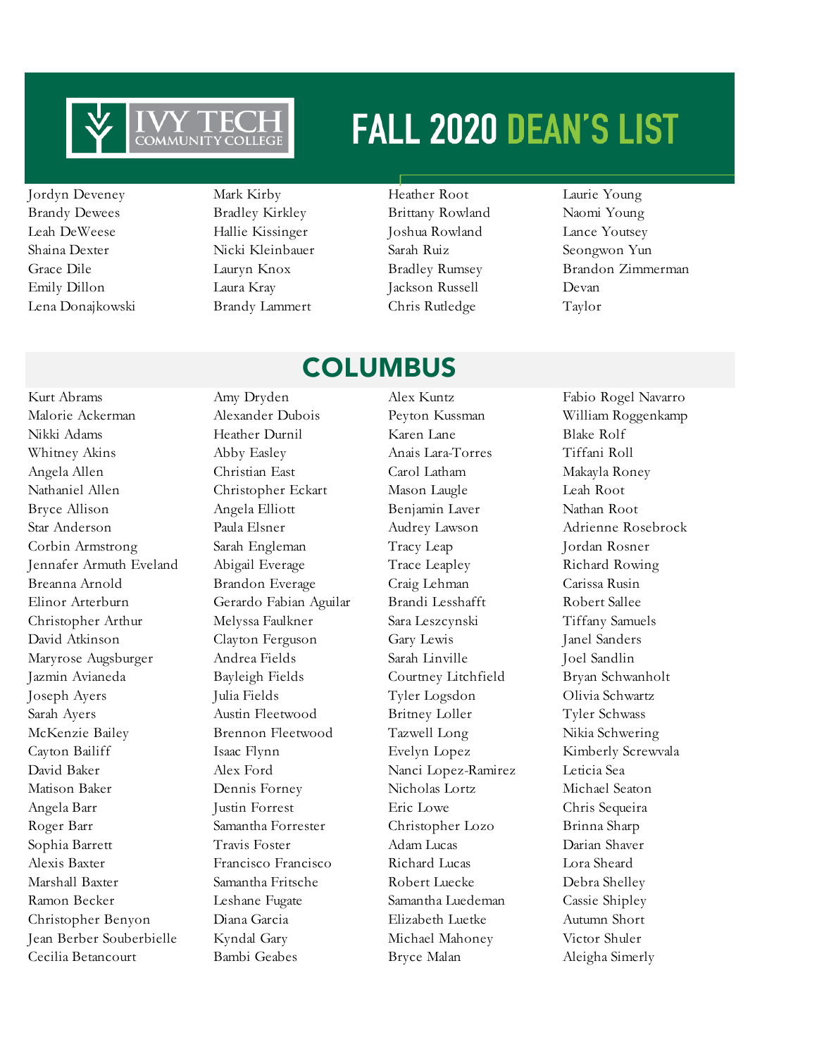# FALL 2020 DEAN'S LIST

Jordyn Deveney
Brandy Dewees
Leah DeWeese
Shaina Dexter
Grace Dile
Emily Dillon
Lena Donajkowski
Mark Kirby
Bradley Kirkley
Hallie Kissinger
Nicki Kleinbauer
Lauryn Knox
Laura Kray
Brandy Lammert
Heather Root
Brittany Rowland
Joshua Rowland
Sarah Ruiz
Bradley Rumsey
Jackson Russell
Chris Rutledge
Laurie Young
Naomi Young
Lance Youtsey
Seongwon Yun
Brandon Zimmerman
Devan
Taylor

## COLUMBUS

Kurt Abrams
Malorie Ackerman
Nikki Adams
Whitney Akins
Angela Allen
Nathaniel Allen
Bryce Allison
Star Anderson
Corbin Armstrong
Jennafer Armuth Eveland
Breanna Arnold
Elinor Arterburn
Christopher Arthur
David Atkinson
Maryrose Augsburger
Jazmin Avianeda
Joseph Ayers
Sarah Ayers
McKenzie Bailey
Cayton Bailiff
David Baker
Matison Baker
Angela Barr
Roger Barr
Sophia Barrett
Alexis Baxter
Marshall Baxter
Ramon Becker
Christopher Benyon
Jean Berber Souberbielle
Cecilia Betancourt
Amy Dryden
Alexander Dubois
Heather Durnil
Abby Easley
Christian East
Christopher Eckart
Angela Elliott
Paula Elsner
Sarah Engleman
Abigail Everage
Brandon Everage
Gerardo Fabian Aguilar
Melyssa Faulkner
Clayton Ferguson
Andrea Fields
Bayleigh Fields
Julia Fields
Austin Fleetwood
Brennon Fleetwood
Isaac Flynn
Alex Ford
Dennis Forney
Justin Forrest
Samantha Forrester
Travis Foster
Francisco Francisco
Samantha Fritsche
Leshane Fugate
Diana Garcia
Kyndal Gary
Bambi Geabes
Alex Kuntz
Peyton Kussman
Karen Lane
Anais Lara-Torres
Carol Latham
Mason Laugle
Benjamin Laver
Audrey Lawson
Tracy Leap
Trace Leapley
Craig Lehman
Brandi Lesshafft
Sara Leszcynski
Gary Lewis
Sarah Linville
Courtney Litchfield
Tyler Logsdon
Britney Loller
Tazwell Long
Evelyn Lopez
Nanci Lopez-Ramirez
Nicholas Lortz
Eric Lowe
Christopher Lozo
Adam Lucas
Richard Lucas
Robert Luecke
Samantha Luedeman
Elizabeth Luetke
Michael Mahoney
Bryce Malan
Fabio Rogel Navarro
William Roggenkamp
Blake Rolf
Tiffani Roll
Makayla Roney
Leah Root
Nathan Root
Adrienne Rosebrock
Jordan Rosner
Richard Rowing
Carissa Rusin
Robert Sallee
Tiffany Samuels
Janel Sanders
Joel Sandlin
Bryan Schwanholt
Olivia Schwartz
Tyler Schwass
Nikia Schwering
Kimberly Screwvala
Leticia Sea
Michael Seaton
Chris Sequeira
Brinna Sharp
Darian Shaver
Lora Sheard
Debra Shelley
Cassie Shipley
Autumn Short
Victor Shuler
Aleigha Simerly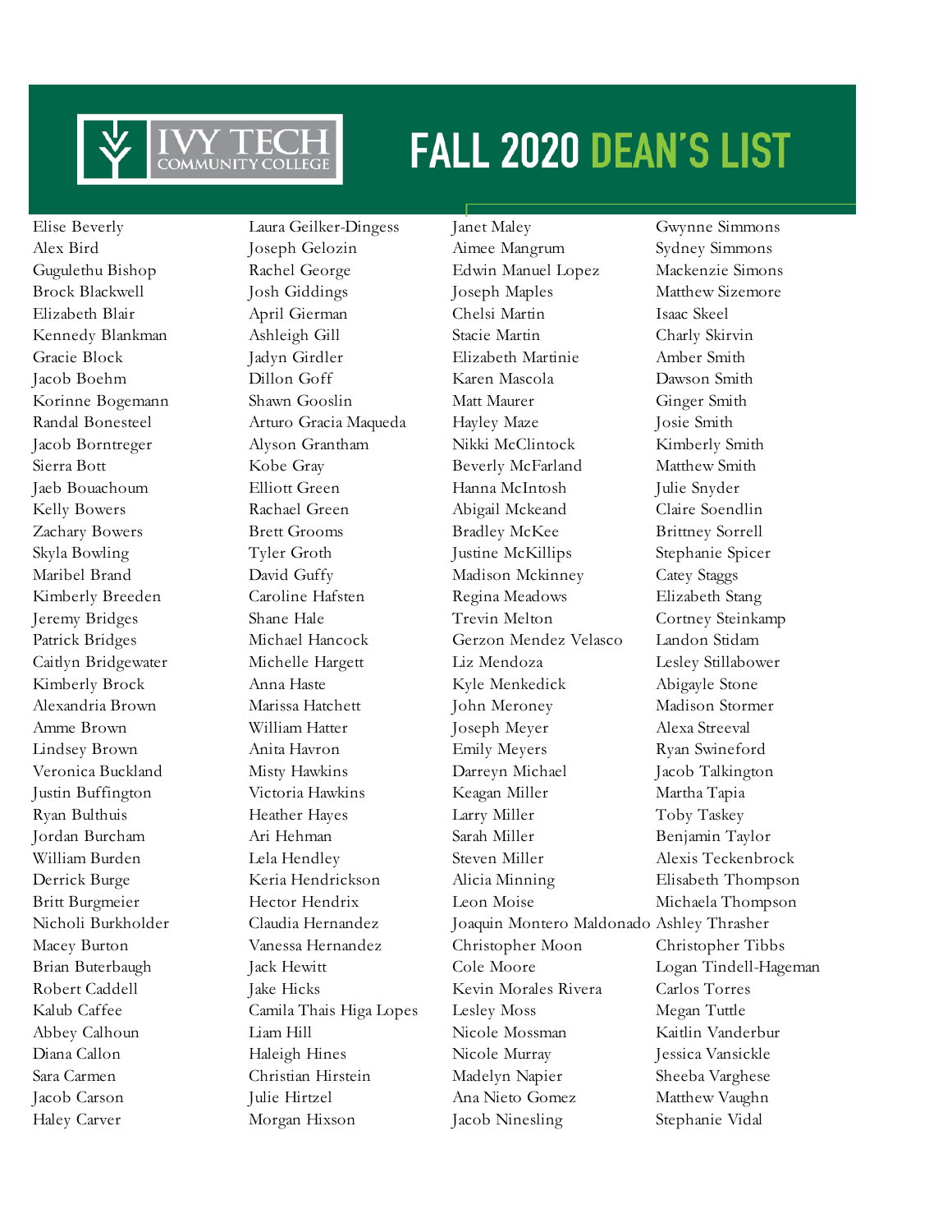# FALL 2020 DEAN'S LIST

Elise Beverly
Alex Bird
Gugulethu Bishop
Brock Blackwell
Elizabeth Blair
Kennedy Blankman
Gracie Block
Jacob Boehm
Korinne Bogemann
Randal Bonesteel
Jacob Borntreger
Sierra Bott
Jaeb Bouachoum
Kelly Bowers
Zachary Bowers
Skyla Bowling
Maribel Brand
Kimberly Breeden
Jeremy Bridges
Patrick Bridges
Caitlyn Bridgewater
Kimberly Brock
Alexandria Brown
Amme Brown
Lindsey Brown
Veronica Buckland
Justin Buffington
Ryan Bulthuis
Jordan Burcham
William Burden
Derrick Burge
Britt Burgmeier
Nicholi Burkholder
Macey Burton
Brian Buterbaugh
Robert Caddell
Kalub Caffee
Abbey Calhoun
Diana Callon
Sara Carmen
Jacob Carson
Haley Carver

Laura Geilker-Dingess
Joseph Gelozin
Rachel George
Josh Giddings
April Gierman
Ashleigh Gill
Jadyn Girdler
Dillon Goff
Shawn Gooslin
Arturo Gracia Maqueda
Alyson Grantham
Kobe Gray
Elliott Green
Rachael Green
Brett Grooms
Tyler Groth
David Guffy
Caroline Hafsten
Shane Hale
Michael Hancock
Michelle Hargett
Anna Haste
Marissa Hatchett
William Hatter
Anita Havron
Misty Hawkins
Victoria Hawkins
Heather Hayes
Ari Hehman
Lela Hendley
Keria Hendrickson
Hector Hendrix
Claudia Hernandez
Vanessa Hernandez
Jack Hewitt
Jake Hicks
Camila Thais Higa Lopes
Liam Hill
Haleigh Hines
Christian Hirstein
Julie Hirtzel
Morgan Hixson

Janet Maley
Aimee Mangrum
Edwin Manuel Lopez
Joseph Maples
Chelsi Martin
Stacie Martin
Elizabeth Martinie
Karen Mascola
Matt Maurer
Hayley Maze
Nikki McClintock
Beverly McFarland
Hanna McIntosh
Abigail Mckeand
Bradley McKee
Justine McKillips
Madison Mckinney
Regina Meadows
Trevin Melton
Gerzon Mendez Velasco
Liz Mendoza
Kyle Menkedick
John Meroney
Joseph Meyer
Emily Meyers
Darreyn Michael
Keagan Miller
Larry Miller
Sarah Miller
Steven Miller
Alicia Minning
Leon Moise
Joaquin Montero Maldonado
Christopher Moon
Cole Moore
Kevin Morales Rivera
Lesley Moss
Nicole Mossman
Nicole Murray
Madelyn Napier
Ana Nieto Gomez
Jacob Ninesling

Gwynne Simmons
Sydney Simmons
Mackenzie Simons
Matthew Sizemore
Isaac Skeel
Charly Skirvin
Amber Smith
Dawson Smith
Ginger Smith
Josie Smith
Kimberly Smith
Matthew Smith
Julie Snyder
Claire Soendlin
Brittney Sorrell
Stephanie Spicer
Catey Staggs
Elizabeth Stang
Cortney Steinkamp
Landon Stidam
Lesley Stillabower
Abigayle Stone
Madison Stormer
Alexa Streeval
Ryan Swineford
Jacob Talkington
Martha Tapia
Toby Taskey
Benjamin Taylor
Alexis Teckenbrock
Elisabeth Thompson
Michaela Thompson
Ashley Thrasher
Christopher Tibbs
Logan Tindell-Hageman
Carlos Torres
Megan Tuttle
Kaitlin Vanderbur
Jessica Vansickle
Sheeba Varghese
Matthew Vaughn
Stephanie Vidal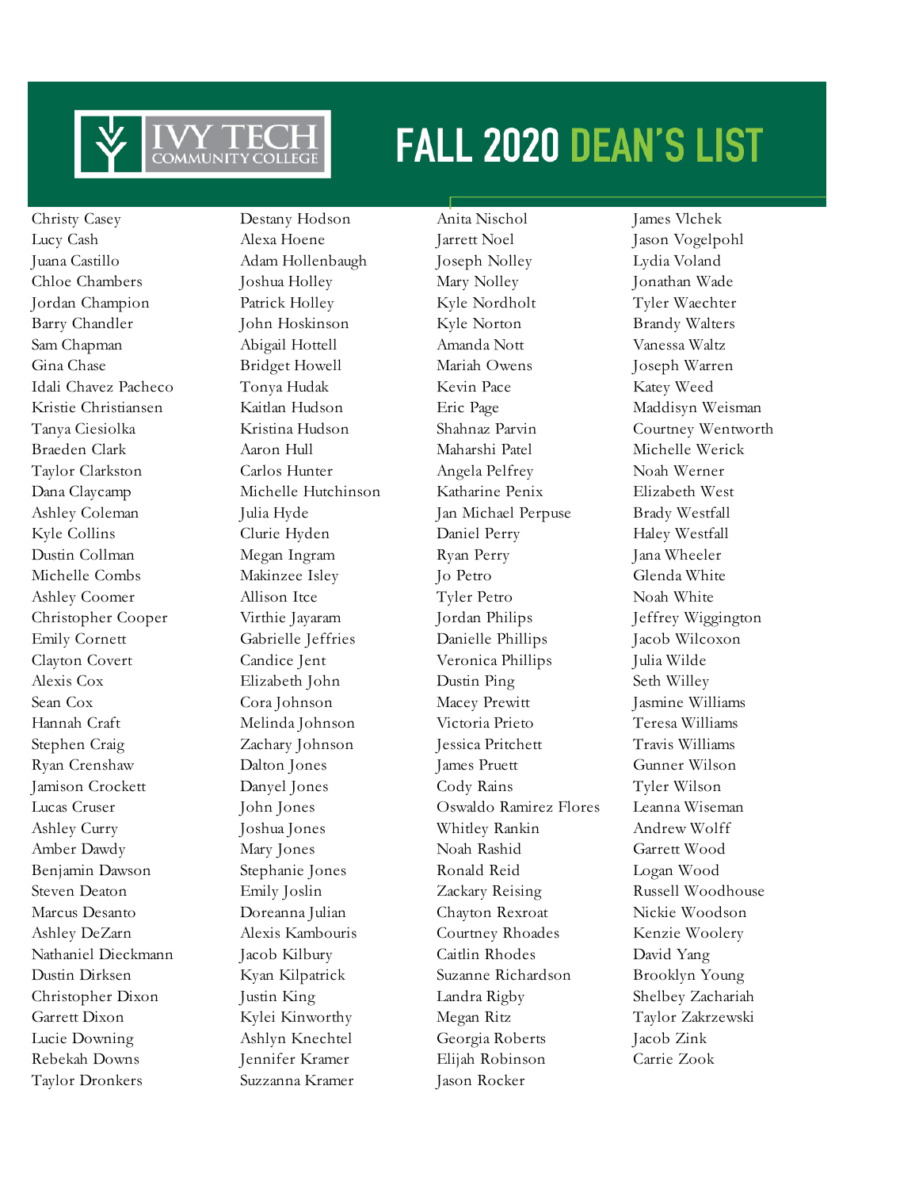# FALL 2020 DEAN'S LIST

Christy Casey
Lucy Cash
Juana Castillo
Chloe Chambers
Jordan Champion
Barry Chandler
Sam Chapman
Gina Chase
Idali Chavez Pacheco
Kristie Christiansen
Tanya Ciesiolka
Braeden Clark
Taylor Clarkston
Dana Claycamp
Ashley Coleman
Kyle Collins
Dustin Collman
Michelle Combs
Ashley Coomer
Christopher Cooper
Emily Cornett
Clayton Covert
Alexis Cox
Sean Cox
Hannah Craft
Stephen Craig
Ryan Crenshaw
Jamison Crockett
Lucas Cruser
Ashley Curry
Amber Dawdy
Benjamin Dawson
Steven Deaton
Marcus Desanto
Ashley DeZarn
Nathaniel Dieckmann
Dustin Dirksen
Christopher Dixon
Garrett Dixon
Lucie Downing
Rebekah Downs
Taylor Dronkers
Destany Hodson
Alexa Hoene
Adam Hollenbaugh
Joshua Holley
Patrick Holley
John Hoskinson
Abigail Hottell
Bridget Howell
Tonya Hudak
Kaitlan Hudson
Kristina Hudson
Aaron Hull
Carlos Hunter
Michelle Hutchinson
Julia Hyde
Clurie Hyden
Megan Ingram
Makinzee Isley
Allison Itce
Virthie Jayaram
Gabrielle Jeffries
Candice Jent
Elizabeth John
Cora Johnson
Melinda Johnson
Zachary Johnson
Dalton Jones
Danyel Jones
John Jones
Joshua Jones
Mary Jones
Stephanie Jones
Emily Joslin
Doreanna Julian
Alexis Kambouris
Jacob Kilbury
Kyan Kilpatrick
Justin King
Kylei Kinworthy
Ashlyn Knechtel
Jennifer Kramer
Suzzanna Kramer
Anita Nischol
Jarrett Noel
Joseph Nolley
Mary Nolley
Kyle Nordholt
Kyle Norton
Amanda Nott
Mariah Owens
Kevin Pace
Eric Page
Shahnaz Parvin
Maharshi Patel
Angela Pelfrey
Katharine Penix
Jan Michael Perpuse
Daniel Perry
Ryan Perry
Jo Petro
Tyler Petro
Jordan Philips
Danielle Phillips
Veronica Phillips
Dustin Ping
Macey Prewitt
Victoria Prieto
Jessica Pritchett
James Pruett
Cody Rains
Oswaldo Ramirez Flores
Whitley Rankin
Noah Rashid
Ronald Reid
Zackary Reising
Chayton Rexroat
Courtney Rhoades
Caitlin Rhodes
Suzanne Richardson
Landra Rigby
Megan Ritz
Georgia Roberts
Elijah Robinson
Jason Rocker
James Vlchek
Jason Vogelpohl
Lydia Voland
Jonathan Wade
Tyler Waechter
Brandy Walters
Vanessa Waltz
Joseph Warren
Katey Weed
Maddisyn Weisman
Courtney Wentworth
Michelle Werick
Noah Werner
Elizabeth West
Brady Westfall
Haley Westfall
Jana Wheeler
Glenda White
Noah White
Jeffrey Wiggington
Jacob Wilcoxon
Julia Wilde
Seth Willey
Jasmine Williams
Teresa Williams
Travis Williams
Gunner Wilson
Tyler Wilson
Leanna Wiseman
Andrew Wolff
Garrett Wood
Logan Wood
Russell Woodhouse
Nickie Woodson
Kenzie Woolery
David Yang
Brooklyn Young
Shelbey Zachariah
Taylor Zakrzewski
Jacob Zink
Carrie Zook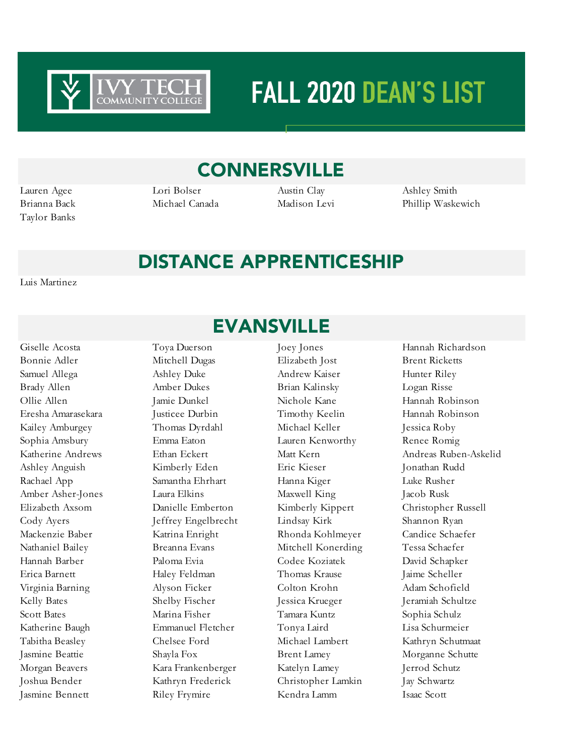# FALL 2020 DEAN'S LIST

## CONNERSVILLE

Lauren Agee
Brianna Back
Taylor Banks
Lori Bolser
Michael Canada
Austin Clay
Madison Levi
Ashley Smith
Phillip Waskewich

## DISTANCE APPRENTICESHIP

Luis Martinez

## EVANSVILLE

Giselle Acosta
Bonnie Adler
Samuel Allega
Brady Allen
Ollie Allen
Eresha Amarasekara
Kailey Amburgey
Sophia Amsbury
Katherine Andrews
Ashley Anguish
Rachael App
Amber Asher-Jones
Elizabeth Axsom
Cody Ayers
Mackenzie Baber
Nathaniel Bailey
Hannah Barber
Erica Barnett
Virginia Barning
Kelly Bates
Scott Bates
Katherine Baugh
Tabitha Beasley
Jasmine Beattie
Morgan Beavers
Joshua Bender
Jasmine Bennett
Toya Duerson
Mitchell Dugas
Ashley Duke
Amber Dukes
Jamie Dunkel
Justicee Durbin
Thomas Dyrdahl
Emma Eaton
Ethan Eckert
Kimberly Eden
Samantha Ehrhart
Laura Elkins
Danielle Emberton
Jeffrey Engelbrecht
Katrina Enright
Breanna Evans
Paloma Evia
Haley Feldman
Alyson Ficker
Shelby Fischer
Marina Fisher
Emmanuel Fletcher
Chelsee Ford
Shayla Fox
Kara Frankenberger
Kathryn Frederick
Riley Frymire
Joey Jones
Elizabeth Jost
Andrew Kaiser
Brian Kalinsky
Nichole Kane
Timothy Keelin
Michael Keller
Lauren Kenworthy
Matt Kern
Eric Kieser
Hanna Kiger
Maxwell King
Kimberly Kippert
Lindsay Kirk
Rhonda Kohlmeyer
Mitchell Konerding
Codee Koziatek
Thomas Krause
Colton Krohn
Jessica Krueger
Tamara Kuntz
Tonya Laird
Michael Lambert
Brent Lamey
Katelyn Lamey
Christopher Lamkin
Kendra Lamm
Hannah Richardson
Brent Ricketts
Hunter Riley
Logan Risse
Hannah Robinson
Hannah Robinson
Jessica Roby
Renee Romig
Andreas Ruben-Askelid
Jonathan Rudd
Luke Rusher
Jacob Rusk
Christopher Russell
Shannon Ryan
Candice Schaefer
Tessa Schaefer
David Schapker
Jaime Scheller
Adam Schofield
Jeramiah Schultze
Sophia Schulz
Lisa Schurmeier
Kathryn Schutmaat
Morganne Schutte
Jerrod Schutz
Jay Schwartz
Isaac Scott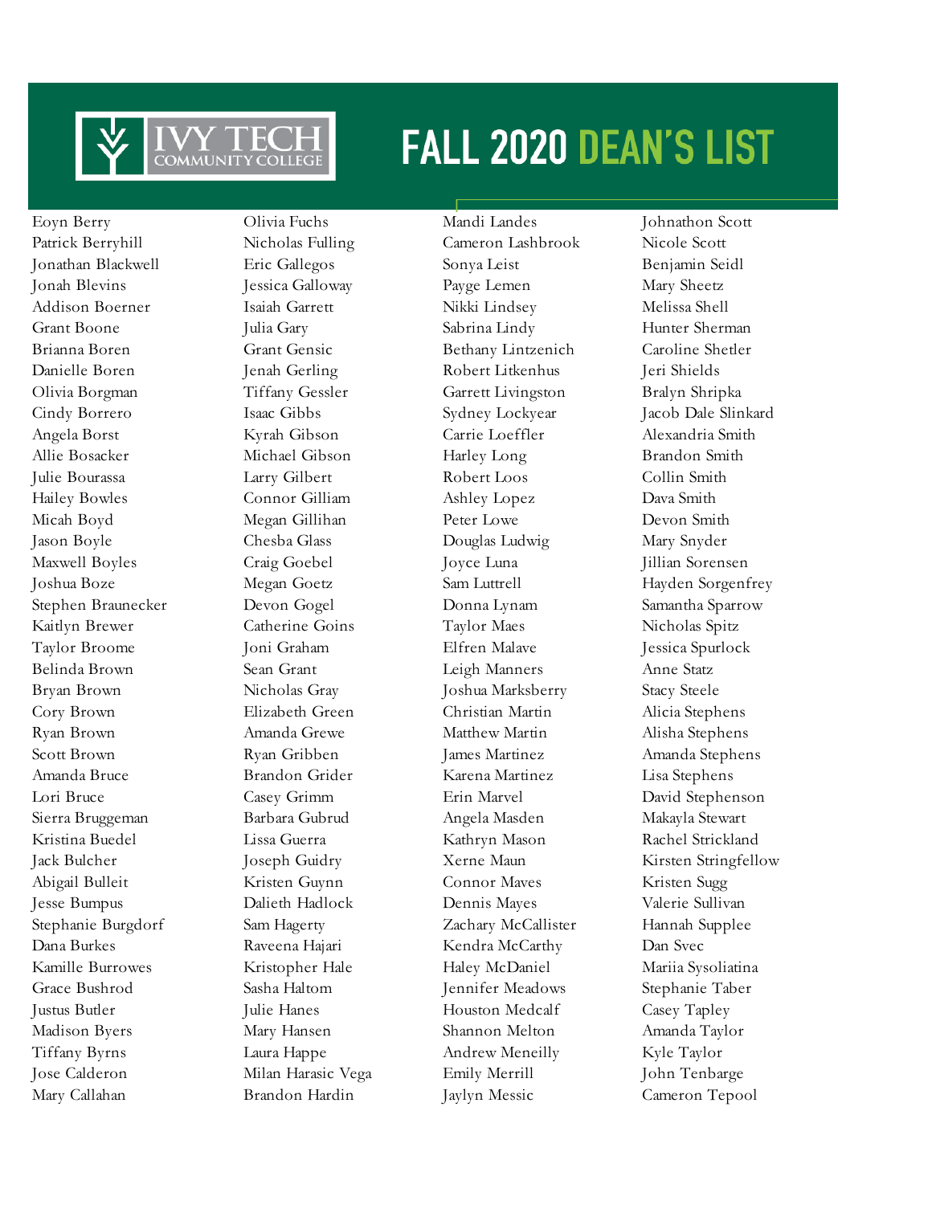# FALL 2020 DEAN'S LIST

Eoyn Berry
Patrick Berryhill
Jonathan Blackwell
Jonah Blevins
Addison Boerner
Grant Boone
Brianna Boren
Danielle Boren
Olivia Borgman
Cindy Borrero
Angela Borst
Allie Bosacker
Julie Bourassa
Hailey Bowles
Micah Boyd
Jason Boyle
Maxwell Boyles
Joshua Boze
Stephen Braunecker
Kaitlyn Brewer
Taylor Broome
Belinda Brown
Bryan Brown
Cory Brown
Ryan Brown
Scott Brown
Amanda Bruce
Lori Bruce
Sierra Bruggeman
Kristina Buedel
Jack Bulcher
Abigail Bulleit
Jesse Bumpus
Stephanie Burgdorf
Dana Burkes
Kamille Burrowes
Grace Bushrod
Justus Butler
Madison Byers
Tiffany Byrns
Jose Calderon
Mary Callahan

Olivia Fuchs
Nicholas Fulling
Eric Gallegos
Jessica Galloway
Isaiah Garrett
Julia Gary
Grant Gensic
Jenah Gerling
Tiffany Gessler
Isaac Gibbs
Kyrah Gibson
Michael Gibson
Larry Gilbert
Connor Gilliam
Megan Gillihan
Chesba Glass
Craig Goebel
Megan Goetz
Devon Gogel
Catherine Goins
Joni Graham
Sean Grant
Nicholas Gray
Elizabeth Green
Amanda Grewe
Ryan Gribben
Brandon Grider
Casey Grimm
Barbara Gubrud
Lissa Guerra
Joseph Guidry
Kristen Guynn
Dalieth Hadlock
Sam Hagerty
Raveena Hajari
Kristopher Hale
Sasha Haltom
Julie Hanes
Mary Hansen
Laura Happe
Milan Harasic Vega
Brandon Hardin

Mandi Landes
Cameron Lashbrook
Sonya Leist
Payge Lemen
Nikki Lindsey
Sabrina Lindy
Bethany Lintzenich
Robert Litkenhus
Garrett Livingston
Sydney Lockyear
Carrie Loeffler
Harley Long
Robert Loos
Ashley Lopez
Peter Lowe
Douglas Ludwig
Joyce Luna
Sam Luttrell
Donna Lynam
Taylor Maes
Elfren Malave
Leigh Manners
Joshua Marksberry
Christian Martin
Matthew Martin
James Martinez
Karena Martinez
Erin Marvel
Angela Masden
Kathryn Mason
Xerne Maun
Connor Maves
Dennis Mayes
Zachary McCallister
Kendra McCarthy
Haley McDaniel
Jennifer Meadows
Houston Medcalf
Shannon Melton
Andrew Meneilly
Emily Merrill
Jaylyn Messic

Johnathon Scott
Nicole Scott
Benjamin Seidl
Mary Sheetz
Melissa Shell
Hunter Sherman
Caroline Shetler
Jeri Shields
Bralyn Shripka
Jacob Dale Slinkard
Alexandria Smith
Brandon Smith
Collin Smith
Dava Smith
Devon Smith
Mary Snyder
Jillian Sorensen
Hayden Sorgenfrey
Samantha Sparrow
Nicholas Spitz
Jessica Spurlock
Anne Statz
Stacy Steele
Alicia Stephens
Alisha Stephens
Amanda Stephens
Lisa Stephens
David Stephenson
Makayla Stewart
Rachel Strickland
Kirsten Stringfellow
Kristen Sugg
Valerie Sullivan
Hannah Supplee
Dan Svec
Mariia Sysoliatina
Stephanie Taber
Casey Tapley
Amanda Taylor
Kyle Taylor
John Tenbarge
Cameron Tepool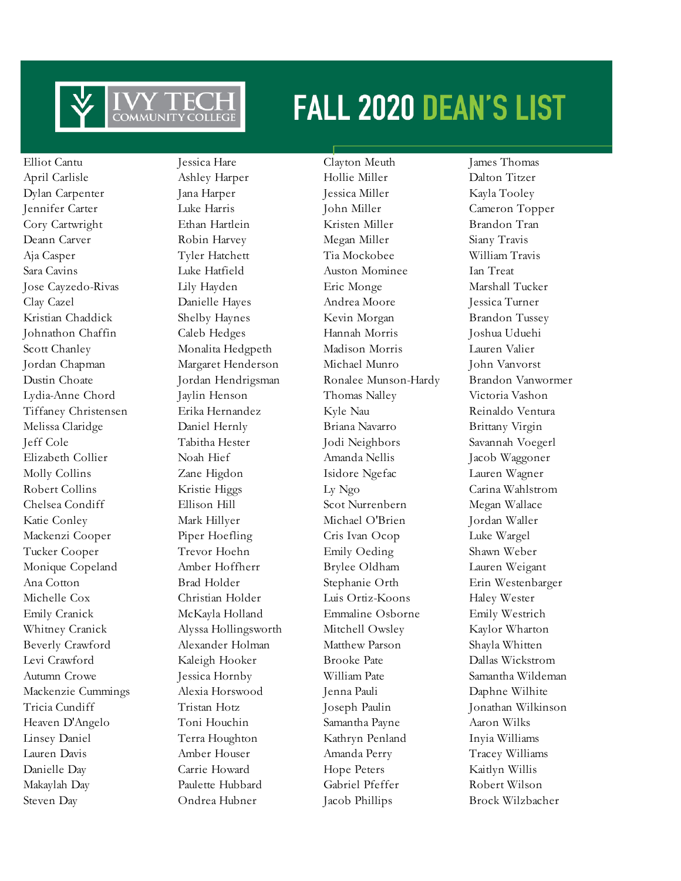# FALL 2020 DEAN'S LIST

Elliot Cantu
April Carlisle
Dylan Carpenter
Jennifer Carter
Cory Cartwright
Deann Carver
Aja Casper
Sara Cavins
Jose Cayzedo-Rivas
Clay Cazel
Kristian Chaddick
Johnathon Chaffin
Scott Chanley
Jordan Chapman
Dustin Choate
Lydia-Anne Chord
Tiffaney Christensen
Melissa Claridge
Jeff Cole
Elizabeth Collier
Molly Collins
Robert Collins
Chelsea Condiff
Katie Conley
Mackenzi Cooper
Tucker Cooper
Monique Copeland
Ana Cotton
Michelle Cox
Emily Cranick
Whitney Cranick
Beverly Crawford
Levi Crawford
Autumn Crowe
Mackenzie Cummings
Tricia Cundiff
Heaven D'Angelo
Linsey Daniel
Lauren Davis
Danielle Day
Makaylah Day
Steven Day
Jessica Hare
Ashley Harper
Jana Harper
Luke Harris
Ethan Hartlein
Robin Harvey
Tyler Hatchett
Luke Hatfield
Lily Hayden
Danielle Hayes
Shelby Haynes
Caleb Hedges
Monalita Hedgpeth
Margaret Henderson
Jordan Hendrigsman
Jaylin Henson
Erika Hernandez
Daniel Hernly
Tabitha Hester
Noah Hief
Zane Higdon
Kristie Higgs
Ellison Hill
Mark Hillyer
Piper Hoefling
Trevor Hoehn
Amber Hoffherr
Brad Holder
Christian Holder
McKayla Holland
Alyssa Hollingsworth
Alexander Holman
Kaleigh Hooker
Jessica Hornby
Alexia Horswood
Tristan Hotz
Toni Houchin
Terra Houghton
Amber Houser
Carrie Howard
Paulette Hubbard
Ondrea Hubner
Clayton Meuth
Hollie Miller
Jessica Miller
John Miller
Kristen Miller
Megan Miller
Tia Mockobee
Auston Mominee
Eric Monge
Andrea Moore
Kevin Morgan
Hannah Morris
Madison Morris
Michael Munro
Ronalee Munson-Hardy
Thomas Nalley
Kyle Nau
Briana Navarro
Jodi Neighbors
Amanda Nellis
Isidore Ngefac
Ly Ngo
Scot Nurrenbern
Michael O'Brien
Cris Ivan Ocop
Emily Oeding
Brylee Oldham
Stephanie Orth
Luis Ortiz-Koons
Emmaline Osborne
Mitchell Owsley
Matthew Parson
Brooke Pate
William Pate
Jenna Pauli
Joseph Paulin
Samantha Payne
Kathryn Penland
Amanda Perry
Hope Peters
Gabriel Pfeffer
Jacob Phillips
James Thomas
Dalton Titzer
Kayla Tooley
Cameron Topper
Brandon Tran
Siany Travis
William Travis
Ian Treat
Marshall Tucker
Jessica Turner
Brandon Tussey
Joshua Uduehi
Lauren Valier
John Vanvorst
Brandon Vanwormer
Victoria Vashon
Reinaldo Ventura
Brittany Virgin
Savannah Voegerl
Jacob Waggoner
Lauren Wagner
Carina Wahlstrom
Megan Wallace
Jordan Waller
Luke Wargel
Shawn Weber
Lauren Weigant
Erin Westenbarger
Haley Wester
Emily Westrich
Kaylor Wharton
Shayla Whitten
Dallas Wickstrom
Samantha Wildeman
Daphne Wilhite
Jonathan Wilkinson
Aaron Wilks
Inyia Williams
Tracey Williams
Kaitlyn Willis
Robert Wilson
Brock Wilzbacher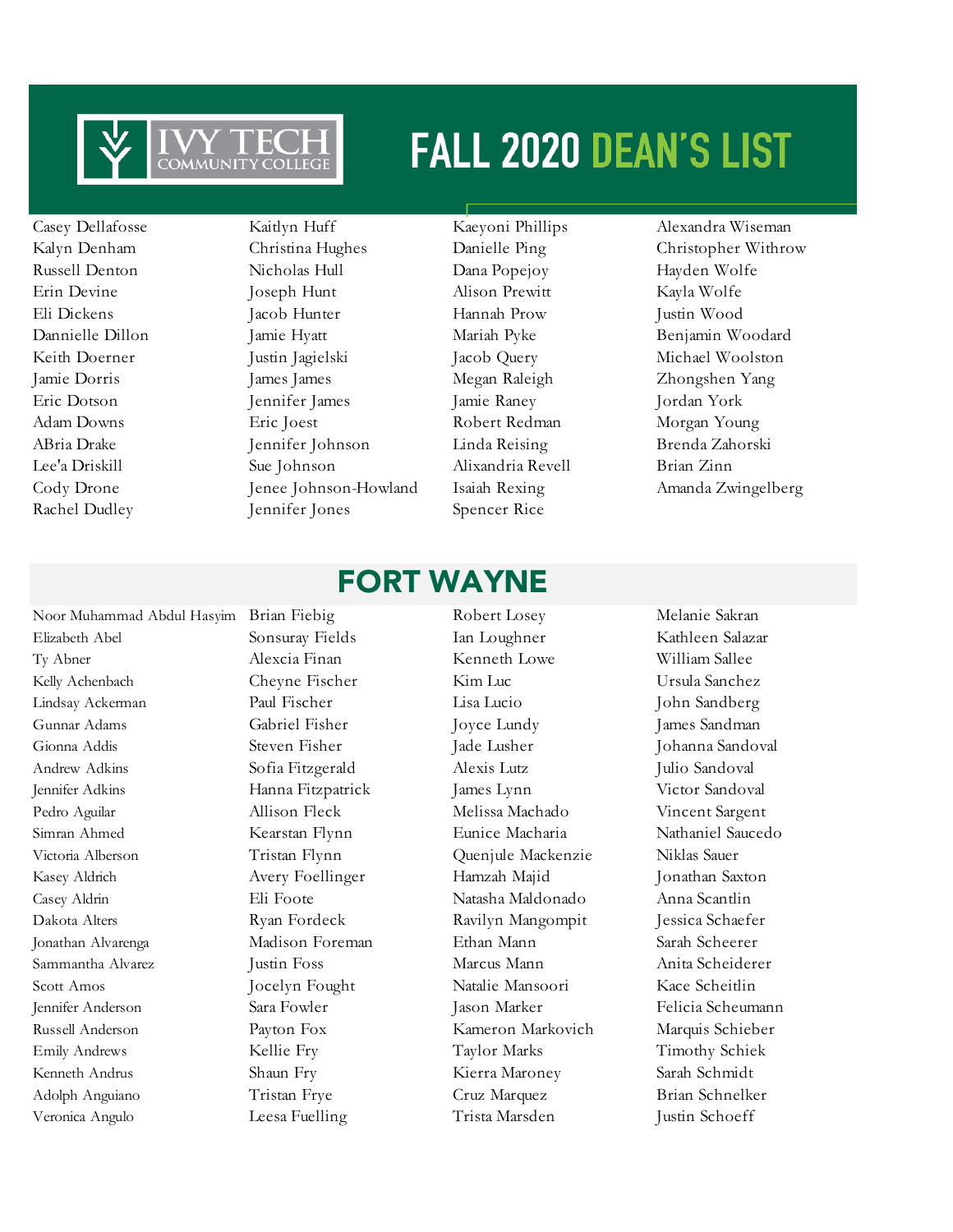# FALL 2020 DEAN'S LIST

Casey Dellafosse
Kalyn Denham
Russell Denton
Erin Devine
Eli Dickens
Dannielle Dillon
Keith Doerner
Jamie Dorris
Eric Dotson
Adam Downs
ABria Drake
Lee'a Driskill
Cody Drone
Rachel Dudley
Kaitlyn Huff
Christina Hughes
Nicholas Hull
Joseph Hunt
Jacob Hunter
Jamie Hyatt
Justin Jagielski
James James
Jennifer James
Eric Joest
Jennifer Johnson
Sue Johnson
Jenee Johnson-Howland
Jennifer Jones
Kaeyoni Phillips
Danielle Ping
Dana Popejoy
Alison Prewitt
Hannah Prow
Mariah Pyke
Jacob Query
Megan Raleigh
Jamie Raney
Robert Redman
Linda Reising
Alixandria Revell
Isaiah Rexing
Spencer Rice
Alexandra Wiseman
Christopher Withrow
Hayden Wolfe
Kayla Wolfe
Justin Wood
Benjamin Woodard
Michael Woolston
Zhongshen Yang
Jordan York
Morgan Young
Brenda Zahorski
Brian Zinn
Amanda Zwingelberg

## FORT WAYNE

Noor Muhammad Abdul Hasyim
Elizabeth Abel
Ty Abner
Kelly Achenbach
Lindsay Ackerman
Gunnar Adams
Gionna Addis
Andrew Adkins
Jennifer Adkins
Pedro Aguilar
Simran Ahmed
Victoria Alberson
Kasey Aldrich
Casey Aldrin
Dakota Alters
Jonathan Alvarenga
Sammantha Alvarez
Scott Amos
Jennifer Anderson
Russell Anderson
Emily Andrews
Kenneth Andrus
Adolph Anguiano
Veronica Angulo
Brian Fiebig
Sonsuray Fields
Alexcia Finan
Cheyne Fischer
Paul Fischer
Gabriel Fisher
Steven Fisher
Sofia Fitzgerald
Hanna Fitzpatrick
Allison Fleck
Kearstan Flynn
Tristan Flynn
Avery Foellinger
Eli Foote
Ryan Fordeck
Madison Foreman
Justin Foss
Jocelyn Fought
Sara Fowler
Payton Fox
Kellie Fry
Shaun Fry
Tristan Frye
Leesa Fuelling
Robert Losey
Ian Loughner
Kenneth Lowe
Kim Luc
Lisa Lucio
Joyce Lundy
Jade Lusher
Alexis Lutz
James Lynn
Melissa Machado
Eunice Macharia
Quenjule Mackenzie
Hamzah Majid
Natasha Maldonado
Ravilyn Mangompit
Ethan Mann
Marcus Mann
Natalie Mansoori
Jason Marker
Kameron Markovich
Taylor Marks
Kierra Maroney
Cruz Marquez
Trista Marsden
Melanie Sakran
Kathleen Salazar
William Sallee
Ursula Sanchez
John Sandberg
James Sandman
Johanna Sandoval
Julio Sandoval
Victor Sandoval
Vincent Sargent
Nathaniel Saucedo
Niklas Sauer
Jonathan Saxton
Anna Scantlin
Jessica Schaefer
Sarah Scheerer
Anita Scheiderer
Kace Scheitlin
Felicia Scheumann
Marquis Schieber
Timothy Schiek
Sarah Schmidt
Brian Schnelker
Justin Schoeff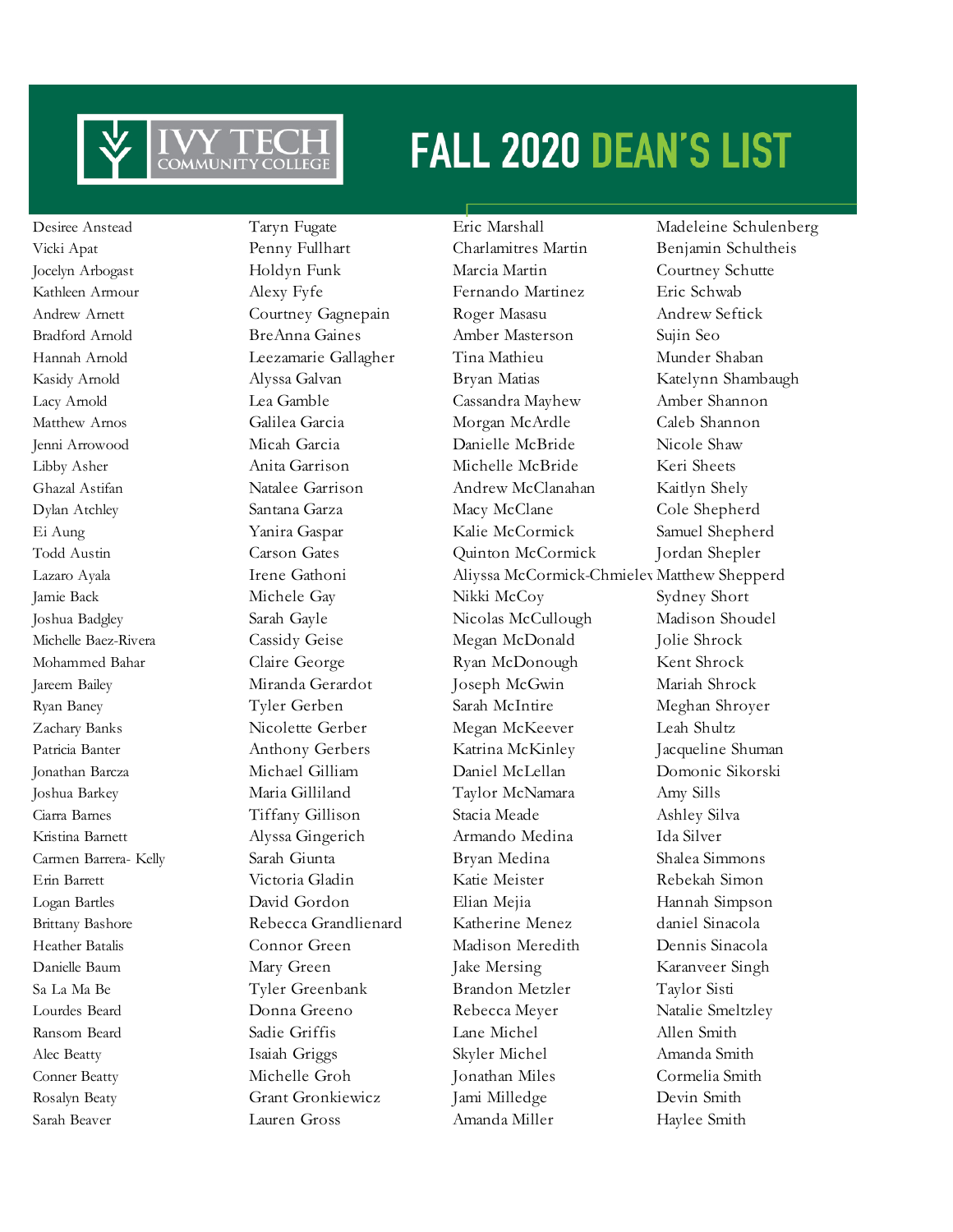# FALL 2020 DEAN'S LIST

Desiree Anstead
Vicki Apat
Jocelyn Arbogast
Kathleen Armour
Andrew Arnett
Bradford Arnold
Hannah Arnold
Kasidy Arnold
Lacy Arnold
Matthew Arnos
Jenni Arrowood
Libby Asher
Ghazal Astifan
Dylan Atchley
Ei Aung
Todd Austin
Lazaro Ayala
Jamie Back
Joshua Badgley
Michelle Baez-Rivera
Mohammed Bahar
Jareem Bailey
Ryan Baney
Zachary Banks
Patricia Banter
Jonathan Barcza
Joshua Barkey
Ciarra Barnes
Kristina Barnett
Carmen Barrera- Kelly
Erin Barrett
Logan Bartles
Brittany Bashore
Heather Batalis
Danielle Baum
Sa La Ma Be
Lourdes Beard
Ransom Beard
Alec Beatty
Conner Beatty
Rosalyn Beaty
Sarah Beaver

Taryn Fugate
Penny Fullhart
Holdyn Funk
Alexy Fyfe
Courtney Gagnepain
BreAnna Gaines
Leezamarie Gallagher
Alyssa Galvan
Lea Gamble
Galilea Garcia
Micah Garcia
Anita Garrison
Natalee Garrison
Santana Garza
Yanira Gaspar
Carson Gates
Irene Gathoni
Michele Gay
Sarah Gayle
Cassidy Geise
Claire George
Miranda Gerardot
Tyler Gerben
Nicolette Gerber
Anthony Gerbers
Michael Gilliam
Maria Gilliland
Tiffany Gillison
Alyssa Gingerich
Sarah Giunta
Victoria Gladin
David Gordon
Rebecca Grandlienard
Connor Green
Mary Green
Tyler Greenbank
Donna Greeno
Sadie Griffis
Isaiah Griggs
Michelle Groh
Grant Gronkiewicz
Lauren Gross

Eric Marshall
Charlamitres Martin
Marcia Martin
Fernando Martinez
Roger Masasu
Amber Masterson
Tina Mathieu
Bryan Matias
Cassandra Mayhew
Morgan McArdle
Danielle McBride
Michelle McBride
Andrew McClanahan
Macy McClane
Kalie McCormick
Quinton McCormick
Aliyssa McCormick-Chmielev
Nikki McCoy
Nicolas McCullough
Megan McDonald
Ryan McDonough
Joseph McGwin
Sarah McIntire
Megan McKeever
Katrina McKinley
Daniel McLellan
Taylor McNamara
Stacia Meade
Armando Medina
Bryan Medina
Katie Meister
Elian Mejia
Katherine Menez
Madison Meredith
Jake Mersing
Brandon Metzler
Rebecca Meyer
Lane Michel
Skyler Michel
Jonathan Miles
Jami Milledge
Amanda Miller

Madeleine Schulenberg
Benjamin Schultheis
Courtney Schutte
Eric Schwab
Andrew Seftick
Sujin Seo
Munder Shaban
Katelynn Shambaugh
Amber Shannon
Caleb Shannon
Nicole Shaw
Keri Sheets
Kaitlyn Shely
Cole Shepherd
Samuel Shepherd
Jordan Shepler
Matthew Shepperd
Sydney Short
Madison Shoudel
Jolie Shrock
Kent Shrock
Mariah Shrock
Meghan Shroyer
Leah Shultz
Jacqueline Shuman
Domonic Sikorski
Amy Sills
Ashley Silva
Ida Silver
Shalea Simmons
Rebekah Simon
Hannah Simpson
daniel Sinacola
Dennis Sinacola
Karanveer Singh
Taylor Sisti
Natalie Smeltzley
Allen Smith
Amanda Smith
Cormelia Smith
Devin Smith
Haylee Smith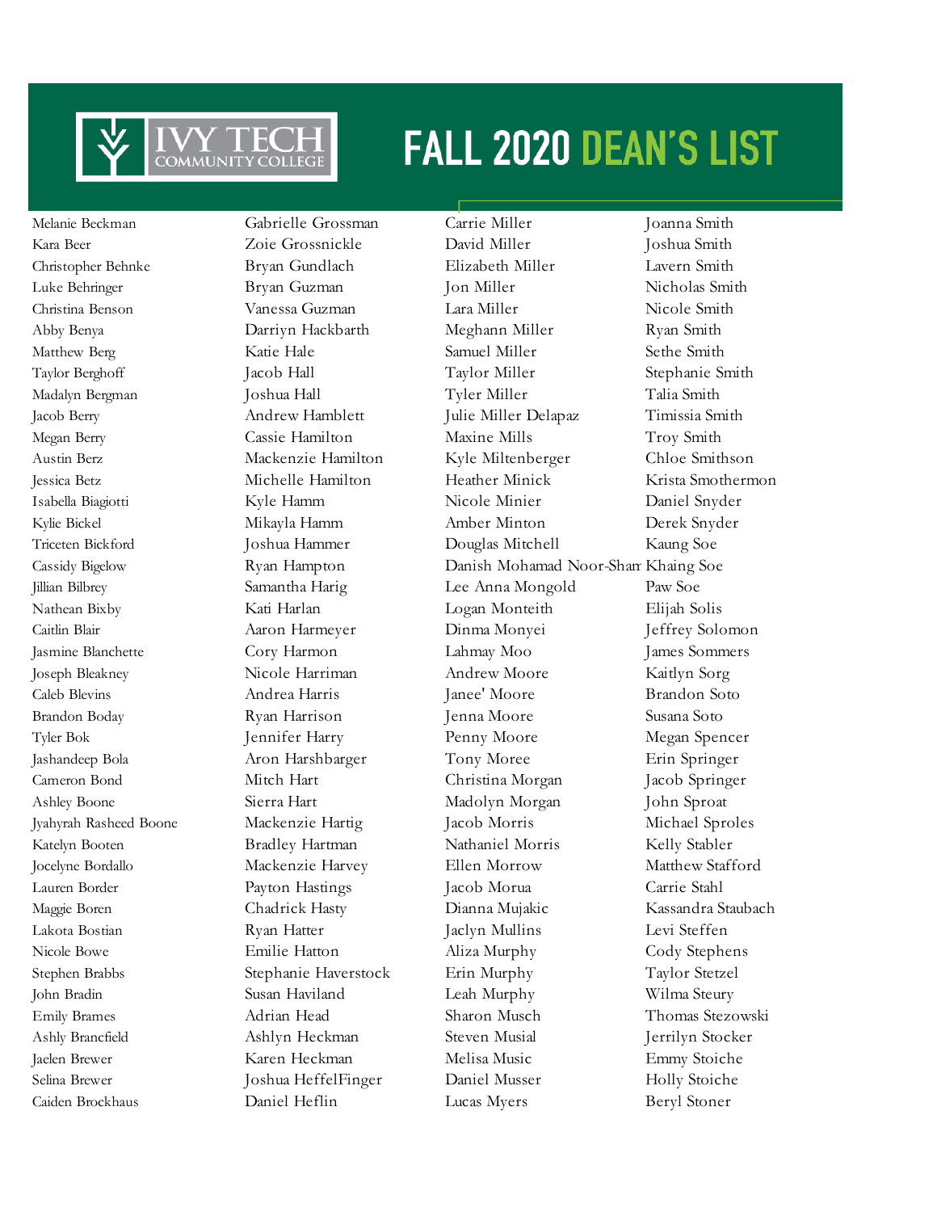# FALL 2020 DEAN'S LIST

Melanie Beckman
Kara Beer
Christopher Behnke
Luke Behringer
Christina Benson
Abby Benya
Matthew Berg
Taylor Berghoff
Madalyn Bergman
Jacob Berry
Megan Berry
Austin Berz
Jessica Betz
Isabella Biagiotti
Kylie Bickel
Triceten Bickford
Cassidy Bigelow
Jillian Bilbrey
Nathean Bixby
Caitlin Blair
Jasmine Blanchette
Joseph Bleakney
Caleb Blevins
Brandon Boday
Tyler Bok
Jashandeep Bola
Cameron Bond
Ashley Boone
Jyahyrah Rasheed Boone
Katelyn Booten
Jocelyne Bordallo
Lauren Border
Maggie Boren
Lakota Bostian
Nicole Bowe
Stephen Brabbs
John Bradin
Emily Brames
Ashly Brancfield
Jaelen Brewer
Selina Brewer
Caiden Brockhaus

Gabrielle Grossman
Zoie Grossnickle
Bryan Gundlach
Bryan Guzman
Vanessa Guzman
Darriyn Hackbarth
Katie Hale
Jacob Hall
Joshua Hall
Andrew Hamblett
Cassie Hamilton
Mackenzie Hamilton
Michelle Hamilton
Kyle Hamm
Mikayla Hamm
Joshua Hammer
Ryan Hampton
Samantha Harig
Kati Harlan
Aaron Harmeyer
Cory Harmon
Nicole Harriman
Andrea Harris
Ryan Harrison
Jennifer Harry
Aron Harshbarger
Mitch Hart
Sierra Hart
Mackenzie Hartig
Bradley Hartman
Mackenzie Harvey
Payton Hastings
Chadrick Hasty
Ryan Hatter
Emilie Hatton
Stephanie Haverstock
Susan Haviland
Adrian Head
Ashlyn Heckman
Karen Heckman
Joshua HeffelFinger
Daniel Heflin

Carrie Miller
David Miller
Elizabeth Miller
Jon Miller
Lara Miller
Meghann Miller
Samuel Miller
Taylor Miller
Tyler Miller
Julie Miller Delapaz
Maxine Mills
Kyle Miltenberger
Heather Minick
Nicole Minier
Amber Minton
Douglas Mitchell
Danish Mohamad Noor-Sham
Lee Anna Mongold
Logan Monteith
Dinma Monyei
Lahmay Moo
Andrew Moore
Janee' Moore
Jenna Moore
Penny Moore
Tony Moree
Christina Morgan
Madolyn Morgan
Jacob Morris
Nathaniel Morris
Ellen Morrow
Jacob Morua
Dianna Mujakic
Jaclyn Mullins
Aliza Murphy
Erin Murphy
Leah Murphy
Sharon Musch
Steven Musial
Melisa Music
Daniel Musser
Lucas Myers

Joanna Smith
Joshua Smith
Lavern Smith
Nicholas Smith
Nicole Smith
Ryan Smith
Sethe Smith
Stephanie Smith
Talia Smith
Timissia Smith
Troy Smith
Chloe Smithson
Krista Smothermon
Daniel Snyder
Derek Snyder
Kaung Soe
Khaing Soe
Paw Soe
Elijah Solis
Jeffrey Solomon
James Sommers
Kaitlyn Sorg
Brandon Soto
Susana Soto
Megan Spencer
Erin Springer
Jacob Springer
John Sproat
Michael Sproles
Kelly Stabler
Matthew Stafford
Carrie Stahl
Kassandra Staubach
Levi Steffen
Cody Stephens
Taylor Stetzel
Wilma Steury
Thomas Stezowski
Jerrilyn Stocker
Emmy Stoiche
Holly Stoiche
Beryl Stoner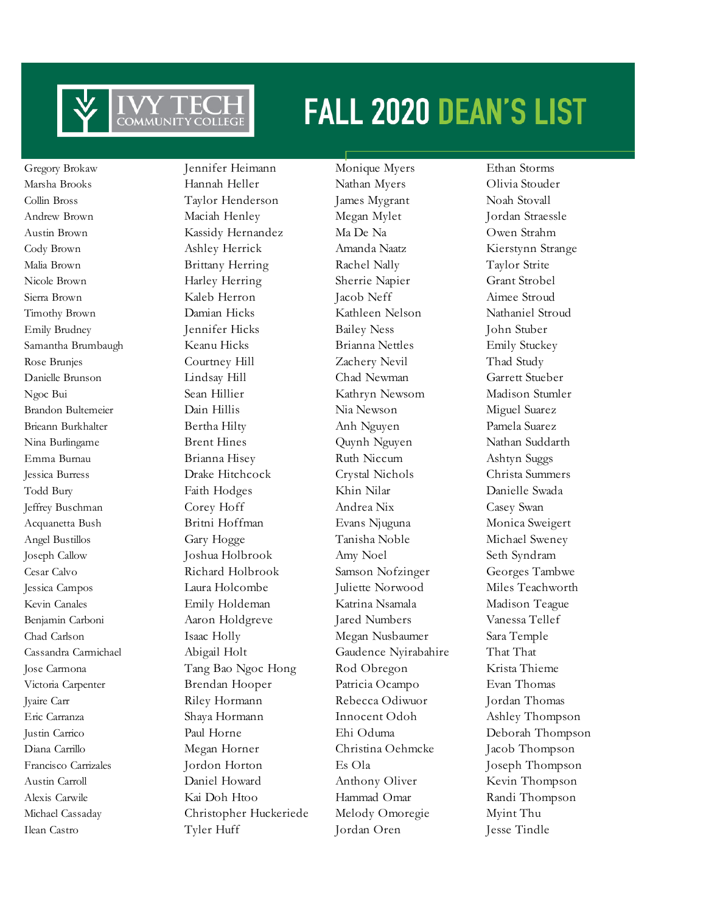# FALL 2020 DEAN'S LIST

Gregory Brokaw
Marsha Brooks
Collin Bross
Andrew Brown
Austin Brown
Cody Brown
Malia Brown
Nicole Brown
Sierra Brown
Timothy Brown
Emily Brudney
Samantha Brumbaugh
Rose Brunjes
Danielle Brunson
Ngoc Bui
Brandon Bultemeier
Brieann Burkhalter
Nina Burlingame
Emma Burnau
Jessica Burress
Todd Bury
Jeffrey Buschman
Acquanetta Bush
Angel Bustillos
Joseph Callow
Cesar Calvo
Jessica Campos
Kevin Canales
Benjamin Carboni
Chad Carlson
Cassandra Carmichael
Jose Carmona
Victoria Carpenter
Jyaire Carr
Eric Carranza
Justin Carrico
Diana Carrillo
Francisco Carrizales
Austin Carroll
Alexis Carwile
Michael Cassaday
Ilean Castro

Jennifer Heimann
Hannah Heller
Taylor Henderson
Maciah Henley
Kassidy Hernandez
Ashley Herrick
Brittany Herring
Harley Herring
Kaleb Herron
Damian Hicks
Jennifer Hicks
Keanu Hicks
Courtney Hill
Lindsay Hill
Sean Hillier
Dain Hillis
Bertha Hilty
Brent Hines
Brianna Hisey
Drake Hitchcock
Faith Hodges
Corey Hoff
Britni Hoffman
Gary Hogge
Joshua Holbrook
Richard Holbrook
Laura Holcombe
Emily Holdeman
Aaron Holdgreve
Isaac Holly
Abigail Holt
Tang Bao Ngoc Hong
Brendan Hooper
Riley Hormann
Shaya Hormann
Paul Horne
Megan Horner
Jordon Horton
Daniel Howard
Kai Doh Htoo
Christopher Huckeriede
Tyler Huff

Monique Myers
Nathan Myers
James Mygrant
Megan Mylet
Ma De Na
Amanda Naatz
Rachel Nally
Sherrie Napier
Jacob Neff
Kathleen Nelson
Bailey Ness
Brianna Nettles
Zachery Nevil
Chad Newman
Kathryn Newsom
Nia Newson
Anh Nguyen
Quynh Nguyen
Ruth Niccum
Crystal Nichols
Khin Nilar
Andrea Nix
Evans Njuguna
Tanisha Noble
Amy Noel
Samson Nofzinger
Juliette Norwood
Katrina Nsamala
Jared Numbers
Megan Nusbaumer
Gaudence Nyirabahire
Rod Obregon
Patricia Ocampo
Rebecca Odiwuor
Innocent Odoh
Ehi Oduma
Christina Oehmcke
Es Ola
Anthony Oliver
Hammad Omar
Melody Omoregie
Jordan Oren

Ethan Storms
Olivia Stouder
Noah Stovall
Jordan Straessle
Owen Strahm
Kierstynn Strange
Taylor Strite
Grant Strobel
Aimee Stroud
Nathaniel Stroud
John Stuber
Emily Stuckey
Thad Study
Garrett Stueber
Madison Stumler
Miguel Suarez
Pamela Suarez
Nathan Suddarth
Ashtyn Suggs
Christa Summers
Danielle Swada
Casey Swan
Monica Sweigert
Michael Sweney
Seth Syndram
Georges Tambwe
Miles Teachworth
Madison Teague
Vanessa Tellef
Sara Temple
That That
Krista Thieme
Evan Thomas
Jordan Thomas
Ashley Thompson
Deborah Thompson
Jacob Thompson
Joseph Thompson
Kevin Thompson
Randi Thompson
Myint Thu
Jesse Tindle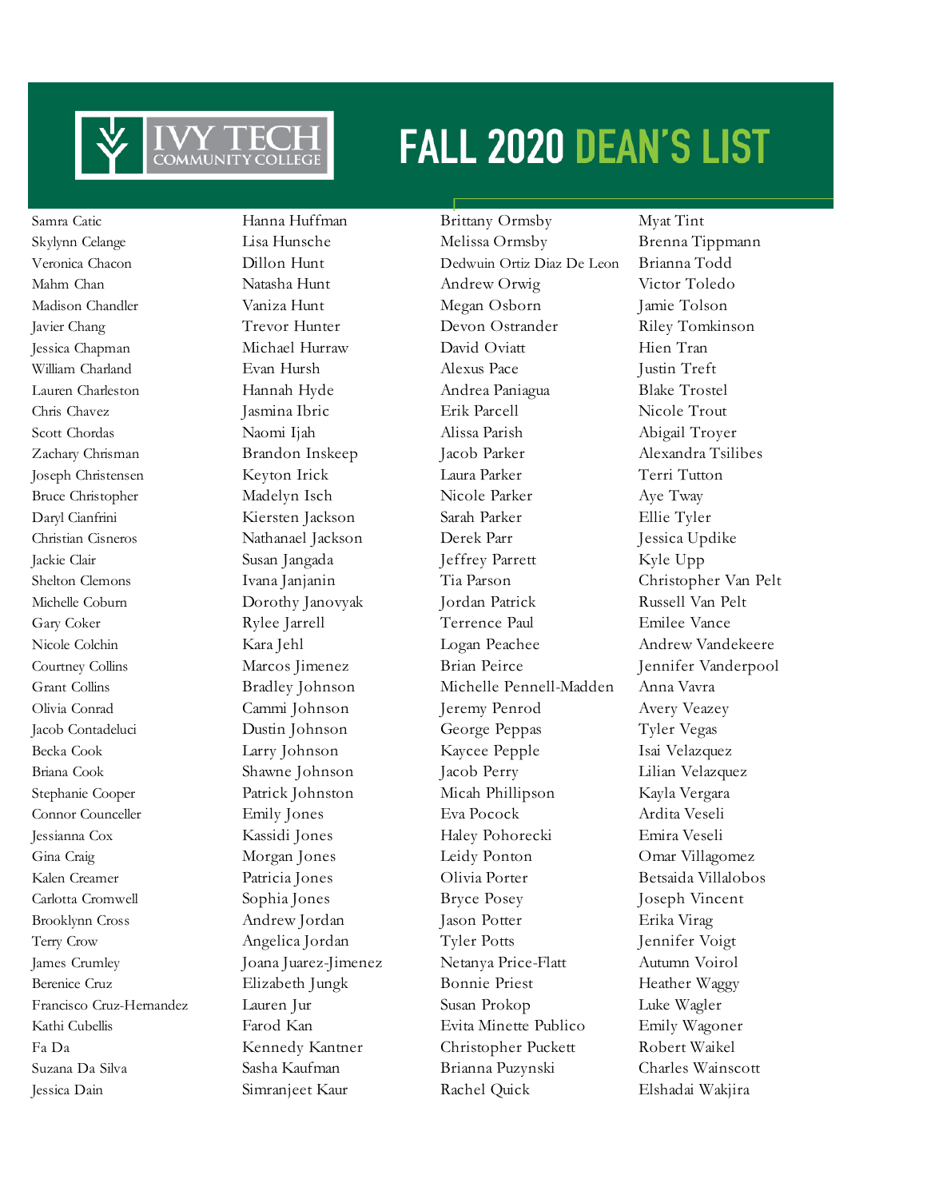# FALL 2020 DEAN'S LIST

Samra Catic
Skylynn Celange
Veronica Chacon
Mahm Chan
Madison Chandler
Javier Chang
Jessica Chapman
William Charland
Lauren Charleston
Chris Chavez
Scott Chordas
Zachary Chrisman
Joseph Christensen
Bruce Christopher
Daryl Cianfrini
Christian Cisneros
Jackie Clair
Shelton Clemons
Michelle Coburn
Gary Coker
Nicole Colchin
Courtney Collins
Grant Collins
Olivia Conrad
Jacob Contadeluci
Becka Cook
Briana Cook
Stephanie Cooper
Connor Counceller
Jessianna Cox
Gina Craig
Kalen Creamer
Carlotta Cromwell
Brooklynn Cross
Terry Crow
James Crumley
Berenice Cruz
Francisco Cruz-Hernandez
Kathi Cubellis
Fa Da
Suzana Da Silva
Jessica Dain

Hanna Huffman
Lisa Hunsche
Dillon Hunt
Natasha Hunt
Vaniza Hunt
Trevor Hunter
Michael Hurraw
Evan Hursh
Hannah Hyde
Jasmina Ibric
Naomi Ijah
Brandon Inskeep
Keyton Irick
Madelyn Isch
Kiersten Jackson
Nathanael Jackson
Susan Jangada
Ivana Janjanin
Dorothy Janovyak
Rylee Jarrell
Kara Jehl
Marcos Jimenez
Bradley Johnson
Cammi Johnson
Dustin Johnson
Larry Johnson
Shawne Johnson
Patrick Johnston
Emily Jones
Kassidi Jones
Morgan Jones
Patricia Jones
Sophia Jones
Andrew Jordan
Angelica Jordan
Joana Juarez-Jimenez
Elizabeth Jungk
Lauren Jur
Farod Kan
Kennedy Kantner
Sasha Kaufman
Simranjeet Kaur

Brittany Ormsby
Melissa Ormsby
Dedwuin Ortiz Diaz De Leon
Andrew Orwig
Megan Osborn
Devon Ostrander
David Oviatt
Alexus Pace
Andrea Paniagua
Erik Parcell
Alissa Parish
Jacob Parker
Laura Parker
Nicole Parker
Sarah Parker
Derek Parr
Jeffrey Parrett
Tia Parson
Jordan Patrick
Terrence Paul
Logan Peachee
Brian Peirce
Michelle Pennell-Madden
Jeremy Penrod
George Peppas
Kaycee Pepple
Jacob Perry
Micah Phillipson
Eva Pocock
Haley Pohorecki
Leidy Ponton
Olivia Porter
Bryce Posey
Jason Potter
Tyler Potts
Netanya Price-Flatt
Bonnie Priest
Susan Prokop
Evita Minette Publico
Christopher Puckett
Brianna Puzynski
Rachel Quick

Myat Tint
Brenna Tippmann
Brianna Todd
Victor Toledo
Jamie Tolson
Riley Tomkinson
Hien Tran
Justin Treft
Blake Trostel
Nicole Trout
Abigail Troyer
Alexandra Tsilibes
Terri Tutton
Aye Tway
Ellie Tyler
Jessica Updike
Kyle Upp
Christopher Van Pelt
Russell Van Pelt
Emilee Vance
Andrew Vandekeere
Jennifer Vanderpool
Anna Vavra
Avery Veazey
Tyler Vegas
Isai Velazquez
Lilian Velazquez
Kayla Vergara
Ardita Veseli
Emira Veseli
Omar Villagomez
Betsaida Villalobos
Joseph Vincent
Erika Virag
Jennifer Voigt
Autumn Voirol
Heather Waggy
Luke Wagler
Emily Wagoner
Robert Waikel
Charles Wainscott
Elshadai Wakjira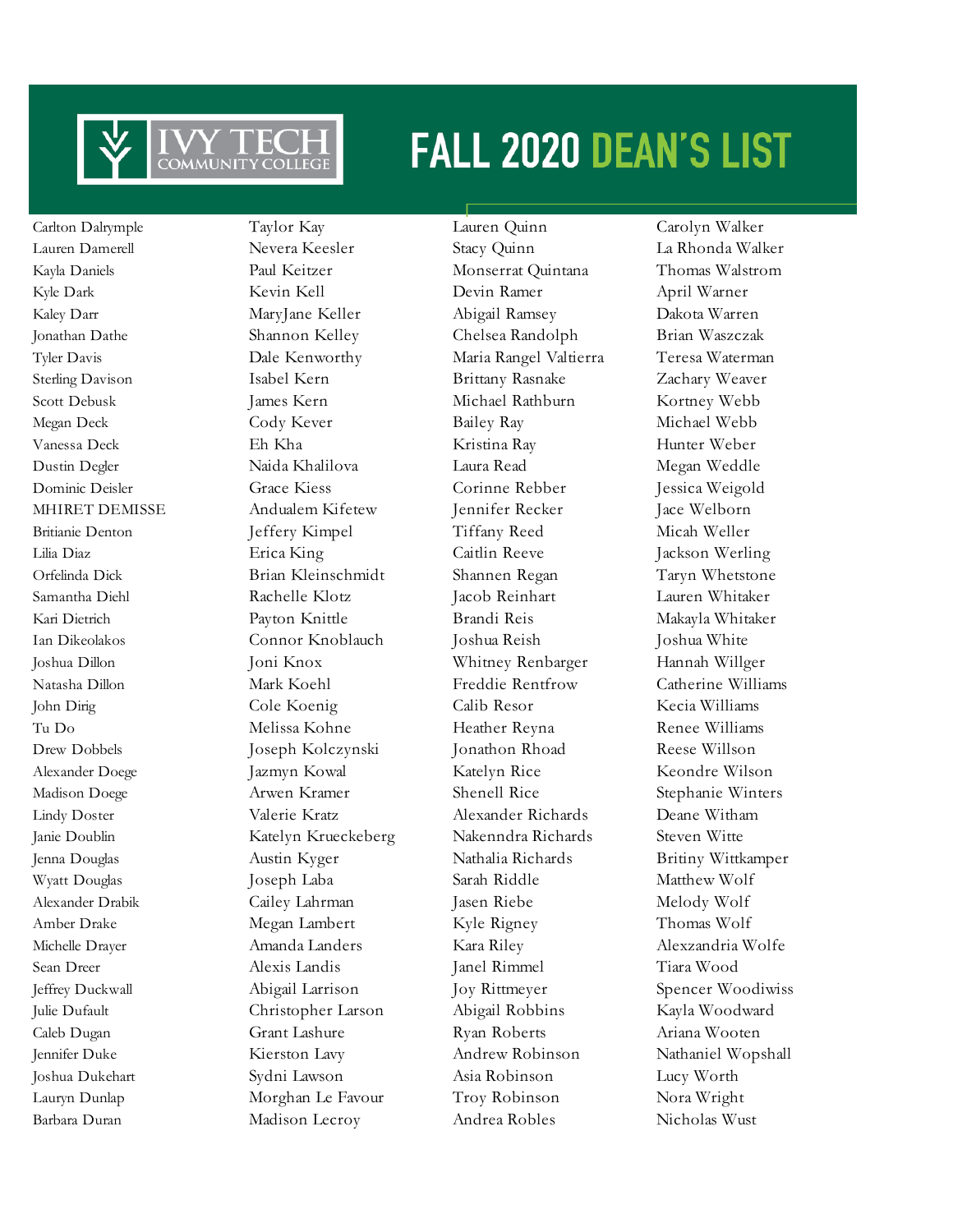# FALL 2020 DEAN'S LIST

Carlton Dalrymple
Lauren Damerell
Kayla Daniels
Kyle Dark
Kaley Darr
Jonathan Dathe
Tyler Davis
Sterling Davison
Scott Debusk
Megan Deck
Vanessa Deck
Dustin Degler
Dominic Deisler
MHIRET DEMISSE
Britianie Denton
Lilia Diaz
Orfelinda Dick
Samantha Diehl
Kari Dietrich
Ian Dikeolakos
Joshua Dillon
Natasha Dillon
John Dirig
Tu Do
Drew Dobbels
Alexander Doege
Madison Doege
Lindy Doster
Janie Doublin
Jenna Douglas
Wyatt Douglas
Alexander Drabik
Amber Drake
Michelle Drayer
Sean Dreer
Jeffrey Duckwall
Julie Dufault
Caleb Dugan
Jennifer Duke
Joshua Dukehart
Lauryn Dunlap
Barbara Duran

Taylor Kay
Nevera Keesler
Paul Keitzer
Kevin Kell
MaryJane Keller
Shannon Kelley
Dale Kenworthy
Isabel Kern
James Kern
Cody Kever
Eh Kha
Naida Khalilova
Grace Kiess
Andualem Kifetew
Jeffery Kimpel
Erica King
Brian Kleinschmidt
Rachelle Klotz
Payton Knittle
Connor Knoblauch
Joni Knox
Mark Koehl
Cole Koenig
Melissa Kohne
Joseph Kolczynski
Jazmyn Kowal
Arwen Kramer
Valerie Kratz
Katelyn Krueckeberg
Austin Kyger
Joseph Laba
Cailey Lahrman
Megan Lambert
Amanda Landers
Alexis Landis
Abigail Larrison
Christopher Larson
Grant Lashure
Kierston Lavy
Sydni Lawson
Morghan Le Favour
Madison Lecroy

Lauren Quinn
Stacy Quinn
Monserrat Quintana
Devin Ramer
Abigail Ramsey
Chelsea Randolph
Maria Rangel Valtierra
Brittany Rasnake
Michael Rathburn
Bailey Ray
Kristina Ray
Laura Read
Corinne Rebber
Jennifer Recker
Tiffany Reed
Caitlin Reeve
Shannen Regan
Jacob Reinhart
Brandi Reis
Joshua Reish
Whitney Renbarger
Freddie Rentfrow
Calib Resor
Heather Reyna
Jonathon Rhoad
Katelyn Rice
Shenell Rice
Alexander Richards
Nakenndra Richards
Nathalia Richards
Sarah Riddle
Jasen Riebe
Kyle Rigney
Kara Riley
Janel Rimmel
Joy Rittmeyer
Abigail Robbins
Ryan Roberts
Andrew Robinson
Asia Robinson
Troy Robinson
Andrea Robles

Carolyn Walker
La Rhonda Walker
Thomas Walstrom
April Warner
Dakota Warren
Brian Waszczak
Teresa Waterman
Zachary Weaver
Kortney Webb
Michael Webb
Hunter Weber
Megan Weddle
Jessica Weigold
Jace Welborn
Micah Weller
Jackson Werling
Taryn Whetstone
Lauren Whitaker
Makayla Whitaker
Joshua White
Hannah Willger
Catherine Williams
Kecia Williams
Renee Williams
Reese Willson
Keondre Wilson
Stephanie Winters
Deane Witham
Steven Witte
Britiny Wittkamper
Matthew Wolf
Melody Wolf
Thomas Wolf
Alexzandria Wolfe
Tiara Wood
Spencer Woodiwiss
Kayla Woodward
Ariana Wooten
Nathaniel Wopshall
Lucy Worth
Nora Wright
Nicholas Wust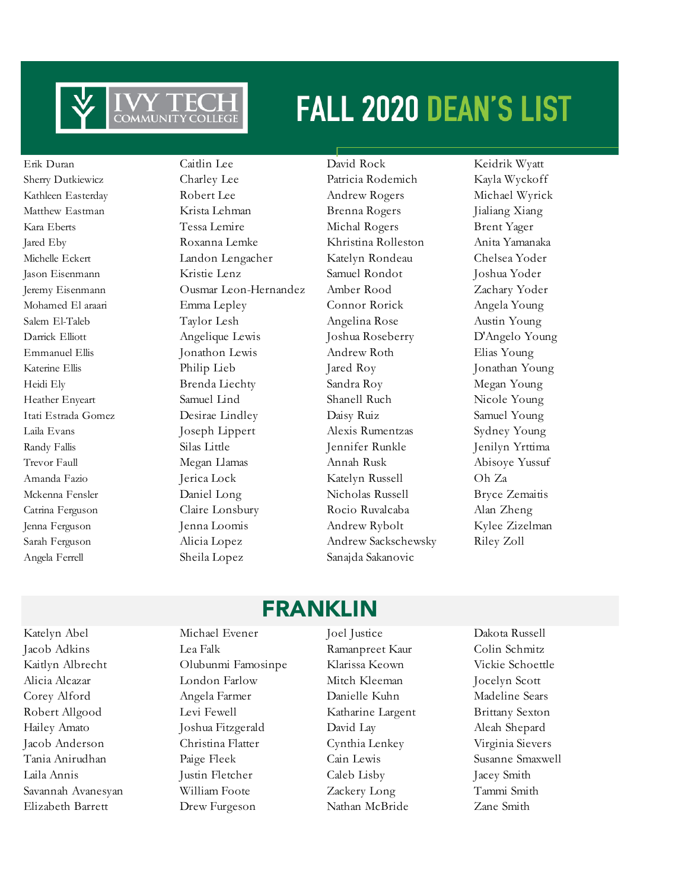# FALL 2020 DEAN'S LIST

Erik Duran
Sherry Dutkiewicz
Kathleen Easterday
Matthew Eastman
Kara Eberts
Jared Eby
Michelle Eckert
Jason Eisenmann
Jeremy Eisenmann
Mohamed El araari
Salem El-Taleb
Darrick Elliott
Emmanuel Ellis
Katerine Ellis
Heidi Ely
Heather Enyeart
Itati Estrada Gomez
Laila Evans
Randy Fallis
Trevor Faull
Amanda Fazio
Mckenna Fensler
Catrina Ferguson
Jenna Ferguson
Sarah Ferguson
Angela Ferrell
Caitlin Lee
Charley Lee
Robert Lee
Krista Lehman
Tessa Lemire
Roxanna Lemke
Landon Lengacher
Kristie Lenz
Ousmar Leon-Hernandez
Emma Lepley
Taylor Lesh
Angelique Lewis
Jonathon Lewis
Philip Lieb
Brenda Liechty
Samuel Lind
Desirae Lindley
Joseph Lippert
Silas Little
Megan Llamas
Jerica Lock
Daniel Long
Claire Lonsbury
Jenna Loomis
Alicia Lopez
Sheila Lopez
David Rock
Patricia Rodemich
Andrew Rogers
Brenna Rogers
Michal Rogers
Khristina Rolleston
Katelyn Rondeau
Samuel Rondot
Amber Rood
Connor Rorick
Angelina Rose
Joshua Roseberry
Andrew Roth
Jared Roy
Sandra Roy
Shanell Ruch
Daisy Ruiz
Alexis Rumentzas
Jennifer Runkle
Annah Rusk
Katelyn Russell
Nicholas Russell
Rocio Ruvalcaba
Andrew Rybolt
Andrew Sackschewsky
Sanajda Sakanovic
Keidrik Wyatt
Kayla Wyckoff
Michael Wyrick
Jialiang Xiang
Brent Yager
Anita Yamanaka
Chelsea Yoder
Joshua Yoder
Zachary Yoder
Angela Young
Austin Young
D'Angelo Young
Elias Young
Jonathan Young
Megan Young
Nicole Young
Samuel Young
Sydney Young
Jenilyn Yrttima
Abisoye Yussuf
Oh Za
Bryce Zemaitis
Alan Zheng
Kylee Zizelman
Riley Zoll

## FRANKLIN

Katelyn Abel
Jacob Adkins
Kaitlyn Albrecht
Alicia Alcazar
Corey Alford
Robert Allgood
Hailey Amato
Jacob Anderson
Tania Anirudhan
Laila Annis
Savannah Avanesyan
Elizabeth Barrett
Michael Evener
Lea Falk
Olubunmi Famosinpe
London Farlow
Angela Farmer
Levi Fewell
Joshua Fitzgerald
Christina Flatter
Paige Fleek
Justin Fletcher
William Foote
Drew Furgeson
Joel Justice
Ramanpreet Kaur
Klarissa Keown
Mitch Kleeman
Danielle Kuhn
Katharine Largent
David Lay
Cynthia Lenkey
Cain Lewis
Caleb Lisby
Zackery Long
Nathan McBride
Dakota Russell
Colin Schmitz
Vickie Schoettle
Jocelyn Scott
Madeline Sears
Brittany Sexton
Aleah Shepard
Virginia Sievers
Susanne Smaxwell
Jacey Smith
Tammi Smith
Zane Smith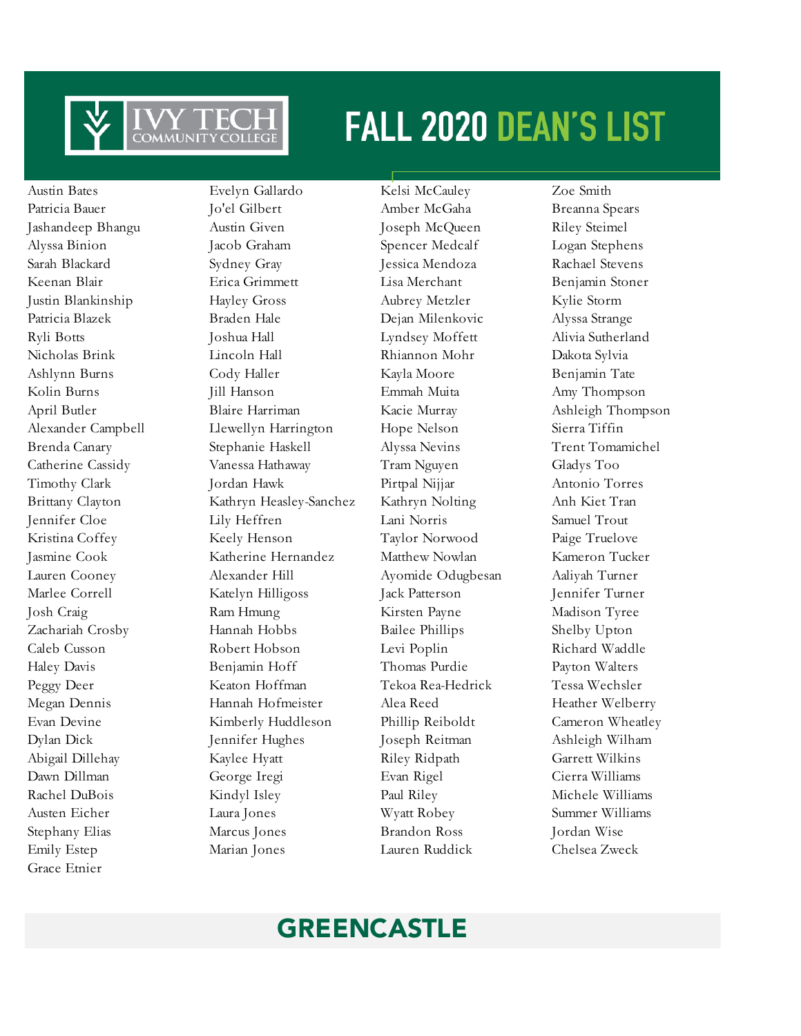# FALL 2020 DEAN'S LIST

## GREENCASTLE

Austin Bates
Patricia Bauer
Jashandeep Bhangu
Alyssa Binion
Sarah Blackard
Keenan Blair
Justin Blankinship
Patricia Blazek
Ryli Botts
Nicholas Brink
Ashlynn Burns
Kolin Burns
April Butler
Alexander Campbell
Brenda Canary
Catherine Cassidy
Timothy Clark
Brittany Clayton
Jennifer Cloe
Kristina Coffey
Jasmine Cook
Lauren Cooney
Marlee Correll
Josh Craig
Zachariah Crosby
Caleb Cusson
Haley Davis
Peggy Deer
Megan Dennis
Evan Devine
Dylan Dick
Abigail Dillehay
Dawn Dillman
Rachel DuBois
Austen Eicher
Stephany Elias
Emily Estep
Grace Etnier
Evelyn Gallardo
Jo'el Gilbert
Austin Given
Jacob Graham
Sydney Gray
Erica Grimmett
Hayley Gross
Braden Hale
Joshua Hall
Lincoln Hall
Cody Haller
Jill Hanson
Blaire Harriman
Llewellyn Harrington
Stephanie Haskell
Vanessa Hathaway
Jordan Hawk
Kathryn Heasley-Sanchez
Lily Heffren
Keely Henson
Katherine Hernandez
Alexander Hill
Katelyn Hilligoss
Ram Hmung
Hannah Hobbs
Robert Hobson
Benjamin Hoff
Keaton Hoffman
Hannah Hofmeister
Kimberly Huddleson
Jennifer Hughes
Kaylee Hyatt
George Iregi
Kindyl Isley
Laura Jones
Marcus Jones
Marian Jones
Kelsi McCauley
Amber McGaha
Joseph McQueen
Spencer Medcalf
Jessica Mendoza
Lisa Merchant
Aubrey Metzler
Dejan Milenkovic
Lyndsey Moffett
Rhiannon Mohr
Kayla Moore
Emmah Muita
Kacie Murray
Hope Nelson
Alyssa Nevins
Tram Nguyen
Pirtpal Nijjar
Kathryn Nolting
Lani Norris
Taylor Norwood
Matthew Nowlan
Ayomide Odugbesan
Jack Patterson
Kirsten Payne
Bailee Phillips
Levi Poplin
Thomas Purdie
Tekoa Rea-Hedrick
Alea Reed
Phillip Reiboldt
Joseph Reitman
Riley Ridpath
Evan Rigel
Paul Riley
Wyatt Robey
Brandon Ross
Lauren Ruddick
Zoe Smith
Breanna Spears
Riley Steimel
Logan Stephens
Rachael Stevens
Benjamin Stoner
Kylie Storm
Alyssa Strange
Alivia Sutherland
Dakota Sylvia
Benjamin Tate
Amy Thompson
Ashleigh Thompson
Sierra Tiffin
Trent Tomamichel
Gladys Too
Antonio Torres
Anh Kiet Tran
Samuel Trout
Paige Truelove
Kameron Tucker
Aaliyah Turner
Jennifer Turner
Madison Tyree
Shelby Upton
Richard Waddle
Payton Walters
Tessa Wechsler
Heather Welberry
Cameron Wheatley
Ashleigh Wilham
Garrett Wilkins
Cierra Williams
Michele Williams
Summer Williams
Jordan Wise
Chelsea Zweck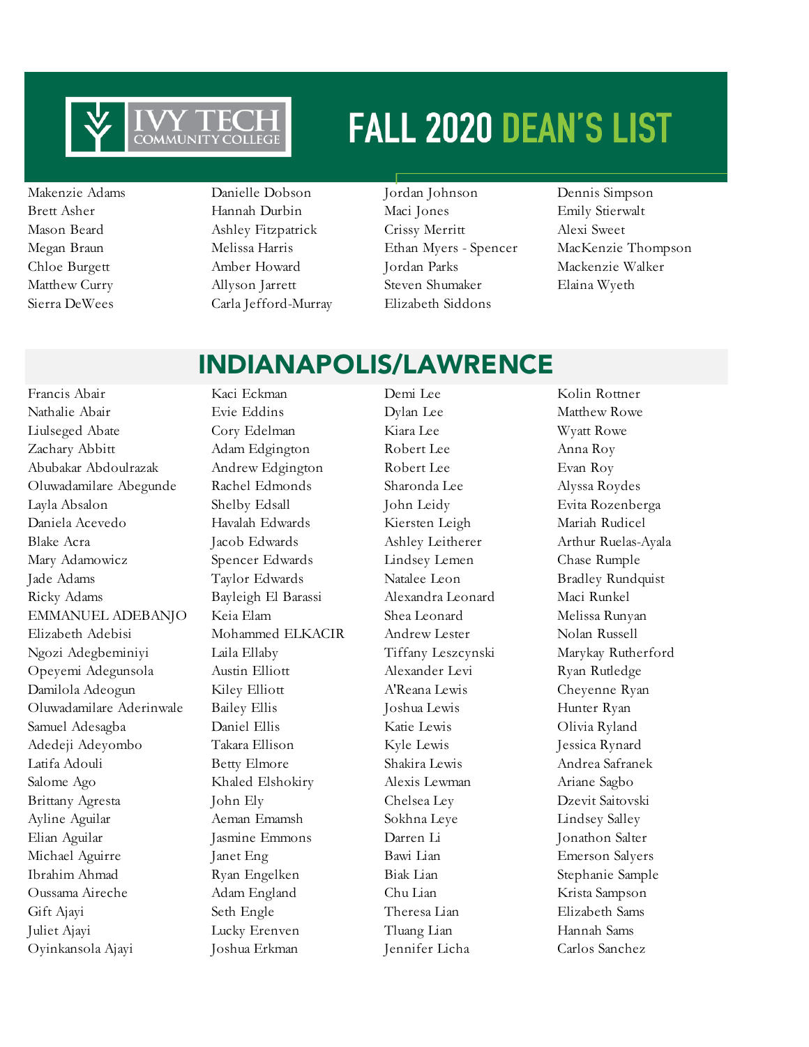# FALL 2020 DEAN'S LIST

Makenzie Adams
Brett Asher
Mason Beard
Megan Braun
Chloe Burgett
Matthew Curry
Sierra DeWees
Danielle Dobson
Hannah Durbin
Ashley Fitzpatrick
Melissa Harris
Amber Howard
Allyson Jarrett
Carla Jefford-Murray
Jordan Johnson
Maci Jones
Crissy Merritt
Ethan Myers - Spencer
Jordan Parks
Steven Shumaker
Elizabeth Siddons
Dennis Simpson
Emily Stierwalt
Alexi Sweet
MacKenzie Thompson
Mackenzie Walker
Elaina Wyeth

## INDIANAPOLIS/LAWRENCE

Francis Abair
Nathalie Abair
Liulseged Abate
Zachary Abbitt
Abubakar Abdoulrazak
Oluwadamilare Abegunde
Layla Absalon
Daniela Acevedo
Blake Acra
Mary Adamowicz
Jade Adams
Ricky Adams
EMMANUEL ADEBANJO
Elizabeth Adebisi
Ngozi Adegbeminiyi
Opeyemi Adegunsola
Damilola Adeogun
Oluwadamilare Aderinwale
Samuel Adesagba
Adedeji Adeyombo
Latifa Adouli
Salome Ago
Brittany Agresta
Ayline Aguilar
Elian Aguilar
Michael Aguirre
Ibrahim Ahmad
Oussama Aireche
Gift Ajayi
Juliet Ajayi
Oyinkansola Ajayi
Kaci Eckman
Evie Eddins
Cory Edelman
Adam Edgington
Andrew Edgington
Rachel Edmonds
Shelby Edsall
Havalah Edwards
Jacob Edwards
Spencer Edwards
Taylor Edwards
Bayleigh El Barassi
Keia Elam
Mohammed ELKACIR
Laila Ellaby
Austin Elliott
Kiley Elliott
Bailey Ellis
Daniel Ellis
Takara Ellison
Betty Elmore
Khaled Elshokiry
John Ely
Aeman Emamsh
Jasmine Emmons
Janet Eng
Ryan Engelken
Adam England
Seth Engle
Lucky Erenven
Joshua Erkman
Demi Lee
Dylan Lee
Kiara Lee
Robert Lee
Robert Lee
Sharonda Lee
John Leidy
Kiersten Leigh
Ashley Leitherer
Lindsey Lemen
Natalee Leon
Alexandra Leonard
Shea Leonard
Andrew Lester
Tiffany Leszcynski
Alexander Levi
A'Reana Lewis
Joshua Lewis
Katie Lewis
Kyle Lewis
Shakira Lewis
Alexis Lewman
Chelsea Ley
Sokhna Leye
Darren Li
Bawi Lian
Biak Lian
Chu Lian
Theresa Lian
Tluang Lian
Jennifer Licha
Kolin Rottner
Matthew Rowe
Wyatt Rowe
Anna Roy
Evan Roy
Alyssa Roydes
Evita Rozenberga
Mariah Rudicel
Arthur Ruelas-Ayala
Chase Rumple
Bradley Rundquist
Maci Runkel
Melissa Runyan
Nolan Russell
Marykay Rutherford
Ryan Rutledge
Cheyenne Ryan
Hunter Ryan
Olivia Ryland
Jessica Rynard
Andrea Safranek
Ariane Sagbo
Dzevit Saitovski
Lindsey Salley
Jonathon Salter
Emerson Salyers
Stephanie Sample
Krista Sampson
Elizabeth Sams
Hannah Sams
Carlos Sanchez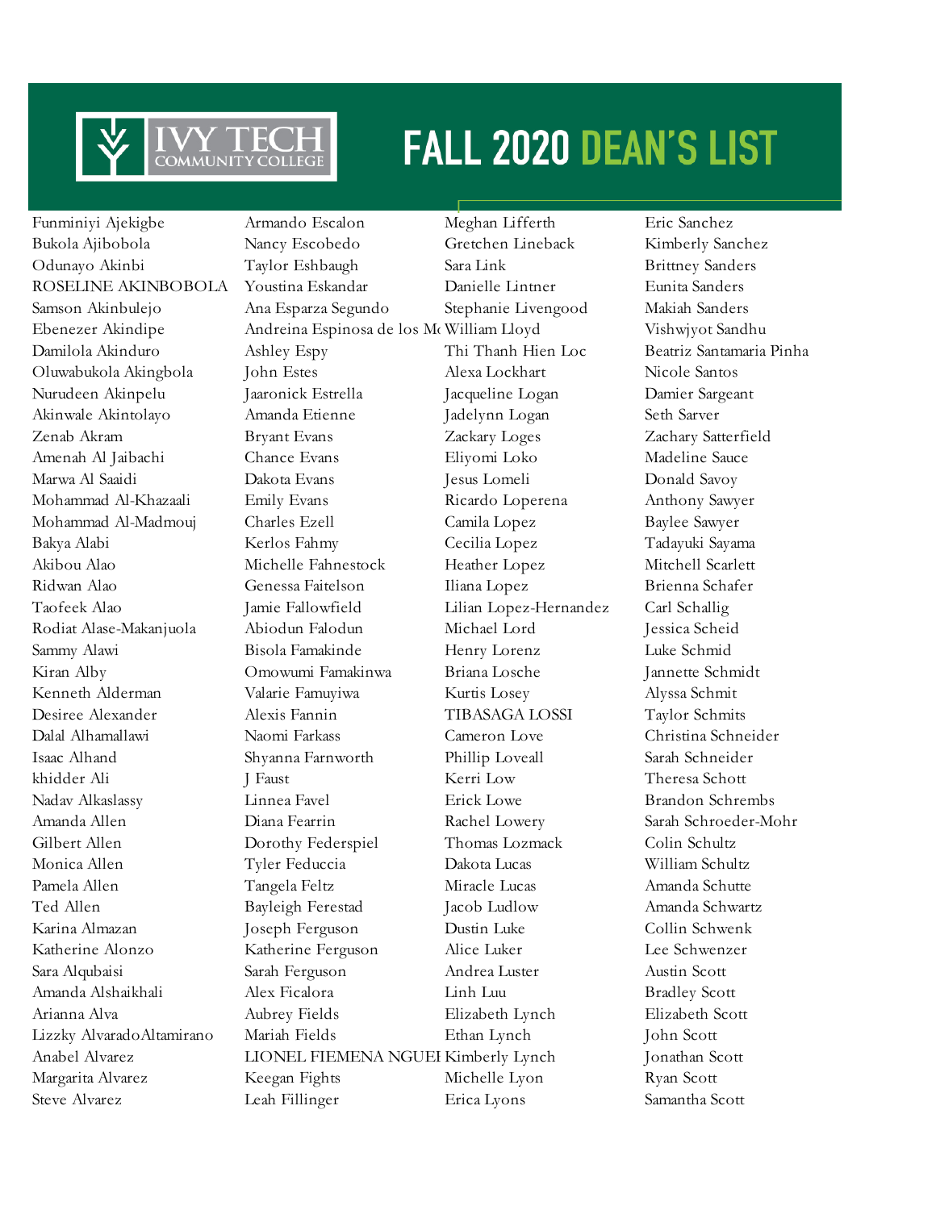# FALL 2020 DEAN'S LIST

Funminiyi Ajekigbe
Bukola Ajibobola
Odunayo Akinbi
ROSELINE AKINBOBOLA
Samson Akinbulejo
Ebenezer Akindipe
Damilola Akinduro
Oluwabukola Akingbola
Nurudeen Akinpelu
Akinwale Akintolayo
Zenab Akram
Amenah Al Jaibachi
Marwa Al Saaidi
Mohammad Al-Khazaali
Mohammad Al-Madmouj
Bakya Alabi
Akibou Alao
Ridwan Alao
Taofeek Alao
Rodiat Alase-Makanjuola
Sammy Alawi
Kiran Alby
Kenneth Alderman
Desiree Alexander
Dalal Alhamallawi
Isaac Alhand
khidder Ali
Nadav Alkaslassy
Amanda Allen
Gilbert Allen
Monica Allen
Pamela Allen
Ted Allen
Karina Almazan
Katherine Alonzo
Sara Alqubaisi
Amanda Alshaikhali
Arianna Alva
Lizzky AlvaradoAltamirano
Anabel Alvarez
Margarita Alvarez
Steve Alvarez

Armando Escalon
Nancy Escobedo
Taylor Eshbaugh
Youstina Eskandar
Ana Esparza Segundo
Andreina Espinosa de los Mo
Ashley Espy
John Estes
Jaaronick Estrella
Amanda Etienne
Bryant Evans
Chance Evans
Dakota Evans
Emily Evans
Charles Ezell
Kerlos Fahmy
Michelle Fahnestock
Genessa Faitelson
Jamie Fallowfield
Abiodun Falodun
Bisola Famakinde
Omowumi Famakinwa
Valarie Famuyiwa
Alexis Fannin
Naomi Farkass
Shyanna Farnworth
J Faust
Linnea Favel
Diana Fearrin
Dorothy Federspiel
Tyler Feduccia
Tangela Feltz
Bayleigh Ferestad
Joseph Ferguson
Katherine Ferguson
Sarah Ferguson
Alex Ficalora
Aubrey Fields
Mariah Fields
LIONEL FIEMENA NGUEI
Keegan Fights
Leah Fillinger

Meghan Lifferth
Gretchen Lineback
Sara Link
Danielle Lintner
Stephanie Livengood
William Lloyd
Thi Thanh Hien Loc
Alexa Lockhart
Jacqueline Logan
Jadelynn Logan
Zackary Loges
Eliyomi Loko
Jesus Lomeli
Ricardo Loperena
Camila Lopez
Cecilia Lopez
Heather Lopez
Iliana Lopez
Lilian Lopez-Hernandez
Michael Lord
Henry Lorenz
Briana Losche
Kurtis Losey
TIBASAGA LOSSI
Cameron Love
Phillip Loveall
Kerri Low
Erick Lowe
Rachel Lowery
Thomas Lozmack
Dakota Lucas
Miracle Lucas
Jacob Ludlow
Dustin Luke
Alice Luker
Andrea Luster
Linh Luu
Elizabeth Lynch
Ethan Lynch
Kimberly Lynch
Michelle Lyon
Erica Lyons

Eric Sanchez
Kimberly Sanchez
Brittney Sanders
Eunita Sanders
Makiah Sanders
Vishwjyot Sandhu
Beatriz Santamaria Pinha
Nicole Santos
Damier Sargeant
Seth Sarver
Zachary Satterfield
Madeline Sauce
Donald Savoy
Anthony Sawyer
Baylee Sawyer
Tadayuki Sayama
Mitchell Scarlett
Brienna Schafer
Carl Schallig
Jessica Scheid
Luke Schmid
Jannette Schmidt
Alyssa Schmit
Taylor Schmits
Christina Schneider
Sarah Schneider
Theresa Schott
Brandon Schrembs
Sarah Schroeder-Mohr
Colin Schultz
William Schultz
Amanda Schutte
Amanda Schwartz
Collin Schwenk
Lee Schwenzer
Austin Scott
Bradley Scott
Elizabeth Scott
John Scott
Jonathan Scott
Ryan Scott
Samantha Scott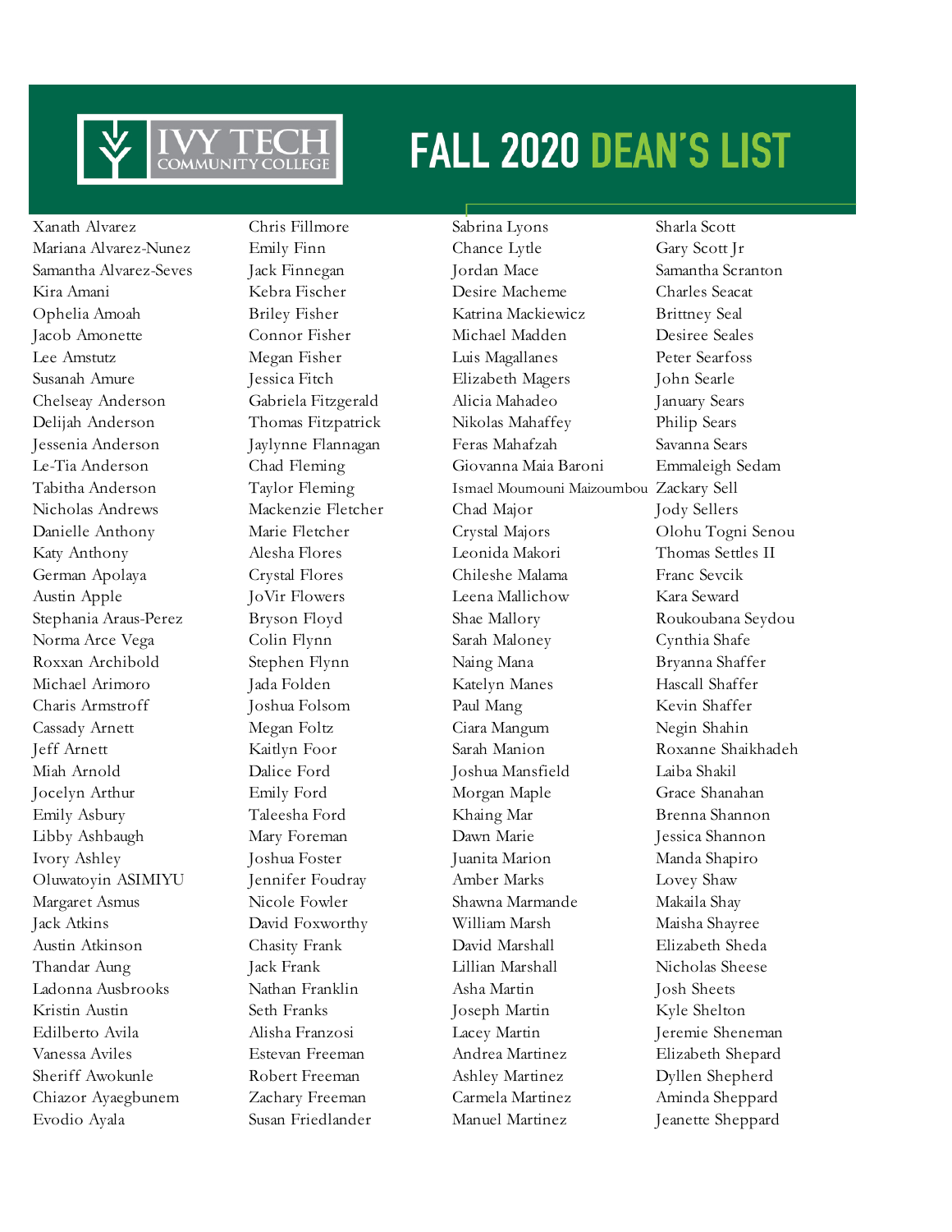# FALL 2020 DEAN'S LIST

Xanath Alvarez
Mariana Alvarez-Nunez
Samantha Alvarez-Seves
Kira Amani
Ophelia Amoah
Jacob Amonette
Lee Amstutz
Susanah Amure
Chelseay Anderson
Delijah Anderson
Jessenia Anderson
Le-Tia Anderson
Tabitha Anderson
Nicholas Andrews
Danielle Anthony
Katy Anthony
German Apolaya
Austin Apple
Stephania Araus-Perez
Norma Arce Vega
Roxxan Archibold
Michael Arimoro
Charis Armstroff
Cassady Arnett
Jeff Arnett
Miah Arnold
Jocelyn Arthur
Emily Asbury
Libby Ashbaugh
Ivory Ashley
Oluwatoyin ASIMIYU
Margaret Asmus
Jack Atkins
Austin Atkinson
Thandar Aung
Ladonna Ausbrooks
Kristin Austin
Edilberto Avila
Vanessa Aviles
Sheriff Awokunle
Chiazor Ayaegbunem
Evodio Ayala

Chris Fillmore
Emily Finn
Jack Finnegan
Kebra Fischer
Briley Fisher
Connor Fisher
Megan Fisher
Jessica Fitch
Gabriela Fitzgerald
Thomas Fitzpatrick
Jaylynne Flannagan
Chad Fleming
Taylor Fleming
Mackenzie Fletcher
Marie Fletcher
Alesha Flores
Crystal Flores
JoVir Flowers
Bryson Floyd
Colin Flynn
Stephen Flynn
Jada Folden
Joshua Folsom
Megan Foltz
Kaitlyn Foor
Dalice Ford
Emily Ford
Taleesha Ford
Mary Foreman
Joshua Foster
Jennifer Foudray
Nicole Fowler
David Foxworthy
Chasity Frank
Jack Frank
Nathan Franklin
Seth Franks
Alisha Franzosi
Estevan Freeman
Robert Freeman
Zachary Freeman
Susan Friedlander

Sabrina Lyons
Chance Lytle
Jordan Mace
Desire Macheme
Katrina Mackiewicz
Michael Madden
Luis Magallanes
Elizabeth Magers
Alicia Mahadeo
Nikolas Mahaffey
Feras Mahafzah
Giovanna Maia Baroni
Ismael Moumouni Maizoumbou
Chad Major
Crystal Majors
Leonida Makori
Chileshe Malama
Leena Mallichow
Shae Mallory
Sarah Maloney
Naing Mana
Katelyn Manes
Paul Mang
Ciara Mangum
Sarah Manion
Joshua Mansfield
Morgan Maple
Khaing Mar
Dawn Marie
Juanita Marion
Amber Marks
Shawna Marmande
William Marsh
David Marshall
Lillian Marshall
Asha Martin
Joseph Martin
Lacey Martin
Andrea Martinez
Ashley Martinez
Carmela Martinez
Manuel Martinez

Sharla Scott
Gary Scott Jr
Samantha Scranton
Charles Seacat
Brittney Seal
Desiree Seales
Peter Searfoss
John Searle
January Sears
Philip Sears
Savanna Sears
Emmaleigh Sedam
Zackary Sell
Jody Sellers
Olohu Togni Senou
Thomas Settles II
Franc Sevcik
Kara Seward
Roukoubana Seydou
Cynthia Shafe
Bryanna Shaffer
Hascall Shaffer
Kevin Shaffer
Negin Shahin
Roxanne Shaikhadeh
Laiba Shakil
Grace Shanahan
Brenna Shannon
Jessica Shannon
Manda Shapiro
Lovey Shaw
Makaila Shay
Maisha Shayree
Elizabeth Sheda
Nicholas Sheese
Josh Sheets
Kyle Shelton
Jeremie Sheneman
Elizabeth Shepard
Dyllen Shepherd
Aminda Sheppard
Jeanette Sheppard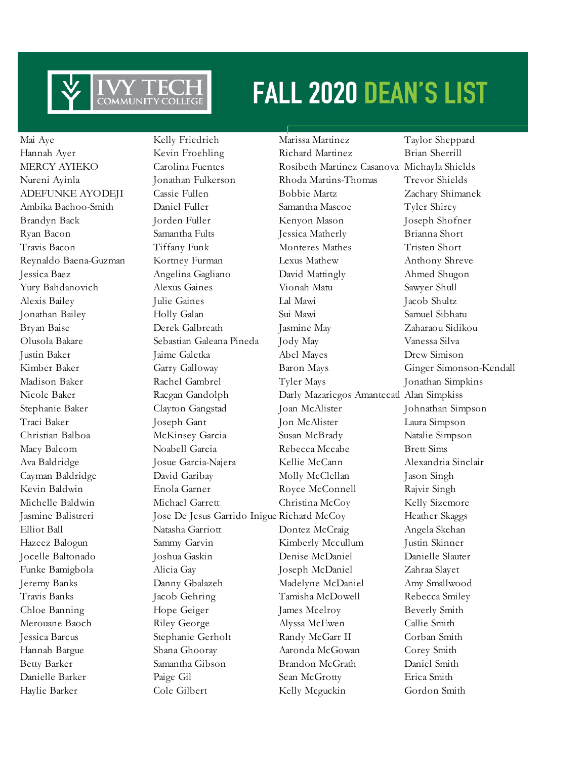# FALL 2020 DEAN'S LIST

Mai Aye
Hannah Ayer
MERCY AYIEKO
Nureni Ayinla
ADEFUNKE AYODEJI
Ambika Bachoo-Smith
Brandyn Back
Ryan Bacon
Travis Bacon
Reynaldo Baena-Guzman
Jessica Baez
Yury Bahdanovich
Alexis Bailey
Jonathan Bailey
Bryan Baise
Olusola Bakare
Justin Baker
Kimber Baker
Madison Baker
Nicole Baker
Stephanie Baker
Traci Baker
Christian Balboa
Macy Balcom
Ava Baldridge
Cayman Baldridge
Kevin Baldwin
Michelle Baldwin
Jasmine Balistreri
Elliot Ball
Hazeez Balogun
Jocelle Baltonado
Funke Bamigbola
Jeremy Banks
Travis Banks
Chloe Banning
Merouane Baoch
Jessica Barcus
Hannah Bargue
Betty Barker
Danielle Barker
Haylie Barker

Kelly Friedrich
Kevin Froehling
Carolina Fuentes
Jonathan Fulkerson
Cassie Fullen
Daniel Fuller
Jorden Fuller
Samantha Fults
Tiffany Funk
Kortney Furman
Angelina Gagliano
Alexus Gaines
Julie Gaines
Holly Galan
Derek Galbreath
Sebastian Galeana Pineda
Jaime Galetka
Garry Galloway
Rachel Gambrel
Raegan Gandolph
Clayton Gangstad
Joseph Gant
McKinsey Garcia
Noabell Garcia
Josue Garcia-Najera
David Garibay
Enola Garner
Michael Garrett
Jose De Jesus Garrido Inigue
Natasha Garriott
Sammy Garvin
Joshua Gaskin
Alicia Gay
Danny Gbalazeh
Jacob Gehring
Hope Geiger
Riley George
Stephanie Gerholt
Shana Ghooray
Samantha Gibson
Paige Gil
Cole Gilbert

Marissa Martinez
Richard Martinez
Rosibeth Martinez Casanova
Rhoda Martins-Thomas
Bobbie Martz
Samantha Mascoe
Kenyon Mason
Jessica Matherly
Monteres Mathes
Lexus Mathew
David Mattingly
Vionah Matu
Lal Mawi
Sui Mawi
Jasmine May
Jody May
Abel Mayes
Baron Mays
Tyler Mays
Darly Mazariegos Amantecatl
Joan McAlister
Jon McAlister
Susan McBrady
Rebecca Mccabe
Kellie McCann
Molly McClellan
Royce McConnell
Christina McCoy
Richard McCoy
Dontez McCraig
Kimberly Mccullum
Denise McDaniel
Joseph McDaniel
Madelyne McDaniel
Tamisha McDowell
James Mcelroy
Alyssa McEwen
Randy McGarr II
Aaronda McGowan
Brandon McGrath
Sean McGrotty
Kelly Mcguckin

Taylor Sheppard
Brian Sherrill
Michayla Shields
Trevor Shields
Zachary Shimanek
Tyler Shirey
Joseph Shofner
Brianna Short
Tristen Short
Anthony Shreve
Ahmed Shugon
Sawyer Shull
Jacob Shultz
Samuel Sibhatu
Zaharaou Sidikou
Vanessa Silva
Drew Simison
Ginger Simonson-Kendall
Jonathan Simpkins
Alan Simpkiss
Johnathan Simpson
Laura Simpson
Natalie Simpson
Brett Sims
Alexandria Sinclair
Jason Singh
Rajvir Singh
Kelly Sizemore
Heather Skaggs
Angela Skehan
Justin Skinner
Danielle Slauter
Zahraa Slayet
Amy Smallwood
Rebecca Smiley
Beverly Smith
Callie Smith
Corban Smith
Corey Smith
Daniel Smith
Erica Smith
Gordon Smith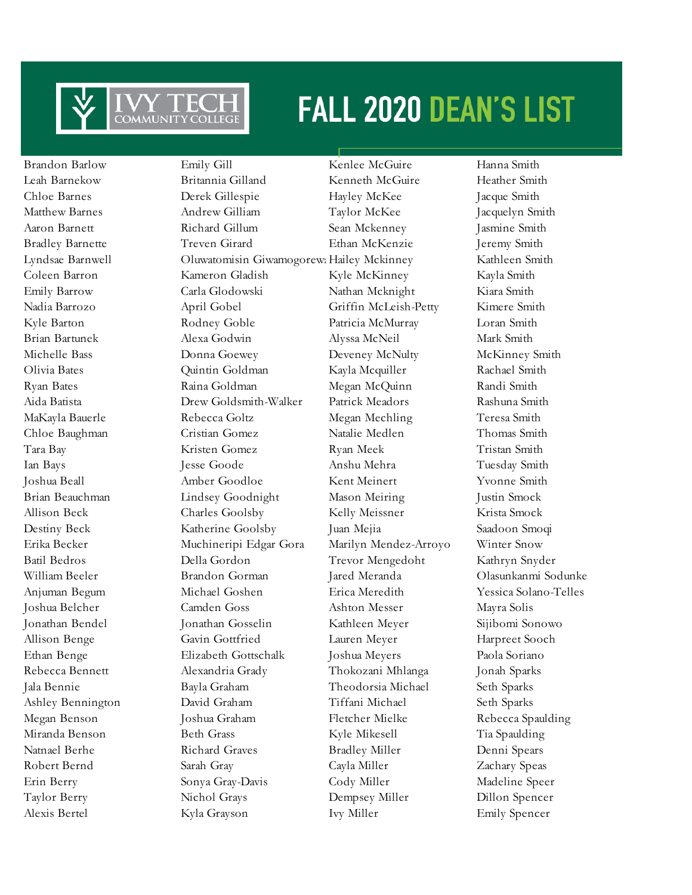# FALL 2020 DEAN'S LIST

Brandon Barlow
Leah Barnekow
Chloe Barnes
Matthew Barnes
Aaron Barnett
Bradley Barnette
Lyndsae Barnwell
Coleen Barron
Emily Barrow
Nadia Barrozo
Kyle Barton
Brian Bartunek
Michelle Bass
Olivia Bates
Ryan Bates
Aida Batista
MaKayla Bauerle
Chloe Baughman
Tara Bay
Ian Bays
Joshua Beall
Brian Beauchman
Allison Beck
Destiny Beck
Erika Becker
Batil Bedros
William Beeler
Anjuman Begum
Joshua Belcher
Jonathan Bendel
Allison Benge
Ethan Benge
Rebecca Bennett
Jala Bennie
Ashley Bennington
Megan Benson
Miranda Benson
Natnael Berhe
Robert Bernd
Erin Berry
Taylor Berry
Alexis Bertel

Emily Gill
Britannia Gilland
Derek Gillespie
Andrew Gilliam
Richard Gillum
Treven Girard
Oluwatomisin Giwamogorew
Kameron Gladish
Carla Glodowski
April Gobel
Rodney Goble
Alexa Godwin
Donna Goewey
Quintin Goldman
Raina Goldman
Drew Goldsmith-Walker
Rebecca Goltz
Cristian Gomez
Kristen Gomez
Jesse Goode
Amber Goodloe
Lindsey Goodnight
Charles Goolsby
Katherine Goolsby
Muchineripi Edgar Gora
Della Gordon
Brandon Gorman
Michael Goshen
Camden Goss
Jonathan Gosselin
Gavin Gottfried
Elizabeth Gottschalk
Alexandria Grady
Bayla Graham
David Graham
Joshua Graham
Beth Grass
Richard Graves
Sarah Gray
Sonya Gray-Davis
Nichol Grays
Kyla Grayson

Kenlee McGuire
Kenneth McGuire
Hayley McKee
Taylor McKee
Sean Mckenney
Ethan McKenzie
Hailey Mckinney
Kyle McKinney
Nathan Mcknight
Griffin McLeish-Petty
Patricia McMurray
Alyssa McNeil
Deveney McNulty
Kayla Mcquiller
Megan McQuinn
Patrick Meadors
Megan Mechling
Natalie Medlen
Ryan Meek
Anshu Mehra
Kent Meinert
Mason Meiring
Kelly Meissner
Juan Mejia
Marilyn Mendez-Arroyo
Trevor Mengedoht
Jared Meranda
Erica Meredith
Ashton Messer
Kathleen Meyer
Lauren Meyer
Joshua Meyers
Thokozani Mhlanga
Theodorsia Michael
Tiffani Michael
Fletcher Mielke
Kyle Mikesell
Bradley Miller
Cayla Miller
Cody Miller
Dempsey Miller
Ivy Miller

Hanna Smith
Heather Smith
Jacque Smith
Jacquelyn Smith
Jasmine Smith
Jeremy Smith
Kathleen Smith
Kayla Smith
Kiara Smith
Kimere Smith
Loran Smith
Mark Smith
McKinney Smith
Rachael Smith
Randi Smith
Rashuna Smith
Teresa Smith
Thomas Smith
Tristan Smith
Tuesday Smith
Yvonne Smith
Justin Smock
Krista Smock
Saadoon Smoqi
Winter Snow
Kathryn Snyder
Olasunkanmi Sodunke
Yessica Solano-Telles
Mayra Solis
Sijibomi Sonowo
Harpreet Sooch
Paola Soriano
Jonah Sparks
Seth Sparks
Seth Sparks
Rebecca Spaulding
Tia Spaulding
Denni Spears
Zachary Speas
Madeline Speer
Dillon Spencer
Emily Spencer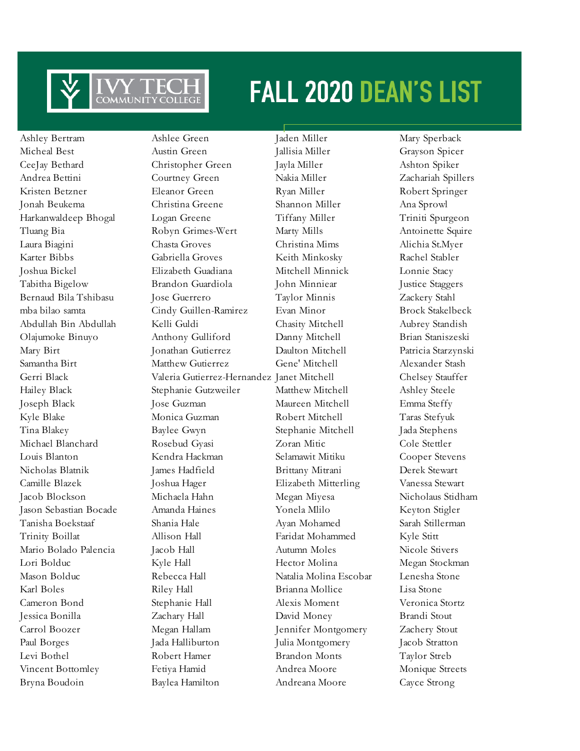# FALL 2020 DEAN'S LIST

Ashley Bertram
Micheal Best
CeeJay Bethard
Andrea Bettini
Kristen Betzner
Jonah Beukema
Harkanwaldeep Bhogal
Tluang Bia
Laura Biagini
Karter Bibbs
Joshua Bickel
Tabitha Bigelow
Bernaud Bila Tshibasu
mba bilao samta
Abdullah Bin Abdullah
Olajumoke Binuyo
Mary Birt
Samantha Birt
Gerri Black
Hailey Black
Joseph Black
Kyle Blake
Tina Blakey
Michael Blanchard
Louis Blanton
Nicholas Blatnik
Camille Blazek
Jacob Blockson
Jason Sebastian Bocade
Tanisha Boekstaaf
Trinity Boillat
Mario Bolado Palencia
Lori Bolduc
Mason Bolduc
Karl Boles
Cameron Bond
Jessica Bonilla
Carrol Boozer
Paul Borges
Levi Bothel
Vincent Bottomley
Bryna Boudoin

Ashlee Green
Austin Green
Christopher Green
Courtney Green
Eleanor Green
Christina Greene
Logan Greene
Robyn Grimes-Wert
Chasta Groves
Gabriella Groves
Elizabeth Guadiana
Brandon Guardiola
Jose Guerrero
Cindy Guillen-Ramirez
Kelli Guldi
Anthony Gulliford
Jonathan Gutierrez
Matthew Gutierrez
Valeria Gutierrez-Hernandez
Stephanie Gutzweiler
Jose Guzman
Monica Guzman
Baylee Gwyn
Rosebud Gyasi
Kendra Hackman
James Hadfield
Joshua Hager
Michaela Hahn
Amanda Haines
Shania Hale
Allison Hall
Jacob Hall
Kyle Hall
Rebecca Hall
Riley Hall
Stephanie Hall
Zachary Hall
Megan Hallam
Jada Halliburton
Robert Hamer
Fetiya Hamid
Baylea Hamilton

Jaden Miller
Jallisia Miller
Jayla Miller
Nakia Miller
Ryan Miller
Shannon Miller
Tiffany Miller
Marty Mills
Christina Mims
Keith Minkosky
Mitchell Minnick
John Minniear
Taylor Minnis
Evan Minor
Chasity Mitchell
Danny Mitchell
Daulton Mitchell
Gene' Mitchell
Janet Mitchell
Matthew Mitchell
Maureen Mitchell
Robert Mitchell
Stephanie Mitchell
Zoran Mitic
Selamawit Mitiku
Brittany Mitrani
Elizabeth Mitterling
Megan Miyesa
Yonela Mlilo
Ayan Mohamed
Faridat Mohammed
Autumn Moles
Hector Molina
Natalia Molina Escobar
Brianna Mollice
Alexis Moment
David Money
Jennifer Montgomery
Julia Montgomery
Brandon Monts
Andrea Moore
Andreana Moore

Mary Sperback
Grayson Spicer
Ashton Spiker
Zachariah Spillers
Robert Springer
Ana Sprowl
Triniti Spurgeon
Antoinette Squire
Alichia St.Myer
Rachel Stabler
Lonnie Stacy
Justice Staggers
Zackery Stahl
Brock Stakelbeck
Aubrey Standish
Brian Staniszeski
Patricia Starzynski
Alexander Stash
Chelsey Stauffer
Ashley Steele
Emma Steffy
Taras Stefyuk
Jada Stephens
Cole Stettler
Cooper Stevens
Derek Stewart
Vanessa Stewart
Nicholaus Stidham
Keyton Stigler
Sarah Stillerman
Kyle Stitt
Nicole Stivers
Megan Stockman
Lenesha Stone
Lisa Stone
Veronica Stortz
Brandi Stout
Zachery Stout
Jacob Stratton
Taylor Streb
Monique Streets
Cayce Strong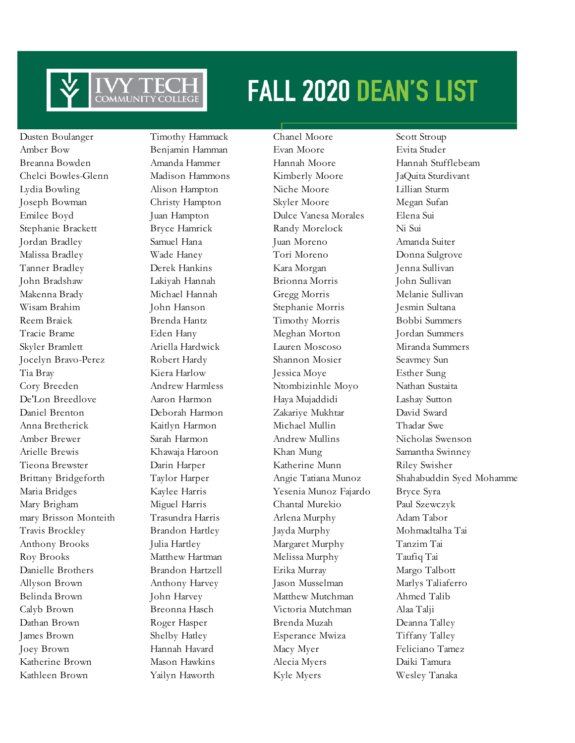# FALL 2020 DEAN'S LIST

Dusten Boulanger
Amber Bow
Breanna Bowden
Chelci Bowles-Glenn
Lydia Bowling
Joseph Bowman
Emilee Boyd
Stephanie Brackett
Jordan Bradley
Malissa Bradley
Tanner Bradley
John Bradshaw
Makenna Brady
Wisam Brahim
Reem Braiek
Tracie Brame
Skyler Bramlett
Jocelyn Bravo-Perez
Tia Bray
Cory Breeden
De'Lon Breedlove
Daniel Brenton
Anna Bretherick
Amber Brewer
Arielle Brewis
Tieona Brewster
Brittany Bridgeforth
Maria Bridges
Mary Brigham
mary Brisson Monteith
Travis Brockley
Anthony Brooks
Roy Brooks
Danielle Brothers
Allyson Brown
Belinda Brown
Calyb Brown
Dathan Brown
James Brown
Joey Brown
Katherine Brown
Kathleen Brown
Timothy Hammack
Benjamin Hamman
Amanda Hammer
Madison Hammons
Alison Hampton
Christy Hampton
Juan Hampton
Bryce Hamrick
Samuel Hana
Wade Haney
Derek Hankins
Lakiyah Hannah
Michael Hannah
John Hanson
Brenda Hantz
Eden Hany
Ariella Hardwick
Robert Hardy
Kiera Harlow
Andrew Harmless
Aaron Harmon
Deborah Harmon
Kaitlyn Harmon
Sarah Harmon
Khawaja Haroon
Darin Harper
Taylor Harper
Kaylee Harris
Miguel Harris
Trasundra Harris
Brandon Hartley
Julia Hartley
Matthew Hartman
Brandon Hartzell
Anthony Harvey
John Harvey
Breonna Hasch
Roger Hasper
Shelby Hatley
Hannah Havard
Mason Hawkins
Yailyn Haworth
Chanel Moore
Evan Moore
Hannah Moore
Kimberly Moore
Niche Moore
Skyler Moore
Dulce Vanesa Morales
Randy Morelock
Juan Moreno
Tori Moreno
Kara Morgan
Brionna Morris
Gregg Morris
Stephanie Morris
Timothy Morris
Meghan Morton
Lauren Moscoso
Shannon Mosier
Jessica Moye
Ntombizinhle Moyo
Haya Mujaddidi
Zakariye Mukhtar
Michael Mullin
Andrew Mullins
Khan Mung
Katherine Munn
Angie Tatiana Munoz
Yesenia Munoz Fajardo
Chantal Murekio
Arlena Murphy
Jayda Murphy
Margaret Murphy
Melissa Murphy
Erika Murray
Jason Musselman
Matthew Mutchman
Victoria Mutchman
Brenda Muzah
Esperance Mwiza
Macy Myer
Alecia Myers
Kyle Myers
Scott Stroup
Evita Studer
Hannah Stufflebeam
JaQuita Sturdivant
Lillian Sturm
Megan Sufan
Elena Sui
Ni Sui
Amanda Suiter
Donna Sulgrove
Jenna Sullivan
John Sullivan
Melanie Sullivan
Jesmin Sultana
Bobbi Summers
Jordan Summers
Miranda Summers
Seavmey Sun
Esther Sung
Nathan Sustaita
Lashay Sutton
David Sward
Thadar Swe
Nicholas Swenson
Samantha Swinney
Riley Swisher
Shahabuddin Syed Mohamme
Bryce Syra
Paul Szewczyk
Adam Tabor
Mohmadtalha Tai
Tanzim Tai
Taufiq Tai
Margo Talbott
Marlys Taliaferro
Ahmed Talib
Alaa Talji
Deanna Talley
Tiffany Talley
Feliciano Tamez
Daiki Tamura
Wesley Tanaka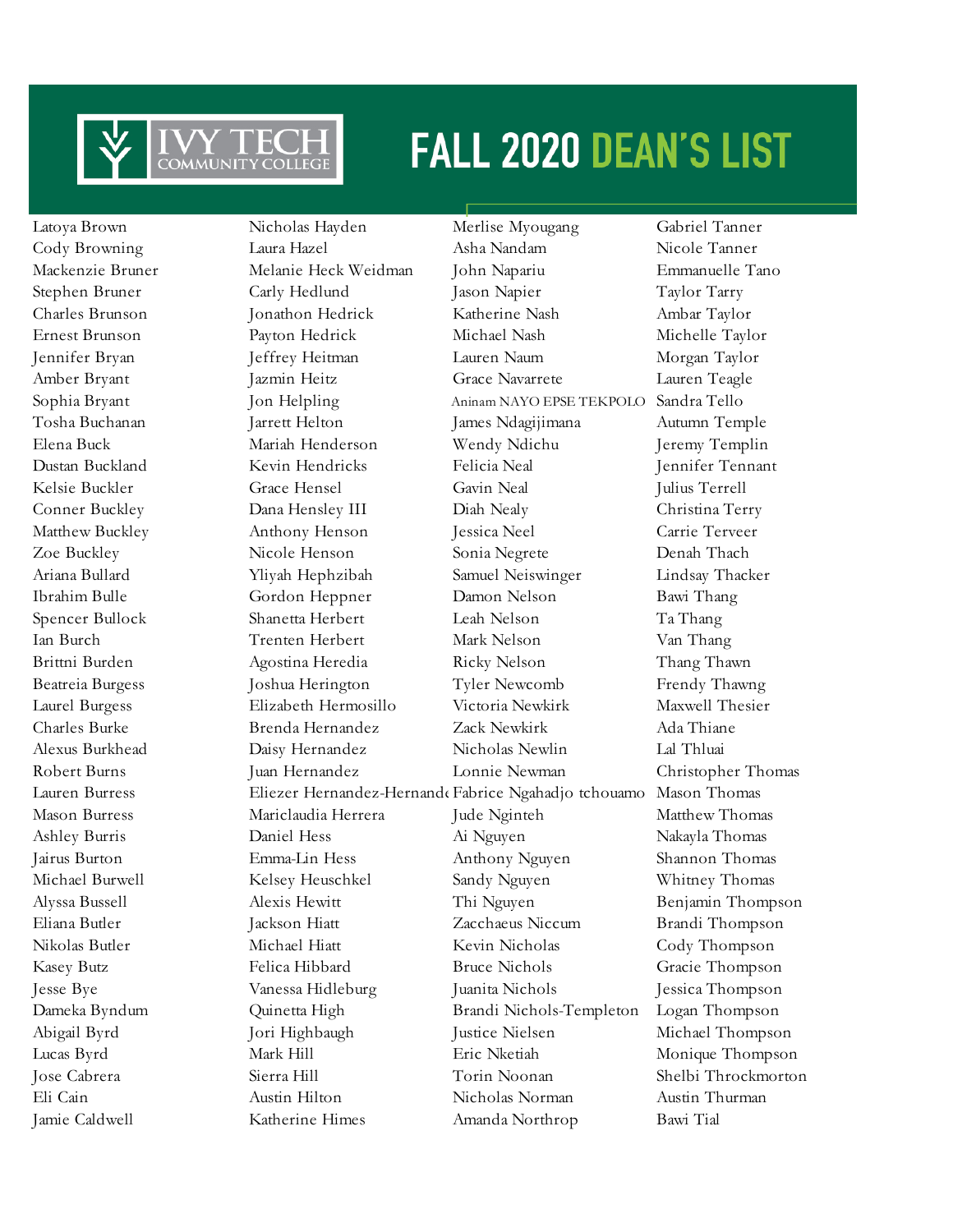# FALL 2020 DEAN'S LIST

Latoya Brown
Cody Browning
Mackenzie Bruner
Stephen Bruner
Charles Brunson
Ernest Brunson
Jennifer Bryan
Amber Bryant
Sophia Bryant
Tosha Buchanan
Elena Buck
Dustan Buckland
Kelsie Buckler
Conner Buckley
Matthew Buckley
Zoe Buckley
Ariana Bullard
Ibrahim Bulle
Spencer Bullock
Ian Burch
Brittni Burden
Beatreia Burgess
Laurel Burgess
Charles Burke
Alexus Burkhead
Robert Burns
Lauren Burress
Mason Burress
Ashley Burris
Jairus Burton
Michael Burwell
Alyssa Bussell
Eliana Butler
Nikolas Butler
Kasey Butz
Jesse Bye
Dameka Byndum
Abigail Byrd
Lucas Byrd
Jose Cabrera
Eli Cain
Jamie Caldwell

Nicholas Hayden
Laura Hazel
Melanie Heck Weidman
Carly Hedlund
Jonathon Hedrick
Payton Hedrick
Jeffrey Heitman
Jazmin Heitz
Jon Helpling
Jarrett Helton
Mariah Henderson
Kevin Hendricks
Grace Hensel
Dana Hensley III
Anthony Henson
Nicole Henson
Yliyah Hephzibah
Gordon Heppner
Shanetta Herbert
Trenten Herbert
Agostina Heredia
Joshua Herington
Elizabeth Hermosillo
Brenda Hernandez
Daisy Hernandez
Juan Hernandez
Eliezer Hernandez-Hernande
Mariclaudia Herrera
Daniel Hess
Emma-Lin Hess
Kelsey Heuschkel
Alexis Hewitt
Jackson Hiatt
Michael Hiatt
Felica Hibbard
Vanessa Hidleburg
Quinetta High
Jori Highbaugh
Mark Hill
Sierra Hill
Austin Hilton
Katherine Himes

Merlise Myougang
Asha Nandam
John Napariu
Jason Napier
Katherine Nash
Michael Nash
Lauren Naum
Grace Navarrete
Aninam NAYO EPSE TEKPOLO
James Ndagijimana
Wendy Ndichu
Felicia Neal
Gavin Neal
Diah Nealy
Jessica Neel
Sonia Negrete
Samuel Neiswinger
Damon Nelson
Leah Nelson
Mark Nelson
Ricky Nelson
Tyler Newcomb
Victoria Newkirk
Zack Newkirk
Nicholas Newlin
Lonnie Newman
Fabrice Ngahadjo tchouamo
Jude Nginteh
Ai Nguyen
Anthony Nguyen
Sandy Nguyen
Thi Nguyen
Zacchaeus Niccum
Kevin Nicholas
Bruce Nichols
Juanita Nichols
Brandi Nichols-Templeton
Justice Nielsen
Eric Nketiah
Torin Noonan
Nicholas Norman
Amanda Northrop

Gabriel Tanner
Nicole Tanner
Emmanuelle Tano
Taylor Tarry
Ambar Taylor
Michelle Taylor
Morgan Taylor
Lauren Teagle
Sandra Tello
Autumn Temple
Jeremy Templin
Jennifer Tennant
Julius Terrell
Christina Terry
Carrie Terveer
Denah Thach
Lindsay Thacker
Bawi Thang
Ta Thang
Van Thang
Thang Thawn
Frendy Thawng
Maxwell Thesier
Ada Thiane
Lal Thluai
Christopher Thomas
Mason Thomas
Matthew Thomas
Nakayla Thomas
Shannon Thomas
Whitney Thomas
Benjamin Thompson
Brandi Thompson
Cody Thompson
Gracie Thompson
Jessica Thompson
Logan Thompson
Michael Thompson
Monique Thompson
Shelbi Throckmorton
Austin Thurman
Bawi Tial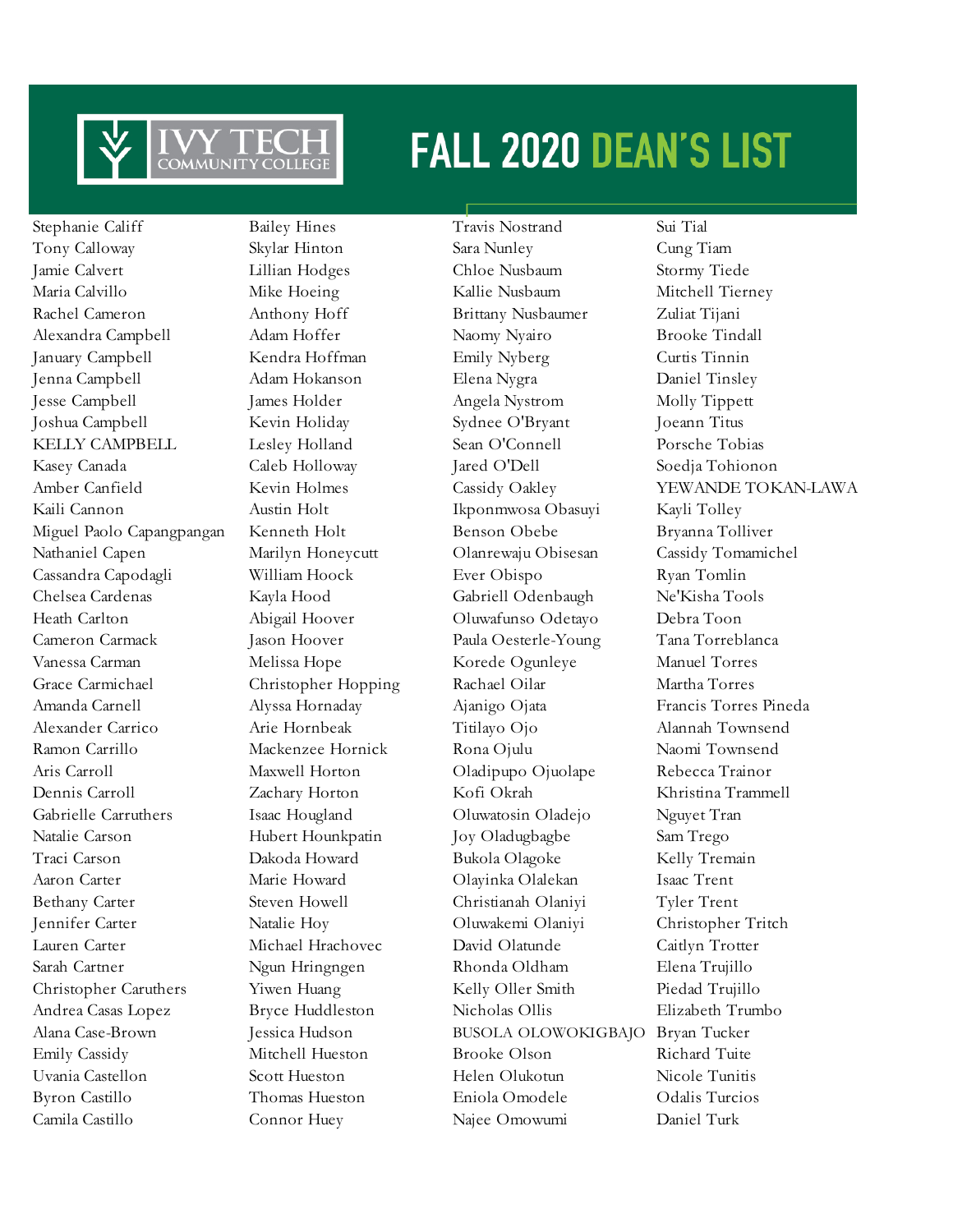# FALL 2020 DEAN'S LIST

Stephanie Califf
Tony Calloway
Jamie Calvert
Maria Calvillo
Rachel Cameron
Alexandra Campbell
January Campbell
Jenna Campbell
Jesse Campbell
Joshua Campbell
KELLY CAMPBELL
Kasey Canada
Amber Canfield
Kaili Cannon
Miguel Paolo Capangpangan
Nathaniel Capen
Cassandra Capodagli
Chelsea Cardenas
Heath Carlton
Cameron Carmack
Vanessa Carman
Grace Carmichael
Amanda Carnell
Alexander Carrico
Ramon Carrillo
Aris Carroll
Dennis Carroll
Gabrielle Carruthers
Natalie Carson
Traci Carson
Aaron Carter
Bethany Carter
Jennifer Carter
Lauren Carter
Sarah Cartner
Christopher Caruthers
Andrea Casas Lopez
Alana Case-Brown
Emily Cassidy
Uvania Castellon
Byron Castillo
Camila Castillo

Bailey Hines
Skylar Hinton
Lillian Hodges
Mike Hoeing
Anthony Hoff
Adam Hoffer
Kendra Hoffman
Adam Hokanson
James Holder
Kevin Holiday
Lesley Holland
Caleb Holloway
Kevin Holmes
Austin Holt
Kenneth Holt
Marilyn Honeycutt
William Hoock
Kayla Hood
Abigail Hoover
Jason Hoover
Melissa Hope
Christopher Hopping
Alyssa Hornaday
Arie Hornbeak
Mackenzee Hornick
Maxwell Horton
Zachary Horton
Isaac Hougland
Hubert Hounkpatin
Dakoda Howard
Marie Howard
Steven Howell
Natalie Hoy
Michael Hrachovec
Ngun Hringngen
Yiwen Huang
Bryce Huddleston
Jessica Hudson
Mitchell Hueston
Scott Hueston
Thomas Hueston
Connor Huey

Travis Nostrand
Sara Nunley
Chloe Nusbaum
Kallie Nusbaum
Brittany Nusbaumer
Naomy Nyairo
Emily Nyberg
Elena Nygra
Angela Nystrom
Sydnee O'Bryant
Sean O'Connell
Jared O'Dell
Cassidy Oakley
Ikponmwosa Obasuyi
Benson Obebe
Olanrewaju Obisesan
Ever Obispo
Gabriell Odenbaugh
Oluwafunso Odetayo
Paula Oesterle-Young
Korede Ogunleye
Rachael Oilar
Ajanigo Ojata
Titilayo Ojo
Rona Ojulu
Oladipupo Ojuolape
Kofi Okrah
Oluwatosin Oladejo
Joy Oladugbagbe
Bukola Olagoke
Olayinka Olalekan
Christianah Olaniyi
Oluwakemi Olaniyi
David Olatunde
Rhonda Oldham
Kelly Oller Smith
Nicholas Ollis
BUSOLA OLOWOKIGBAJO
Brooke Olson
Helen Olukotun
Eniola Omodele
Najee Omowumi

Sui Tial
Cung Tiam
Stormy Tiede
Mitchell Tierney
Zuliat Tijani
Brooke Tindall
Curtis Tinnin
Daniel Tinsley
Molly Tippett
Joeann Titus
Porsche Tobias
Soedja Tohionon
YEWANDE TOKAN-LAWA
Kayli Tolley
Bryanna Tolliver
Cassidy Tomamichel
Ryan Tomlin
Ne'Kisha Tools
Debra Toon
Tana Torreblanca
Manuel Torres
Martha Torres
Francis Torres Pineda
Alannah Townsend
Naomi Townsend
Rebecca Trainor
Khristina Trammell
Nguyet Tran
Sam Trego
Kelly Tremain
Isaac Trent
Tyler Trent
Christopher Tritch
Caitlyn Trotter
Elena Trujillo
Piedad Trujillo
Elizabeth Trumbo
Bryan Tucker
Richard Tuite
Nicole Tunitis
Odalis Turcios
Daniel Turk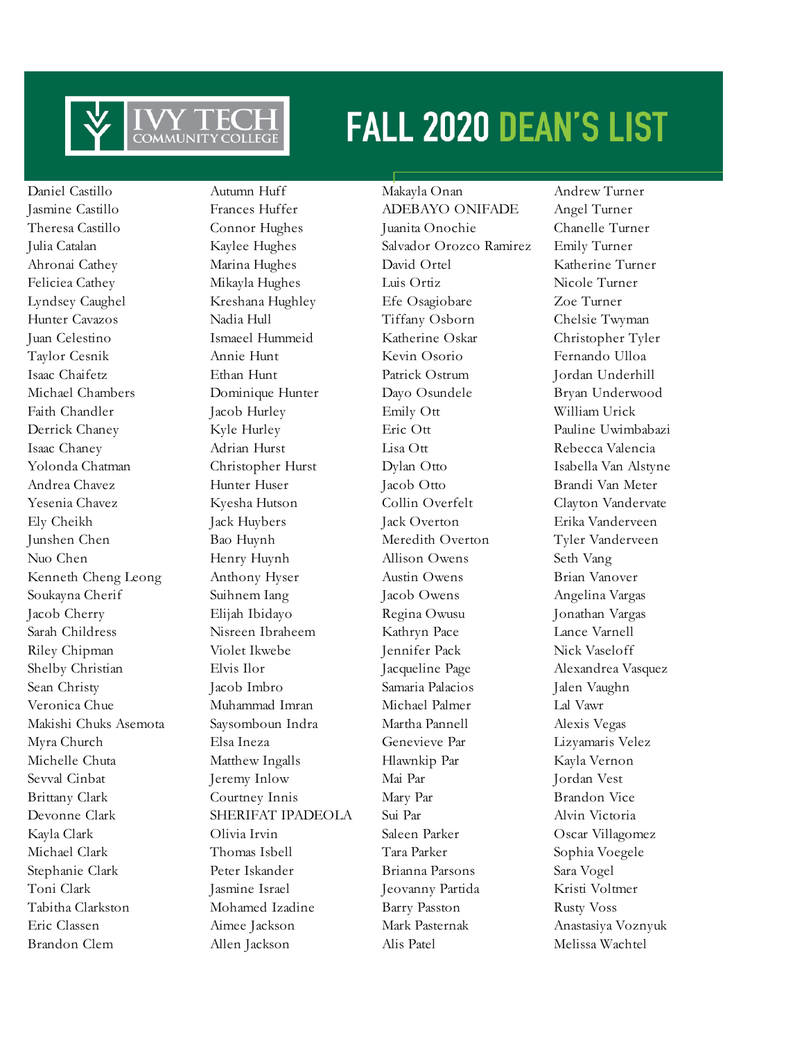# FALL 2020 DEAN'S LIST

Daniel Castillo
Jasmine Castillo
Theresa Castillo
Julia Catalan
Ahronai Cathey
Feliciea Cathey
Lyndsey Caughel
Hunter Cavazos
Juan Celestino
Taylor Cesnik
Isaac Chaifetz
Michael Chambers
Faith Chandler
Derrick Chaney
Isaac Chaney
Yolonda Chatman
Andrea Chavez
Yesenia Chavez
Ely Cheikh
Junshen Chen
Nuo Chen
Kenneth Cheng Leong
Soukayna Cherif
Jacob Cherry
Sarah Childress
Riley Chipman
Shelby Christian
Sean Christy
Veronica Chue
Makishi Chuks Asemota
Myra Church
Michelle Chuta
Sevval Cinbat
Brittany Clark
Devonne Clark
Kayla Clark
Michael Clark
Stephanie Clark
Toni Clark
Tabitha Clarkston
Eric Classen
Brandon Clem

Autumn Huff
Frances Huffer
Connor Hughes
Kaylee Hughes
Marina Hughes
Mikayla Hughes
Kreshana Hughley
Nadia Hull
Ismaeel Hummeid
Annie Hunt
Ethan Hunt
Dominique Hunter
Jacob Hurley
Kyle Hurley
Adrian Hurst
Christopher Hurst
Hunter Huser
Kyesha Hutson
Jack Huybers
Bao Huynh
Henry Huynh
Anthony Hyser
Suihnem Iang
Elijah Ibidayo
Nisreen Ibraheem
Violet Ikwebe
Elvis Ilor
Jacob Imbro
Muhammad Imran
Saysomboun Indra
Elsa Ineza
Matthew Ingalls
Jeremy Inlow
Courtney Innis
SHERIFAT IPADEOLA
Olivia Irvin
Thomas Isbell
Peter Iskander
Jasmine Israel
Mohamed Izadine
Aimee Jackson
Allen Jackson

Makayla Onan
ADEBAYO ONIFADE
Juanita Onochie
Salvador Orozco Ramirez
David Ortel
Luis Ortiz
Efe Osagiobare
Tiffany Osborn
Katherine Oskar
Kevin Osorio
Patrick Ostrum
Dayo Osundele
Emily Ott
Eric Ott
Lisa Ott
Dylan Otto
Jacob Otto
Collin Overfelt
Jack Overton
Meredith Overton
Allison Owens
Austin Owens
Jacob Owens
Regina Owusu
Kathryn Pace
Jennifer Pack
Jacqueline Page
Samaria Palacios
Michael Palmer
Martha Pannell
Genevieve Par
Hlawnkip Par
Mai Par
Mary Par
Sui Par
Saleen Parker
Tara Parker
Brianna Parsons
Jeovanny Partida
Barry Passton
Mark Pasternak
Alis Patel

Andrew Turner
Angel Turner
Chanelle Turner
Emily Turner
Katherine Turner
Nicole Turner
Zoe Turner
Chelsie Twyman
Christopher Tyler
Fernando Ulloa
Jordan Underhill
Bryan Underwood
William Urick
Pauline Uwimbabazi
Rebecca Valencia
Isabella Van Alstyne
Brandi Van Meter
Clayton Vandervate
Erika Vanderveen
Tyler Vanderveen
Seth Vang
Brian Vanover
Angelina Vargas
Jonathan Vargas
Lance Varnell
Nick Vaseloff
Alexandrea Vasquez
Jalen Vaughn
Lal Vawr
Alexis Vegas
Lizyamaris Velez
Kayla Vernon
Jordan Vest
Brandon Vice
Alvin Victoria
Oscar Villagomez
Sophia Voegele
Sara Vogel
Kristi Voltmer
Rusty Voss
Anastasiya Voznyuk
Melissa Wachtel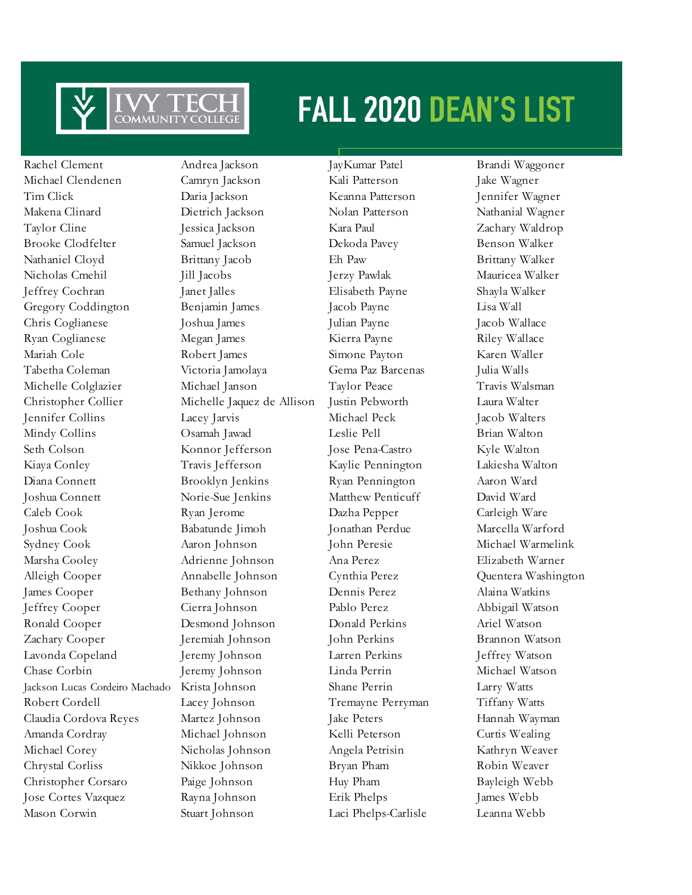# FALL 2020 DEAN'S LIST

Rachel Clement
Michael Clendenen
Tim Click
Makena Clinard
Taylor Cline
Brooke Clodfelter
Nathaniel Cloyd
Nicholas Cmehil
Jeffrey Cochran
Gregory Coddington
Chris Coglianese
Ryan Coglianese
Mariah Cole
Tabetha Coleman
Michelle Colglazier
Christopher Collier
Jennifer Collins
Mindy Collins
Seth Colson
Kiaya Conley
Diana Connett
Joshua Connett
Caleb Cook
Joshua Cook
Sydney Cook
Marsha Cooley
Alleigh Cooper
James Cooper
Jeffrey Cooper
Ronald Cooper
Zachary Cooper
Lavonda Copeland
Chase Corbin
Jackson Lucas Cordeiro Machado
Robert Cordell
Claudia Cordova Reyes
Amanda Cordray
Michael Corey
Chrystal Corliss
Christopher Corsaro
Jose Cortes Vazquez
Mason Corwin

Andrea Jackson
Camryn Jackson
Daria Jackson
Dietrich Jackson
Jessica Jackson
Samuel Jackson
Brittany Jacob
Jill Jacobs
Janet Jalles
Benjamin James
Joshua James
Megan James
Robert James
Victoria Jamolaya
Michael Janson
Michelle Jaquez de Allison
Lacey Jarvis
Osamah Jawad
Konnor Jefferson
Travis Jefferson
Brooklyn Jenkins
Norie-Sue Jenkins
Ryan Jerome
Babatunde Jimoh
Aaron Johnson
Adrienne Johnson
Annabelle Johnson
Bethany Johnson
Cierra Johnson
Desmond Johnson
Jeremiah Johnson
Jeremy Johnson
Jeremy Johnson
Krista Johnson
Lacey Johnson
Martez Johnson
Michael Johnson
Nicholas Johnson
Nikkoe Johnson
Paige Johnson
Rayna Johnson
Stuart Johnson

JayKumar Patel
Kali Patterson
Keanna Patterson
Nolan Patterson
Kara Paul
Dekoda Pavey
Eh Paw
Jerzy Pawlak
Elisabeth Payne
Jacob Payne
Julian Payne
Kierra Payne
Simone Payton
Gema Paz Barcenas
Taylor Peace
Justin Pebworth
Michael Peck
Leslie Pell
Jose Pena-Castro
Kaylie Pennington
Ryan Pennington
Matthew Penticuff
Dazha Pepper
Jonathan Perdue
John Peresie
Ana Perez
Cynthia Perez
Dennis Perez
Pablo Perez
Donald Perkins
John Perkins
Larren Perkins
Linda Perrin
Shane Perrin
Tremayne Perryman
Jake Peters
Kelli Peterson
Angela Petrisin
Bryan Pham
Huy Pham
Erik Phelps
Laci Phelps-Carlisle

Brandi Waggoner
Jake Wagner
Jennifer Wagner
Nathanial Wagner
Zachary Waldrop
Benson Walker
Brittany Walker
Mauricea Walker
Shayla Walker
Lisa Wall
Jacob Wallace
Riley Wallace
Karen Waller
Julia Walls
Travis Walsman
Laura Walter
Jacob Walters
Brian Walton
Kyle Walton
Lakiesha Walton
Aaron Ward
David Ward
Carleigh Ware
Marcella Warford
Michael Warmelink
Elizabeth Warner
Quentera Washington
Alaina Watkins
Abbigail Watson
Ariel Watson
Brannon Watson
Jeffrey Watson
Michael Watson
Larry Watts
Tiffany Watts
Hannah Wayman
Curtis Wealing
Kathryn Weaver
Robin Weaver
Bayleigh Webb
James Webb
Leanna Webb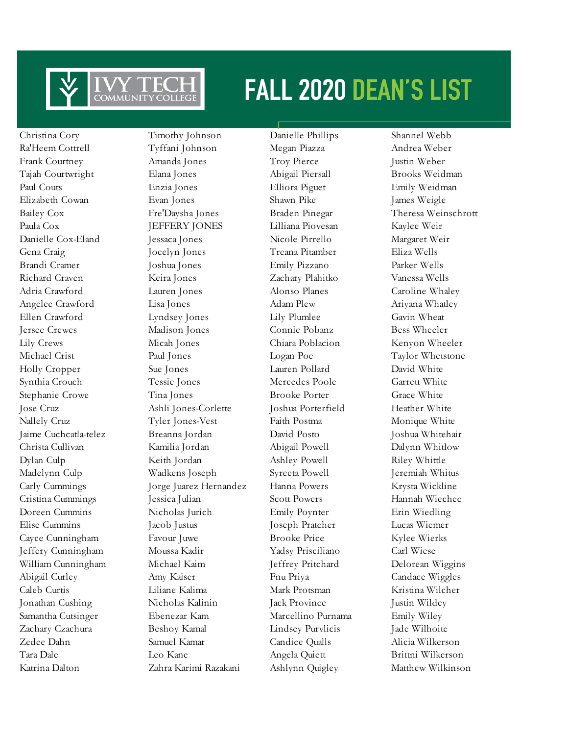# FALL 2020 DEAN'S LIST

Christina Cory
Ra'Heem Cottrell
Frank Courtney
Tajah Courtwright
Paul Couts
Elizabeth Cowan
Bailey Cox
Paula Cox
Danielle Cox-Eland
Gena Craig
Brandi Cramer
Richard Craven
Adria Crawford
Angelee Crawford
Ellen Crawford
Jersee Crewes
Lily Crews
Michael Crist
Holly Cropper
Synthia Crouch
Stephanie Crowe
Jose Cruz
Nallely Cruz
Jaime Cuchcatla-telez
Christa Cullivan
Dylan Culp
Madelynn Culp
Carly Cummings
Cristina Cummings
Doreen Cummins
Elise Cummins
Cayce Cunningham
Jeffery Cunningham
William Cunningham
Abigail Curley
Caleb Curtis
Jonathan Cushing
Samantha Cutsinger
Zachary Czachura
Zedee Dahn
Tara Dale
Katrina Dalton

Timothy Johnson
Tyffani Johnson
Amanda Jones
Elana Jones
Enzia Jones
Evan Jones
Fre'Daysha Jones
JEFFERY JONES
Jessaca Jones
Jocelyn Jones
Joshua Jones
Keira Jones
Lauren Jones
Lisa Jones
Lyndsey Jones
Madison Jones
Micah Jones
Paul Jones
Sue Jones
Tessie Jones
Tina Jones
Ashli Jones-Corlette
Tyler Jones-Vest
Breanna Jordan
Kamilia Jordan
Keith Jordan
Wadkens Joseph
Jorge Juarez Hernandez
Jessica Julian
Nicholas Jurich
Jacob Justus
Favour Juwe
Moussa Kadir
Michael Kaim
Amy Kaiser
Liliane Kalima
Nicholas Kalinin
Ebenezar Kam
Beshoy Kamal
Samuel Kamar
Leo Kane
Zahra Karimi Razakani

Danielle Phillips
Megan Piazza
Troy Pierce
Abigail Piersall
Elliora Piguet
Shawn Pike
Braden Pinegar
Lilliana Piovesan
Nicole Pirrello
Treana Pitamber
Emily Pizzano
Zachary Plahitko
Alonso Planes
Adam Plew
Lily Plumlee
Connie Pobanz
Chiara Poblacion
Logan Poe
Lauren Pollard
Mercedes Poole
Brooke Porter
Joshua Porterfield
Faith Postma
David Posto
Abigail Powell
Ashley Powell
Syreeta Powell
Hanna Powers
Scott Powers
Emily Poynter
Joseph Pratcher
Brooke Price
Yadsy Prisciliano
Jeffrey Pritchard
Fnu Priya
Mark Protsman
Jack Province
Marcellino Purnama
Lindsey Purvlicis
Candice Qualls
Angela Quiett
Ashlynn Quigley

Shannel Webb
Andrea Weber
Justin Weber
Brooks Weidman
Emily Weidman
James Weigle
Theresa Weinschrott
Kaylee Weir
Margaret Weir
Eliza Wells
Parker Wells
Vanessa Wells
Caroline Whaley
Ariyana Whatley
Gavin Wheat
Bess Wheeler
Kenyon Wheeler
Taylor Whetstone
David White
Garrett White
Grace White
Heather White
Monique White
Joshua Whitehair
Dalynn Whitlow
Riley Whittle
Jeremiah Whitus
Krysta Wickline
Hannah Wiechec
Erin Wiedling
Lucas Wiemer
Kylee Wierks
Carl Wiese
Delorean Wiggins
Candace Wiggles
Kristina Wilcher
Justin Wildey
Emily Wiley
Jade Wilhoite
Alicia Wilkerson
Brittni Wilkerson
Matthew Wilkinson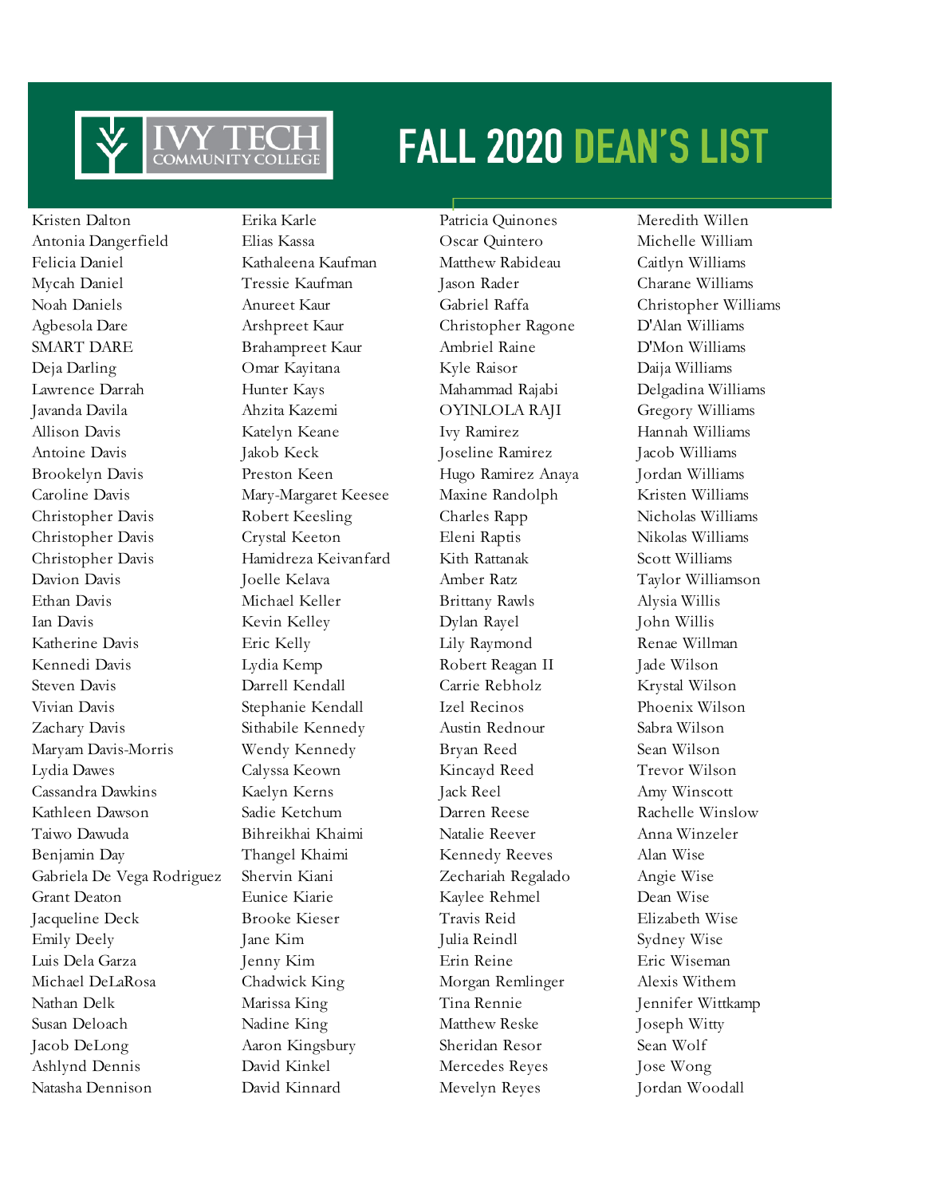# FALL 2020 DEAN'S LIST

Kristen Dalton
Antonia Dangerfield
Felicia Daniel
Mycah Daniel
Noah Daniels
Agbesola Dare
SMART DARE
Deja Darling
Lawrence Darrah
Javanda Davila
Allison Davis
Antoine Davis
Brookelyn Davis
Caroline Davis
Christopher Davis
Christopher Davis
Christopher Davis
Davion Davis
Ethan Davis
Ian Davis
Katherine Davis
Kennedi Davis
Steven Davis
Vivian Davis
Zachary Davis
Maryam Davis-Morris
Lydia Dawes
Cassandra Dawkins
Kathleen Dawson
Taiwo Dawuda
Benjamin Day
Gabriela De Vega Rodriguez
Grant Deaton
Jacqueline Deck
Emily Deely
Luis Dela Garza
Michael DeLaRosa
Nathan Delk
Susan Deloach
Jacob DeLong
Ashlynd Dennis
Natasha Dennison

Erika Karle
Elias Kassa
Kathaleena Kaufman
Tressie Kaufman
Anureet Kaur
Arshpreet Kaur
Brahampreet Kaur
Omar Kayitana
Hunter Kays
Ahzita Kazemi
Katelyn Keane
Jakob Keck
Preston Keen
Mary-Margaret Keesee
Robert Keesling
Crystal Keeton
Hamidreza Keivanfard
Joelle Kelava
Michael Keller
Kevin Kelley
Eric Kelly
Lydia Kemp
Darrell Kendall
Stephanie Kendall
Sithabile Kennedy
Wendy Kennedy
Calyssa Keown
Kaelyn Kerns
Sadie Ketchum
Bihreikhai Khaimi
Thangel Khaimi
Shervin Kiani
Eunice Kiarie
Brooke Kieser
Jane Kim
Jenny Kim
Chadwick King
Marissa King
Nadine King
Aaron Kingsbury
David Kinkel
David Kinnard

Patricia Quinones
Oscar Quintero
Matthew Rabideau
Jason Rader
Gabriel Raffa
Christopher Ragone
Ambriel Raine
Kyle Raisor
Mahammad Rajabi
OYINLOLA RAJI
Ivy Ramirez
Joseline Ramirez
Hugo Ramirez Anaya
Maxine Randolph
Charles Rapp
Eleni Raptis
Kith Rattanak
Amber Ratz
Brittany Rawls
Dylan Rayel
Lily Raymond
Robert Reagan II
Carrie Rebholz
Izel Recinos
Austin Rednour
Bryan Reed
Kincayd Reed
Jack Reel
Darren Reese
Natalie Reever
Kennedy Reeves
Zechariah Regalado
Kaylee Rehmel
Travis Reid
Julia Reindl
Erin Reine
Morgan Remlinger
Tina Rennie
Matthew Reske
Sheridan Resor
Mercedes Reyes
Mevelyn Reyes

Meredith Willen
Michelle William
Caitlyn Williams
Charane Williams
Christopher Williams
D'Alan Williams
D'Mon Williams
Daija Williams
Delgadina Williams
Gregory Williams
Hannah Williams
Jacob Williams
Jordan Williams
Kristen Williams
Nicholas Williams
Nikolas Williams
Scott Williams
Taylor Williamson
Alysia Willis
John Willis
Renae Willman
Jade Wilson
Krystal Wilson
Phoenix Wilson
Sabra Wilson
Sean Wilson
Trevor Wilson
Amy Winscott
Rachelle Winslow
Anna Winzeler
Alan Wise
Angie Wise
Dean Wise
Elizabeth Wise
Sydney Wise
Eric Wiseman
Alexis Withem
Jennifer Wittkamp
Joseph Witty
Sean Wolf
Jose Wong
Jordan Woodall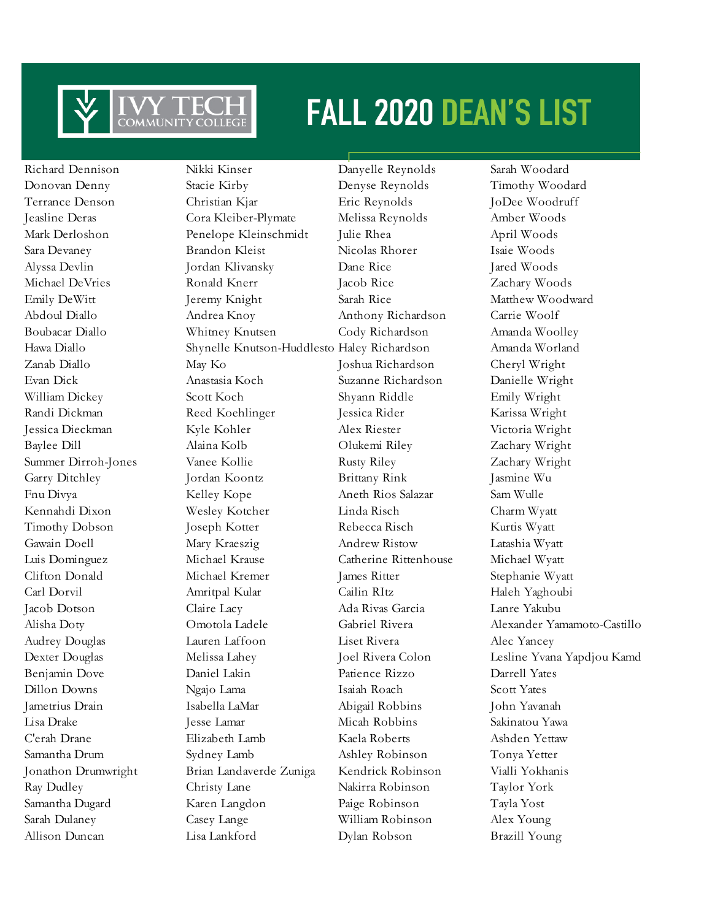# FALL 2020 DEAN'S LIST

Richard Dennison
Donovan Denny
Terrance Denson
Jeasline Deras
Mark Derloshon
Sara Devaney
Alyssa Devlin
Michael DeVries
Emily DeWitt
Abdoul Diallo
Boubacar Diallo
Hawa Diallo
Zanab Diallo
Evan Dick
William Dickey
Randi Dickman
Jessica Dieckman
Baylee Dill
Summer Dirroh-Jones
Garry Ditchley
Fnu Divya
Kennahdi Dixon
Timothy Dobson
Gawain Doell
Luis Dominguez
Clifton Donald
Carl Dorvil
Jacob Dotson
Alisha Doty
Audrey Douglas
Dexter Douglas
Benjamin Dove
Dillon Downs
Jametrius Drain
Lisa Drake
C'erah Drane
Samantha Drum
Jonathon Drumwright
Ray Dudley
Samantha Dugard
Sarah Dulaney
Allison Duncan

Nikki Kinser
Stacie Kirby
Christian Kjar
Cora Kleiber-Plymate
Penelope Kleinschmidt
Brandon Kleist
Jordan Klivansky
Ronald Knerr
Jeremy Knight
Andrea Knoy
Whitney Knutsen
Shynelle Knutson-Huddlesto
May Ko
Anastasia Koch
Scott Koch
Reed Koehlinger
Kyle Kohler
Alaina Kolb
Vanee Kollie
Jordan Koontz
Kelley Kope
Wesley Kotcher
Joseph Kotter
Mary Kraeszig
Michael Krause
Michael Kremer
Amritpal Kular
Claire Lacy
Omotola Ladele
Lauren Laffoon
Melissa Lahey
Daniel Lakin
Ngajo Lama
Isabella LaMar
Jesse Lamar
Elizabeth Lamb
Sydney Lamb
Brian Landaverde Zuniga
Christy Lane
Karen Langdon
Casey Lange
Lisa Lankford

Danyelle Reynolds
Denyse Reynolds
Eric Reynolds
Melissa Reynolds
Julie Rhea
Nicolas Rhorer
Dane Rice
Jacob Rice
Sarah Rice
Anthony Richardson
Cody Richardson
Haley Richardson
Joshua Richardson
Suzanne Richardson
Shyann Riddle
Jessica Rider
Alex Riester
Olukemi Riley
Rusty Riley
Brittany Rink
Aneth Rios Salazar
Linda Risch
Rebecca Risch
Andrew Ristow
Catherine Rittenhouse
James Ritter
Cailin RItz
Ada Rivas Garcia
Gabriel Rivera
Liset Rivera
Joel Rivera Colon
Patience Rizzo
Isaiah Roach
Abigail Robbins
Micah Robbins
Kaela Roberts
Ashley Robinson
Kendrick Robinson
Nakirra Robinson
Paige Robinson
William Robinson
Dylan Robson

Sarah Woodard
Timothy Woodard
JoDee Woodruff
Amber Woods
April Woods
Isaie Woods
Jared Woods
Zachary Woods
Matthew Woodward
Carrie Woolf
Amanda Woolley
Amanda Worland
Cheryl Wright
Danielle Wright
Emily Wright
Karissa Wright
Victoria Wright
Zachary Wright
Zachary Wright
Jasmine Wu
Sam Wulle
Charm Wyatt
Kurtis Wyatt
Latashia Wyatt
Michael Wyatt
Stephanie Wyatt
Haleh Yaghoubi
Lanre Yakubu
Alexander Yamamoto-Castillo
Alec Yancey
Lesline Yvana Yapdjou Kamd
Darrell Yates
Scott Yates
John Yavanah
Sakinatou Yawa
Ashden Yettaw
Tonya Yetter
Vialli Yokhanis
Taylor York
Tayla Yost
Alex Young
Brazill Young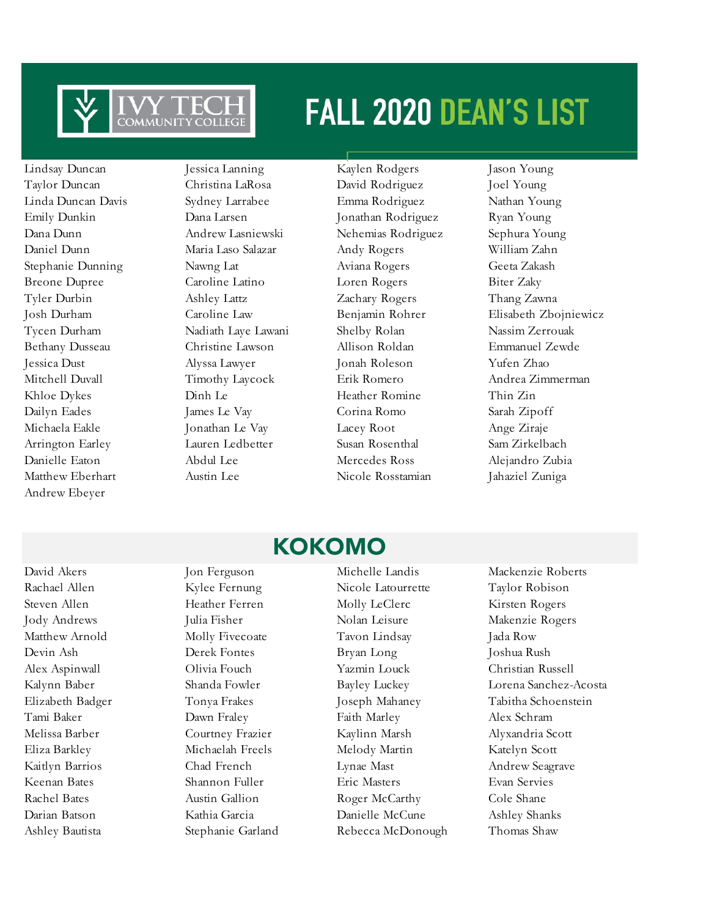# FALL 2020 DEAN'S LIST

Lindsay Duncan
Taylor Duncan
Linda Duncan Davis
Emily Dunkin
Dana Dunn
Daniel Dunn
Stephanie Dunning
Breone Dupree
Tyler Durbin
Josh Durham
Tycen Durham
Bethany Dusseau
Jessica Dust
Mitchell Duvall
Khloe Dykes
Dailyn Eades
Michaela Eakle
Arrington Earley
Danielle Eaton
Matthew Eberhart
Andrew Ebeyer

Jessica Lanning
Christina LaRosa
Sydney Larrabee
Dana Larsen
Andrew Lasniewski
Maria Laso Salazar
Nawng Lat
Caroline Latino
Ashley Lattz
Caroline Law
Nadiath Laye Lawani
Christine Lawson
Alyssa Lawyer
Timothy Laycock
Dinh Le
James Le Vay
Jonathan Le Vay
Lauren Ledbetter
Abdul Lee
Austin Lee

Kaylen Rodgers
David Rodriguez
Emma Rodriguez
Jonathan Rodriguez
Nehemias Rodriguez
Andy Rogers
Aviana Rogers
Loren Rogers
Zachary Rogers
Benjamin Rohrer
Shelby Rolan
Allison Roldan
Jonah Roleson
Erik Romero
Heather Romine
Corina Romo
Lacey Root
Susan Rosenthal
Mercedes Ross
Nicole Rosstamian

Jason Young
Joel Young
Nathan Young
Ryan Young
Sephura Young
William Zahn
Geeta Zakash
Biter Zaky
Thang Zawna
Elisabeth Zbojniewicz
Nassim Zerrouak
Emmanuel Zewde
Yufen Zhao
Andrea Zimmerman
Thin Zin
Sarah Zipoff
Ange Ziraje
Sam Zirkelbach
Alejandro Zubia
Jahaziel Zuniga

## KOKOMO

David Akers
Rachael Allen
Steven Allen
Jody Andrews
Matthew Arnold
Devin Ash
Alex Aspinwall
Kalynn Baber
Elizabeth Badger
Tami Baker
Melissa Barber
Eliza Barkley
Kaitlyn Barrios
Keenan Bates
Rachel Bates
Darian Batson
Ashley Bautista

Jon Ferguson
Kylee Fernung
Heather Ferren
Julia Fisher
Molly Fivecoate
Derek Fontes
Olivia Fouch
Shanda Fowler
Tonya Frakes
Dawn Fraley
Courtney Frazier
Michaelah Freels
Chad French
Shannon Fuller
Austin Gallion
Kathia Garcia
Stephanie Garland

Michelle Landis
Nicole Latourrette
Molly LeClerc
Nolan Leisure
Tavon Lindsay
Bryan Long
Yazmin Louck
Bayley Luckey
Joseph Mahaney
Faith Marley
Kaylinn Marsh
Melody Martin
Lynae Mast
Eric Masters
Roger McCarthy
Danielle McCune
Rebecca McDonough

Mackenzie Roberts
Taylor Robison
Kirsten Rogers
Makenzie Rogers
Jada Row
Joshua Rush
Christian Russell
Lorena Sanchez-Acosta
Tabitha Schoenstein
Alex Schram
Alyxandria Scott
Katelyn Scott
Andrew Seagrave
Evan Servies
Cole Shane
Ashley Shanks
Thomas Shaw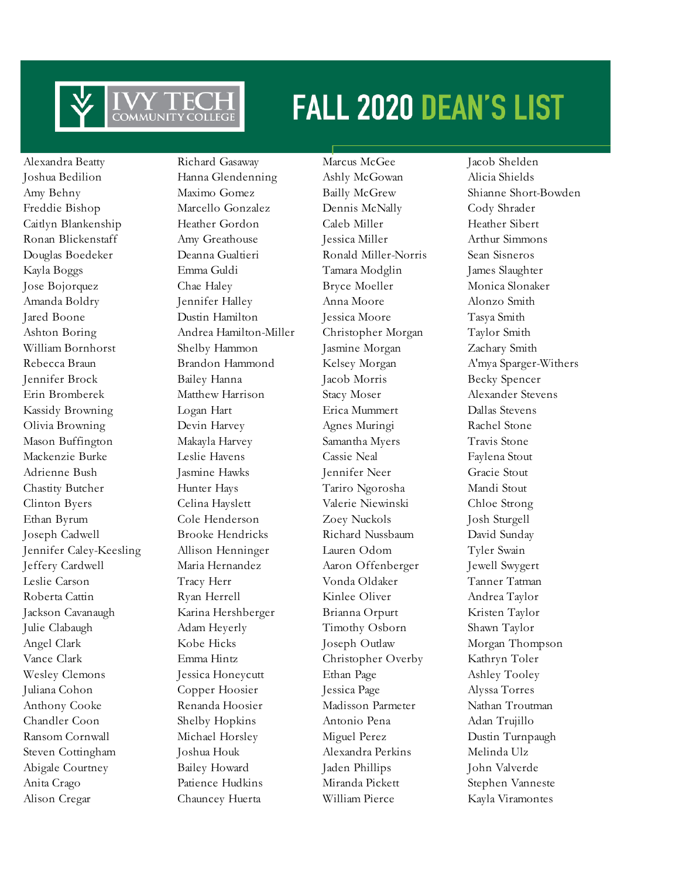# FALL 2020 DEAN'S LIST

Alexandra Beatty
Joshua Bedilion
Amy Behny
Freddie Bishop
Caitlyn Blankenship
Ronan Blickenstaff
Douglas Boedeker
Kayla Boggs
Jose Bojorquez
Amanda Boldry
Jared Boone
Ashton Boring
William Bornhorst
Rebecca Braun
Jennifer Brock
Erin Bromberek
Kassidy Browning
Olivia Browning
Mason Buffington
Mackenzie Burke
Adrienne Bush
Chastity Butcher
Clinton Byers
Ethan Byrum
Joseph Cadwell
Jennifer Caley-Keesling
Jeffery Cardwell
Leslie Carson
Roberta Cattin
Jackson Cavanaugh
Julie Clabaugh
Angel Clark
Vance Clark
Wesley Clemons
Juliana Cohon
Anthony Cooke
Chandler Coon
Ransom Cornwall
Steven Cottingham
Abigale Courtney
Anita Crago
Alison Cregar

Richard Gasaway
Hanna Glendenning
Maximo Gomez
Marcello Gonzalez
Heather Gordon
Amy Greathouse
Deanna Gualtieri
Emma Guldi
Chae Haley
Jennifer Halley
Dustin Hamilton
Andrea Hamilton-Miller
Shelby Hammon
Brandon Hammond
Bailey Hanna
Matthew Harrison
Logan Hart
Devin Harvey
Makayla Harvey
Leslie Havens
Jasmine Hawks
Hunter Hays
Celina Hayslett
Cole Henderson
Brooke Hendricks
Allison Henninger
Maria Hernandez
Tracy Herr
Ryan Herrell
Karina Hershberger
Adam Heyerly
Kobe Hicks
Emma Hintz
Jessica Honeycutt
Copper Hoosier
Renanda Hoosier
Shelby Hopkins
Michael Horsley
Joshua Houk
Bailey Howard
Patience Hudkins
Chauncey Huerta

Marcus McGee
Ashly McGowan
Bailly McGrew
Dennis McNally
Caleb Miller
Jessica Miller
Ronald Miller-Norris
Tamara Modglin
Bryce Moeller
Anna Moore
Jessica Moore
Christopher Morgan
Jasmine Morgan
Kelsey Morgan
Jacob Morris
Stacy Moser
Erica Mummert
Agnes Muringi
Samantha Myers
Cassie Neal
Jennifer Neer
Tariro Ngorosha
Valerie Niewinski
Zoey Nuckols
Richard Nussbaum
Lauren Odom
Aaron Offenberger
Vonda Oldaker
Kinlee Oliver
Brianna Orpurt
Timothy Osborn
Joseph Outlaw
Christopher Overby
Ethan Page
Jessica Page
Madisson Parmeter
Antonio Pena
Miguel Perez
Alexandra Perkins
Jaden Phillips
Miranda Pickett
William Pierce

Jacob Shelden
Alicia Shields
Shianne Short-Bowden
Cody Shrader
Heather Sibert
Arthur Simmons
Sean Sisneros
James Slaughter
Monica Slonaker
Alonzo Smith
Tasya Smith
Taylor Smith
Zachary Smith
A'mya Sparger-Withers
Becky Spencer
Alexander Stevens
Dallas Stevens
Rachel Stone
Travis Stone
Faylena Stout
Gracie Stout
Mandi Stout
Chloe Strong
Josh Sturgell
David Sunday
Tyler Swain
Jewell Swygert
Tanner Tatman
Andrea Taylor
Kristen Taylor
Shawn Taylor
Morgan Thompson
Kathryn Toler
Ashley Tooley
Alyssa Torres
Nathan Troutman
Adan Trujillo
Dustin Turnpaugh
Melinda Ulz
John Valverde
Stephen Vanneste
Kayla Viramontes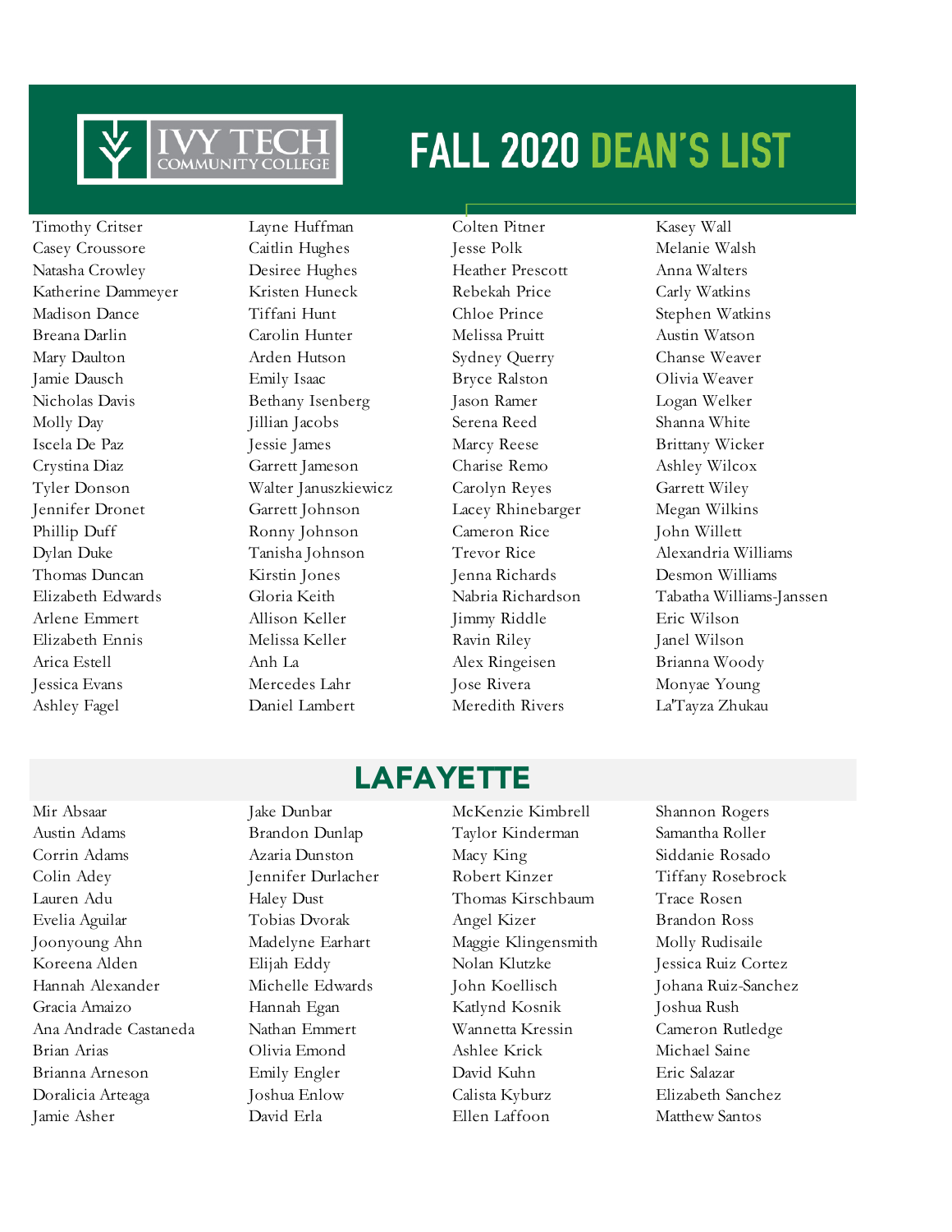# FALL 2020 DEAN'S LIST

Timothy Critser
Casey Croussore
Natasha Crowley
Katherine Dammeyer
Madison Dance
Breana Darlin
Mary Daulton
Jamie Dausch
Nicholas Davis
Molly Day
Iscela De Paz
Crystina Diaz
Tyler Donson
Jennifer Dronet
Phillip Duff
Dylan Duke
Thomas Duncan
Elizabeth Edwards
Arlene Emmert
Elizabeth Ennis
Arica Estell
Jessica Evans
Ashley Fagel

Layne Huffman
Caitlin Hughes
Desiree Hughes
Kristen Huneck
Tiffani Hunt
Carolin Hunter
Arden Hutson
Emily Isaac
Bethany Isenberg
Jillian Jacobs
Jessie James
Garrett Jameson
Walter Januszkiewicz
Garrett Johnson
Ronny Johnson
Tanisha Johnson
Kirstin Jones
Gloria Keith
Allison Keller
Melissa Keller
Anh La
Mercedes Lahr
Daniel Lambert

Colten Pitner
Jesse Polk
Heather Prescott
Rebekah Price
Chloe Prince
Melissa Pruitt
Sydney Querry
Bryce Ralston
Jason Ramer
Serena Reed
Marcy Reese
Charise Remo
Carolyn Reyes
Lacey Rhinebarger
Cameron Rice
Trevor Rice
Jenna Richards
Nabria Richardson
Jimmy Riddle
Ravin Riley
Alex Ringeisen
Jose Rivera
Meredith Rivers

Kasey Wall
Melanie Walsh
Anna Walters
Carly Watkins
Stephen Watkins
Austin Watson
Chanse Weaver
Olivia Weaver
Logan Welker
Shanna White
Brittany Wicker
Ashley Wilcox
Garrett Wiley
Megan Wilkins
John Willett
Alexandria Williams
Desmon Williams
Tabatha Williams-Janssen
Eric Wilson
Janel Wilson
Brianna Woody
Monyae Young
La'Tayza Zhukau

## LAFAYETTE

Mir Absaar
Austin Adams
Corrin Adams
Colin Adey
Lauren Adu
Evelia Aguilar
Joonyoung Ahn
Koreena Alden
Hannah Alexander
Gracia Amaizo
Ana Andrade Castaneda
Brian Arias
Brianna Arneson
Doralicia Arteaga
Jamie Asher

Jake Dunbar
Brandon Dunlap
Azaria Dunston
Jennifer Durlacher
Haley Dust
Tobias Dvorak
Madelyne Earhart
Elijah Eddy
Michelle Edwards
Hannah Egan
Nathan Emmert
Olivia Emond
Emily Engler
Joshua Enlow
David Erla

McKenzie Kimbrell
Taylor Kinderman
Macy King
Robert Kinzer
Thomas Kirschbaum
Angel Kizer
Maggie Klingensmith
Nolan Klutzke
John Koellisch
Katlynd Kosnik
Wannetta Kressin
Ashlee Krick
David Kuhn
Calista Kyburz
Ellen Laffoon

Shannon Rogers
Samantha Roller
Siddanie Rosado
Tiffany Rosebrock
Trace Rosen
Brandon Ross
Molly Rudisaile
Jessica Ruiz Cortez
Johana Ruiz-Sanchez
Joshua Rush
Cameron Rutledge
Michael Saine
Eric Salazar
Elizabeth Sanchez
Matthew Santos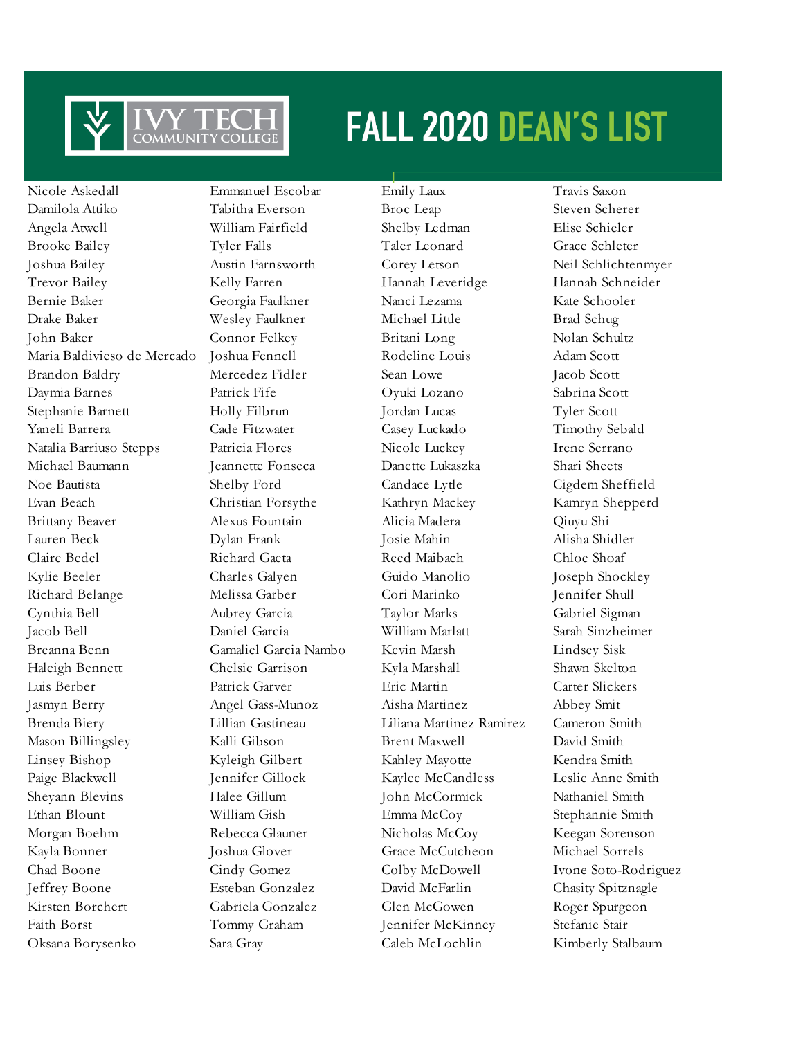# FALL 2020 DEAN'S LIST

Nicole Askedall
Damilola Attiko
Angela Atwell
Brooke Bailey
Joshua Bailey
Trevor Bailey
Bernie Baker
Drake Baker
John Baker
Maria Baldivieso de Mercado
Brandon Baldry
Daymia Barnes
Stephanie Barnett
Yaneli Barrera
Natalia Barriuso Stepps
Michael Baumann
Noe Bautista
Evan Beach
Brittany Beaver
Lauren Beck
Claire Bedel
Kylie Beeler
Richard Belange
Cynthia Bell
Jacob Bell
Breanna Benn
Haleigh Bennett
Luis Berber
Jasmyn Berry
Brenda Biery
Mason Billingsley
Linsey Bishop
Paige Blackwell
Sheyann Blevins
Ethan Blount
Morgan Boehm
Kayla Bonner
Chad Boone
Jeffrey Boone
Kirsten Borchert
Faith Borst
Oksana Borysenko

Emmanuel Escobar
Tabitha Everson
William Fairfield
Tyler Falls
Austin Farnsworth
Kelly Farren
Georgia Faulkner
Wesley Faulkner
Connor Felkey
Joshua Fennell
Mercedez Fidler
Patrick Fife
Holly Filbrun
Cade Fitzwater
Patricia Flores
Jeannette Fonseca
Shelby Ford
Christian Forsythe
Alexus Fountain
Dylan Frank
Richard Gaeta
Charles Galyen
Melissa Garber
Aubrey Garcia
Daniel Garcia
Gamaliel Garcia Nambo
Chelsie Garrison
Patrick Garver
Angel Gass-Munoz
Lillian Gastineau
Kalli Gibson
Kyleigh Gilbert
Jennifer Gillock
Halee Gillum
William Gish
Rebecca Glauner
Joshua Glover
Cindy Gomez
Esteban Gonzalez
Gabriela Gonzalez
Tommy Graham
Sara Gray

Emily Laux
Broc Leap
Shelby Ledman
Taler Leonard
Corey Letson
Hannah Leveridge
Nanci Lezama
Michael Little
Britani Long
Rodeline Louis
Sean Lowe
Oyuki Lozano
Jordan Lucas
Casey Luckado
Nicole Luckey
Danette Lukaszka
Candace Lytle
Kathryn Mackey
Alicia Madera
Josie Mahin
Reed Maibach
Guido Manolio
Cori Marinko
Taylor Marks
William Marlatt
Kevin Marsh
Kyla Marshall
Eric Martin
Aisha Martinez
Liliana Martinez Ramirez
Brent Maxwell
Kahley Mayotte
Kaylee McCandless
John McCormick
Emma McCoy
Nicholas McCoy
Grace McCutcheon
Colby McDowell
David McFarlin
Glen McGowen
Jennifer McKinney
Caleb McLochlin

Travis Saxon
Steven Scherer
Elise Schieler
Grace Schleter
Neil Schlichtenmyer
Hannah Schneider
Kate Schooler
Brad Schug
Nolan Schultz
Adam Scott
Jacob Scott
Sabrina Scott
Tyler Scott
Timothy Sebald
Irene Serrano
Shari Sheets
Cigdem Sheffield
Kamryn Shepperd
Qiuyu Shi
Alisha Shidler
Chloe Shoaf
Joseph Shockley
Jennifer Shull
Gabriel Sigman
Sarah Sinzheimer
Lindsey Sisk
Shawn Skelton
Carter Slickers
Abbey Smit
Cameron Smith
David Smith
Kendra Smith
Leslie Anne Smith
Nathaniel Smith
Stephannie Smith
Keegan Sorenson
Michael Sorrels
Ivone Soto-Rodriguez
Chasity Spitznagle
Roger Spurgeon
Stefanie Stair
Kimberly Stalbaum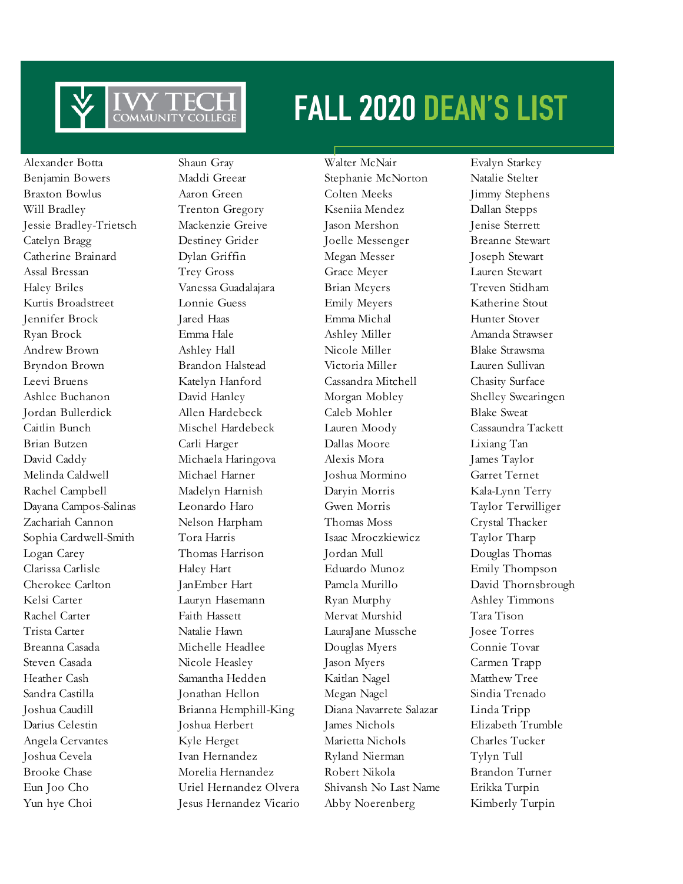# FALL 2020 DEAN'S LIST

Alexander Botta
Benjamin Bowers
Braxton Bowlus
Will Bradley
Jessie Bradley-Trietsch
Catelyn Bragg
Catherine Brainard
Assal Bressan
Haley Briles
Kurtis Broadstreet
Jennifer Brock
Ryan Brock
Andrew Brown
Bryndon Brown
Leevi Bruens
Ashlee Buchanon
Jordan Bullerdick
Caitlin Bunch
Brian Butzen
David Caddy
Melinda Caldwell
Rachel Campbell
Dayana Campos-Salinas
Zachariah Cannon
Sophia Cardwell-Smith
Logan Carey
Clarissa Carlisle
Cherokee Carlton
Kelsi Carter
Rachel Carter
Trista Carter
Breanna Casada
Steven Casada
Heather Cash
Sandra Castilla
Joshua Caudill
Darius Celestin
Angela Cervantes
Joshua Cevela
Brooke Chase
Eun Joo Cho
Yun hye Choi

Shaun Gray
Maddi Greear
Aaron Green
Trenton Gregory
Mackenzie Greive
Destiney Grider
Dylan Griffin
Trey Gross
Vanessa Guadalajara
Lonnie Guess
Jared Haas
Emma Hale
Ashley Hall
Brandon Halstead
Katelyn Hanford
David Hanley
Allen Hardebeck
Mischel Hardebeck
Carli Harger
Michaela Haringova
Michael Harner
Madelyn Harnish
Leonardo Haro
Nelson Harpham
Tora Harris
Thomas Harrison
Haley Hart
JanEmber Hart
Lauryn Hasemann
Faith Hassett
Natalie Hawn
Michelle Headlee
Nicole Heasley
Samantha Hedden
Jonathan Hellon
Brianna Hemphill-King
Joshua Herbert
Kyle Herget
Ivan Hernandez
Morelia Hernandez
Uriel Hernandez Olvera
Jesus Hernandez Vicario

Walter McNair
Stephanie McNorton
Colten Meeks
Kseniia Mendez
Jason Mershon
Joelle Messenger
Megan Messer
Grace Meyer
Brian Meyers
Emily Meyers
Emma Michal
Ashley Miller
Nicole Miller
Victoria Miller
Cassandra Mitchell
Morgan Mobley
Caleb Mohler
Lauren Moody
Dallas Moore
Alexis Mora
Joshua Mormino
Daryin Morris
Gwen Morris
Thomas Moss
Isaac Mroczkiewicz
Jordan Mull
Eduardo Munoz
Pamela Murillo
Ryan Murphy
Mervat Murshid
LauraJane Mussche
Douglas Myers
Jason Myers
Kaitlan Nagel
Megan Nagel
Diana Navarrete Salazar
James Nichols
Marietta Nichols
Ryland Nierman
Robert Nikola
Shivansh No Last Name
Abby Noerenberg

Evalyn Starkey
Natalie Stelter
Jimmy Stephens
Dallan Stepps
Jenise Sterrett
Breanne Stewart
Joseph Stewart
Lauren Stewart
Treven Stidham
Katherine Stout
Hunter Stover
Amanda Strawser
Blake Strawsma
Lauren Sullivan
Chasity Surface
Shelley Swearingen
Blake Sweat
Cassaundra Tackett
Lixiang Tan
James Taylor
Garret Ternet
Kala-Lynn Terry
Taylor Terwilliger
Crystal Thacker
Taylor Tharp
Douglas Thomas
Emily Thompson
David Thornsbrough
Ashley Timmons
Tara Tison
Josee Torres
Connie Tovar
Carmen Trapp
Matthew Tree
Sindia Trenado
Linda Tripp
Elizabeth Trumble
Charles Tucker
Tylyn Tull
Brandon Turner
Erikka Turpin
Kimberly Turpin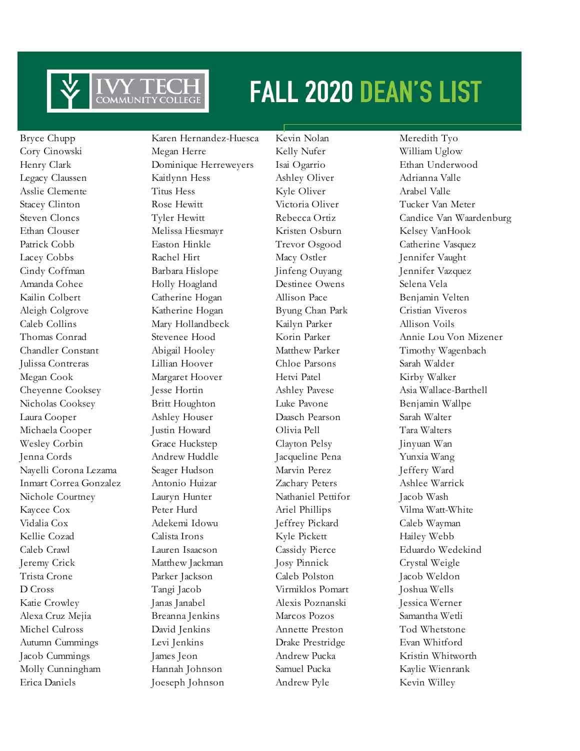# FALL 2020 DEAN'S LIST

Bryce Chupp
Cory Cinowski
Henry Clark
Legacy Claussen
Asslie Clemente
Stacey Clinton
Steven Cloncs
Ethan Clouser
Patrick Cobb
Lacey Cobbs
Cindy Coffman
Amanda Cohee
Kailin Colbert
Aleigh Colgrove
Caleb Collins
Thomas Conrad
Chandler Constant
Julissa Contreras
Megan Cook
Cheyenne Cooksey
Nicholas Cooksey
Laura Cooper
Michaela Cooper
Wesley Corbin
Jenna Cords
Nayelli Corona Lezama
Inmart Correa Gonzalez
Nichole Courtney
Kaycee Cox
Vidalia Cox
Kellie Cozad
Caleb Crawl
Jeremy Crick
Trista Crone
D Cross
Katie Crowley
Alexa Cruz Mejia
Michel Culross
Autumn Cummings
Jacob Cummings
Molly Cunningham
Erica Daniels

Karen Hernandez-Huesca
Megan Herre
Dominique Herreweyers
Kaitlynn Hess
Titus Hess
Rose Hewitt
Tyler Hewitt
Melissa Hiesmayr
Easton Hinkle
Rachel Hirt
Barbara Hislope
Holly Hoagland
Catherine Hogan
Katherine Hogan
Mary Hollandbeck
Stevenee Hood
Abigail Hooley
Lillian Hoover
Margaret Hoover
Jesse Hortin
Britt Houghton
Ashley Houser
Justin Howard
Grace Huckstep
Andrew Huddle
Seager Hudson
Antonio Huizar
Lauryn Hunter
Peter Hurd
Adekemi Idowu
Calista Irons
Lauren Isaacson
Matthew Jackman
Parker Jackson
Tangi Jacob
Janas Janabel
Breanna Jenkins
David Jenkins
Levi Jenkins
James Jeon
Hannah Johnson
Joeseph Johnson

Kevin Nolan
Kelly Nufer
Isai Ogarrio
Ashley Oliver
Kyle Oliver
Victoria Oliver
Rebecca Ortiz
Kristen Osburn
Trevor Osgood
Macy Ostler
Jinfeng Ouyang
Destinee Owens
Allison Pace
Byung Chan Park
Kailyn Parker
Korin Parker
Matthew Parker
Chloe Parsons
Hetvi Patel
Ashley Pavese
Luke Pavone
Daasch Pearson
Olivia Pell
Clayton Pelsy
Jacqueline Pena
Marvin Perez
Zachary Peters
Nathaniel Pettifor
Ariel Phillips
Jeffrey Pickard
Kyle Pickett
Cassidy Pierce
Josy Pinnick
Caleb Polston
Virmiklos Pomart
Alexis Poznanski
Marcos Pozos
Annette Preston
Drake Prestridge
Andrew Pucka
Samuel Pucka
Andrew Pyle

Meredith Tyo
William Uglow
Ethan Underwood
Adrianna Valle
Arabel Valle
Tucker Van Meter
Candice Van Waardenburg
Kelsey VanHook
Catherine Vasquez
Jennifer Vaught
Jennifer Vazquez
Selena Vela
Benjamin Velten
Cristian Viveros
Allison Voils
Annie Lou Von Mizener
Timothy Wagenbach
Sarah Walder
Kirby Walker
Asia Wallace-Barthell
Benjamin Wallpe
Sarah Walter
Tara Walters
Jinyuan Wan
Yunxia Wang
Jeffery Ward
Ashlee Warrick
Jacob Wash
Vilma Watt-White
Caleb Wayman
Hailey Webb
Eduardo Wedekind
Crystal Weigle
Jacob Weldon
Joshua Wells
Jessica Werner
Samantha Wetli
Tod Whetstone
Evan Whitford
Kristin Whitworth
Kaylie Wienrank
Kevin Willey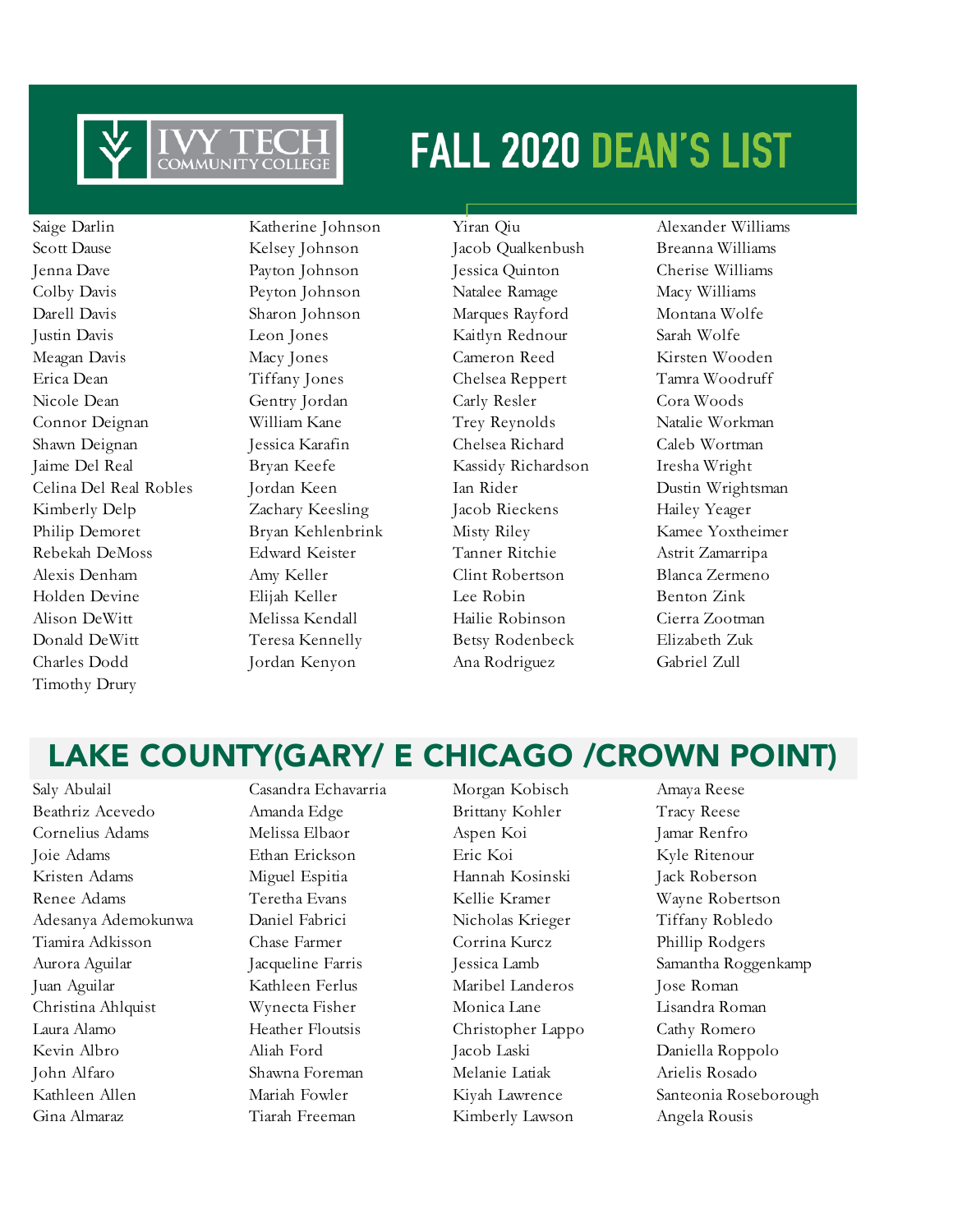# FALL 2020 DEAN'S LIST

Saige Darlin
Scott Dause
Jenna Dave
Colby Davis
Darell Davis
Justin Davis
Meagan Davis
Erica Dean
Nicole Dean
Connor Deignan
Shawn Deignan
Jaime Del Real
Celina Del Real Robles
Kimberly Delp
Philip Demoret
Rebekah DeMoss
Alexis Denham
Holden Devine
Alison DeWitt
Donald DeWitt
Charles Dodd
Timothy Drury
Katherine Johnson
Kelsey Johnson
Payton Johnson
Peyton Johnson
Sharon Johnson
Leon Jones
Macy Jones
Tiffany Jones
Gentry Jordan
William Kane
Jessica Karafin
Bryan Keefe
Jordan Keen
Zachary Keesling
Bryan Kehlenbrink
Edward Keister
Amy Keller
Elijah Keller
Melissa Kendall
Teresa Kennelly
Jordan Kenyon
Yiran Qiu
Jacob Qualkenbush
Jessica Quinton
Natalee Ramage
Marques Rayford
Kaitlyn Rednour
Cameron Reed
Chelsea Reppert
Carly Resler
Trey Reynolds
Chelsea Richard
Kassidy Richardson
Ian Rider
Jacob Rieckens
Misty Riley
Tanner Ritchie
Clint Robertson
Lee Robin
Hailie Robinson
Betsy Rodenbeck
Ana Rodriguez
Alexander Williams
Breanna Williams
Cherise Williams
Macy Williams
Montana Wolfe
Sarah Wolfe
Kirsten Wooden
Tamra Woodruff
Cora Woods
Natalie Workman
Caleb Wortman
Iresha Wright
Dustin Wrightsman
Hailey Yeager
Kamee Yoxtheimer
Astrit Zamarripa
Blanca Zermeno
Benton Zink
Cierra Zootman
Elizabeth Zuk
Gabriel Zull

## LAKE COUNTY(GARY/ E CHICAGO /CROWN POINT)

Saly Abulail
Beathriz Acevedo
Cornelius Adams
Joie Adams
Kristen Adams
Renee Adams
Adesanya Ademokunwa
Tiamira Adkisson
Aurora Aguilar
Juan Aguilar
Christina Ahlquist
Laura Alamo
Kevin Albro
John Alfaro
Kathleen Allen
Gina Almaraz
Casandra Echavarria
Amanda Edge
Melissa Elbaor
Ethan Erickson
Miguel Espitia
Teretha Evans
Daniel Fabrici
Chase Farmer
Jacqueline Farris
Kathleen Ferlus
Wynecta Fisher
Heather Floutsis
Aliah Ford
Shawna Foreman
Mariah Fowler
Tiarah Freeman
Morgan Kobisch
Brittany Kohler
Aspen Koi
Eric Koi
Hannah Kosinski
Kellie Kramer
Nicholas Krieger
Corrina Kurcz
Jessica Lamb
Maribel Landeros
Monica Lane
Christopher Lappo
Jacob Laski
Melanie Latiak
Kiyah Lawrence
Kimberly Lawson
Amaya Reese
Tracy Reese
Jamar Renfro
Kyle Ritenour
Jack Roberson
Wayne Robertson
Tiffany Robledo
Phillip Rodgers
Samantha Roggenkamp
Jose Roman
Lisandra Roman
Cathy Romero
Daniella Roppolo
Arielis Rosado
Santeonia Roseborough
Angela Rousis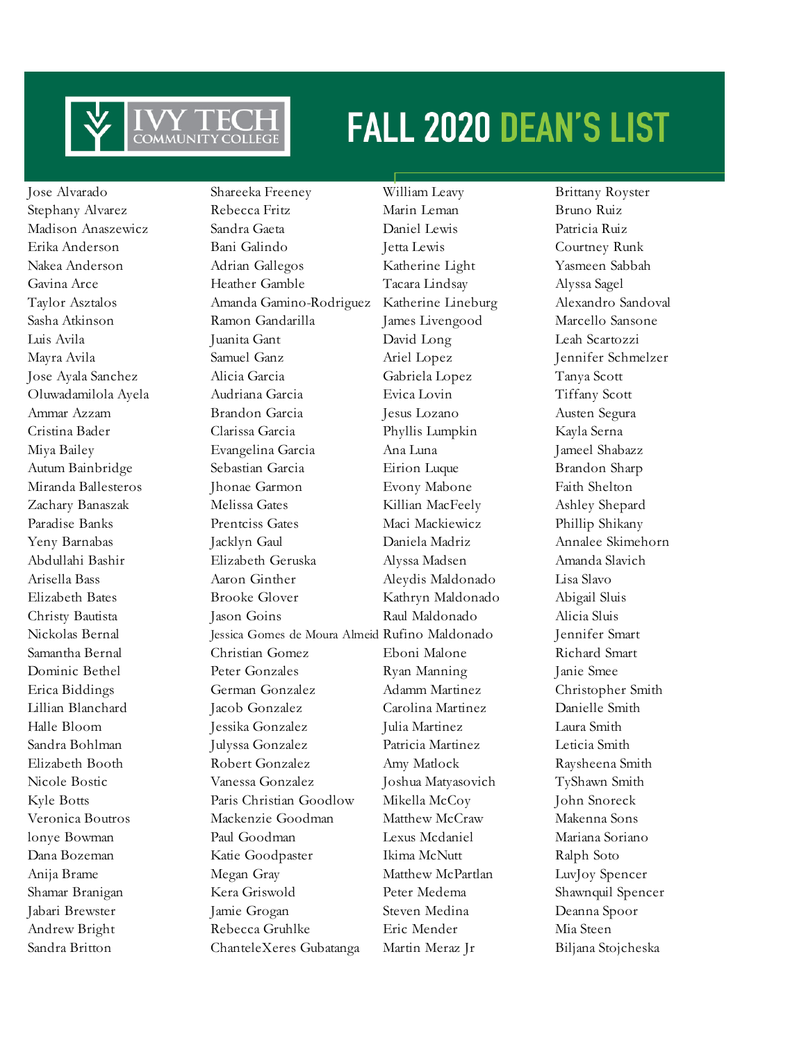# FALL 2020 DEAN'S LIST

Ivy Tech Community College

Jose Alvarado
Stephany Alvarez
Madison Anaszewicz
Erika Anderson
Nakea Anderson
Gavina Arce
Taylor Asztalos
Sasha Atkinson
Luis Avila
Mayra Avila
Jose Ayala Sanchez
Oluwadamilola Ayela
Ammar Azzam
Cristina Bader
Miya Bailey
Autum Bainbridge
Miranda Ballesteros
Zachary Banaszak
Paradise Banks
Yeny Barnabas
Abdullahi Bashir
Arisella Bass
Elizabeth Bates
Christy Bautista
Nickolas Bernal
Samantha Bernal
Dominic Bethel
Erica Biddings
Lillian Blanchard
Halle Bloom
Sandra Bohlman
Elizabeth Booth
Nicole Bostic
Kyle Botts
Veronica Boutros
lonye Bowman
Dana Bozeman
Anija Brame
Shamar Branigan
Jabari Brewster
Andrew Bright
Sandra Britton
Shareeka Freeney
Rebecca Fritz
Sandra Gaeta
Bani Galindo
Adrian Gallegos
Heather Gamble
Amanda Gamino-Rodriguez
Ramon Gandarilla
Juanita Gant
Samuel Ganz
Alicia Garcia
Audriana Garcia
Brandon Garcia
Clarissa Garcia
Evangelina Garcia
Sebastian Garcia
Jhonae Garmon
Melissa Gates
Prentciss Gates
Jacklyn Gaul
Elizabeth Geruska
Aaron Ginther
Brooke Glover
Jason Goins
Jessica Gomes de Moura Almeid
Christian Gomez
Peter Gonzales
German Gonzalez
Jacob Gonzalez
Jessika Gonzalez
Julyssa Gonzalez
Robert Gonzalez
Vanessa Gonzalez
Paris Christian Goodlow
Mackenzie Goodman
Paul Goodman
Katie Goodpaster
Megan Gray
Kera Griswold
Jamie Grogan
Rebecca Gruhlke
ChanteleXeres Gubatanga
William Leavy
Marin Leman
Daniel Lewis
Jetta Lewis
Katherine Light
Tacara Lindsay
Katherine Lineburg
James Livengood
David Long
Ariel Lopez
Gabriela Lopez
Evica Lovin
Jesus Lozano
Phyllis Lumpkin
Ana Luna
Eirion Luque
Evony Mabone
Killian MacFeely
Maci Mackiewicz
Daniela Madriz
Alyssa Madsen
Aleydis Maldonado
Kathryn Maldonado
Raul Maldonado
Rufino Maldonado
Eboni Malone
Ryan Manning
Adamm Martinez
Carolina Martinez
Julia Martinez
Patricia Martinez
Amy Matlock
Joshua Matyasovich
Mikella McCoy
Matthew McCraw
Lexus Mcdaniel
Ikima McNutt
Matthew McPartlan
Peter Medema
Steven Medina
Eric Mender
Martin Meraz Jr
Brittany Royster
Bruno Ruiz
Patricia Ruiz
Courtney Runk
Yasmeen Sabbah
Alyssa Sagel
Alexandro Sandoval
Marcello Sansone
Leah Scartozzi
Jennifer Schmelzer
Tanya Scott
Tiffany Scott
Austen Segura
Kayla Serna
Jameel Shabazz
Brandon Sharp
Faith Shelton
Ashley Shepard
Phillip Shikany
Annalee Skimehorn
Amanda Slavich
Lisa Slavo
Abigail Sluis
Alicia Sluis
Jennifer Smart
Richard Smart
Janie Smee
Christopher Smith
Danielle Smith
Laura Smith
Leticia Smith
Raysheena Smith
TyShawn Smith
John Snoreck
Makenna Sons
Mariana Soriano
Ralph Soto
LuvJoy Spencer
Shawnquil Spencer
Deanna Spoor
Mia Steen
Biljana Stojcheska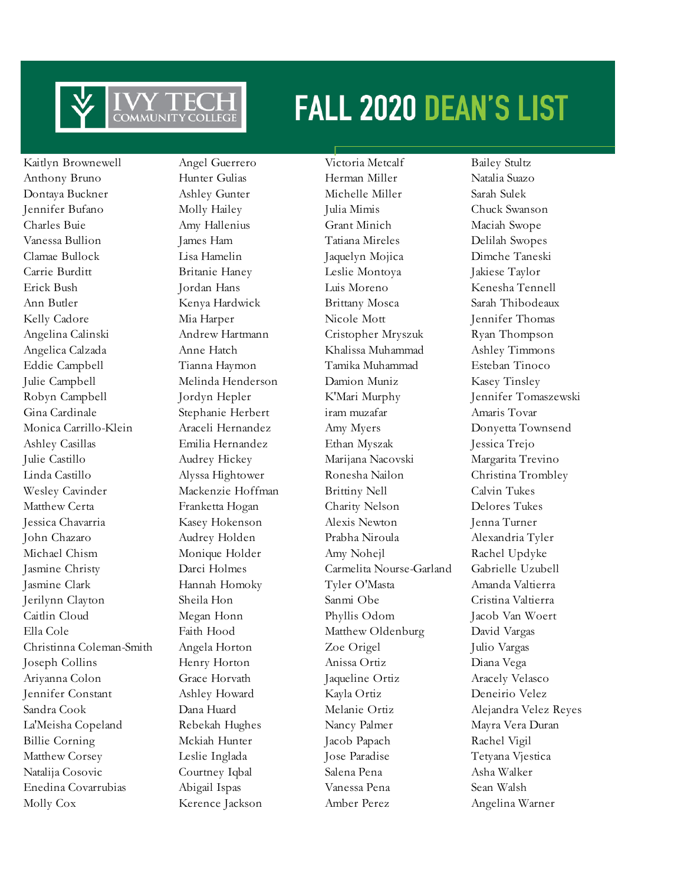# IVY TECH COMMUNITY COLLEGE

# FALL 2020 DEAN'S LIST

Kaitlyn Brownewell
Anthony Bruno
Dontaya Buckner
Jennifer Bufano
Charles Buie
Vanessa Bullion
Clamae Bullock
Carrie Burditt
Erick Bush
Ann Butler
Kelly Cadore
Angelina Calinski
Angelica Calzada
Eddie Campbell
Julie Campbell
Robyn Campbell
Gina Cardinale
Monica Carrillo-Klein
Ashley Casillas
Julie Castillo
Linda Castillo
Wesley Cavinder
Matthew Certa
Jessica Chavarria
John Chazaro
Michael Chism
Jasmine Christy
Jasmine Clark
Jerilynn Clayton
Caitlin Cloud
Ella Cole
Christinna Coleman-Smith
Joseph Collins
Ariyanna Colon
Jennifer Constant
Sandra Cook
La'Meisha Copeland
Billie Corning
Matthew Corsey
Natalija Cosovic
Enedina Covarrubias
Molly Cox

Angel Guerrero
Hunter Gulias
Ashley Gunter
Molly Hailey
Amy Hallenius
James Ham
Lisa Hamelin
Britanie Haney
Jordan Hans
Kenya Hardwick
Mia Harper
Andrew Hartmann
Anne Hatch
Tianna Haymon
Melinda Henderson
Jordyn Hepler
Stephanie Herbert
Araceli Hernandez
Emilia Hernandez
Audrey Hickey
Alyssa Hightower
Mackenzie Hoffman
Franketta Hogan
Kasey Hokenson
Audrey Holden
Monique Holder
Darci Holmes
Hannah Homoky
Sheila Hon
Megan Honn
Faith Hood
Angela Horton
Henry Horton
Grace Horvath
Ashley Howard
Dana Huard
Rebekah Hughes
Mckiah Hunter
Leslie Inglada
Courtney Iqbal
Abigail Ispas
Kerence Jackson

Victoria Metcalf
Herman Miller
Michelle Miller
Julia Mimis
Grant Minich
Tatiana Mireles
Jaquelyn Mojica
Leslie Montoya
Luis Moreno
Brittany Mosca
Nicole Mott
Cristopher Mryszuk
Khalissa Muhammad
Tamika Muhammad
Damion Muniz
K'Mari Murphy
iram muzafar
Amy Myers
Ethan Myszak
Marijana Nacovski
Ronesha Nailon
Brittiny Nell
Charity Nelson
Alexis Newton
Prabha Niroula
Amy Nohejl
Carmelita Nourse-Garland
Tyler O'Masta
Sanmi Obe
Phyllis Odom
Matthew Oldenburg
Zoe Origel
Anissa Ortiz
Jaqueline Ortiz
Kayla Ortiz
Melanie Ortiz
Nancy Palmer
Jacob Papach
Jose Paradise
Salena Pena
Vanessa Pena
Amber Perez

Bailey Stultz
Natalia Suazo
Sarah Sulek
Chuck Swanson
Maciah Swope
Delilah Swopes
Dimche Taneski
Jakiese Taylor
Kenesha Tennell
Sarah Thibodeaux
Jennifer Thomas
Ryan Thompson
Ashley Timmons
Esteban Tinoco
Kasey Tinsley
Jennifer Tomaszewski
Amaris Tovar
Donyetta Townsend
Jessica Trejo
Margarita Trevino
Christina Trombley
Calvin Tukes
Delores Tukes
Jenna Turner
Alexandria Tyler
Rachel Updyke
Gabrielle Uzubell
Amanda Valtierra
Cristina Valtierra
Jacob Van Woert
David Vargas
Julio Vargas
Diana Vega
Aracely Velasco
Deneirio Velez
Alejandra Velez Reyes
Mayra Vera Duran
Rachel Vigil
Tetyana Vjestica
Asha Walker
Sean Walsh
Angelina Warner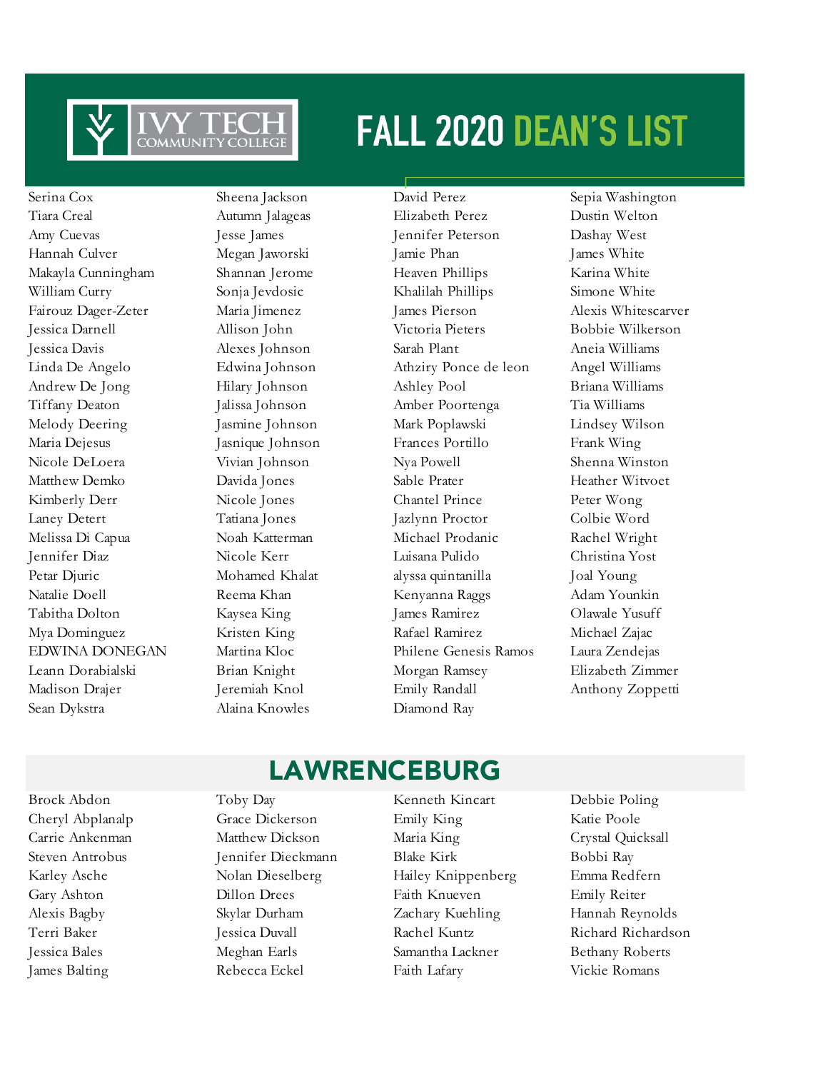# FALL 2020 DEAN'S LIST

Serina Cox
Tiara Creal
Amy Cuevas
Hannah Culver
Makayla Cunningham
William Curry
Fairouz Dager-Zeter
Jessica Darnell
Jessica Davis
Linda De Angelo
Andrew De Jong
Tiffany Deaton
Melody Deering
Maria Dejesus
Nicole DeLoera
Matthew Demko
Kimberly Derr
Laney Detert
Melissa Di Capua
Jennifer Diaz
Petar Djuric
Natalie Doell
Tabitha Dolton
Mya Dominguez
EDWINA DONEGAN
Leann Dorabialski
Madison Drajer
Sean Dykstra
Sheena Jackson
Autumn Jalageas
Jesse James
Megan Jaworski
Shannan Jerome
Sonja Jevdosic
Maria Jimenez
Allison John
Alexes Johnson
Edwina Johnson
Hilary Johnson
Jalissa Johnson
Jasmine Johnson
Jasnique Johnson
Vivian Johnson
Davida Jones
Nicole Jones
Tatiana Jones
Noah Katterman
Nicole Kerr
Mohamed Khalat
Reema Khan
Kaysea King
Kristen King
Martina Kloc
Brian Knight
Jeremiah Knol
Alaina Knowles
David Perez
Elizabeth Perez
Jennifer Peterson
Jamie Phan
Heaven Phillips
Khalilah Phillips
James Pierson
Victoria Pieters
Sarah Plant
Athziry Ponce de leon
Ashley Pool
Amber Poortenga
Mark Poplawski
Frances Portillo
Nya Powell
Sable Prater
Chantel Prince
Jazlynn Proctor
Michael Prodanic
Luisana Pulido
alyssa quintanilla
Kenyanna Raggs
James Ramirez
Rafael Ramirez
Philene Genesis Ramos
Morgan Ramsey
Emily Randall
Diamond Ray
Sepia Washington
Dustin Welton
Dashay West
James White
Karina White
Simone White
Alexis Whitescarver
Bobbie Wilkerson
Aneia Williams
Angel Williams
Briana Williams
Tia Williams
Lindsey Wilson
Frank Wing
Shenna Winston
Heather Witvoet
Peter Wong
Colbie Word
Rachel Wright
Christina Yost
Joal Young
Adam Younkin
Olawale Yusuff
Michael Zajac
Laura Zendejas
Elizabeth Zimmer
Anthony Zoppetti

## LAWRENCEBURG

Brock Abdon
Cheryl Abplanalp
Carrie Ankenman
Steven Antrobus
Karley Asche
Gary Ashton
Alexis Bagby
Terri Baker
Jessica Bales
James Balting
Toby Day
Grace Dickerson
Matthew Dickson
Jennifer Dieckmann
Nolan Dieselberg
Dillon Drees
Skylar Durham
Jessica Duvall
Meghan Earls
Rebecca Eckel
Kenneth Kincart
Emily King
Maria King
Blake Kirk
Hailey Knippenberg
Faith Knueven
Zachary Kuehling
Rachel Kuntz
Samantha Lackner
Faith Lafary
Debbie Poling
Katie Poole
Crystal Quicksall
Bobbi Ray
Emma Redfern
Emily Reiter
Hannah Reynolds
Richard Richardson
Bethany Roberts
Vickie Romans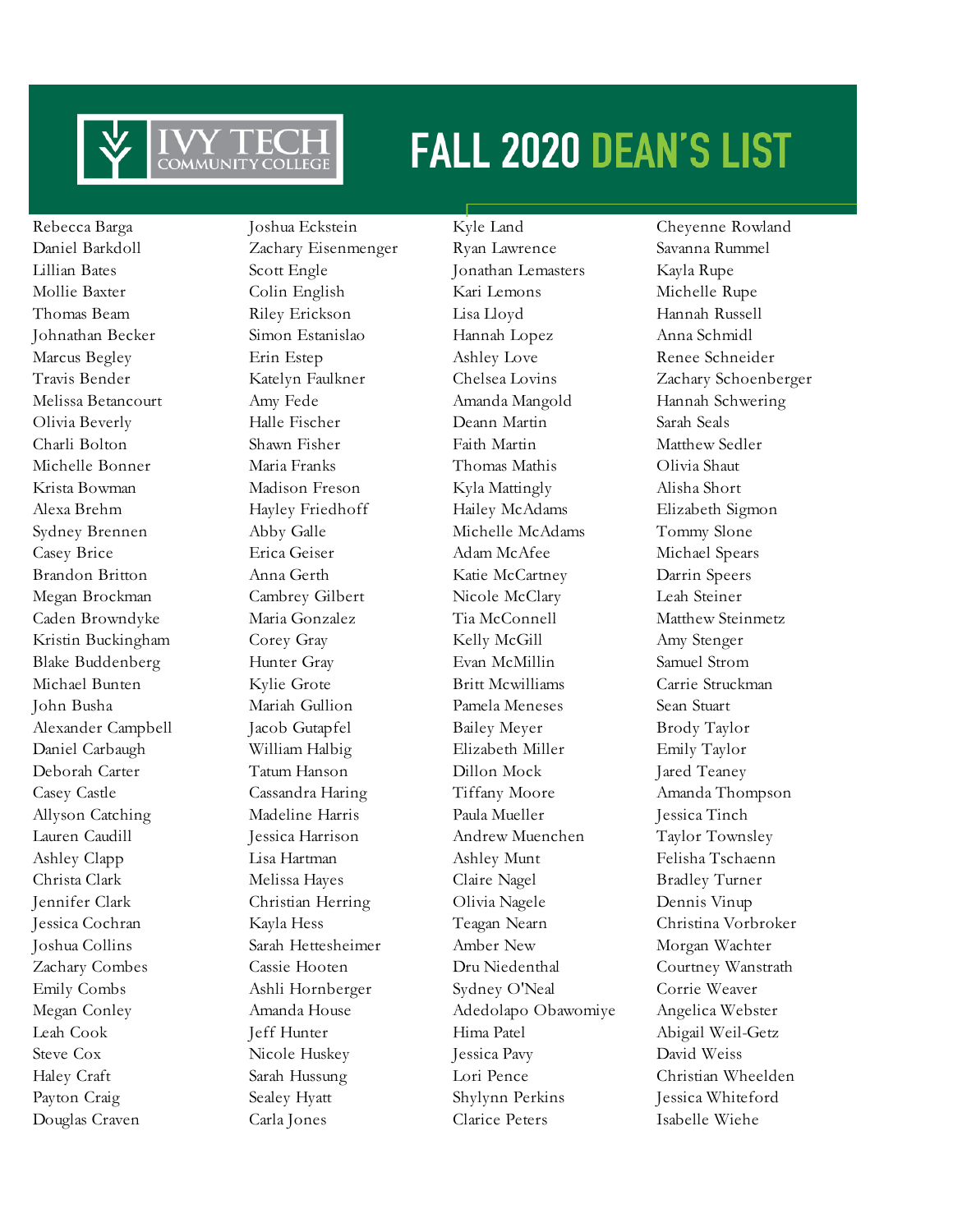# FALL 2020 DEAN'S LIST

Ivy Tech Community College

Rebecca Barga
Daniel Barkdoll
Lillian Bates
Mollie Baxter
Thomas Beam
Johnathan Becker
Marcus Begley
Travis Bender
Melissa Betancourt
Olivia Beverly
Charli Bolton
Michelle Bonner
Krista Bowman
Alexa Brehm
Sydney Brennen
Casey Brice
Brandon Britton
Megan Brockman
Caden Browndyke
Kristin Buckingham
Blake Buddenberg
Michael Bunten
John Busha
Alexander Campbell
Daniel Carbaugh
Deborah Carter
Casey Castle
Allyson Catching
Lauren Caudill
Ashley Clapp
Christa Clark
Jennifer Clark
Jessica Cochran
Joshua Collins
Zachary Combes
Emily Combs
Megan Conley
Leah Cook
Steve Cox
Haley Craft
Payton Craig
Douglas Craven
Joshua Eckstein
Zachary Eisenmenger
Scott Engle
Colin English
Riley Erickson
Simon Estanislao
Erin Estep
Katelyn Faulkner
Amy Fede
Halle Fischer
Shawn Fisher
Maria Franks
Madison Freson
Hayley Friedhoff
Abby Galle
Erica Geiser
Anna Gerth
Cambrey Gilbert
Maria Gonzalez
Corey Gray
Hunter Gray
Kylie Grote
Mariah Gullion
Jacob Gutapfel
William Halbig
Tatum Hanson
Cassandra Haring
Madeline Harris
Jessica Harrison
Lisa Hartman
Melissa Hayes
Christian Herring
Kayla Hess
Sarah Hettesheimer
Cassie Hooten
Ashli Hornberger
Amanda House
Jeff Hunter
Nicole Huskey
Sarah Hussung
Sealey Hyatt
Carla Jones
Kyle Land
Ryan Lawrence
Jonathan Lemasters
Kari Lemons
Lisa Lloyd
Hannah Lopez
Ashley Love
Chelsea Lovins
Amanda Mangold
Deann Martin
Faith Martin
Thomas Mathis
Kyla Mattingly
Hailey McAdams
Michelle McAdams
Adam McAfee
Katie McCartney
Nicole McClary
Tia McConnell
Kelly McGill
Evan McMillin
Britt Mcwilliams
Pamela Meneses
Bailey Meyer
Elizabeth Miller
Dillon Mock
Tiffany Moore
Paula Mueller
Andrew Muenchen
Ashley Munt
Claire Nagel
Olivia Nagele
Teagan Nearn
Amber New
Dru Niedenthal
Sydney O'Neal
Adedolapo Obawomiye
Hima Patel
Jessica Pavy
Lori Pence
Shylynn Perkins
Clarice Peters
Cheyenne Rowland
Savanna Rummel
Kayla Rupe
Michelle Rupe
Hannah Russell
Anna Schmidl
Renee Schneider
Zachary Schoenberger
Hannah Schwering
Sarah Seals
Matthew Sedler
Olivia Shaut
Alisha Short
Elizabeth Sigmon
Tommy Slone
Michael Spears
Darrin Speers
Leah Steiner
Matthew Steinmetz
Amy Stenger
Samuel Strom
Carrie Struckman
Sean Stuart
Brody Taylor
Emily Taylor
Jared Teaney
Amanda Thompson
Jessica Tinch
Taylor Townsley
Felisha Tschaenn
Bradley Turner
Dennis Vinup
Christina Vorbroker
Morgan Wachter
Courtney Wanstrath
Corrie Weaver
Angelica Webster
Abigail Weil-Getz
David Weiss
Christian Wheelden
Jessica Whiteford
Isabelle Wiehe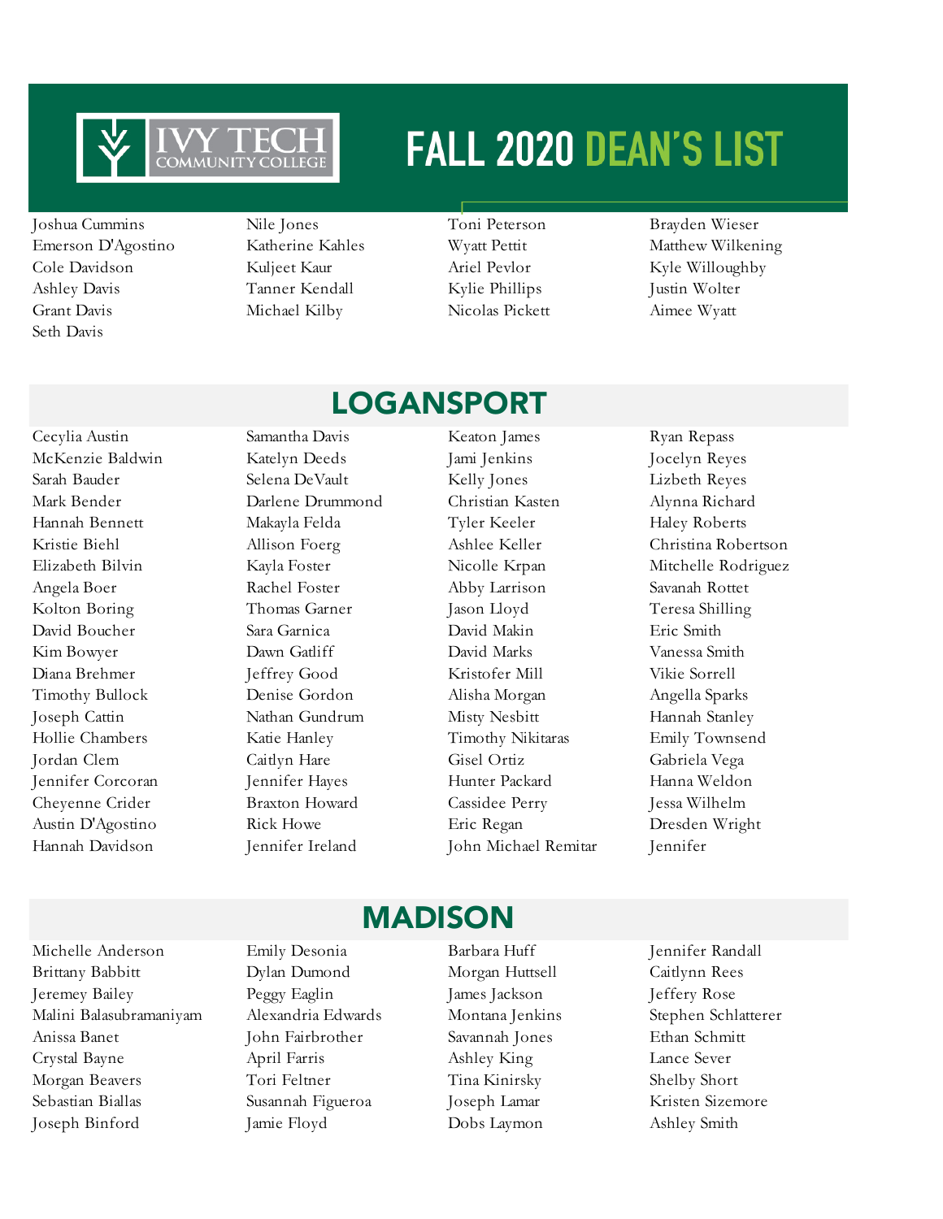# FALL 2020 DEAN'S LIST

Joshua Cummins
Emerson D'Agostino
Cole Davidson
Ashley Davis
Grant Davis
Seth Davis
Nile Jones
Katherine Kahles
Kuljeet Kaur
Tanner Kendall
Michael Kilby
Toni Peterson
Wyatt Pettit
Ariel Pevlor
Kylie Phillips
Nicolas Pickett
Brayden Wieser
Matthew Wilkening
Kyle Willoughby
Justin Wolter
Aimee Wyatt

## LOGANSPORT

Cecylia Austin
McKenzie Baldwin
Sarah Bauder
Mark Bender
Hannah Bennett
Kristie Biehl
Elizabeth Bilvin
Angela Boer
Kolton Boring
David Boucher
Kim Bowyer
Diana Brehmer
Timothy Bullock
Joseph Cattin
Hollie Chambers
Jordan Clem
Jennifer Corcoran
Cheyenne Crider
Austin D'Agostino
Hannah Davidson
Samantha Davis
Katelyn Deeds
Selena DeVault
Darlene Drummond
Makayla Felda
Allison Foerg
Kayla Foster
Rachel Foster
Thomas Garner
Sara Garnica
Dawn Gatliff
Jeffrey Good
Denise Gordon
Nathan Gundrum
Katie Hanley
Caitlyn Hare
Jennifer Hayes
Braxton Howard
Rick Howe
Jennifer Ireland
Keaton James
Jami Jenkins
Kelly Jones
Christian Kasten
Tyler Keeler
Ashlee Keller
Nicolle Krpan
Abby Larrison
Jason Lloyd
David Makin
David Marks
Kristofer Mill
Alisha Morgan
Misty Nesbitt
Timothy Nikitaras
Gisel Ortiz
Hunter Packard
Cassidee Perry
Eric Regan
John Michael Remitar
Ryan Repass
Jocelyn Reyes
Lizbeth Reyes
Alynna Richard
Haley Roberts
Christina Robertson
Mitchelle Rodriguez
Savanah Rottet
Teresa Shilling
Eric Smith
Vanessa Smith
Vikie Sorrell
Angella Sparks
Hannah Stanley
Emily Townsend
Gabriela Vega
Hanna Weldon
Jessa Wilhelm
Dresden Wright
Jennifer

## MADISON

Michelle Anderson
Brittany Babbitt
Jeremey Bailey
Malini Balasubramaniyam
Anissa Banet
Crystal Bayne
Morgan Beavers
Sebastian Biallas
Joseph Binford
Emily Desonia
Dylan Dumond
Peggy Eaglin
Alexandria Edwards
John Fairbrother
April Farris
Tori Feltner
Susannah Figueroa
Jamie Floyd
Barbara Huff
Morgan Huttsell
James Jackson
Montana Jenkins
Savannah Jones
Ashley King
Tina Kinirsky
Joseph Lamar
Dobs Laymon
Jennifer Randall
Caitlynn Rees
Jeffery Rose
Stephen Schlatterer
Ethan Schmitt
Lance Sever
Shelby Short
Kristen Sizemore
Ashley Smith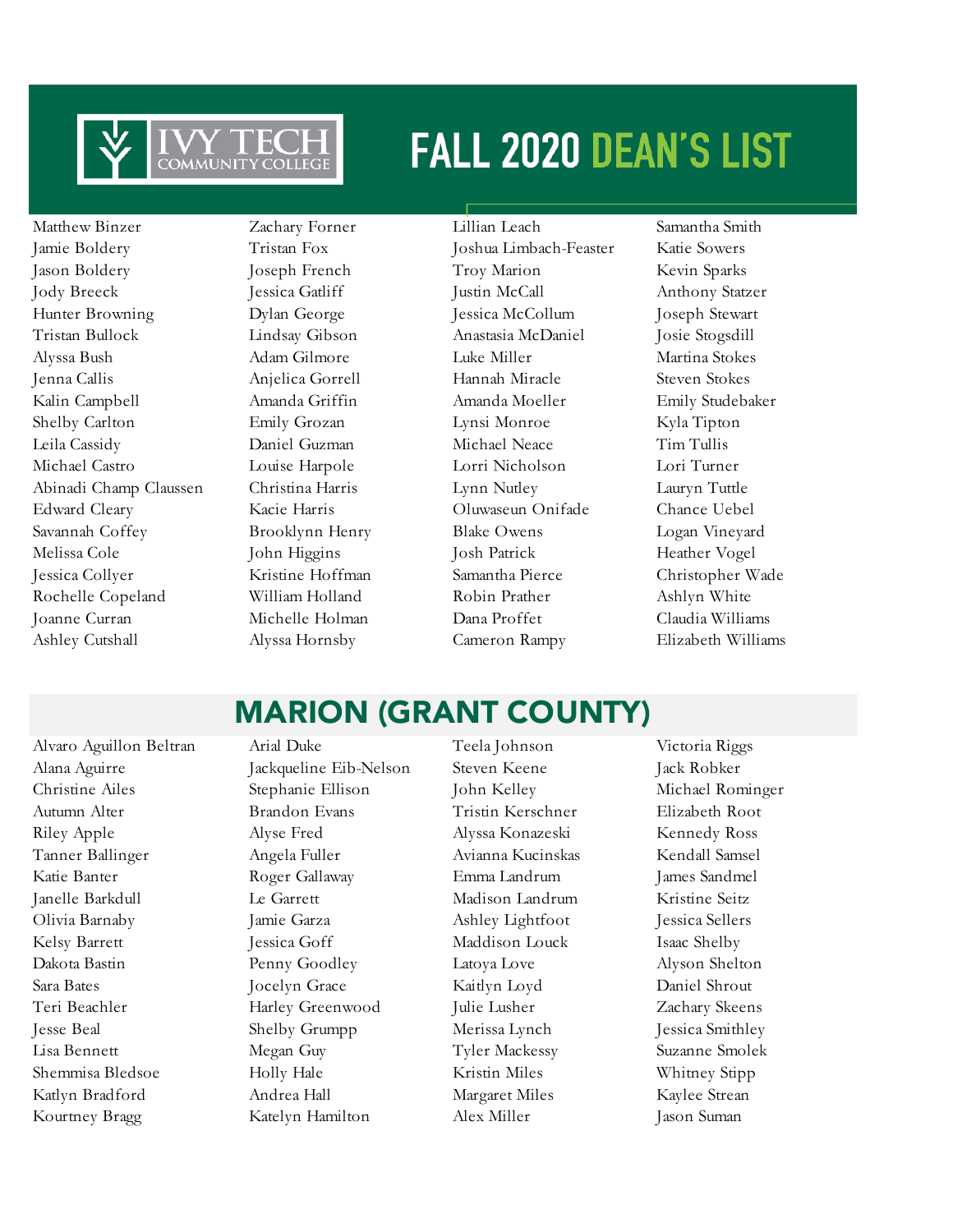# FALL 2020 DEAN'S LIST

Matthew Binzer
Jamie Boldery
Jason Boldery
Jody Breeck
Hunter Browning
Tristan Bullock
Alyssa Bush
Jenna Callis
Kalin Campbell
Shelby Carlton
Leila Cassidy
Michael Castro
Abinadi Champ Claussen
Edward Cleary
Savannah Coffey
Melissa Cole
Jessica Collyer
Rochelle Copeland
Joanne Curran
Ashley Cutshall
Zachary Forner
Tristan Fox
Joseph French
Jessica Gatliff
Dylan George
Lindsay Gibson
Adam Gilmore
Anjelica Gorrell
Amanda Griffin
Emily Grozan
Daniel Guzman
Louise Harpole
Christina Harris
Kacie Harris
Brooklynn Henry
John Higgins
Kristine Hoffman
William Holland
Michelle Holman
Alyssa Hornsby
Lillian Leach
Joshua Limbach-Feaster
Troy Marion
Justin McCall
Jessica McCollum
Anastasia McDaniel
Luke Miller
Hannah Miracle
Amanda Moeller
Lynsi Monroe
Michael Neace
Lorri Nicholson
Lynn Nutley
Oluwaseun Onifade
Blake Owens
Josh Patrick
Samantha Pierce
Robin Prather
Dana Proffet
Cameron Rampy
Samantha Smith
Katie Sowers
Kevin Sparks
Anthony Statzer
Joseph Stewart
Josie Stogsdill
Martina Stokes
Steven Stokes
Emily Studebaker
Kyla Tipton
Tim Tullis
Lori Turner
Lauryn Tuttle
Chance Uebel
Logan Vineyard
Heather Vogel
Christopher Wade
Ashlyn White
Claudia Williams
Elizabeth Williams

## MARION (GRANT COUNTY)

Alvaro Aguillon Beltran
Alana Aguirre
Christine Ailes
Autumn Alter
Riley Apple
Tanner Ballinger
Katie Banter
Janelle Barkdull
Olivia Barnaby
Kelsy Barrett
Dakota Bastin
Sara Bates
Teri Beachler
Jesse Beal
Lisa Bennett
Shemmisa Bledsoe
Katlyn Bradford
Kourtney Bragg
Arial Duke
Jackqueline Eib-Nelson
Stephanie Ellison
Brandon Evans
Alyse Fred
Angela Fuller
Roger Gallaway
Le Garrett
Jamie Garza
Jessica Goff
Penny Goodley
Jocelyn Grace
Harley Greenwood
Shelby Grumpp
Megan Guy
Holly Hale
Andrea Hall
Katelyn Hamilton
Teela Johnson
Steven Keene
John Kelley
Tristin Kerschner
Alyssa Konazeski
Avianna Kucinskas
Emma Landrum
Madison Landrum
Ashley Lightfoot
Maddison Louck
Latoya Love
Kaitlyn Loyd
Julie Lusher
Merissa Lynch
Tyler Mackessy
Kristin Miles
Margaret Miles
Alex Miller
Victoria Riggs
Jack Robker
Michael Rominger
Elizabeth Root
Kennedy Ross
Kendall Samsel
James Sandmel
Kristine Seitz
Jessica Sellers
Isaac Shelby
Alyson Shelton
Daniel Shrout
Zachary Skeens
Jessica Smithley
Suzanne Smolek
Whitney Stipp
Kaylee Strean
Jason Suman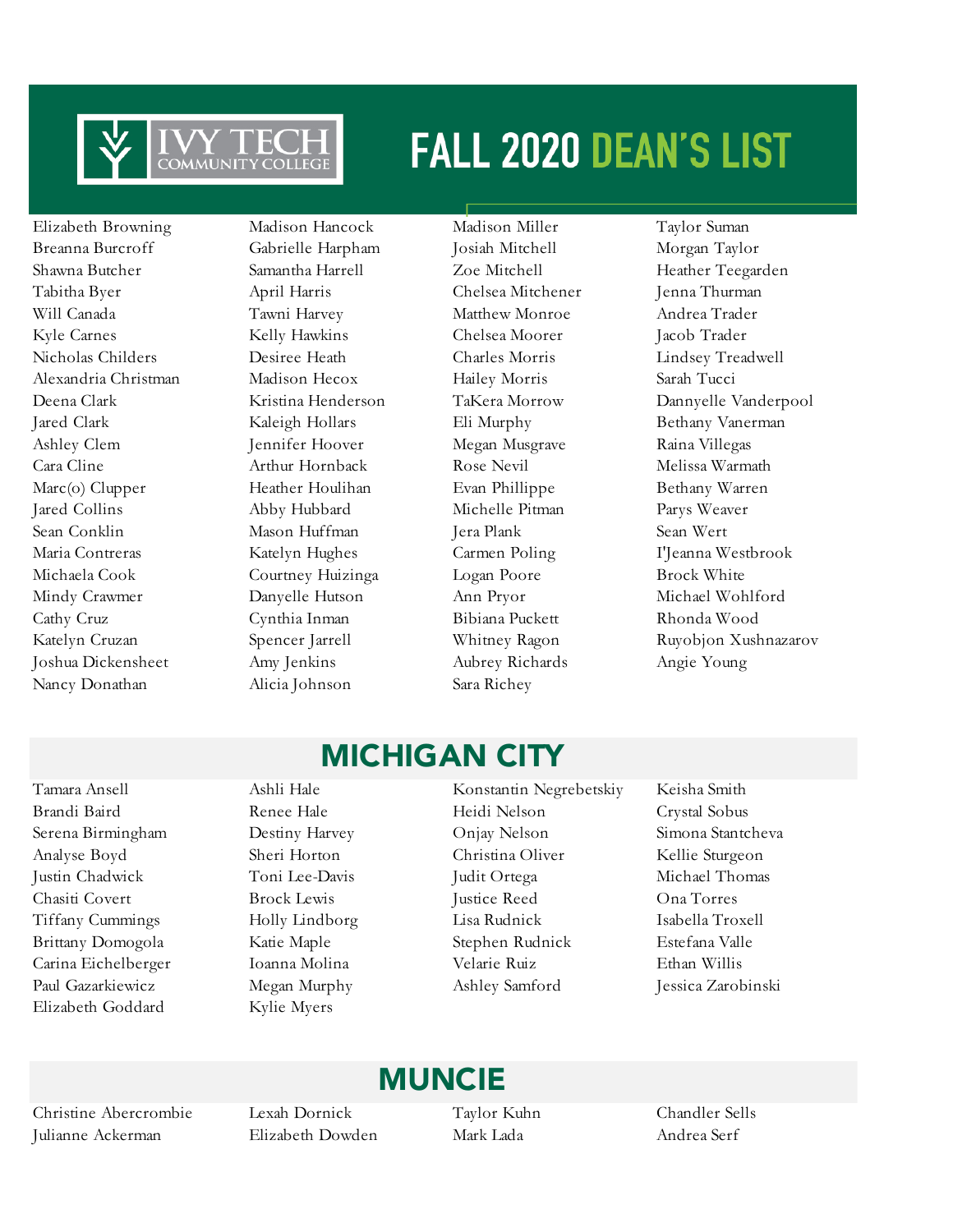# FALL 2020 DEAN'S LIST

Elizabeth Browning
Breanna Burcroff
Shawna Butcher
Tabitha Byer
Will Canada
Kyle Carnes
Nicholas Childers
Alexandria Christman
Deena Clark
Jared Clark
Ashley Clem
Cara Cline
Marc(o) Clupper
Jared Collins
Sean Conklin
Maria Contreras
Michaela Cook
Mindy Crawmer
Cathy Cruz
Katelyn Cruzan
Joshua Dickensheet
Nancy Donathan
Madison Hancock
Gabrielle Harpham
Samantha Harrell
April Harris
Tawni Harvey
Kelly Hawkins
Desiree Heath
Madison Hecox
Kristina Henderson
Kaleigh Hollars
Jennifer Hoover
Arthur Hornback
Heather Houlihan
Abby Hubbard
Mason Huffman
Katelyn Hughes
Courtney Huizinga
Danyelle Hutson
Cynthia Inman
Spencer Jarrell
Amy Jenkins
Alicia Johnson
Madison Miller
Josiah Mitchell
Zoe Mitchell
Chelsea Mitchener
Matthew Monroe
Chelsea Moorer
Charles Morris
Hailey Morris
TaKera Morrow
Eli Murphy
Megan Musgrave
Rose Nevil
Evan Phillippe
Michelle Pitman
Jera Plank
Carmen Poling
Logan Poore
Ann Pryor
Bibiana Puckett
Whitney Ragon
Aubrey Richards
Sara Richey
Taylor Suman
Morgan Taylor
Heather Teegarden
Jenna Thurman
Andrea Trader
Jacob Trader
Lindsey Treadwell
Sarah Tucci
Dannyelle Vanderpool
Bethany Vanerman
Raina Villegas
Melissa Warmath
Bethany Warren
Parys Weaver
Sean Wert
I'Jeanna Westbrook
Brock White
Michael Wohlford
Rhonda Wood
Ruyobjon Xushnazarov
Angie Young

## MICHIGAN CITY

Tamara Ansell
Brandi Baird
Serena Birmingham
Analyse Boyd
Justin Chadwick
Chasiti Covert
Tiffany Cummings
Brittany Domogola
Carina Eichelberger
Paul Gazarkiewicz
Elizabeth Goddard
Ashli Hale
Renee Hale
Destiny Harvey
Sheri Horton
Toni Lee-Davis
Brock Lewis
Holly Lindborg
Katie Maple
Ioanna Molina
Megan Murphy
Kylie Myers
Konstantin Negrebetskiy
Heidi Nelson
Onjay Nelson
Christina Oliver
Judit Ortega
Justice Reed
Lisa Rudnick
Stephen Rudnick
Velarie Ruiz
Ashley Samford
Keisha Smith
Crystal Sobus
Simona Stantcheva
Kellie Sturgeon
Michael Thomas
Ona Torres
Isabella Troxell
Estefana Valle
Ethan Willis
Jessica Zarobinski

## MUNCIE

Christine Abercrombie
Julianne Ackerman
Lexah Dornick
Elizabeth Dowden
Taylor Kuhn
Mark Lada
Chandler Sells
Andrea Serf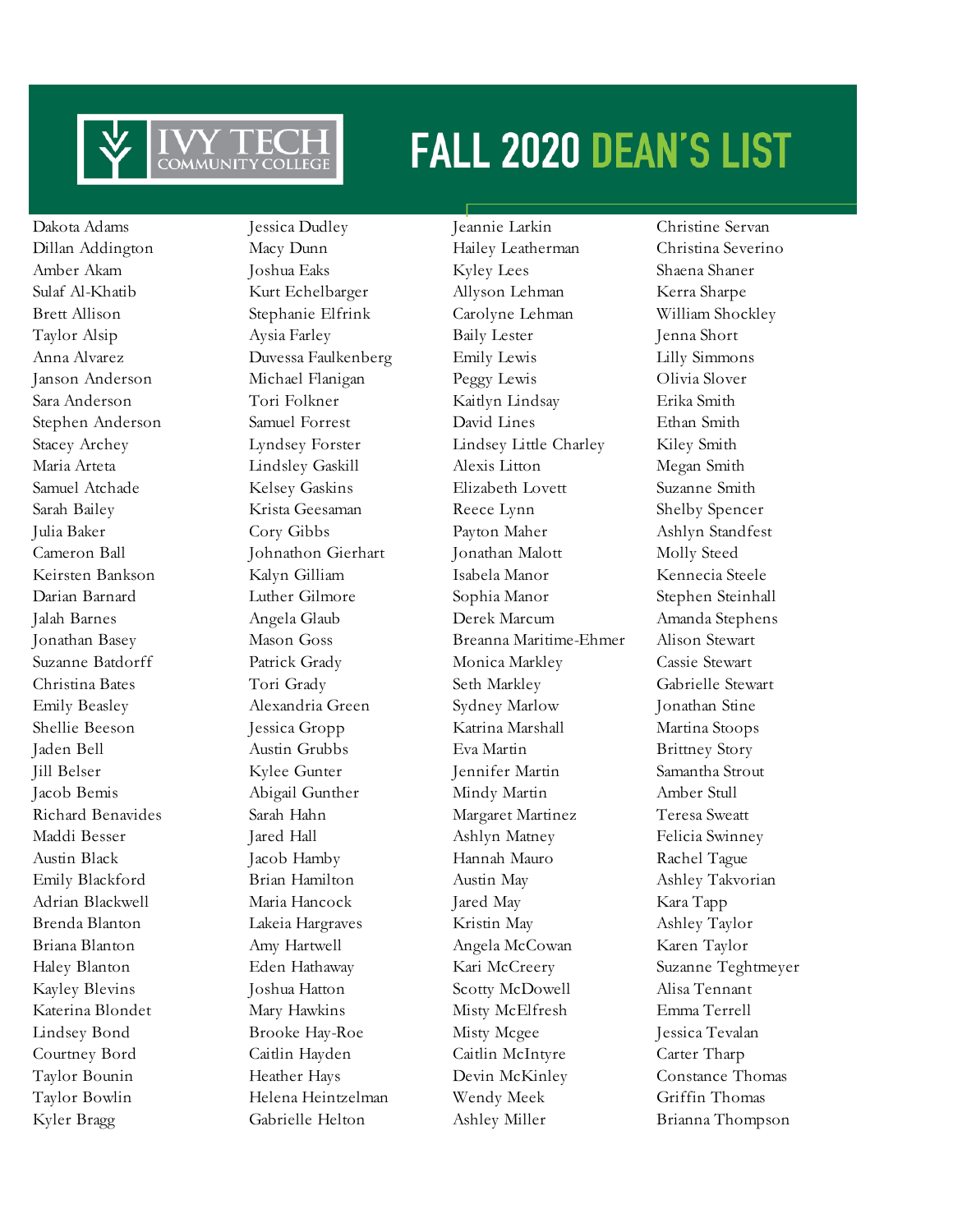# FALL 2020 DEAN'S LIST

Dakota Adams
Dillan Addington
Amber Akam
Sulaf Al-Khatib
Brett Allison
Taylor Alsip
Anna Alvarez
Janson Anderson
Sara Anderson
Stephen Anderson
Stacey Archey
Maria Arteta
Samuel Atchade
Sarah Bailey
Julia Baker
Cameron Ball
Keirsten Bankson
Darian Barnard
Jalah Barnes
Jonathan Basey
Suzanne Batdorff
Christina Bates
Emily Beasley
Shellie Beeson
Jaden Bell
Jill Belser
Jacob Bemis
Richard Benavides
Maddi Besser
Austin Black
Emily Blackford
Adrian Blackwell
Brenda Blanton
Briana Blanton
Haley Blanton
Kayley Blevins
Katerina Blondet
Lindsey Bond
Courtney Bord
Taylor Bounin
Taylor Bowlin
Kyler Bragg

Jessica Dudley
Macy Dunn
Joshua Eaks
Kurt Echelbarger
Stephanie Elfrink
Aysia Farley
Duvessa Faulkenberg
Michael Flanigan
Tori Folkner
Samuel Forrest
Lyndsey Forster
Lindsley Gaskill
Kelsey Gaskins
Krista Geesaman
Cory Gibbs
Johnathon Gierhart
Kalyn Gilliam
Luther Gilmore
Angela Glaub
Mason Goss
Patrick Grady
Tori Grady
Alexandria Green
Jessica Gropp
Austin Grubbs
Kylee Gunter
Abigail Gunther
Sarah Hahn
Jared Hall
Jacob Hamby
Brian Hamilton
Maria Hancock
Lakeia Hargraves
Amy Hartwell
Eden Hathaway
Joshua Hatton
Mary Hawkins
Brooke Hay-Roe
Caitlin Hayden
Heather Hays
Helena Heintzelman
Gabrielle Helton

Jeannie Larkin
Hailey Leatherman
Kyley Lees
Allyson Lehman
Carolyne Lehman
Baily Lester
Emily Lewis
Peggy Lewis
Kaitlyn Lindsay
David Lines
Lindsey Little Charley
Alexis Litton
Elizabeth Lovett
Reece Lynn
Payton Maher
Jonathan Malott
Isabela Manor
Sophia Manor
Derek Marcum
Breanna Maritime-Ehmer
Monica Markley
Seth Markley
Sydney Marlow
Katrina Marshall
Eva Martin
Jennifer Martin
Mindy Martin
Margaret Martinez
Ashlyn Matney
Hannah Mauro
Austin May
Jared May
Kristin May
Angela McCowan
Kari McCreery
Scotty McDowell
Misty McElfresh
Misty Mcgee
Caitlin McIntyre
Devin McKinley
Wendy Meek
Ashley Miller

Christine Servan
Christina Severino
Shaena Shaner
Kerra Sharpe
William Shockley
Jenna Short
Lilly Simmons
Olivia Slover
Erika Smith
Ethan Smith
Kiley Smith
Megan Smith
Suzanne Smith
Shelby Spencer
Ashlyn Standfest
Molly Steed
Kennecia Steele
Stephen Steinhall
Amanda Stephens
Alison Stewart
Cassie Stewart
Gabrielle Stewart
Jonathan Stine
Martina Stoops
Brittney Story
Samantha Strout
Amber Stull
Teresa Sweatt
Felicia Swinney
Rachel Tague
Ashley Takvorian
Kara Tapp
Ashley Taylor
Karen Taylor
Suzanne Teghtmeyer
Alisa Tennant
Emma Terrell
Jessica Tevalan
Carter Tharp
Constance Thomas
Griffin Thomas
Brianna Thompson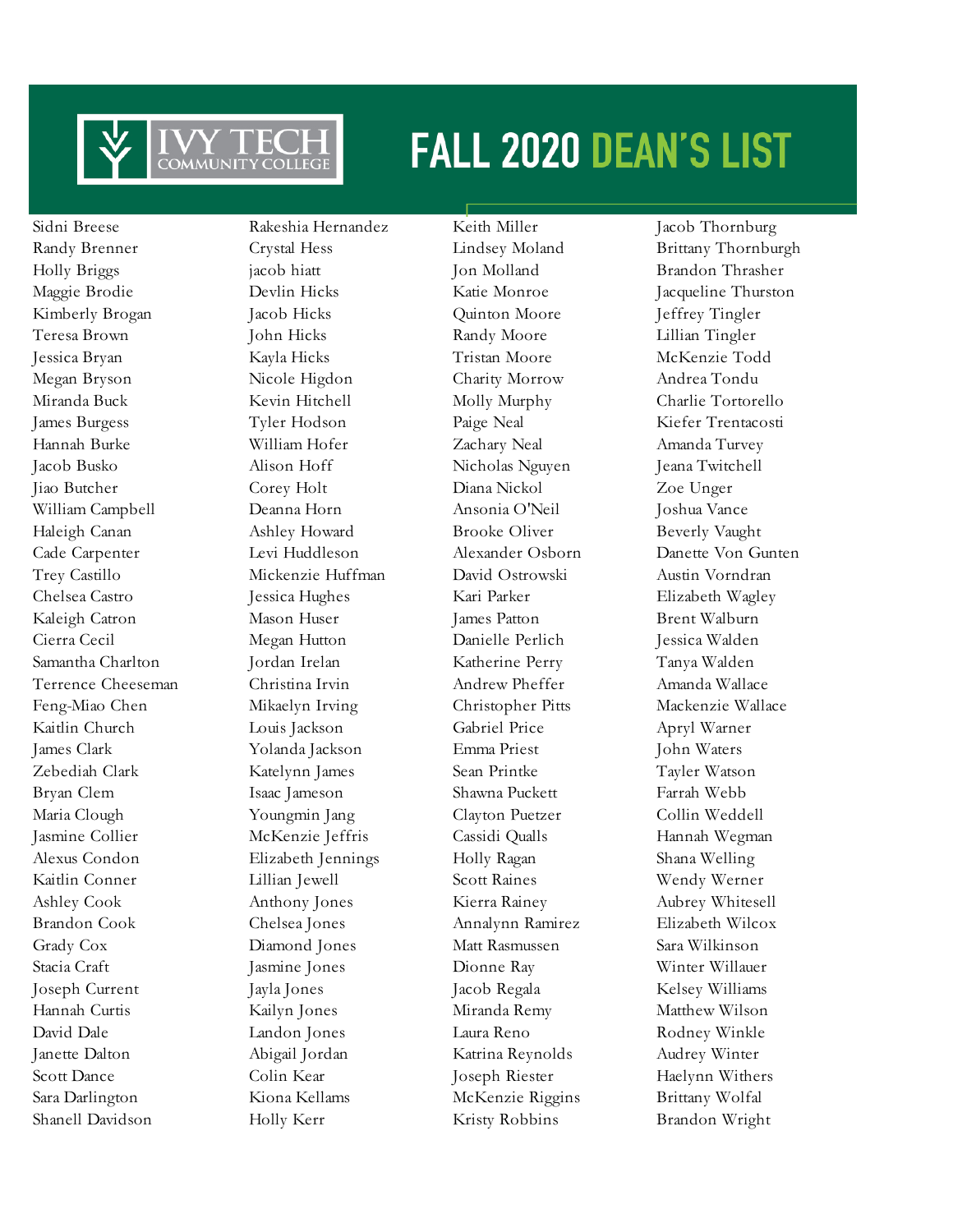# FALL 2020 DEAN'S LIST

Sidni Breese
Randy Brenner
Holly Briggs
Maggie Brodie
Kimberly Brogan
Teresa Brown
Jessica Bryan
Megan Bryson
Miranda Buck
James Burgess
Hannah Burke
Jacob Busko
Jiao Butcher
William Campbell
Haleigh Canan
Cade Carpenter
Trey Castillo
Chelsea Castro
Kaleigh Catron
Cierra Cecil
Samantha Charlton
Terrence Cheeseman
Feng-Miao Chen
Kaitlin Church
James Clark
Zebediah Clark
Bryan Clem
Maria Clough
Jasmine Collier
Alexus Condon
Kaitlin Conner
Ashley Cook
Brandon Cook
Grady Cox
Stacia Craft
Joseph Current
Hannah Curtis
David Dale
Janette Dalton
Scott Dance
Sara Darlington
Shanell Davidson
Rakeshia Hernandez
Crystal Hess
jacob hiatt
Devlin Hicks
Jacob Hicks
John Hicks
Kayla Hicks
Nicole Higdon
Kevin Hitchell
Tyler Hodson
William Hofer
Alison Hoff
Corey Holt
Deanna Horn
Ashley Howard
Levi Huddleson
Mickenzie Huffman
Jessica Hughes
Mason Huser
Megan Hutton
Jordan Irelan
Christina Irvin
Mikaelyn Irving
Louis Jackson
Yolanda Jackson
Katelynn James
Isaac Jameson
Youngmin Jang
McKenzie Jeffris
Elizabeth Jennings
Lillian Jewell
Anthony Jones
Chelsea Jones
Diamond Jones
Jasmine Jones
Jayla Jones
Kailyn Jones
Landon Jones
Abigail Jordan
Colin Kear
Kiona Kellams
Holly Kerr
Keith Miller
Lindsey Moland
Jon Molland
Katie Monroe
Quinton Moore
Randy Moore
Tristan Moore
Charity Morrow
Molly Murphy
Paige Neal
Zachary Neal
Nicholas Nguyen
Diana Nickol
Ansonia O'Neil
Brooke Oliver
Alexander Osborn
David Ostrowski
Kari Parker
James Patton
Danielle Perlich
Katherine Perry
Andrew Pheffer
Christopher Pitts
Gabriel Price
Emma Priest
Sean Printke
Shawna Puckett
Clayton Puetzer
Cassidi Qualls
Holly Ragan
Scott Raines
Kierra Rainey
Annalynn Ramirez
Matt Rasmussen
Dionne Ray
Jacob Regala
Miranda Remy
Laura Reno
Katrina Reynolds
Joseph Riester
McKenzie Riggins
Kristy Robbins
Jacob Thornburg
Brittany Thornburgh
Brandon Thrasher
Jacqueline Thurston
Jeffrey Tingler
Lillian Tingler
McKenzie Todd
Andrea Tondu
Charlie Tortorello
Kiefer Trentacosti
Amanda Turvey
Jeana Twitchell
Zoe Unger
Joshua Vance
Beverly Vaught
Danette Von Gunten
Austin Vorndran
Elizabeth Wagley
Brent Walburn
Jessica Walden
Tanya Walden
Amanda Wallace
Mackenzie Wallace
Apryl Warner
John Waters
Tayler Watson
Farrah Webb
Collin Weddell
Hannah Wegman
Shana Welling
Wendy Werner
Aubrey Whitesell
Elizabeth Wilcox
Sara Wilkinson
Winter Willauer
Kelsey Williams
Matthew Wilson
Rodney Winkle
Audrey Winter
Haelynn Withers
Brittany Wolfal
Brandon Wright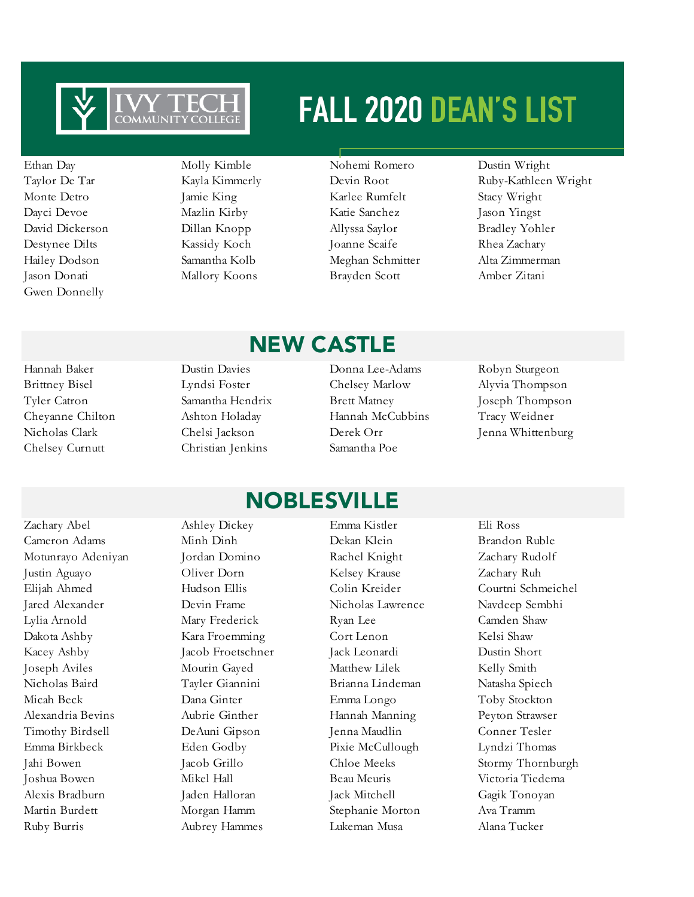# FALL 2020 DEAN'S LIST

Ethan Day
Taylor De Tar
Monte Detro
Dayci Devoe
David Dickerson
Destynee Dilts
Hailey Dodson
Jason Donati
Gwen Donnelly
Molly Kimble
Kayla Kimmerly
Jamie King
Mazlin Kirby
Dillan Knopp
Kassidy Koch
Samantha Kolb
Mallory Koons
Nohemi Romero
Devin Root
Karlee Rumfelt
Katie Sanchez
Allyssa Saylor
Joanne Scaife
Meghan Schmitter
Brayden Scott
Dustin Wright
Ruby-Kathleen Wright
Stacy Wright
Jason Yingst
Bradley Yohler
Rhea Zachary
Alta Zimmerman
Amber Zitani

## NEW CASTLE

Hannah Baker
Brittney Bisel
Tyler Catron
Cheyanne Chilton
Nicholas Clark
Chelsey Curnutt
Dustin Davies
Lyndsi Foster
Samantha Hendrix
Ashton Holaday
Chelsi Jackson
Christian Jenkins
Donna Lee-Adams
Chelsey Marlow
Brett Matney
Hannah McCubbins
Derek Orr
Samantha Poe
Robyn Sturgeon
Alyvia Thompson
Joseph Thompson
Tracy Weidner
Jenna Whittenburg

## NOBLESVILLE

Zachary Abel
Cameron Adams
Motunrayo Adeniyan
Justin Aguayo
Elijah Ahmed
Jared Alexander
Lylia Arnold
Dakota Ashby
Kacey Ashby
Joseph Aviles
Nicholas Baird
Micah Beck
Alexandria Bevins
Timothy Birdsell
Emma Birkbeck
Jahi Bowen
Joshua Bowen
Alexis Bradburn
Martin Burdett
Ruby Burris
Ashley Dickey
Minh Dinh
Jordan Domino
Oliver Dorn
Hudson Ellis
Devin Frame
Mary Frederick
Kara Froemming
Jacob Froetschner
Mourin Gayed
Tayler Giannini
Dana Ginter
Aubrie Ginther
DeAuni Gipson
Eden Godby
Jacob Grillo
Mikel Hall
Jaden Halloran
Morgan Hamm
Aubrey Hammes
Emma Kistler
Dekan Klein
Rachel Knight
Kelsey Krause
Colin Kreider
Nicholas Lawrence
Ryan Lee
Cort Lenon
Jack Leonardi
Matthew Lilek
Brianna Lindeman
Emma Longo
Hannah Manning
Jenna Maudlin
Pixie McCullough
Chloe Meeks
Beau Meuris
Jack Mitchell
Stephanie Morton
Lukeman Musa
Eli Ross
Brandon Ruble
Zachary Rudolf
Zachary Ruh
Courtni Schmeichel
Navdeep Sembhi
Camden Shaw
Kelsi Shaw
Dustin Short
Kelly Smith
Natasha Spiech
Toby Stockton
Peyton Strawser
Conner Tesler
Lyndzi Thomas
Stormy Thornburgh
Victoria Tiedema
Gagik Tonoyan
Ava Tramm
Alana Tucker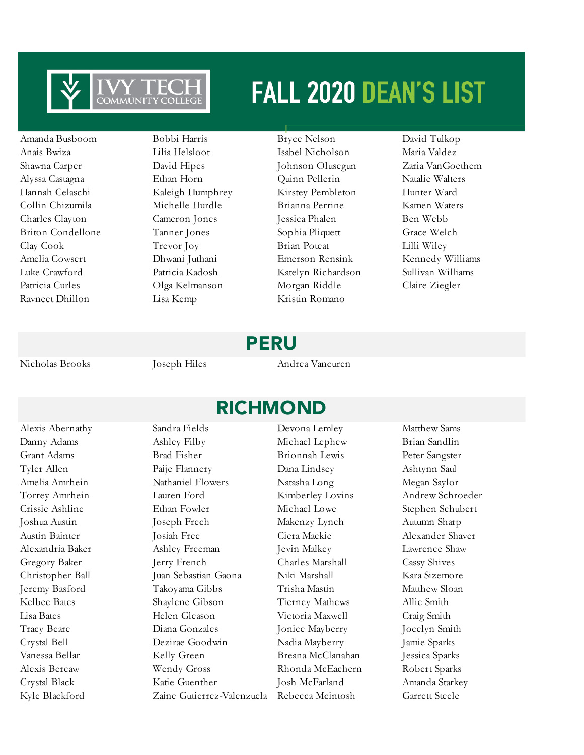# FALL 2020 DEAN'S LIST

Amanda Busboom
Anais Bwiza
Shawna Carper
Alyssa Castagna
Hannah Celaschi
Collin Chizumila
Charles Clayton
Briton Condellone
Clay Cook
Amelia Cowsert
Luke Crawford
Patricia Curles
Ravneet Dhillon
Bobbi Harris
Lilia Helsloot
David Hipes
Ethan Horn
Kaleigh Humphrey
Michelle Hurdle
Cameron Jones
Tanner Jones
Trevor Joy
Dhwani Juthani
Patricia Kadosh
Olga Kelmanson
Lisa Kemp
Bryce Nelson
Isabel Nicholson
Johnson Olusegun
Quinn Pellerin
Kirstey Pembleton
Brianna Perrine
Jessica Phalen
Sophia Pliquett
Brian Poteat
Emerson Rensink
Katelyn Richardson
Morgan Riddle
Kristin Romano
David Tulkop
Maria Valdez
Zaria VanGoethem
Natalie Walters
Hunter Ward
Kamen Waters
Ben Webb
Grace Welch
Lilli Wiley
Kennedy Williams
Sullivan Williams
Claire Ziegler

## PERU

Nicholas Brooks
Joseph Hiles
Andrea Vancuren

## RICHMOND

Alexis Abernathy
Danny Adams
Grant Adams
Tyler Allen
Amelia Amrhein
Torrey Amrhein
Crissie Ashline
Joshua Austin
Austin Bainter
Alexandria Baker
Gregory Baker
Christopher Ball
Jeremy Basford
Kelbee Bates
Lisa Bates
Tracy Beare
Crystal Bell
Vanessa Bellar
Alexis Bercaw
Crystal Black
Kyle Blackford
Sandra Fields
Ashley Filby
Brad Fisher
Paije Flannery
Nathaniel Flowers
Lauren Ford
Ethan Fowler
Joseph Frech
Josiah Free
Ashley Freeman
Jerry French
Juan Sebastian Gaona
Takoyama Gibbs
Shaylene Gibson
Helen Gleason
Diana Gonzales
Dezirae Goodwin
Kelly Green
Wendy Gross
Katie Guenther
Zaine Gutierrez-Valenzuela
Devona Lemley
Michael Lephew
Brionnah Lewis
Dana Lindsey
Natasha Long
Kimberley Lovins
Michael Lowe
Makenzy Lynch
Ciera Mackie
Jevin Malkey
Charles Marshall
Niki Marshall
Trisha Mastin
Tierney Mathews
Victoria Maxwell
Jonice Mayberry
Nadia Mayberry
Breana McClanahan
Rhonda McEachern
Josh McFarland
Rebecca Mcintosh
Matthew Sams
Brian Sandlin
Peter Sangster
Ashtynn Saul
Megan Saylor
Andrew Schroeder
Stephen Schubert
Autumn Sharp
Alexander Shaver
Lawrence Shaw
Cassy Shives
Kara Sizemore
Matthew Sloan
Allie Smith
Craig Smith
Jocelyn Smith
Jamie Sparks
Jessica Sparks
Robert Sparks
Amanda Starkey
Garrett Steele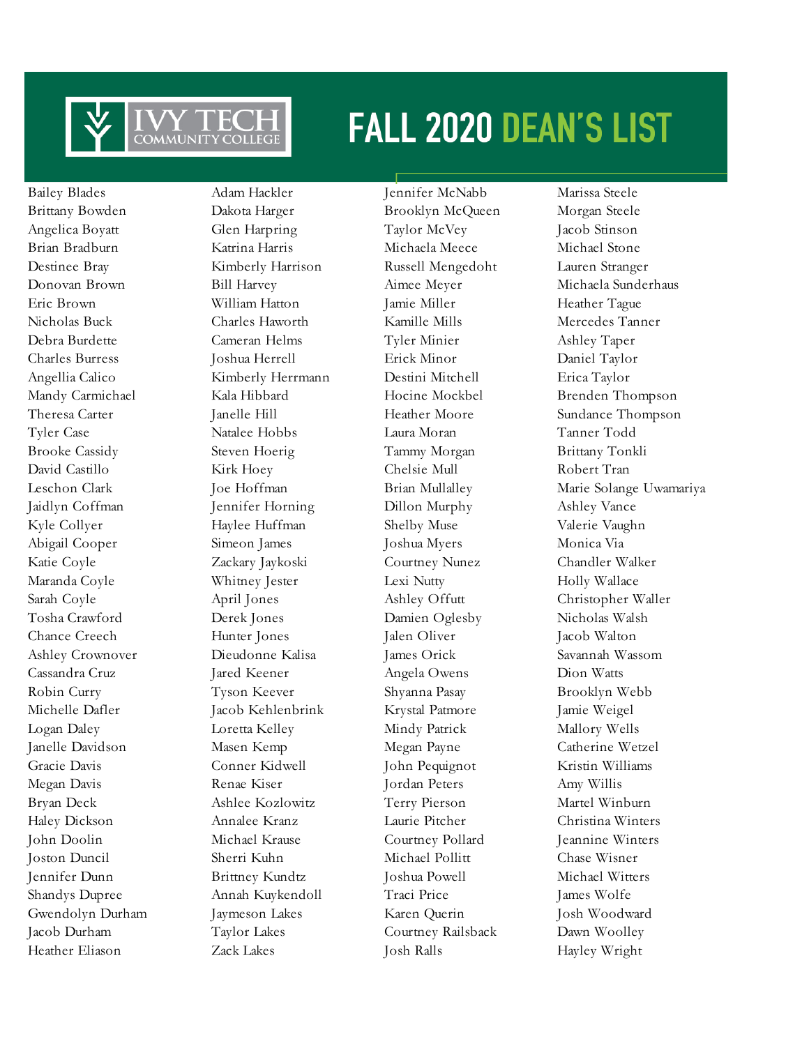# FALL 2020 DEAN'S LIST

Bailey Blades
Brittany Bowden
Angelica Boyatt
Brian Bradburn
Destinee Bray
Donovan Brown
Eric Brown
Nicholas Buck
Debra Burdette
Charles Burress
Angellia Calico
Mandy Carmichael
Theresa Carter
Tyler Case
Brooke Cassidy
David Castillo
Leschon Clark
Jaidlyn Coffman
Kyle Collyer
Abigail Cooper
Katie Coyle
Maranda Coyle
Sarah Coyle
Tosha Crawford
Chance Creech
Ashley Crownover
Cassandra Cruz
Robin Curry
Michelle Dafler
Logan Daley
Janelle Davidson
Gracie Davis
Megan Davis
Bryan Deck
Haley Dickson
John Doolin
Joston Duncil
Jennifer Dunn
Shandys Dupree
Gwendolyn Durham
Jacob Durham
Heather Eliason

Adam Hackler
Dakota Harger
Glen Harpring
Katrina Harris
Kimberly Harrison
Bill Harvey
William Hatton
Charles Haworth
Cameran Helms
Joshua Herrell
Kimberly Herrmann
Kala Hibbard
Janelle Hill
Natalee Hobbs
Steven Hoerig
Kirk Hoey
Joe Hoffman
Jennifer Horning
Haylee Huffman
Simeon James
Zackary Jaykoski
Whitney Jester
April Jones
Derek Jones
Hunter Jones
Dieudonne Kalisa
Jared Keener
Tyson Keever
Jacob Kehlenbrink
Loretta Kelley
Masen Kemp
Conner Kidwell
Renae Kiser
Ashlee Kozlowitz
Annalee Kranz
Michael Krause
Sherri Kuhn
Brittney Kundtz
Annah Kuykendoll
Jaymeson Lakes
Taylor Lakes
Zack Lakes

Jennifer McNabb
Brooklyn McQueen
Taylor McVey
Michaela Meece
Russell Mengedoht
Aimee Meyer
Jamie Miller
Kamille Mills
Tyler Minier
Erick Minor
Destini Mitchell
Hocine Mockbel
Heather Moore
Laura Moran
Tammy Morgan
Chelsie Mull
Brian Mullalley
Dillon Murphy
Shelby Muse
Joshua Myers
Courtney Nunez
Lexi Nutty
Ashley Offutt
Damien Oglesby
Jalen Oliver
James Orick
Angela Owens
Shyanna Pasay
Krystal Patmore
Mindy Patrick
Megan Payne
John Pequignot
Jordan Peters
Terry Pierson
Laurie Pitcher
Courtney Pollard
Michael Pollitt
Joshua Powell
Traci Price
Karen Querin
Courtney Railsback
Josh Ralls

Marissa Steele
Morgan Steele
Jacob Stinson
Michael Stone
Lauren Stranger
Michaela Sunderhaus
Heather Tague
Mercedes Tanner
Ashley Taper
Daniel Taylor
Erica Taylor
Brenden Thompson
Sundance Thompson
Tanner Todd
Brittany Tonkli
Robert Tran
Marie Solange Uwamariya
Ashley Vance
Valerie Vaughn
Monica Via
Chandler Walker
Holly Wallace
Christopher Waller
Nicholas Walsh
Jacob Walton
Savannah Wassom
Dion Watts
Brooklyn Webb
Jamie Weigel
Mallory Wells
Catherine Wetzel
Kristin Williams
Amy Willis
Martel Winburn
Christina Winters
Jeannine Winters
Chase Wisner
Michael Witters
James Wolfe
Josh Woodward
Dawn Woolley
Hayley Wright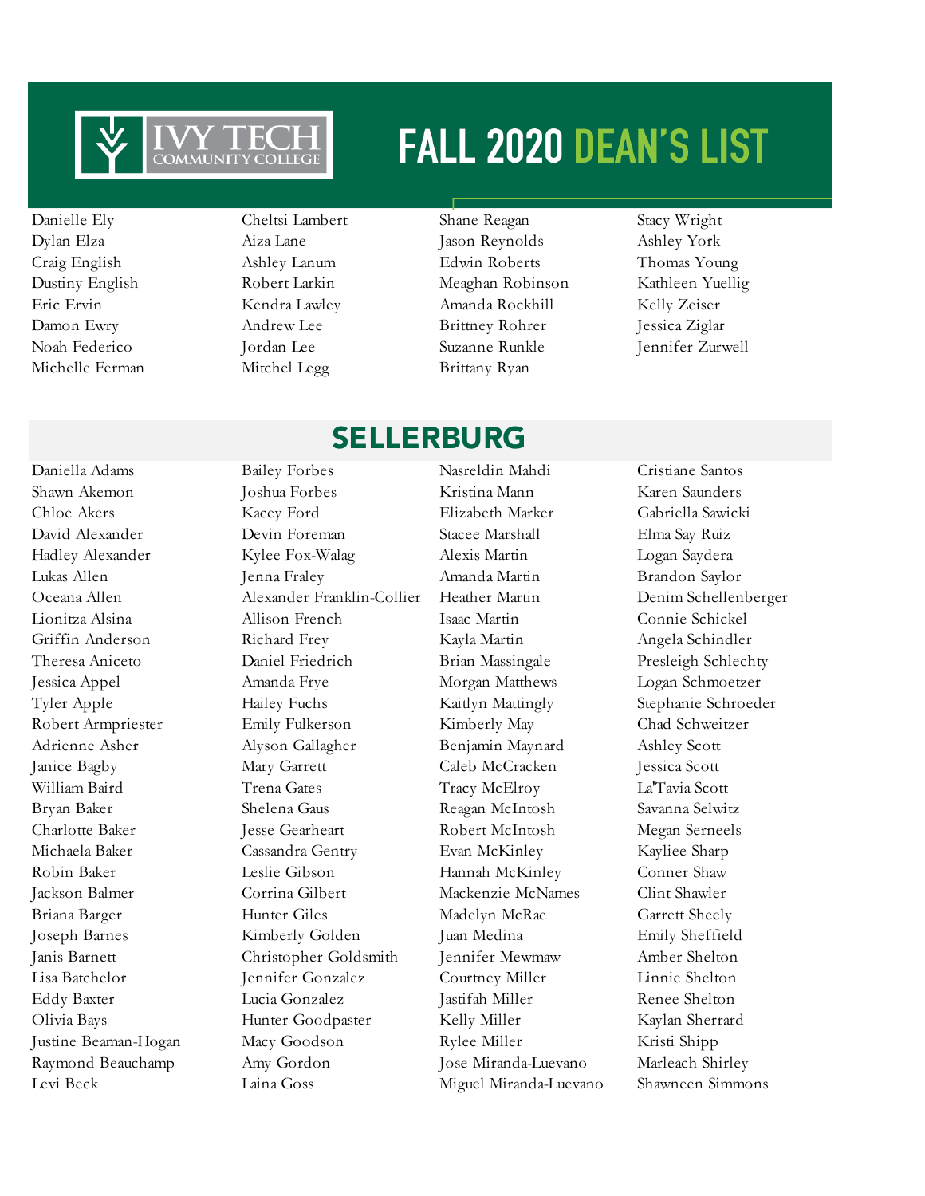# FALL 2020 DEAN'S LIST

Danielle Ely
Dylan Elza
Craig English
Dustiny English
Eric Ervin
Damon Ewry
Noah Federico
Michelle Ferman
Cheltsi Lambert
Aiza Lane
Ashley Lanum
Robert Larkin
Kendra Lawley
Andrew Lee
Jordan Lee
Mitchel Legg
Shane Reagan
Jason Reynolds
Edwin Roberts
Meaghan Robinson
Amanda Rockhill
Brittney Rohrer
Suzanne Runkle
Brittany Ryan
Stacy Wright
Ashley York
Thomas Young
Kathleen Yuellig
Kelly Zeiser
Jessica Ziglar
Jennifer Zurwell

## SELLERBURG

Daniella Adams
Shawn Akemon
Chloe Akers
David Alexander
Hadley Alexander
Lukas Allen
Oceana Allen
Lionitza Alsina
Griffin Anderson
Theresa Aniceto
Jessica Appel
Tyler Apple
Robert Armpriester
Adrienne Asher
Janice Bagby
William Baird
Bryan Baker
Charlotte Baker
Michaela Baker
Robin Baker
Jackson Balmer
Briana Barger
Joseph Barnes
Janis Barnett
Lisa Batchelor
Eddy Baxter
Olivia Bays
Justine Beaman-Hogan
Raymond Beauchamp
Levi Beck
Bailey Forbes
Joshua Forbes
Kacey Ford
Devin Foreman
Kylee Fox-Walag
Jenna Fraley
Alexander Franklin-Collier
Allison French
Richard Frey
Daniel Friedrich
Amanda Frye
Hailey Fuchs
Emily Fulkerson
Alyson Gallagher
Mary Garrett
Trena Gates
Shelena Gaus
Jesse Gearheart
Cassandra Gentry
Leslie Gibson
Corrina Gilbert
Hunter Giles
Kimberly Golden
Christopher Goldsmith
Jennifer Gonzalez
Lucia Gonzalez
Hunter Goodpaster
Macy Goodson
Amy Gordon
Laina Goss
Nasreldin Mahdi
Kristina Mann
Elizabeth Marker
Stacee Marshall
Alexis Martin
Amanda Martin
Heather Martin
Isaac Martin
Kayla Martin
Brian Massingale
Morgan Matthews
Kaitlyn Mattingly
Kimberly May
Benjamin Maynard
Caleb McCracken
Tracy McElroy
Reagan McIntosh
Robert McIntosh
Evan McKinley
Hannah McKinley
Mackenzie McNames
Madelyn McRae
Juan Medina
Jennifer Mewmaw
Courtney Miller
Jastifah Miller
Kelly Miller
Rylee Miller
Jose Miranda-Luevano
Miguel Miranda-Luevano
Cristiane Santos
Karen Saunders
Gabriella Sawicki
Elma Say Ruiz
Logan Saydera
Brandon Saylor
Denim Schellenberger
Connie Schickel
Angela Schindler
Presleigh Schlechty
Logan Schmoetzer
Stephanie Schroeder
Chad Schweitzer
Ashley Scott
Jessica Scott
La'Tavia Scott
Savanna Selwitz
Megan Serneels
Kayliee Sharp
Conner Shaw
Clint Shawler
Garrett Sheely
Emily Sheffield
Amber Shelton
Linnie Shelton
Renee Shelton
Kaylan Sherrard
Kristi Shipp
Marleach Shirley
Shawneen Simmons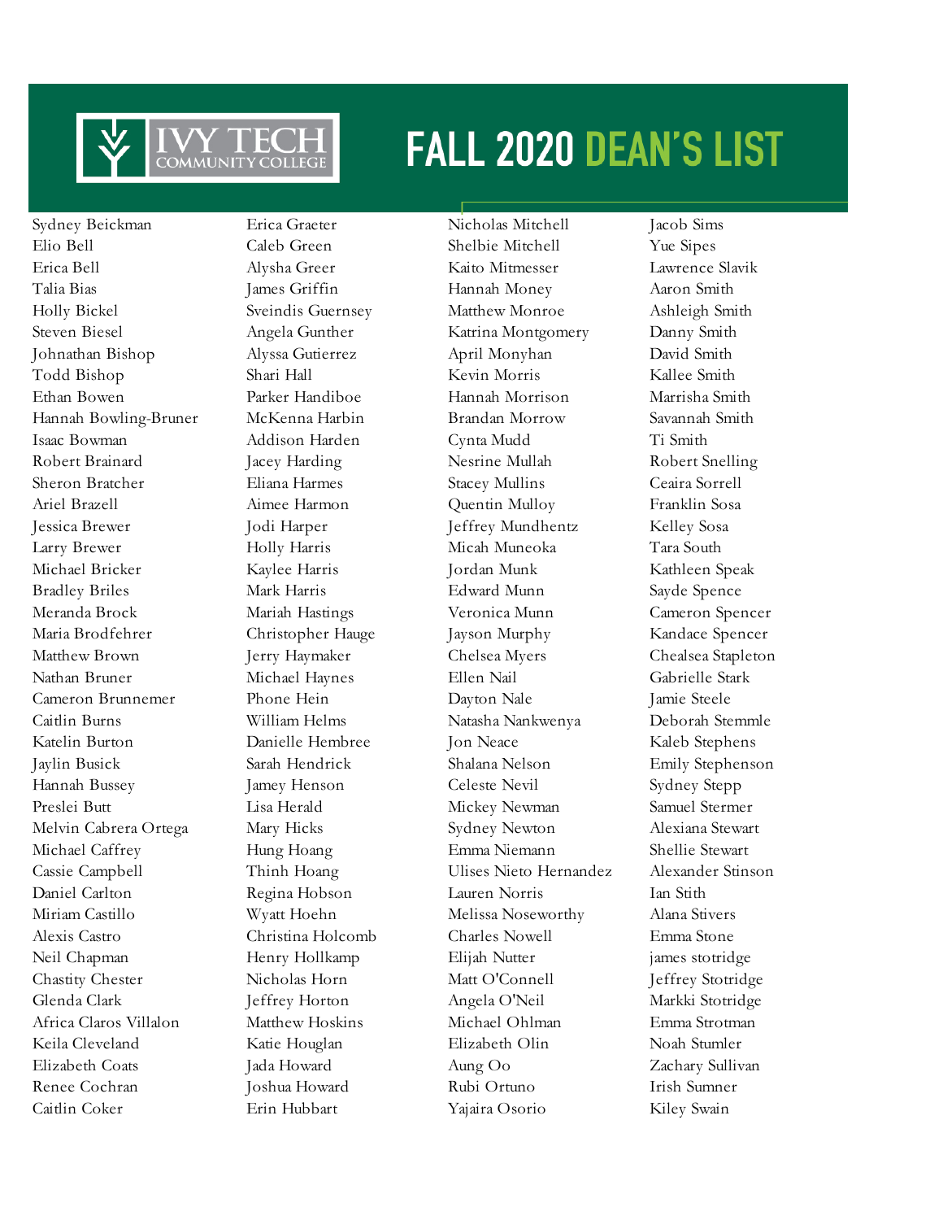# FALL 2020 DEAN'S LIST

Ivy Tech Community College

Sydney Beickman
Elio Bell
Erica Bell
Talia Bias
Holly Bickel
Steven Biesel
Johnathan Bishop
Todd Bishop
Ethan Bowen
Hannah Bowling-Bruner
Isaac Bowman
Robert Brainard
Sheron Bratcher
Ariel Brazell
Jessica Brewer
Larry Brewer
Michael Bricker
Bradley Briles
Meranda Brock
Maria Brodfehrer
Matthew Brown
Nathan Bruner
Cameron Brunnemer
Caitlin Burns
Katelin Burton
Jaylin Busick
Hannah Bussey
Preslei Butt
Melvin Cabrera Ortega
Michael Caffrey
Cassie Campbell
Daniel Carlton
Miriam Castillo
Alexis Castro
Neil Chapman
Chastity Chester
Glenda Clark
Africa Claros Villalon
Keila Cleveland
Elizabeth Coats
Renee Cochran
Caitlin Coker

Erica Graeter
Caleb Green
Alysha Greer
James Griffin
Sveindis Guernsey
Angela Gunther
Alyssa Gutierrez
Shari Hall
Parker Handiboe
McKenna Harbin
Addison Harden
Jacey Harding
Eliana Harmes
Aimee Harmon
Jodi Harper
Holly Harris
Kaylee Harris
Mark Harris
Mariah Hastings
Christopher Hauge
Jerry Haymaker
Michael Haynes
Phone Hein
William Helms
Danielle Hembree
Sarah Hendrick
Jamey Henson
Lisa Herald
Mary Hicks
Hung Hoang
Thinh Hoang
Regina Hobson
Wyatt Hoehn
Christina Holcomb
Henry Hollkamp
Nicholas Horn
Jeffrey Horton
Matthew Hoskins
Katie Houglan
Jada Howard
Joshua Howard
Erin Hubbart

Nicholas Mitchell
Shelbie Mitchell
Kaito Mitmesser
Hannah Money
Matthew Monroe
Katrina Montgomery
April Monyhan
Kevin Morris
Hannah Morrison
Brandan Morrow
Cynta Mudd
Nesrine Mullah
Stacey Mullins
Quentin Mulloy
Jeffrey Mundhentz
Micah Muneoka
Jordan Munk
Edward Munn
Veronica Munn
Jayson Murphy
Chelsea Myers
Ellen Nail
Dayton Nale
Natasha Nankwenya
Jon Neace
Shalana Nelson
Celeste Nevil
Mickey Newman
Sydney Newton
Emma Niemann
Ulises Nieto Hernandez
Lauren Norris
Melissa Noseworthy
Charles Nowell
Elijah Nutter
Matt O'Connell
Angela O'Neil
Michael Ohlman
Elizabeth Olin
Aung Oo
Rubi Ortuno
Yajaira Osorio

Jacob Sims
Yue Sipes
Lawrence Slavik
Aaron Smith
Ashleigh Smith
Danny Smith
David Smith
Kallee Smith
Marrisha Smith
Savannah Smith
Ti Smith
Robert Snelling
Ceaira Sorrell
Franklin Sosa
Kelley Sosa
Tara South
Kathleen Speak
Sayde Spence
Cameron Spencer
Kandace Spencer
Chealsea Stapleton
Gabrielle Stark
Jamie Steele
Deborah Stemmle
Kaleb Stephens
Emily Stephenson
Sydney Stepp
Samuel Stermer
Alexiana Stewart
Shellie Stewart
Alexander Stinson
Ian Stith
Alana Stivers
Emma Stone
james stotridge
Jeffrey Stotridge
Markki Stotridge
Emma Strotman
Noah Stumler
Zachary Sullivan
Irish Sumner
Kiley Swain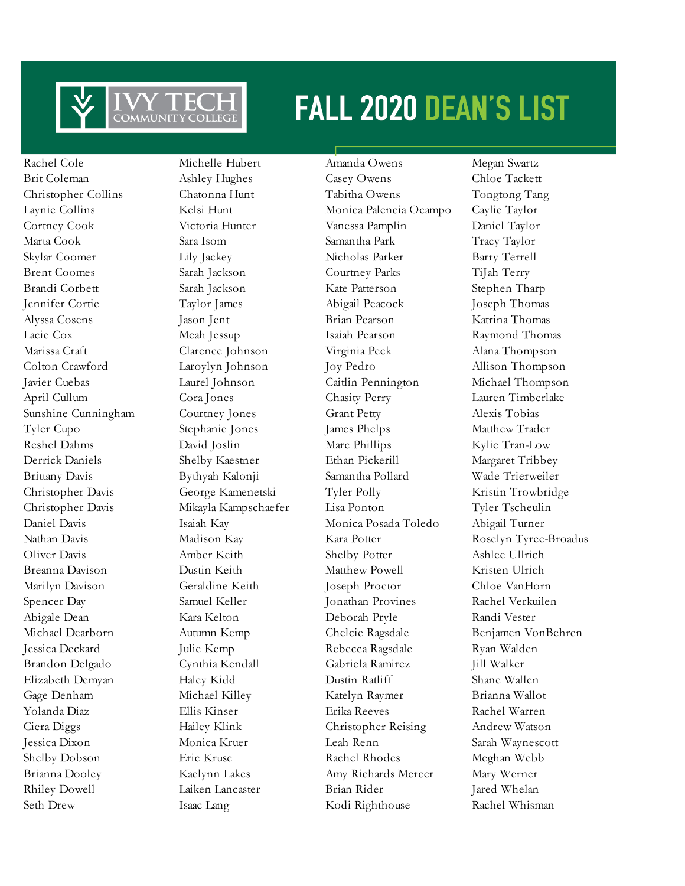# FALL 2020 DEAN'S LIST

Rachel Cole
Brit Coleman
Christopher Collins
Laynie Collins
Cortney Cook
Marta Cook
Skylar Coomer
Brent Coomes
Brandi Corbett
Jennifer Cortie
Alyssa Cosens
Lacie Cox
Marissa Craft
Colton Crawford
Javier Cuebas
April Cullum
Sunshine Cunningham
Tyler Cupo
Reshel Dahms
Derrick Daniels
Brittany Davis
Christopher Davis
Christopher Davis
Daniel Davis
Nathan Davis
Oliver Davis
Breanna Davison
Marilyn Davison
Spencer Day
Abigale Dean
Michael Dearborn
Jessica Deckard
Brandon Delgado
Elizabeth Demyan
Gage Denham
Yolanda Diaz
Ciera Diggs
Jessica Dixon
Shelby Dobson
Brianna Dooley
Rhiley Dowell
Seth Drew
Michelle Hubert
Ashley Hughes
Chatonna Hunt
Kelsi Hunt
Victoria Hunter
Sara Isom
Lily Jackey
Sarah Jackson
Sarah Jackson
Taylor James
Jason Jent
Meah Jessup
Clarence Johnson
Laroylyn Johnson
Laurel Johnson
Cora Jones
Courtney Jones
Stephanie Jones
David Joslin
Shelby Kaestner
Bythyah Kalonji
George Kamenetski
Mikayla Kampschaefer
Isaiah Kay
Madison Kay
Amber Keith
Dustin Keith
Geraldine Keith
Samuel Keller
Kara Kelton
Autumn Kemp
Julie Kemp
Cynthia Kendall
Haley Kidd
Michael Killey
Ellis Kinser
Hailey Klink
Monica Kruer
Eric Kruse
Kaelynn Lakes
Laiken Lancaster
Isaac Lang
Amanda Owens
Casey Owens
Tabitha Owens
Monica Palencia Ocampo
Vanessa Pamplin
Samantha Park
Nicholas Parker
Courtney Parks
Kate Patterson
Abigail Peacock
Brian Pearson
Isaiah Pearson
Virginia Peck
Joy Pedro
Caitlin Pennington
Chasity Perry
Grant Petty
James Phelps
Marc Phillips
Ethan Pickerill
Samantha Pollard
Tyler Polly
Lisa Ponton
Monica Posada Toledo
Kara Potter
Shelby Potter
Matthew Powell
Joseph Proctor
Jonathan Provines
Deborah Pryle
Chelcie Ragsdale
Rebecca Ragsdale
Gabriela Ramirez
Dustin Ratliff
Katelyn Raymer
Erika Reeves
Christopher Reising
Leah Renn
Rachel Rhodes
Amy Richards Mercer
Brian Rider
Kodi Righthouse
Megan Swartz
Chloe Tackett
Tongtong Tang
Caylie Taylor
Daniel Taylor
Tracy Taylor
Barry Terrell
TiJah Terry
Stephen Tharp
Joseph Thomas
Katrina Thomas
Raymond Thomas
Alana Thompson
Allison Thompson
Michael Thompson
Lauren Timberlake
Alexis Tobias
Matthew Trader
Kylie Tran-Low
Margaret Tribbey
Wade Trierweiler
Kristin Trowbridge
Tyler Tscheulin
Abigail Turner
Roselyn Tyree-Broadus
Ashlee Ullrich
Kristen Ulrich
Chloe VanHorn
Rachel Verkuilen
Randi Vester
Benjamen VonBehren
Ryan Walden
Jill Walker
Shane Wallen
Brianna Wallot
Rachel Warren
Andrew Watson
Sarah Waynescott
Meghan Webb
Mary Werner
Jared Whelan
Rachel Whisman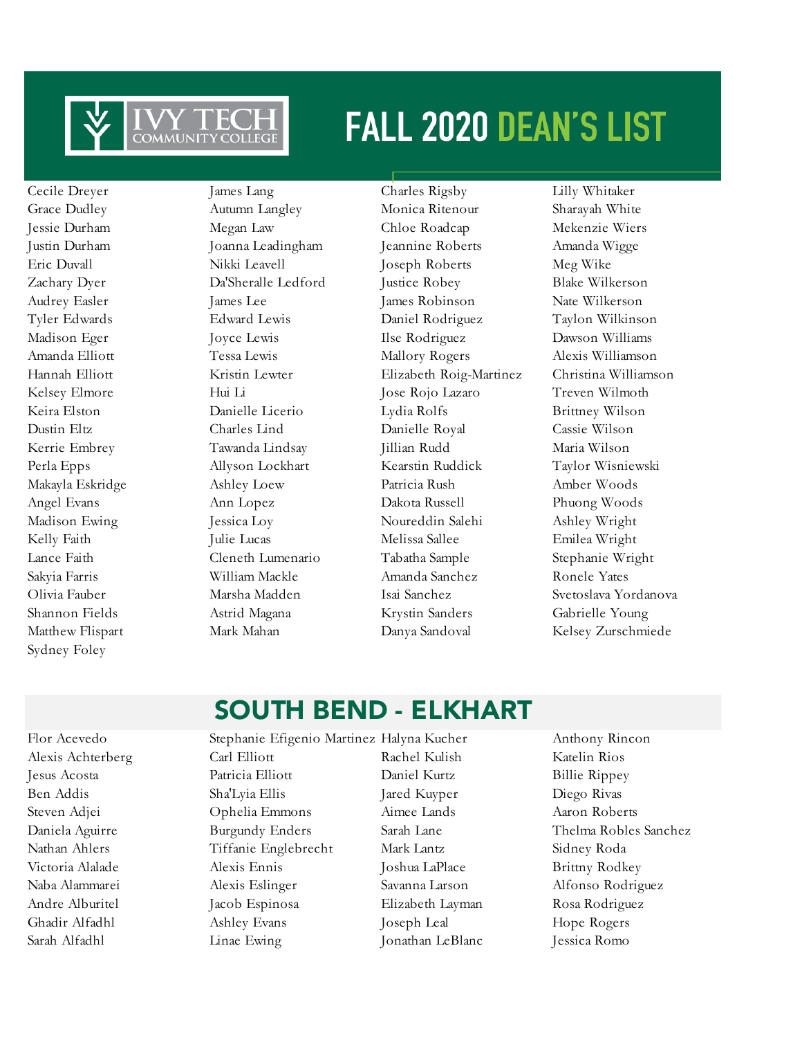# FALL 2020 DEAN'S LIST

Cecile Dreyer
Grace Dudley
Jessie Durham
Justin Durham
Eric Duvall
Zachary Dyer
Audrey Easler
Tyler Edwards
Madison Eger
Amanda Elliott
Hannah Elliott
Kelsey Elmore
Keira Elston
Dustin Eltz
Kerrie Embrey
Perla Epps
Makayla Eskridge
Angel Evans
Madison Ewing
Kelly Faith
Lance Faith
Sakyia Farris
Olivia Fauber
Shannon Fields
Matthew Flispart
Sydney Foley
James Lang
Autumn Langley
Megan Law
Joanna Leadingham
Nikki Leavell
Da'Sheralle Ledford
James Lee
Edward Lewis
Joyce Lewis
Tessa Lewis
Kristin Lewter
Hui Li
Danielle Licerio
Charles Lind
Tawanda Lindsay
Allyson Lockhart
Ashley Loew
Ann Lopez
Jessica Loy
Julie Lucas
Cleneth Lumenario
William Mackle
Marsha Madden
Astrid Magana
Mark Mahan
Charles Rigsby
Monica Ritenour
Chloe Roadcap
Jeannine Roberts
Joseph Roberts
Justice Robey
James Robinson
Daniel Rodriguez
Ilse Rodriguez
Mallory Rogers
Elizabeth Roig-Martinez
Jose Rojo Lazaro
Lydia Rolfs
Danielle Royal
Jillian Rudd
Kearstin Ruddick
Patricia Rush
Dakota Russell
Noureddin Salehi
Melissa Sallee
Tabatha Sample
Amanda Sanchez
Isai Sanchez
Krystin Sanders
Danya Sandoval
Lilly Whitaker
Sharayah White
Mekenzie Wiers
Amanda Wigge
Meg Wike
Blake Wilkerson
Nate Wilkerson
Taylon Wilkinson
Dawson Williams
Alexis Williamson
Christina Williamson
Treven Wilmoth
Brittney Wilson
Cassie Wilson
Maria Wilson
Taylor Wisniewski
Amber Woods
Phuong Woods
Ashley Wright
Emilea Wright
Stephanie Wright
Ronele Yates
Svetoslava Yordanova
Gabrielle Young
Kelsey Zurschmiede

## SOUTH BEND - ELKHART

Flor Acevedo
Alexis Achterberg
Jesus Acosta
Ben Addis
Steven Adjei
Daniela Aguirre
Nathan Ahlers
Victoria Alalade
Naba Alammarei
Andre Alburitel
Ghadir Alfadhl
Sarah Alfadhl
Stephanie Efigenio Martinez
Carl Elliott
Patricia Elliott
Sha'Lyia Ellis
Ophelia Emmons
Burgundy Enders
Tiffanie Englebrecht
Alexis Ennis
Alexis Eslinger
Jacob Espinosa
Ashley Evans
Linae Ewing
Halyna Kucher
Rachel Kulish
Daniel Kurtz
Jared Kuyper
Aimee Lands
Sarah Lane
Mark Lantz
Joshua LaPlace
Savanna Larson
Elizabeth Layman
Joseph Leal
Jonathan LeBlanc
Anthony Rincon
Katelin Rios
Billie Rippey
Diego Rivas
Aaron Roberts
Thelma Robles Sanchez
Sidney Roda
Brittny Rodkey
Alfonso Rodriguez
Rosa Rodriguez
Hope Rogers
Jessica Romo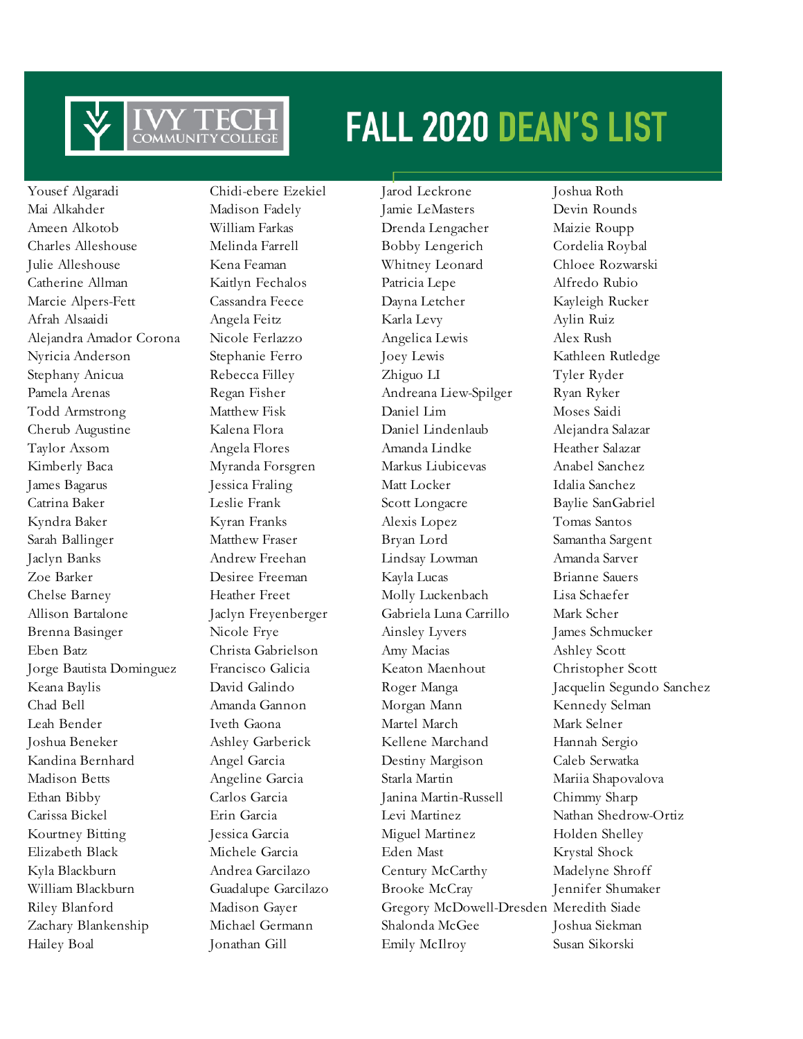# FALL 2020 DEAN'S LIST

Ivy Tech Community College

Yousef Algaradi
Mai Alkahder
Ameen Alkotob
Charles Alleshouse
Julie Alleshouse
Catherine Allman
Marcie Alpers-Fett
Afrah Alsaaidi
Alejandra Amador Corona
Nyricia Anderson
Stephany Anicua
Pamela Arenas
Todd Armstrong
Cherub Augustine
Taylor Axsom
Kimberly Baca
James Bagarus
Catrina Baker
Kyndra Baker
Sarah Ballinger
Jaclyn Banks
Zoe Barker
Chelse Barney
Allison Bartalone
Brenna Basinger
Eben Batz
Jorge Bautista Dominguez
Keana Baylis
Chad Bell
Leah Bender
Joshua Beneker
Kandina Bernhard
Madison Betts
Ethan Bibby
Carissa Bickel
Kourtney Bitting
Elizabeth Black
Kyla Blackburn
William Blackburn
Riley Blanford
Zachary Blankenship
Hailey Boal

Chidi-ebere Ezekiel
Madison Fadely
William Farkas
Melinda Farrell
Kena Feaman
Kaitlyn Fechalos
Cassandra Feece
Angela Feitz
Nicole Ferlazzo
Stephanie Ferro
Rebecca Filley
Regan Fisher
Matthew Fisk
Kalena Flora
Angela Flores
Myranda Forsgren
Jessica Fraling
Leslie Frank
Kyran Franks
Matthew Fraser
Andrew Freehan
Desiree Freeman
Heather Freet
Jaclyn Freyenberger
Nicole Frye
Christa Gabrielson
Francisco Galicia
David Galindo
Amanda Gannon
Iveth Gaona
Ashley Garberick
Angel Garcia
Angeline Garcia
Carlos Garcia
Erin Garcia
Jessica Garcia
Michele Garcia
Andrea Garcilazo
Guadalupe Garcilazo
Madison Gayer
Michael Germann
Jonathan Gill

Jarod Leckrone
Jamie LeMasters
Drenda Lengacher
Bobby Lengerich
Whitney Leonard
Patricia Lepe
Dayna Letcher
Karla Levy
Angelica Lewis
Joey Lewis
Zhiguo LI
Andreana Liew-Spilger
Daniel Lim
Daniel Lindenlaub
Amanda Lindke
Markus Liubicevas
Matt Locker
Scott Longacre
Alexis Lopez
Bryan Lord
Lindsay Lowman
Kayla Lucas
Molly Luckenbach
Gabriela Luna Carrillo
Ainsley Lyvers
Amy Macias
Keaton Maenhout
Roger Manga
Morgan Mann
Martel March
Kellene Marchand
Destiny Margison
Starla Martin
Janina Martin-Russell
Levi Martinez
Miguel Martinez
Eden Mast
Century McCarthy
Brooke McCray
Gregory McDowell-Dresden
Shalonda McGee
Emily McIlroy

Joshua Roth
Devin Rounds
Maizie Roupp
Cordelia Roybal
Chloee Rozwarski
Alfredo Rubio
Kayleigh Rucker
Aylin Ruiz
Alex Rush
Kathleen Rutledge
Tyler Ryder
Ryan Ryker
Moses Saidi
Alejandra Salazar
Heather Salazar
Anabel Sanchez
Idalia Sanchez
Baylie SanGabriel
Tomas Santos
Samantha Sargent
Amanda Sarver
Brianne Sauers
Lisa Schaefer
Mark Scher
James Schmucker
Ashley Scott
Christopher Scott
Jacquelin Segundo Sanchez
Kennedy Selman
Mark Selner
Hannah Sergio
Caleb Serwatka
Mariia Shapovalova
Chimmy Sharp
Nathan Shedrow-Ortiz
Holden Shelley
Krystal Shock
Madelyne Shroff
Jennifer Shumaker
Meredith Siade
Joshua Siekman
Susan Sikorski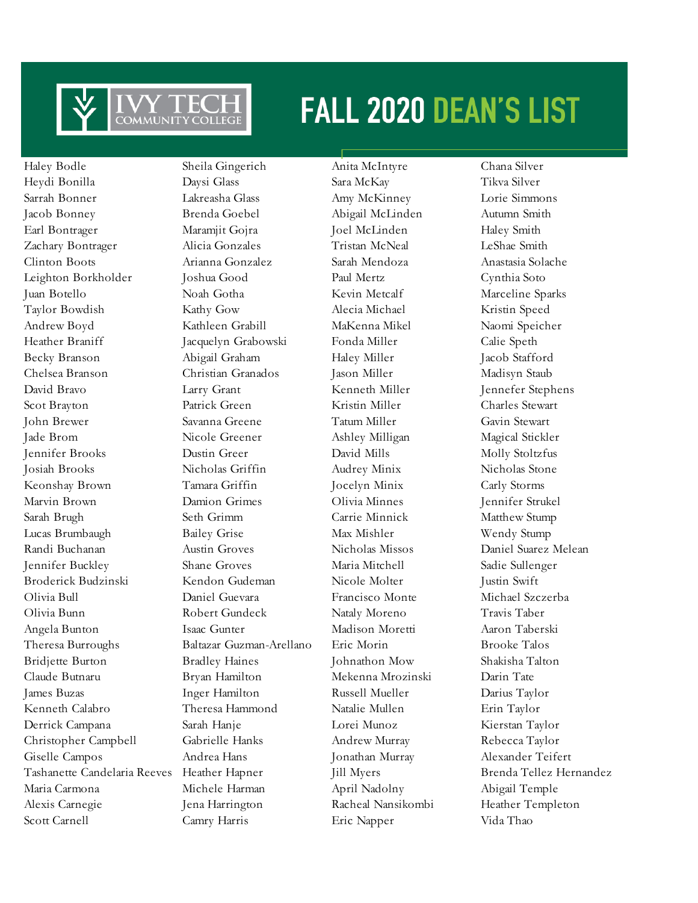# FALL 2020 DEAN'S LIST

Ivy Tech Community College

Haley Bodle
Heydi Bonilla
Sarrah Bonner
Jacob Bonney
Earl Bontrager
Zachary Bontrager
Clinton Boots
Leighton Borkholder
Juan Botello
Taylor Bowdish
Andrew Boyd
Heather Braniff
Becky Branson
Chelsea Branson
David Bravo
Scot Brayton
John Brewer
Jade Brom
Jennifer Brooks
Josiah Brooks
Keonshay Brown
Marvin Brown
Sarah Brugh
Lucas Brumbaugh
Randi Buchanan
Jennifer Buckley
Broderick Budzinski
Olivia Bull
Olivia Bunn
Angela Bunton
Theresa Burroughs
Bridjette Burton
Claude Butnaru
James Buzas
Kenneth Calabro
Derrick Campana
Christopher Campbell
Giselle Campos
Tashanette Candelaria Reeves
Maria Carmona
Alexis Carnegie
Scott Carnell

Sheila Gingerich
Daysi Glass
Lakreasha Glass
Brenda Goebel
Maramjit Gojra
Alicia Gonzales
Arianna Gonzalez
Joshua Good
Noah Gotha
Kathy Gow
Kathleen Grabill
Jacquelyn Grabowski
Abigail Graham
Christian Granados
Larry Grant
Patrick Green
Savanna Greene
Nicole Greener
Dustin Greer
Nicholas Griffin
Tamara Griffin
Damion Grimes
Seth Grimm
Bailey Grise
Austin Groves
Shane Groves
Kendon Gudeman
Daniel Guevara
Robert Gundeck
Isaac Gunter
Baltazar Guzman-Arellano
Bradley Haines
Bryan Hamilton
Inger Hamilton
Theresa Hammond
Sarah Hanje
Gabrielle Hanks
Andrea Hans
Heather Hapner
Michele Harman
Jena Harrington
Camry Harris

Anita McIntyre
Sara McKay
Amy McKinney
Abigail McLinden
Joel McLinden
Tristan McNeal
Sarah Mendoza
Paul Mertz
Kevin Metcalf
Alecia Michael
MaKenna Mikel
Fonda Miller
Haley Miller
Jason Miller
Kenneth Miller
Kristin Miller
Tatum Miller
Ashley Milligan
David Mills
Audrey Minix
Jocelyn Minix
Olivia Minnes
Carrie Minnick
Max Mishler
Nicholas Missos
Maria Mitchell
Nicole Molter
Francisco Monte
Nataly Moreno
Madison Moretti
Eric Morin
Johnathon Mow
Mekenna Mrozinski
Russell Mueller
Natalie Mullen
Lorei Munoz
Andrew Murray
Jonathan Murray
Jill Myers
April Nadolny
Racheal Nansikombi
Eric Napper

Chana Silver
Tikva Silver
Lorie Simmons
Autumn Smith
Haley Smith
LeShae Smith
Anastasia Solache
Cynthia Soto
Marceline Sparks
Kristin Speed
Naomi Speicher
Calie Speth
Jacob Stafford
Madisyn Staub
Jennefer Stephens
Charles Stewart
Gavin Stewart
Magical Stickler
Molly Stoltzfus
Nicholas Stone
Carly Storms
Jennifer Strukel
Matthew Stump
Wendy Stump
Daniel Suarez Melean
Sadie Sullenger
Justin Swift
Michael Szczerba
Travis Taber
Aaron Taberski
Brooke Talos
Shakisha Talton
Darin Tate
Darius Taylor
Erin Taylor
Kierstan Taylor
Rebecca Taylor
Alexander Teifert
Brenda Tellez Hernandez
Abigail Temple
Heather Templeton
Vida Thao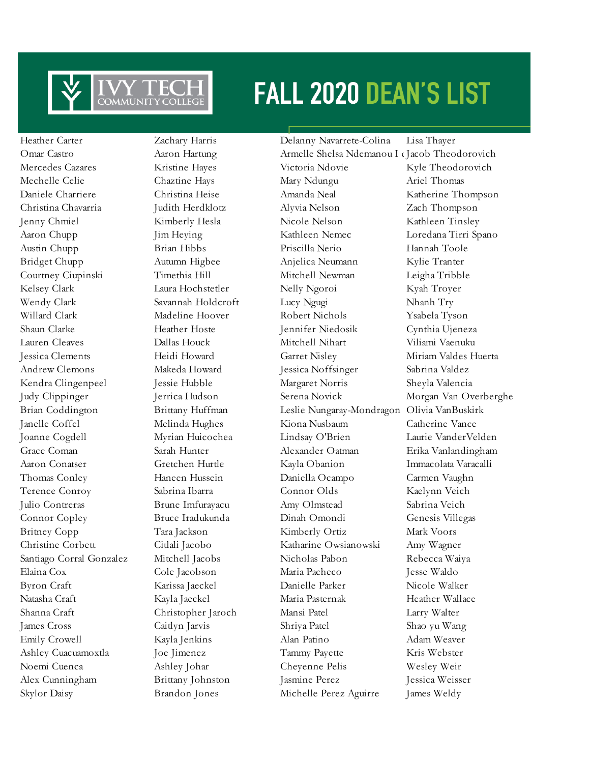# FALL 2020 DEAN'S LIST

Heather Carter
Omar Castro
Mercedes Cazares
Mechelle Celie
Daniele Charriere
Christina Chavarria
Jenny Chmiel
Aaron Chupp
Austin Chupp
Bridget Chupp
Courtney Ciupinski
Kelsey Clark
Wendy Clark
Willard Clark
Shaun Clarke
Lauren Cleaves
Jessica Clements
Andrew Clemons
Kendra Clingenpeel
Judy Clippinger
Brian Coddington
Janelle Coffel
Joanne Cogdell
Grace Coman
Aaron Conatser
Thomas Conley
Terence Conroy
Julio Contreras
Connor Copley
Britney Copp
Christine Corbett
Santiago Corral Gonzalez
Elaina Cox
Byron Craft
Natasha Craft
Shanna Craft
James Cross
Emily Crowell
Ashley Cuacuamoxtla
Noemi Cuenca
Alex Cunningham
Skylor Daisy

Zachary Harris
Aaron Hartung
Kristine Hayes
Chaztine Hays
Christina Heise
Judith Herdklotz
Kimberly Hesla
Jim Heying
Brian Hibbs
Autumn Higbee
Timethia Hill
Laura Hochstetler
Savannah Holdcroft
Madeline Hoover
Heather Hoste
Dallas Houck
Heidi Howard
Makeda Howard
Jessie Hubble
Jerrica Hudson
Brittany Huffman
Melinda Hughes
Myrian Huicochea
Sarah Hunter
Gretchen Hurtle
Haneen Hussein
Sabrina Ibarra
Brune Imfurayacu
Bruce Iradukunda
Tara Jackson
Citlali Jacobo
Mitchell Jacobs
Cole Jacobson
Karissa Jaeckel
Kayla Jaeckel
Christopher Jaroch
Caitlyn Jarvis
Kayla Jenkins
Joe Jimenez
Ashley Johar
Brittany Johnston
Brandon Jones

Delanny Navarrete-Colina
Armelle Shelsa Ndemanou I
Victoria Ndovie
Mary Ndungu
Amanda Neal
Alyvia Nelson
Nicole Nelson
Kathleen Nemec
Priscilla Nerio
Anjelica Neumann
Mitchell Newman
Nelly Ngoroi
Lucy Ngugi
Robert Nichols
Jennifer Niedosik
Mitchell Nihart
Garret Nisley
Jessica Noffsinger
Margaret Norris
Serena Novick
Leslie Nungaray-Mondragon
Kiona Nusbaum
Lindsay O'Brien
Alexander Oatman
Kayla Obanion
Daniella Ocampo
Connor Olds
Amy Olmstead
Dinah Omondi
Kimberly Ortiz
Katharine Owsianowski
Nicholas Pabon
Maria Pacheco
Danielle Parker
Maria Pasternak
Mansi Patel
Shriya Patel
Alan Patino
Tammy Payette
Cheyenne Pelis
Jasmine Perez
Michelle Perez Aguirre

Lisa Thayer
Jacob Theodorovich
Kyle Theodorovich
Ariel Thomas
Katherine Thompson
Zach Thompson
Kathleen Tinsley
Loredana Tirri Spano
Hannah Toole
Kylie Tranter
Leigha Tribble
Kyah Troyer
Nhanh Try
Ysabela Tyson
Cynthia Ujeneza
Viliami Vaenuku
Miriam Valdes Huerta
Sabrina Valdez
Sheyla Valencia
Morgan Van Overberghe
Olivia VanBuskirk
Catherine Vance
Laurie VanderVelden
Erika Vanlandingham
Immacolata Varacalli
Carmen Vaughn
Kaelynn Veich
Sabrina Veich
Genesis Villegas
Mark Voors
Amy Wagner
Rebecca Waiya
Jesse Waldo
Nicole Walker
Heather Wallace
Larry Walter
Shao yu Wang
Adam Weaver
Kris Webster
Wesley Weir
Jessica Weisser
James Weldy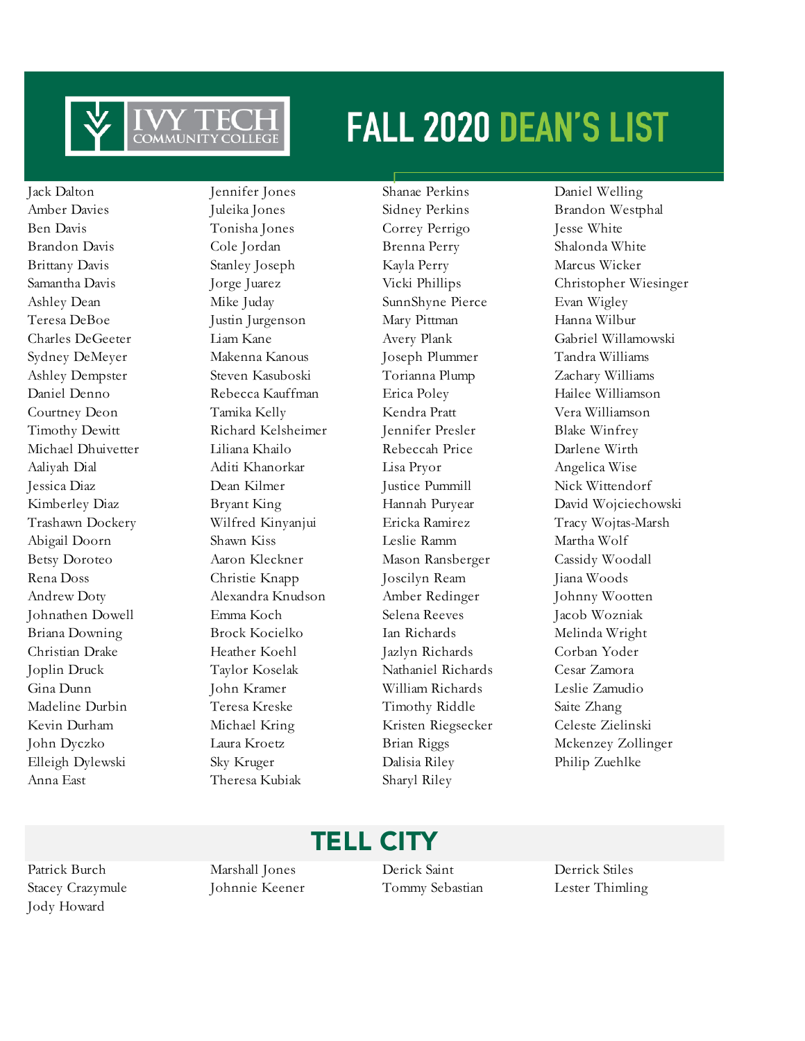# FALL 2020 DEAN'S LIST

Jack Dalton
Amber Davies
Ben Davis
Brandon Davis
Brittany Davis
Samantha Davis
Ashley Dean
Teresa DeBoe
Charles DeGeeter
Sydney DeMeyer
Ashley Dempster
Daniel Denno
Courtney Deon
Timothy Dewitt
Michael Dhuivetter
Aaliyah Dial
Jessica Diaz
Kimberley Diaz
Trashawn Dockery
Abigail Doorn
Betsy Doroteo
Rena Doss
Andrew Doty
Johnathen Dowell
Briana Downing
Christian Drake
Joplin Druck
Gina Dunn
Madeline Durbin
Kevin Durham
John Dyczko
Elleigh Dylewski
Anna East
Jennifer Jones
Juleika Jones
Tonisha Jones
Cole Jordan
Stanley Joseph
Jorge Juarez
Mike Juday
Justin Jurgenson
Liam Kane
Makenna Kanous
Steven Kasuboski
Rebecca Kauffman
Tamika Kelly
Richard Kelsheimer
Liliana Khailo
Aditi Khanorkar
Dean Kilmer
Bryant King
Wilfred Kinyanjui
Shawn Kiss
Aaron Kleckner
Christie Knapp
Alexandra Knudson
Emma Koch
Brock Kocielko
Heather Koehl
Taylor Koselak
John Kramer
Teresa Kreske
Michael Kring
Laura Kroetz
Sky Kruger
Theresa Kubiak
Shanae Perkins
Sidney Perkins
Correy Perrigo
Brenna Perry
Kayla Perry
Vicki Phillips
SunnShyne Pierce
Mary Pittman
Avery Plank
Joseph Plummer
Torianna Plump
Erica Poley
Kendra Pratt
Jennifer Presler
Rebeccah Price
Lisa Pryor
Justice Pummill
Hannah Puryear
Ericka Ramirez
Leslie Ramm
Mason Ransberger
Joscilyn Ream
Amber Redinger
Selena Reeves
Ian Richards
Jazlyn Richards
Nathaniel Richards
William Richards
Timothy Riddle
Kristen Riegsecker
Brian Riggs
Dalisia Riley
Sharyl Riley
Daniel Welling
Brandon Westphal
Jesse White
Shalonda White
Marcus Wicker
Christopher Wiesinger
Evan Wigley
Hanna Wilbur
Gabriel Willamowski
Tandra Williams
Zachary Williams
Hailee Williamson
Vera Williamson
Blake Winfrey
Darlene Wirth
Angelica Wise
Nick Wittendorf
David Wojciechowski
Tracy Wojtas-Marsh
Martha Wolf
Cassidy Woodall
Jiana Woods
Johnny Wootten
Jacob Wozniak
Melinda Wright
Corban Yoder
Cesar Zamora
Leslie Zamudio
Saite Zhang
Celeste Zielinski
Mckenzey Zollinger
Philip Zuehlke

## TELL CITY

Patrick Burch
Stacey Crazymule
Jody Howard
Marshall Jones
Johnnie Keener
Derick Saint
Tommy Sebastian
Derrick Stiles
Lester Thimling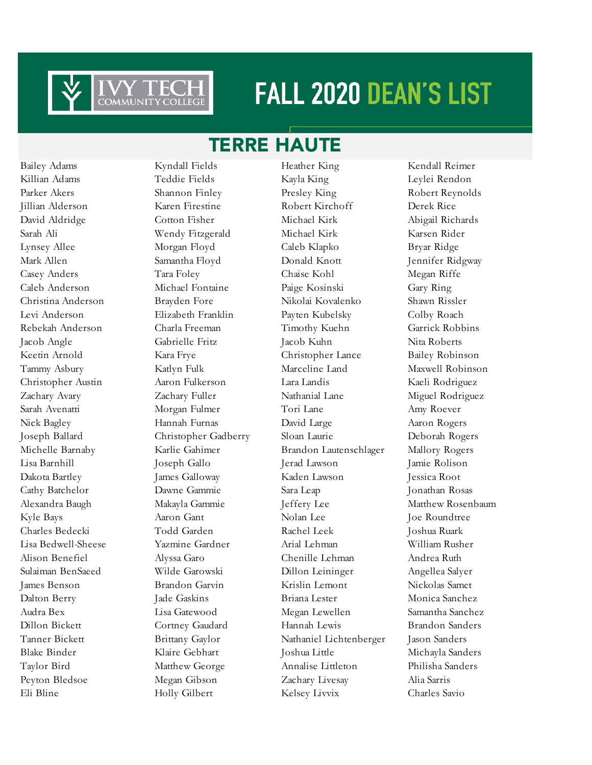# FALL 2020 DEAN'S LIST

## TERRE HAUTE

Bailey Adams
Killian Adams
Parker Akers
Jillian Alderson
David Aldridge
Sarah Ali
Lynsey Allee
Mark Allen
Casey Anders
Caleb Anderson
Christina Anderson
Levi Anderson
Rebekah Anderson
Jacob Angle
Keetin Arnold
Tammy Asbury
Christopher Austin
Zachary Avary
Sarah Avenatti
Nick Bagley
Joseph Ballard
Michelle Barnaby
Lisa Barnhill
Dakota Bartley
Cathy Batchelor
Alexandra Baugh
Kyle Bays
Charles Bedecki
Lisa Bedwell-Sheese
Alison Benefiel
Sulaiman BenSaeed
James Benson
Dalton Berry
Audra Bex
Dillon Bickett
Tanner Bickett
Blake Binder
Taylor Bird
Peyton Bledsoe
Eli Bline

Kyndall Fields
Teddie Fields
Shannon Finley
Karen Firestine
Cotton Fisher
Wendy Fitzgerald
Morgan Floyd
Samantha Floyd
Tara Foley
Michael Fontaine
Brayden Fore
Elizabeth Franklin
Charla Freeman
Gabrielle Fritz
Kara Frye
Katlyn Fulk
Aaron Fulkerson
Zachary Fuller
Morgan Fulmer
Hannah Furnas
Christopher Gadberry
Karlie Gahimer
Joseph Gallo
James Galloway
Dawne Gammie
Makayla Gammie
Aaron Gant
Todd Garden
Yazmine Gardner
Alyssa Garo
Wilde Garowski
Brandon Garvin
Jade Gaskins
Lisa Gatewood
Cortney Gaudard
Brittany Gaylor
Klaire Gebhart
Matthew George
Megan Gibson
Holly Gilbert

Heather King
Kayla King
Presley King
Robert Kirchoff
Michael Kirk
Michael Kirk
Caleb Klapko
Donald Knott
Chaise Kohl
Paige Kosinski
Nikolai Kovalenko
Payten Kubelsky
Timothy Kuehn
Jacob Kuhn
Christopher Lance
Marceline Land
Lara Landis
Nathanial Lane
Tori Lane
David Large
Sloan Laurie
Brandon Lautenschlager
Jerad Lawson
Kaden Lawson
Sara Leap
Jeffery Lee
Nolan Lee
Rachel Leek
Arial Lehman
Chenille Lehman
Dillon Leininger
Krislin Lemont
Briana Lester
Megan Lewellen
Hannah Lewis
Nathaniel Lichtenberger
Joshua Little
Annalise Littleton
Zachary Livesay
Kelsey Livvix

Kendall Reimer
Leylei Rendon
Robert Reynolds
Derek Rice
Abigail Richards
Karsen Rider
Bryar Ridge
Jennifer Ridgway
Megan Riffe
Gary Ring
Shawn Rissler
Colby Roach
Garrick Robbins
Nita Roberts
Bailey Robinson
Maxwell Robinson
Kaeli Rodriguez
Miguel Rodriguez
Amy Roever
Aaron Rogers
Deborah Rogers
Mallory Rogers
Jamie Rolison
Jessica Root
Jonathan Rosas
Matthew Rosenbaum
Joe Roundtree
Joshua Ruark
William Rusher
Andrea Ruth
Angellea Salyer
Nickolas Samet
Monica Sanchez
Samantha Sanchez
Brandon Sanders
Jason Sanders
Michayla Sanders
Philisha Sanders
Alia Sarris
Charles Savio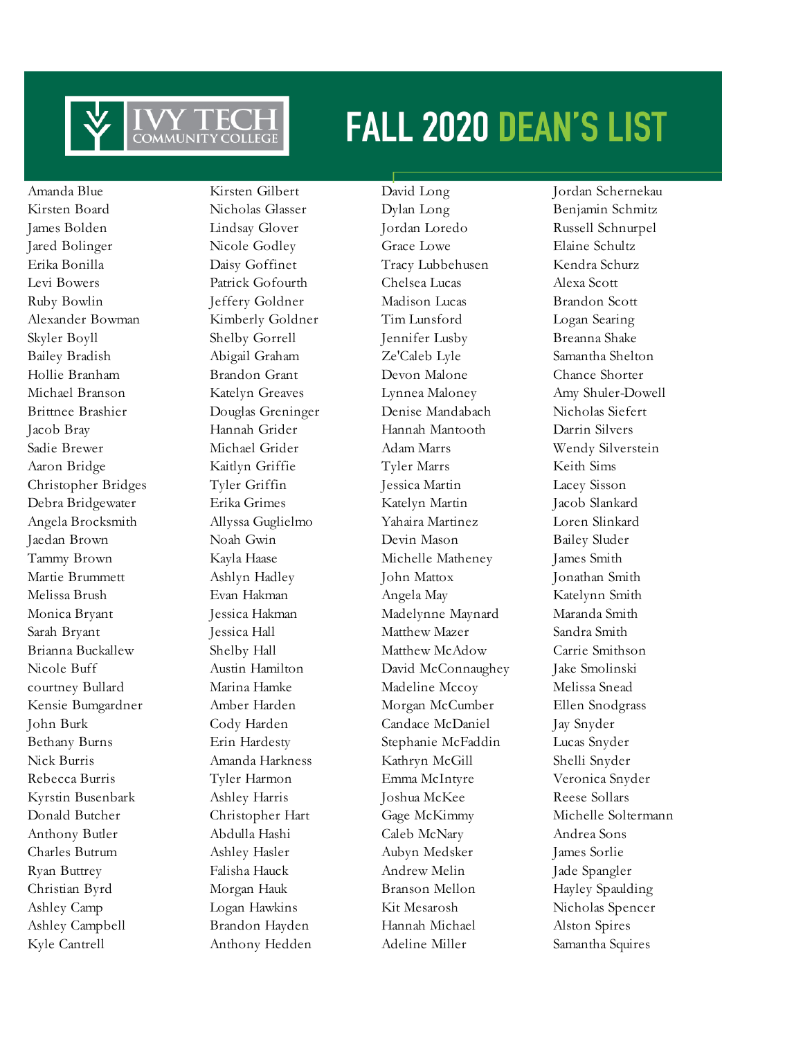# FALL 2020 DEAN'S LIST

Ivy Tech Community College

Amanda Blue
Kirsten Board
James Bolden
Jared Bolinger
Erika Bonilla
Levi Bowers
Ruby Bowlin
Alexander Bowman
Skyler Boyll
Bailey Bradish
Hollie Branham
Michael Branson
Brittnee Brashier
Jacob Bray
Sadie Brewer
Aaron Bridge
Christopher Bridges
Debra Bridgewater
Angela Brocksmith
Jaedan Brown
Tammy Brown
Martie Brummett
Melissa Brush
Monica Bryant
Sarah Bryant
Brianna Buckallew
Nicole Buff
courtney Bullard
Kensie Bumgardner
John Burk
Bethany Burns
Nick Burris
Rebecca Burris
Kyrstin Busenbark
Donald Butcher
Anthony Butler
Charles Butrum
Ryan Buttrey
Christian Byrd
Ashley Camp
Ashley Campbell
Kyle Cantrell
Kirsten Gilbert
Nicholas Glasser
Lindsay Glover
Nicole Godley
Daisy Goffinet
Patrick Gofourth
Jeffery Goldner
Kimberly Goldner
Shelby Gorrell
Abigail Graham
Brandon Grant
Katelyn Greaves
Douglas Greninger
Hannah Grider
Michael Grider
Kaitlyn Griffie
Tyler Griffin
Erika Grimes
Allyssa Guglielmo
Noah Gwin
Kayla Haase
Ashlyn Hadley
Evan Hakman
Jessica Hakman
Jessica Hall
Shelby Hall
Austin Hamilton
Marina Hamke
Amber Harden
Cody Harden
Erin Hardesty
Amanda Harkness
Tyler Harmon
Ashley Harris
Christopher Hart
Abdulla Hashi
Ashley Hasler
Falisha Hauck
Morgan Hauk
Logan Hawkins
Brandon Hayden
Anthony Hedden
David Long
Dylan Long
Jordan Loredo
Grace Lowe
Tracy Lubbehusen
Chelsea Lucas
Madison Lucas
Tim Lunsford
Jennifer Lusby
Ze'Caleb Lyle
Devon Malone
Lynnea Maloney
Denise Mandabach
Hannah Mantooth
Adam Marrs
Tyler Marrs
Jessica Martin
Katelyn Martin
Yahaira Martinez
Devin Mason
Michelle Matheney
John Mattox
Angela May
Madelynne Maynard
Matthew Mazer
Matthew McAdow
David McConnaughey
Madeline Mccoy
Morgan McCumber
Candace McDaniel
Stephanie McFaddin
Kathryn McGill
Emma McIntyre
Joshua McKee
Gage McKimmy
Caleb McNary
Aubyn Medsker
Andrew Melin
Branson Mellon
Kit Mesarosh
Hannah Michael
Adeline Miller
Jordan Schernekau
Benjamin Schmitz
Russell Schnurpel
Elaine Schultz
Kendra Schurz
Alexa Scott
Brandon Scott
Logan Searing
Breanna Shake
Samantha Shelton
Chance Shorter
Amy Shuler-Dowell
Nicholas Siefert
Darrin Silvers
Wendy Silverstein
Keith Sims
Lacey Sisson
Jacob Slankard
Loren Slinkard
Bailey Sluder
James Smith
Jonathan Smith
Katelynn Smith
Maranda Smith
Sandra Smith
Carrie Smithson
Jake Smolinski
Melissa Snead
Ellen Snodgrass
Jay Snyder
Lucas Snyder
Shelli Snyder
Veronica Snyder
Reese Sollars
Michelle Soltermann
Andrea Sons
James Sorlie
Jade Spangler
Hayley Spaulding
Nicholas Spencer
Alston Spires
Samantha Squires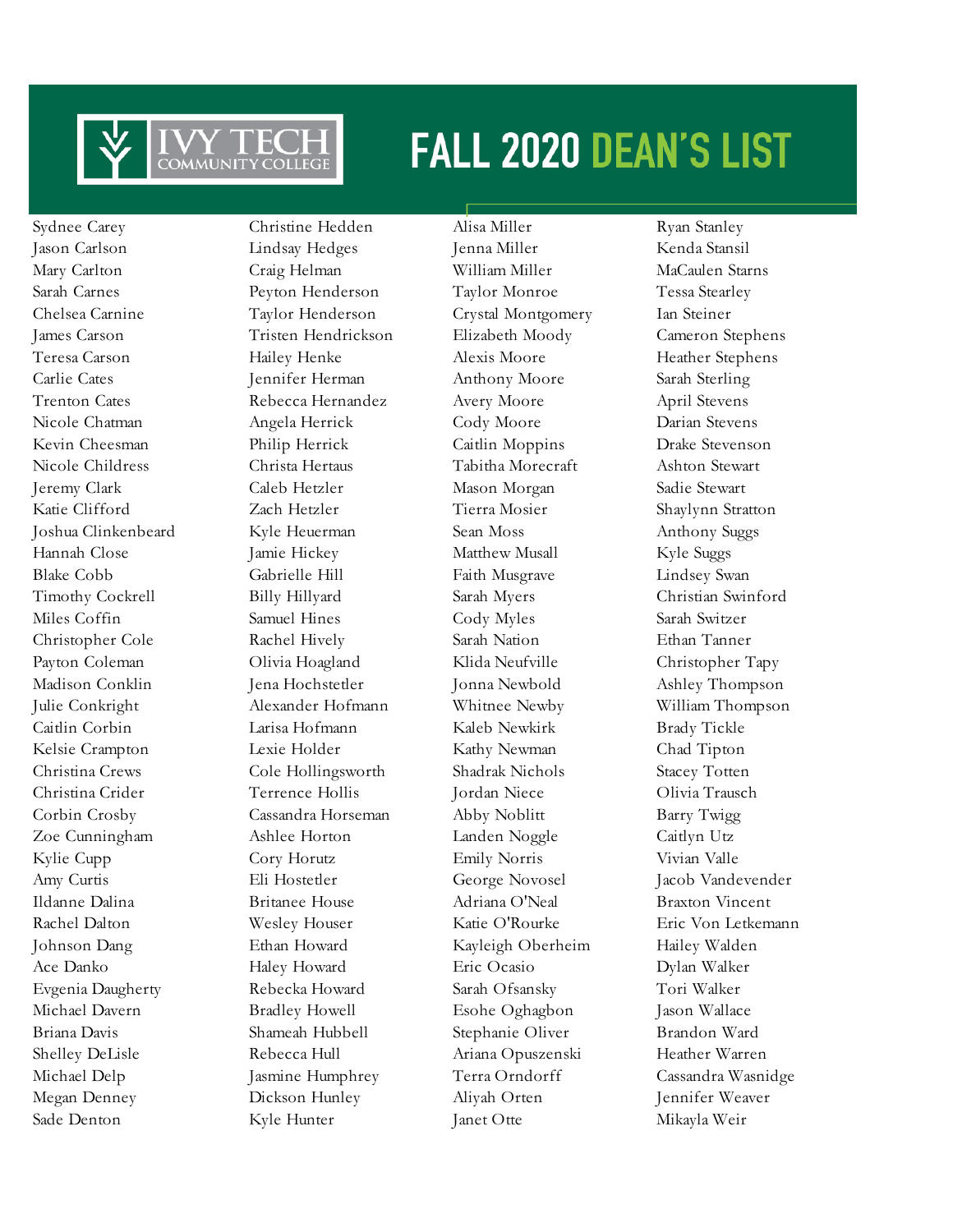# FALL 2020 DEAN'S LIST

Ivy Tech Community College

Sydnee Carey
Jason Carlson
Mary Carlton
Sarah Carnes
Chelsea Carnine
James Carson
Teresa Carson
Carlie Cates
Trenton Cates
Nicole Chatman
Kevin Cheesman
Nicole Childress
Jeremy Clark
Katie Clifford
Joshua Clinkenbeard
Hannah Close
Blake Cobb
Timothy Cockrell
Miles Coffin
Christopher Cole
Payton Coleman
Madison Conklin
Julie Conkright
Caitlin Corbin
Kelsie Crampton
Christina Crews
Christina Crider
Corbin Crosby
Zoe Cunningham
Kylie Cupp
Amy Curtis
Ildanne Dalina
Rachel Dalton
Johnson Dang
Ace Danko
Evgenia Daugherty
Michael Davern
Briana Davis
Shelley DeLisle
Michael Delp
Megan Denney
Sade Denton
Christine Hedden
Lindsay Hedges
Craig Helman
Peyton Henderson
Taylor Henderson
Tristen Hendrickson
Hailey Henke
Jennifer Herman
Rebecca Hernandez
Angela Herrick
Philip Herrick
Christa Hertaus
Caleb Hetzler
Zach Hetzler
Kyle Heuerman
Jamie Hickey
Gabrielle Hill
Billy Hillyard
Samuel Hines
Rachel Hively
Olivia Hoagland
Jena Hochstetler
Alexander Hofmann
Larisa Hofmann
Lexie Holder
Cole Hollingsworth
Terrence Hollis
Cassandra Horseman
Ashlee Horton
Cory Horutz
Eli Hostetler
Britanee House
Wesley Houser
Ethan Howard
Haley Howard
Rebecka Howard
Bradley Howell
Shameah Hubbell
Rebecca Hull
Jasmine Humphrey
Dickson Hunley
Kyle Hunter
Alisa Miller
Jenna Miller
William Miller
Taylor Monroe
Crystal Montgomery
Elizabeth Moody
Alexis Moore
Anthony Moore
Avery Moore
Cody Moore
Caitlin Moppins
Tabitha Morecraft
Mason Morgan
Tierra Mosier
Sean Moss
Matthew Musall
Faith Musgrave
Sarah Myers
Cody Myles
Sarah Nation
Klida Neufville
Jonna Newbold
Whitnee Newby
Kaleb Newkirk
Kathy Newman
Shadrak Nichols
Jordan Niece
Abby Noblitt
Landen Noggle
Emily Norris
George Novosel
Adriana O'Neal
Katie O'Rourke
Kayleigh Oberheim
Eric Ocasio
Sarah Ofsansky
Esohe Oghagbon
Stephanie Oliver
Ariana Opuszenski
Terra Orndorff
Aliyah Orten
Janet Otte
Ryan Stanley
Kenda Stansil
MaCaulen Starns
Tessa Stearley
Ian Steiner
Cameron Stephens
Heather Stephens
Sarah Sterling
April Stevens
Darian Stevens
Drake Stevenson
Ashton Stewart
Sadie Stewart
Shaylynn Stratton
Anthony Suggs
Kyle Suggs
Lindsey Swan
Christian Swinford
Sarah Switzer
Ethan Tanner
Christopher Tapy
Ashley Thompson
William Thompson
Brady Tickle
Chad Tipton
Stacey Totten
Olivia Trausch
Barry Twigg
Caitlyn Utz
Vivian Valle
Jacob Vandevender
Braxton Vincent
Eric Von Letkemann
Hailey Walden
Dylan Walker
Tori Walker
Jason Wallace
Brandon Ward
Heather Warren
Cassandra Wasnidge
Jennifer Weaver
Mikayla Weir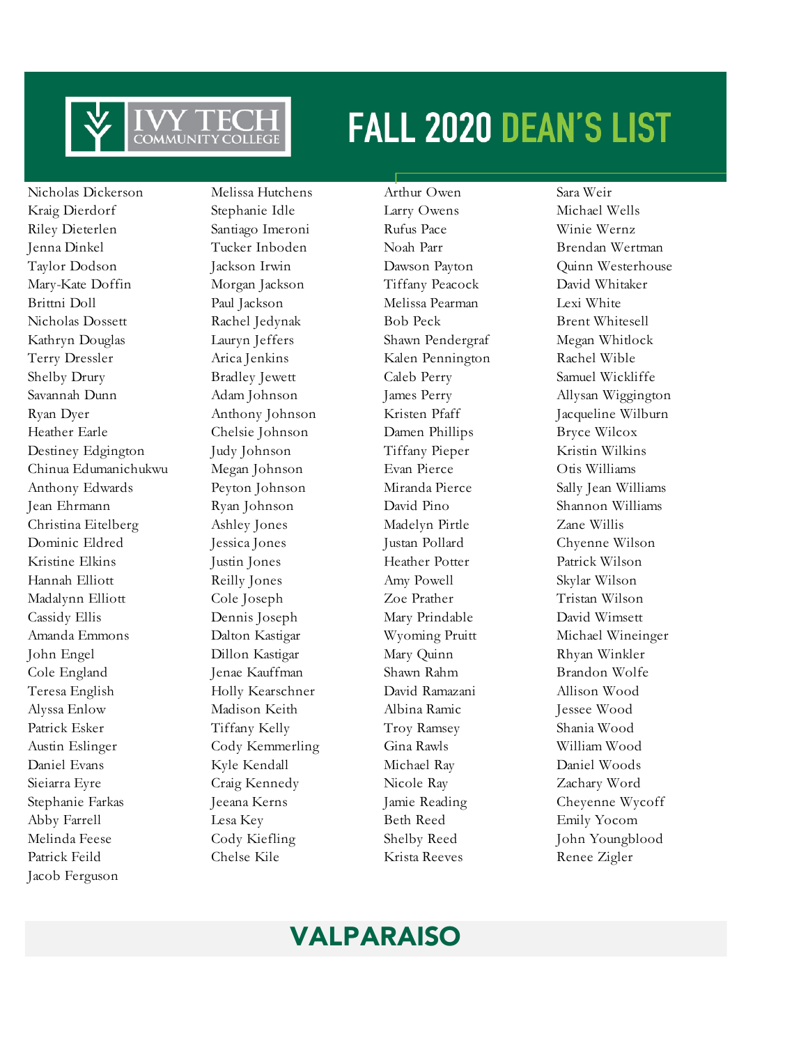# FALL 2020 DEAN'S LIST

Nicholas Dickerson
Kraig Dierdorf
Riley Dieterlen
Jenna Dinkel
Taylor Dodson
Mary-Kate Doffin
Brittni Doll
Nicholas Dossett
Kathryn Douglas
Terry Dressler
Shelby Drury
Savannah Dunn
Ryan Dyer
Heather Earle
Destiney Edgington
Chinua Edumanichukwu
Anthony Edwards
Jean Ehrmann
Christina Eitelberg
Dominic Eldred
Kristine Elkins
Hannah Elliott
Madalynn Elliott
Cassidy Ellis
Amanda Emmons
John Engel
Cole England
Teresa English
Alyssa Enlow
Patrick Esker
Austin Eslinger
Daniel Evans
Sieiarra Eyre
Stephanie Farkas
Abby Farrell
Melinda Feese
Patrick Feild
Jacob Ferguson
Melissa Hutchens
Stephanie Idle
Santiago Imeroni
Tucker Inboden
Jackson Irwin
Morgan Jackson
Paul Jackson
Rachel Jedynak
Lauryn Jeffers
Arica Jenkins
Bradley Jewett
Adam Johnson
Anthony Johnson
Chelsie Johnson
Judy Johnson
Megan Johnson
Peyton Johnson
Ryan Johnson
Ashley Jones
Jessica Jones
Justin Jones
Reilly Jones
Cole Joseph
Dennis Joseph
Dalton Kastigar
Dillon Kastigar
Jenae Kauffman
Holly Kearschner
Madison Keith
Tiffany Kelly
Cody Kemmerling
Kyle Kendall
Craig Kennedy
Jeeana Kerns
Lesa Key
Cody Kiefling
Chelse Kile
Arthur Owen
Larry Owens
Rufus Pace
Noah Parr
Dawson Payton
Tiffany Peacock
Melissa Pearman
Bob Peck
Shawn Pendergraf
Kalen Pennington
Caleb Perry
James Perry
Kristen Pfaff
Damen Phillips
Tiffany Pieper
Evan Pierce
Miranda Pierce
David Pino
Madelyn Pirtle
Justan Pollard
Heather Potter
Amy Powell
Zoe Prather
Mary Prindable
Wyoming Pruitt
Mary Quinn
Shawn Rahm
David Ramazani
Albina Ramic
Troy Ramsey
Gina Rawls
Michael Ray
Nicole Ray
Jamie Reading
Beth Reed
Shelby Reed
Krista Reeves
Sara Weir
Michael Wells
Winie Wernz
Brendan Wertman
Quinn Westerhouse
David Whitaker
Lexi White
Brent Whitesell
Megan Whitlock
Rachel Wible
Samuel Wickliffe
Allysan Wiggington
Jacqueline Wilburn
Bryce Wilcox
Kristin Wilkins
Otis Williams
Sally Jean Williams
Shannon Williams
Zane Willis
Chyenne Wilson
Patrick Wilson
Skylar Wilson
Tristan Wilson
David Wimsett
Michael Wineinger
Rhyan Winkler
Brandon Wolfe
Allison Wood
Jessee Wood
Shania Wood
William Wood
Daniel Woods
Zachary Word
Cheyenne Wycoff
Emily Yocom
John Youngblood
Renee Zigler

## VALPARAISO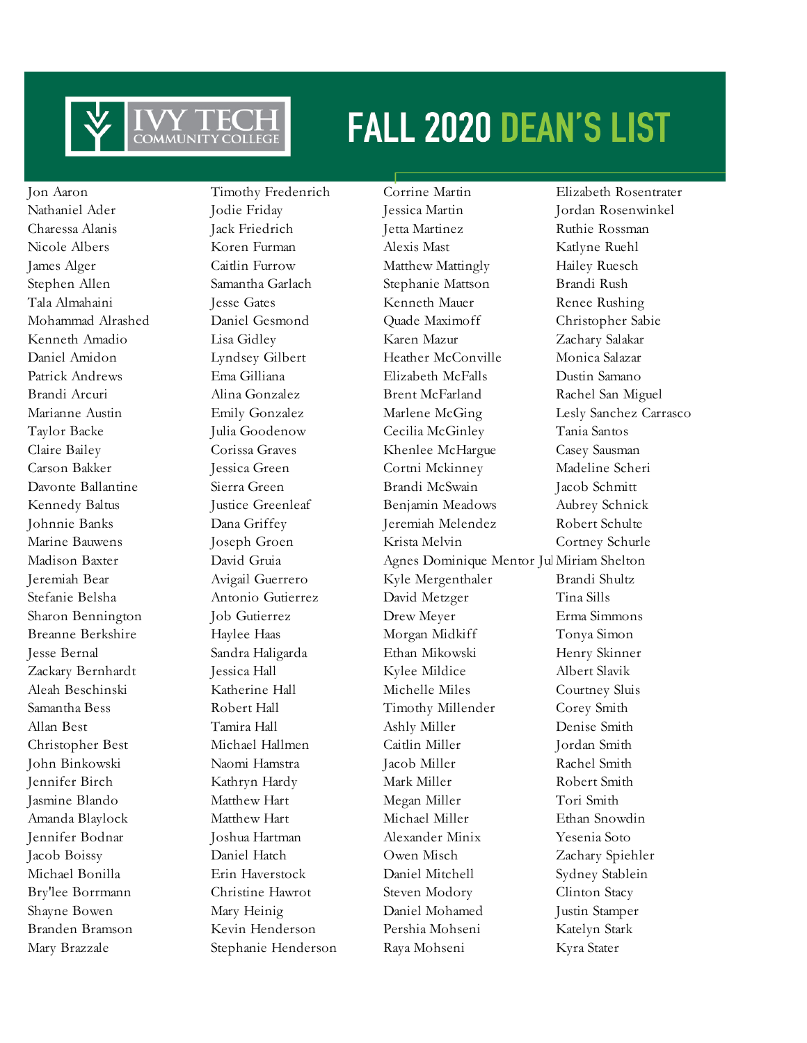# FALL 2020 DEAN'S LIST

Ivy Tech Community College

Jon Aaron
Nathaniel Ader
Charessa Alanis
Nicole Albers
James Alger
Stephen Allen
Tala Almahaini
Mohammad Alrashed
Kenneth Amadio
Daniel Amidon
Patrick Andrews
Brandi Arcuri
Marianne Austin
Taylor Backe
Claire Bailey
Carson Bakker
Davonte Ballantine
Kennedy Baltus
Johnnie Banks
Marine Bauwens
Madison Baxter
Jeremiah Bear
Stefanie Belsha
Sharon Bennington
Breanne Berkshire
Jesse Bernal
Zackary Bernhardt
Aleah Beschinski
Samantha Bess
Allan Best
Christopher Best
John Binkowski
Jennifer Birch
Jasmine Blando
Amanda Blaylock
Jennifer Bodnar
Jacob Boissy
Michael Bonilla
Bry'lee Borrmann
Shayne Bowen
Branden Bramson
Mary Brazzale

Timothy Fredenrich
Jodie Friday
Jack Friedrich
Koren Furman
Caitlin Furrow
Samantha Garlach
Jesse Gates
Daniel Gesmond
Lisa Gidley
Lyndsey Gilbert
Ema Gilliana
Alina Gonzalez
Emily Gonzalez
Julia Goodenow
Corissa Graves
Jessica Green
Sierra Green
Justice Greenleaf
Dana Griffey
Joseph Groen
David Gruia
Avigail Guerrero
Antonio Gutierrez
Job Gutierrez
Haylee Haas
Sandra Haligarda
Jessica Hall
Katherine Hall
Robert Hall
Tamira Hall
Michael Hallmen
Naomi Hamstra
Kathryn Hardy
Matthew Hart
Matthew Hart
Joshua Hartman
Daniel Hatch
Erin Haverstock
Christine Hawrot
Mary Heinig
Kevin Henderson
Stephanie Henderson

Corrine Martin
Jessica Martin
Jetta Martinez
Alexis Mast
Matthew Mattingly
Stephanie Mattson
Kenneth Mauer
Quade Maximoff
Karen Mazur
Heather McConville
Elizabeth McFalls
Brent McFarland
Marlene McGing
Cecilia McGinley
Khenlee McHargue
Cortni Mckinney
Brandi McSwain
Benjamin Meadows
Jeremiah Melendez
Krista Melvin
Agnes Dominique Mentor Jul
Kyle Mergenthaler
David Metzger
Drew Meyer
Morgan Midkiff
Ethan Mikowski
Kylee Mildice
Michelle Miles
Timothy Millender
Ashly Miller
Caitlin Miller
Jacob Miller
Mark Miller
Megan Miller
Michael Miller
Alexander Minix
Owen Misch
Daniel Mitchell
Steven Modory
Daniel Mohamed
Pershia Mohseni
Raya Mohseni

Elizabeth Rosentrater
Jordan Rosenwinkel
Ruthie Rossman
Katlyne Ruehl
Hailey Ruesch
Brandi Rush
Renee Rushing
Christopher Sabie
Zachary Salakar
Monica Salazar
Dustin Samano
Rachel San Miguel
Lesly Sanchez Carrasco
Tania Santos
Casey Sausman
Madeline Scheri
Jacob Schmitt
Aubrey Schnick
Robert Schulte
Cortney Schurle
Miriam Shelton
Brandi Shultz
Tina Sills
Erma Simmons
Tonya Simon
Henry Skinner
Albert Slavik
Courtney Sluis
Corey Smith
Denise Smith
Jordan Smith
Rachel Smith
Robert Smith
Tori Smith
Ethan Snowdin
Yesenia Soto
Zachary Spiehler
Sydney Stablein
Clinton Stacy
Justin Stamper
Katelyn Stark
Kyra Stater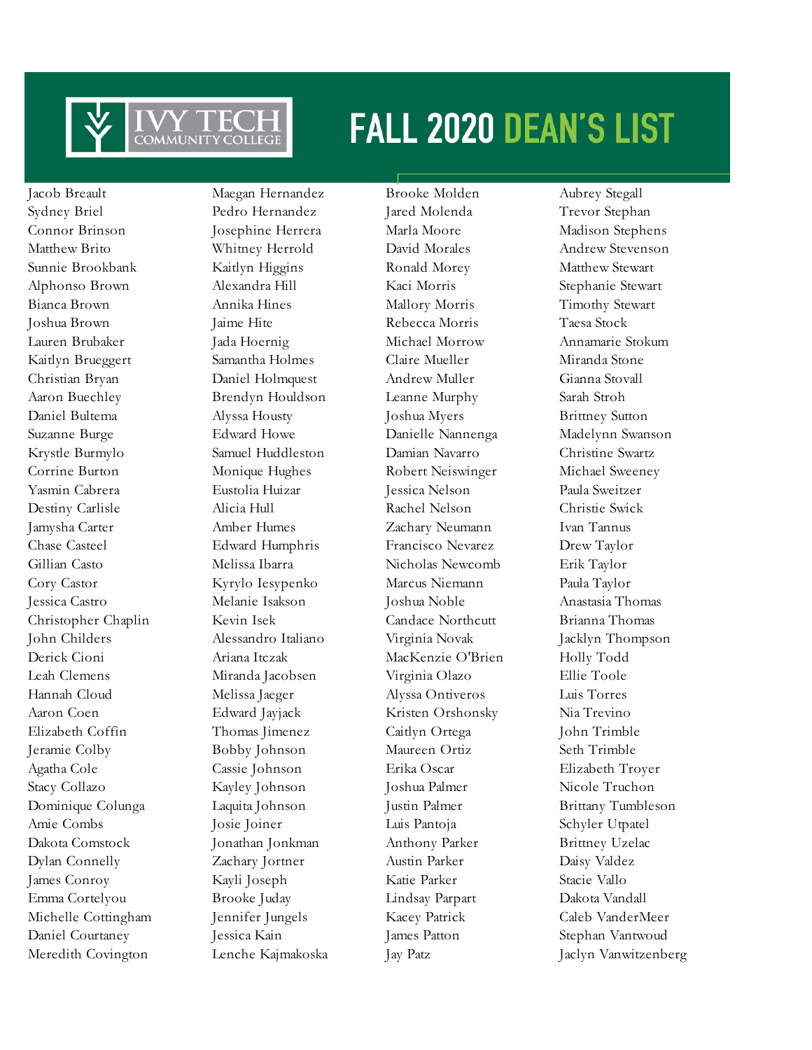# FALL 2020 DEAN'S LIST

Jacob Breault
Sydney Briel
Connor Brinson
Matthew Brito
Sunnie Brookbank
Alphonso Brown
Bianca Brown
Joshua Brown
Lauren Brubaker
Kaitlyn Brueggert
Christian Bryan
Aaron Buechley
Daniel Bultema
Suzanne Burge
Krystle Burmylo
Corrine Burton
Yasmin Cabrera
Destiny Carlisle
Jamysha Carter
Chase Casteel
Gillian Casto
Cory Castor
Jessica Castro
Christopher Chaplin
John Childers
Derick Cioni
Leah Clemens
Hannah Cloud
Aaron Coen
Elizabeth Coffin
Jeramie Colby
Agatha Cole
Stacy Collazo
Dominique Colunga
Amie Combs
Dakota Comstock
Dylan Connelly
James Conroy
Emma Cortelyou
Michelle Cottingham
Daniel Courtaney
Meredith Covington

Maegan Hernandez
Pedro Hernandez
Josephine Herrera
Whitney Herrold
Kaitlyn Higgins
Alexandra Hill
Annika Hines
Jaime Hite
Jada Hoernig
Samantha Holmes
Daniel Holmquest
Brendyn Houldson
Alyssa Housty
Edward Howe
Samuel Huddleston
Monique Hughes
Eustolia Huizar
Alicia Hull
Amber Humes
Edward Humphris
Melissa Ibarra
Kyrylo Iesypenko
Melanie Isakson
Kevin Isek
Alessandro Italiano
Ariana Itczak
Miranda Jacobsen
Melissa Jaeger
Edward Jayjack
Thomas Jimenez
Bobby Johnson
Cassie Johnson
Kayley Johnson
Laquita Johnson
Josie Joiner
Jonathan Jonkman
Zachary Jortner
Kayli Joseph
Brooke Juday
Jennifer Jungels
Jessica Kain
Lenche Kajmakoska

Brooke Molden
Jared Molenda
Marla Moore
David Morales
Ronald Morey
Kaci Morris
Mallory Morris
Rebecca Morris
Michael Morrow
Claire Mueller
Andrew Muller
Leanne Murphy
Joshua Myers
Danielle Nannenga
Damian Navarro
Robert Neiswinger
Jessica Nelson
Rachel Nelson
Zachary Neumann
Francisco Nevarez
Nicholas Newcomb
Marcus Niemann
Joshua Noble
Candace Northcutt
Virginia Novak
MacKenzie O'Brien
Virginia Olazo
Alyssa Ontiveros
Kristen Orshonsky
Caitlyn Ortega
Maureen Ortiz
Erika Oscar
Joshua Palmer
Justin Palmer
Luis Pantoja
Anthony Parker
Austin Parker
Katie Parker
Lindsay Parpart
Kacey Patrick
James Patton
Jay Patz

Aubrey Stegall
Trevor Stephan
Madison Stephens
Andrew Stevenson
Matthew Stewart
Stephanie Stewart
Timothy Stewart
Taesa Stock
Annamarie Stokum
Miranda Stone
Gianna Stovall
Sarah Stroh
Brittney Sutton
Madelynn Swanson
Christine Swartz
Michael Sweeney
Paula Sweitzer
Christie Swick
Ivan Tannus
Drew Taylor
Erik Taylor
Paula Taylor
Anastasia Thomas
Brianna Thomas
Jacklyn Thompson
Holly Todd
Ellie Toole
Luis Torres
Nia Trevino
John Trimble
Seth Trimble
Elizabeth Troyer
Nicole Truchon
Brittany Tumbleson
Schyler Utpatel
Brittney Uzelac
Daisy Valdez
Stacie Vallo
Dakota Vandall
Caleb VanderMeer
Stephan Vantwoud
Jaclyn Vanwitzenberg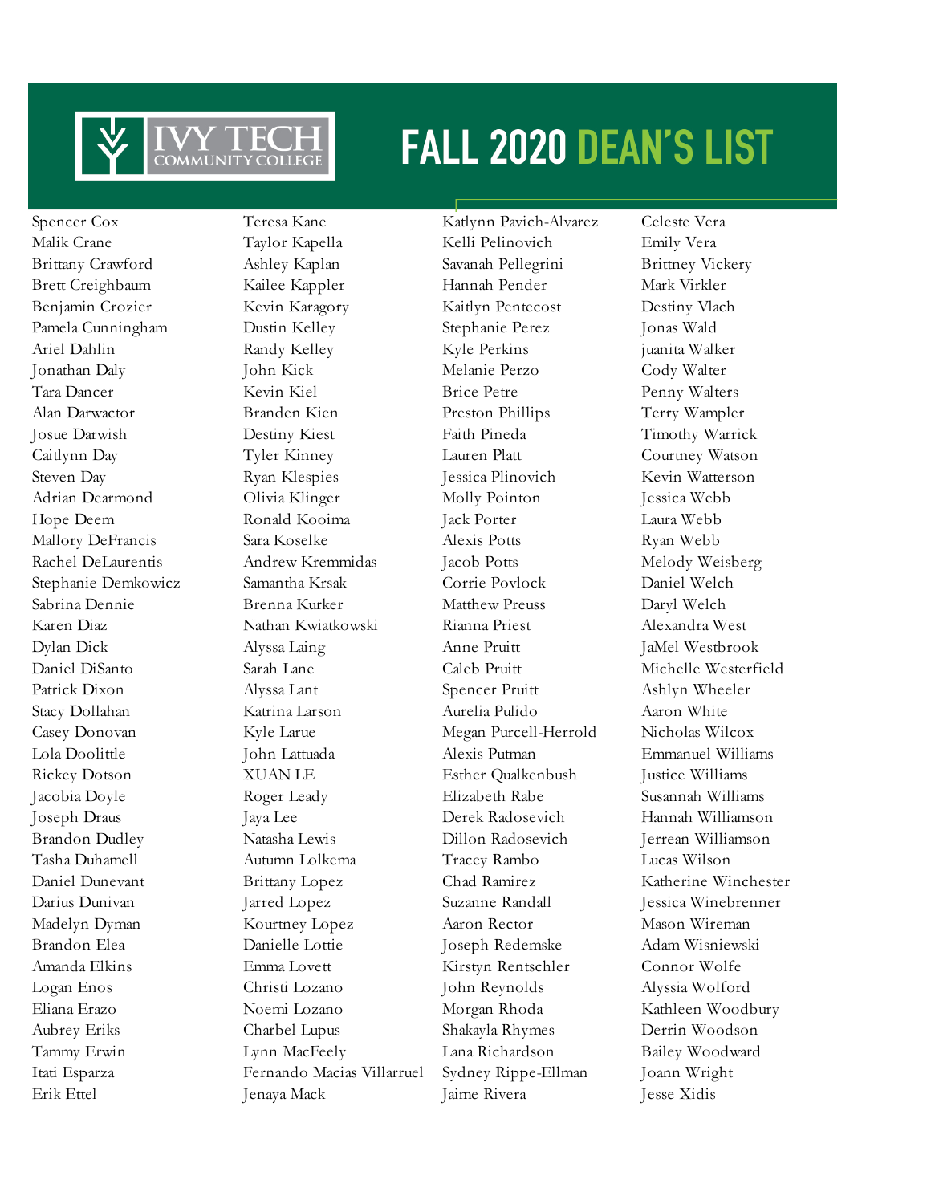# FALL 2020 DEAN'S LIST

Spencer Cox
Malik Crane
Brittany Crawford
Brett Creighbaum
Benjamin Crozier
Pamela Cunningham
Ariel Dahlin
Jonathan Daly
Tara Dancer
Alan Darwactor
Josue Darwish
Caitlynn Day
Steven Day
Adrian Dearmond
Hope Deem
Mallory DeFrancis
Rachel DeLaurentis
Stephanie Demkowicz
Sabrina Dennie
Karen Diaz
Dylan Dick
Daniel DiSanto
Patrick Dixon
Stacy Dollahan
Casey Donovan
Lola Doolittle
Rickey Dotson
Jacobia Doyle
Joseph Draus
Brandon Dudley
Tasha Duhamell
Daniel Dunevant
Darius Dunivan
Madelyn Dyman
Brandon Elea
Amanda Elkins
Logan Enos
Eliana Erazo
Aubrey Eriks
Tammy Erwin
Itati Esparza
Erik Ettel
Teresa Kane
Taylor Kapella
Ashley Kaplan
Kailee Kappler
Kevin Karagory
Dustin Kelley
Randy Kelley
John Kick
Kevin Kiel
Branden Kien
Destiny Kiest
Tyler Kinney
Ryan Klespies
Olivia Klinger
Ronald Kooima
Sara Koselke
Andrew Kremmidas
Samantha Krsak
Brenna Kurker
Nathan Kwiatkowski
Alyssa Laing
Sarah Lane
Alyssa Lant
Katrina Larson
Kyle Larue
John Lattuada
XUAN LE
Roger Leady
Jaya Lee
Natasha Lewis
Autumn Lolkema
Brittany Lopez
Jarred Lopez
Kourtney Lopez
Danielle Lottie
Emma Lovett
Christi Lozano
Noemi Lozano
Charbel Lupus
Lynn MacFeely
Fernando Macias Villarruel
Jenaya Mack
Katlynn Pavich-Alvarez
Kelli Pelinovich
Savanah Pellegrini
Hannah Pender
Kaitlyn Pentecost
Stephanie Perez
Kyle Perkins
Melanie Perzo
Brice Petre
Preston Phillips
Faith Pineda
Lauren Platt
Jessica Plinovich
Molly Pointon
Jack Porter
Alexis Potts
Jacob Potts
Corrie Povlock
Matthew Preuss
Rianna Priest
Anne Pruitt
Caleb Pruitt
Spencer Pruitt
Aurelia Pulido
Megan Purcell-Herrold
Alexis Putman
Esther Qualkenbush
Elizabeth Rabe
Derek Radosevich
Dillon Radosevich
Tracey Rambo
Chad Ramirez
Suzanne Randall
Aaron Rector
Joseph Redemske
Kirstyn Rentschler
John Reynolds
Morgan Rhoda
Shakayla Rhymes
Lana Richardson
Sydney Rippe-Ellman
Jaime Rivera
Celeste Vera
Emily Vera
Brittney Vickery
Mark Virkler
Destiny Vlach
Jonas Wald
juanita Walker
Cody Walter
Penny Walters
Terry Wampler
Timothy Warrick
Courtney Watson
Kevin Watterson
Jessica Webb
Laura Webb
Ryan Webb
Melody Weisberg
Daniel Welch
Daryl Welch
Alexandra West
JaMel Westbrook
Michelle Westerfield
Ashlyn Wheeler
Aaron White
Nicholas Wilcox
Emmanuel Williams
Justice Williams
Susannah Williams
Hannah Williamson
Jerrean Williamson
Lucas Wilson
Katherine Winchester
Jessica Winebrenner
Mason Wireman
Adam Wisniewski
Connor Wolfe
Alyssia Wolford
Kathleen Woodbury
Derrin Woodson
Bailey Woodward
Joann Wright
Jesse Xidis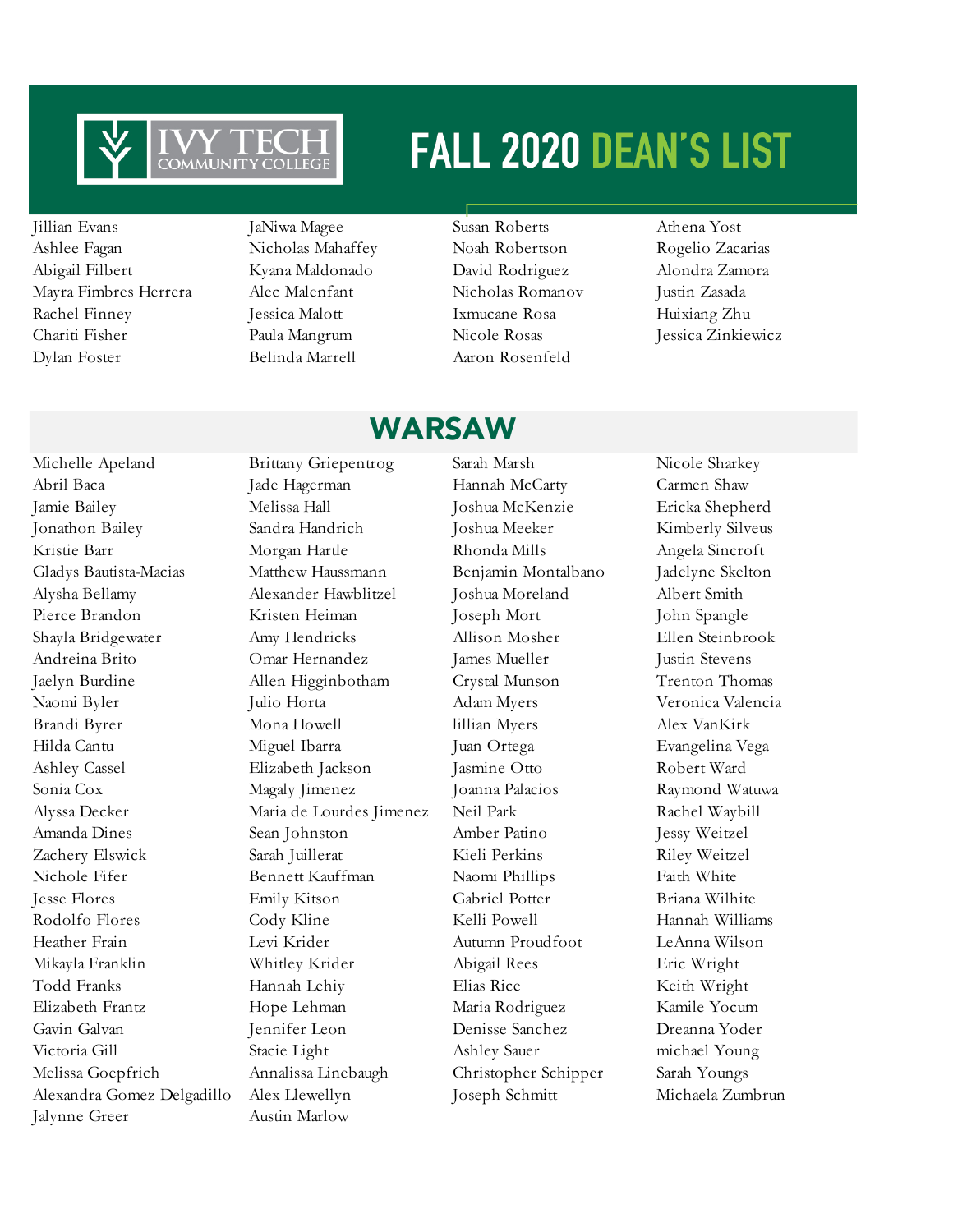# FALL 2020 DEAN'S LIST

Jillian Evans
Ashlee Fagan
Abigail Filbert
Mayra Fimbres Herrera
Rachel Finney
Chariti Fisher
Dylan Foster
JaNiwa Magee
Nicholas Mahaffey
Kyana Maldonado
Alec Malenfant
Jessica Malott
Paula Mangrum
Belinda Marrell
Susan Roberts
Noah Robertson
David Rodriguez
Nicholas Romanov
Ixmucane Rosa
Nicole Rosas
Aaron Rosenfeld
Athena Yost
Rogelio Zacarias
Alondra Zamora
Justin Zasada
Huixiang Zhu
Jessica Zinkiewicz

## WARSAW

Michelle Apeland
Abril Baca
Jamie Bailey
Jonathon Bailey
Kristie Barr
Gladys Bautista-Macias
Alysha Bellamy
Pierce Brandon
Shayla Bridgewater
Andreina Brito
Jaelyn Burdine
Naomi Byler
Brandi Byrer
Hilda Cantu
Ashley Cassel
Sonia Cox
Alyssa Decker
Amanda Dines
Zachery Elswick
Nichole Fifer
Jesse Flores
Rodolfo Flores
Heather Frain
Mikayla Franklin
Todd Franks
Elizabeth Frantz
Gavin Galvan
Victoria Gill
Melissa Goepfrich
Alexandra Gomez Delgadillo
Jalynne Greer
Brittany Griepentrog
Jade Hagerman
Melissa Hall
Sandra Handrich
Morgan Hartle
Matthew Haussmann
Alexander Hawblitzel
Kristen Heiman
Amy Hendricks
Omar Hernandez
Allen Higginbotham
Julio Horta
Mona Howell
Miguel Ibarra
Elizabeth Jackson
Magaly Jimenez
Maria de Lourdes Jimenez
Sean Johnston
Sarah Juillerat
Bennett Kauffman
Emily Kitson
Cody Kline
Levi Krider
Whitley Krider
Hannah Lehiy
Hope Lehman
Jennifer Leon
Stacie Light
Annalissa Linebaugh
Alex Llewellyn
Austin Marlow
Sarah Marsh
Hannah McCarty
Joshua McKenzie
Joshua Meeker
Rhonda Mills
Benjamin Montalbano
Joshua Moreland
Joseph Mort
Allison Mosher
James Mueller
Crystal Munson
Adam Myers
lillian Myers
Juan Ortega
Jasmine Otto
Joanna Palacios
Neil Park
Amber Patino
Kieli Perkins
Naomi Phillips
Gabriel Potter
Kelli Powell
Autumn Proudfoot
Abigail Rees
Elias Rice
Maria Rodriguez
Denisse Sanchez
Ashley Sauer
Christopher Schipper
Joseph Schmitt
Nicole Sharkey
Carmen Shaw
Ericka Shepherd
Kimberly Silveus
Angela Sincroft
Jadelyne Skelton
Albert Smith
John Spangle
Ellen Steinbrook
Justin Stevens
Trenton Thomas
Veronica Valencia
Alex VanKirk
Evangelina Vega
Robert Ward
Raymond Watuwa
Rachel Waybill
Jessy Weitzel
Riley Weitzel
Faith White
Briana Wilhite
Hannah Williams
LeAnna Wilson
Eric Wright
Keith Wright
Kamile Yocum
Dreanna Yoder
michael Young
Sarah Youngs
Michaela Zumbrun